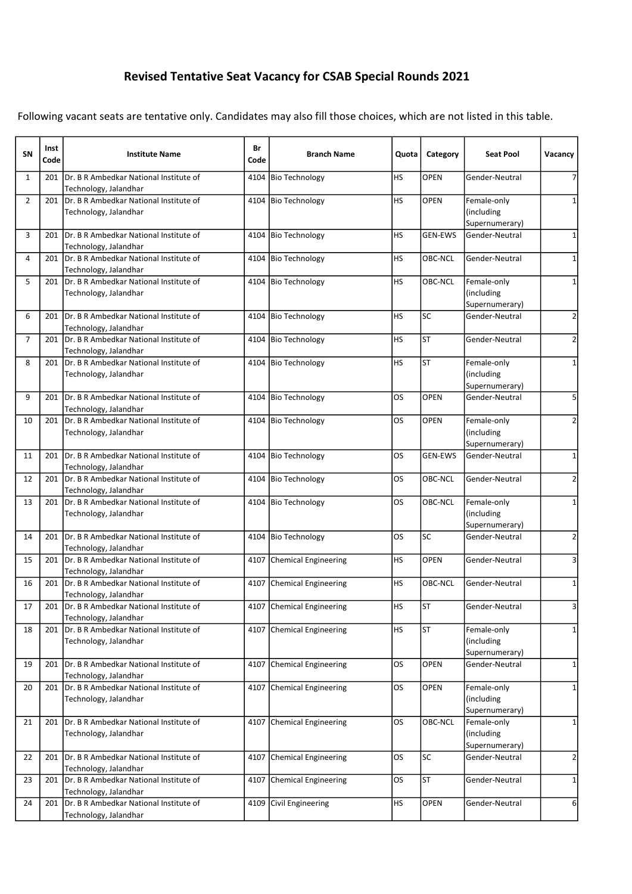# Revised Tentative Seat Vacancy for CSAB Special Rounds 2021

Following vacant seats are tentative only. Candidates may also fill those choices, which are not listed in this table.

| SN | Inst Code | Institute Name | Br Code | Branch Name | Quota | Category | Seat Pool | Vacancy |
|---|---|---|---|---|---|---|---|---|
| 1 | 201 | Dr. B R Ambedkar National Institute of Technology, Jalandhar | 4104 | Bio Technology | HS | OPEN | Gender-Neutral | 7 |
| 2 | 201 | Dr. B R Ambedkar National Institute of Technology, Jalandhar | 4104 | Bio Technology | HS | OPEN | Female-only (including Supernumerary) | 1 |
| 3 | 201 | Dr. B R Ambedkar National Institute of Technology, Jalandhar | 4104 | Bio Technology | HS | GEN-EWS | Gender-Neutral | 1 |
| 4 | 201 | Dr. B R Ambedkar National Institute of Technology, Jalandhar | 4104 | Bio Technology | HS | OBC-NCL | Gender-Neutral | 1 |
| 5 | 201 | Dr. B R Ambedkar National Institute of Technology, Jalandhar | 4104 | Bio Technology | HS | OBC-NCL | Female-only (including Supernumerary) | 1 |
| 6 | 201 | Dr. B R Ambedkar National Institute of Technology, Jalandhar | 4104 | Bio Technology | HS | SC | Gender-Neutral | 2 |
| 7 | 201 | Dr. B R Ambedkar National Institute of Technology, Jalandhar | 4104 | Bio Technology | HS | ST | Gender-Neutral | 2 |
| 8 | 201 | Dr. B R Ambedkar National Institute of Technology, Jalandhar | 4104 | Bio Technology | HS | ST | Female-only (including Supernumerary) | 1 |
| 9 | 201 | Dr. B R Ambedkar National Institute of Technology, Jalandhar | 4104 | Bio Technology | OS | OPEN | Gender-Neutral | 5 |
| 10 | 201 | Dr. B R Ambedkar National Institute of Technology, Jalandhar | 4104 | Bio Technology | OS | OPEN | Female-only (including Supernumerary) | 2 |
| 11 | 201 | Dr. B R Ambedkar National Institute of Technology, Jalandhar | 4104 | Bio Technology | OS | GEN-EWS | Gender-Neutral | 1 |
| 12 | 201 | Dr. B R Ambedkar National Institute of Technology, Jalandhar | 4104 | Bio Technology | OS | OBC-NCL | Gender-Neutral | 2 |
| 13 | 201 | Dr. B R Ambedkar National Institute of Technology, Jalandhar | 4104 | Bio Technology | OS | OBC-NCL | Female-only (including Supernumerary) | 1 |
| 14 | 201 | Dr. B R Ambedkar National Institute of Technology, Jalandhar | 4104 | Bio Technology | OS | SC | Gender-Neutral | 2 |
| 15 | 201 | Dr. B R Ambedkar National Institute of Technology, Jalandhar | 4107 | Chemical Engineering | HS | OPEN | Gender-Neutral | 3 |
| 16 | 201 | Dr. B R Ambedkar National Institute of Technology, Jalandhar | 4107 | Chemical Engineering | HS | OBC-NCL | Gender-Neutral | 1 |
| 17 | 201 | Dr. B R Ambedkar National Institute of Technology, Jalandhar | 4107 | Chemical Engineering | HS | ST | Gender-Neutral | 3 |
| 18 | 201 | Dr. B R Ambedkar National Institute of Technology, Jalandhar | 4107 | Chemical Engineering | HS | ST | Female-only (including Supernumerary) | 1 |
| 19 | 201 | Dr. B R Ambedkar National Institute of Technology, Jalandhar | 4107 | Chemical Engineering | OS | OPEN | Gender-Neutral | 1 |
| 20 | 201 | Dr. B R Ambedkar National Institute of Technology, Jalandhar | 4107 | Chemical Engineering | OS | OPEN | Female-only (including Supernumerary) | 1 |
| 21 | 201 | Dr. B R Ambedkar National Institute of Technology, Jalandhar | 4107 | Chemical Engineering | OS | OBC-NCL | Female-only (including Supernumerary) | 1 |
| 22 | 201 | Dr. B R Ambedkar National Institute of Technology, Jalandhar | 4107 | Chemical Engineering | OS | SC | Gender-Neutral | 2 |
| 23 | 201 | Dr. B R Ambedkar National Institute of Technology, Jalandhar | 4107 | Chemical Engineering | OS | ST | Gender-Neutral | 1 |
| 24 | 201 | Dr. B R Ambedkar National Institute of Technology, Jalandhar | 4109 | Civil Engineering | HS | OPEN | Gender-Neutral | 6 |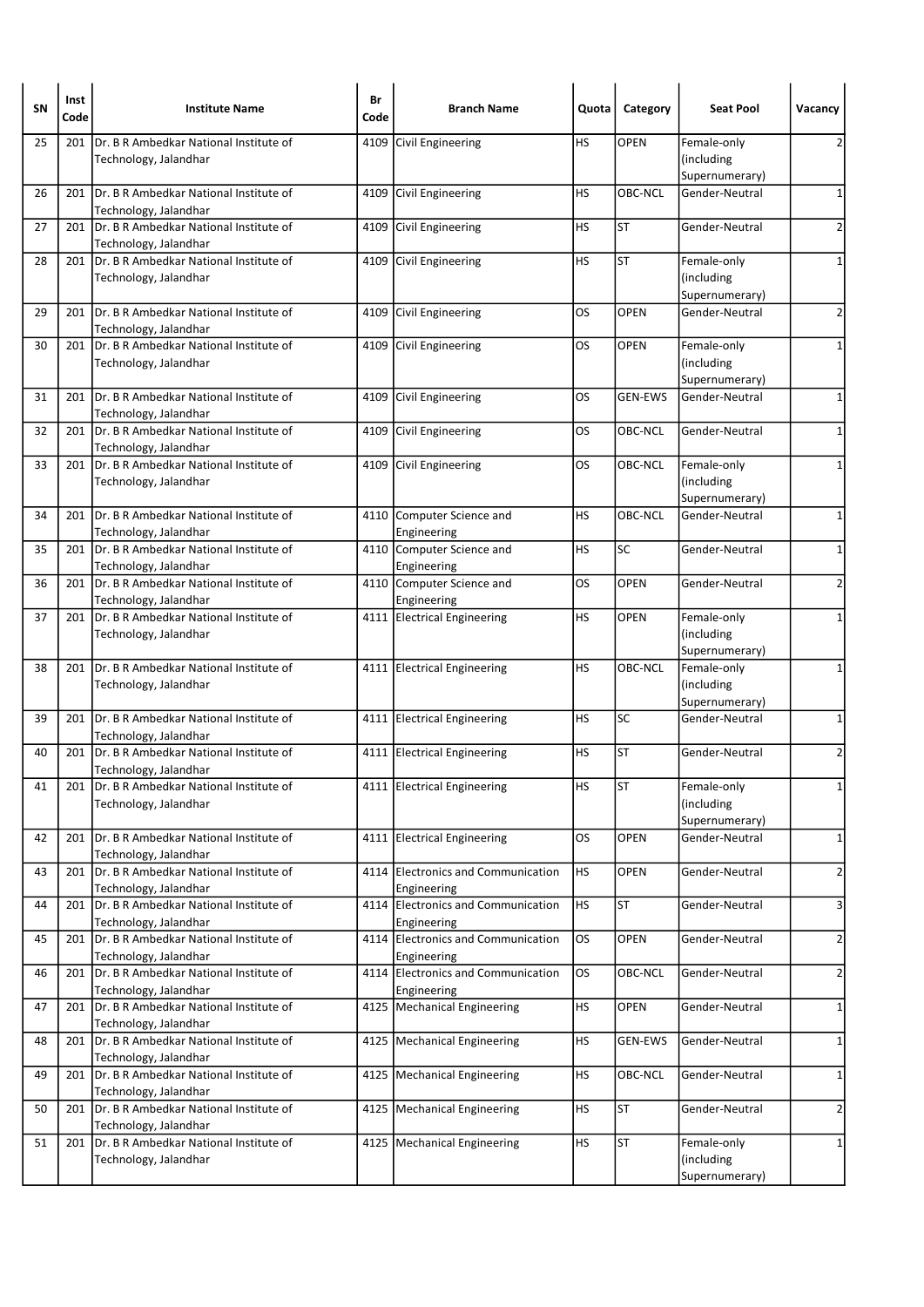| SN | Inst Code | Institute Name | Br Code | Branch Name | Quota | Category | Seat Pool | Vacancy |
|---|---|---|---|---|---|---|---|---|
| 25 | 201 | Dr. B R Ambedkar National Institute of Technology, Jalandhar | 4109 | Civil Engineering | HS | OPEN | Female-only (including Supernumerary) | 2 |
| 26 | 201 | Dr. B R Ambedkar National Institute of Technology, Jalandhar | 4109 | Civil Engineering | HS | OBC-NCL | Gender-Neutral | 1 |
| 27 | 201 | Dr. B R Ambedkar National Institute of Technology, Jalandhar | 4109 | Civil Engineering | HS | ST | Gender-Neutral | 2 |
| 28 | 201 | Dr. B R Ambedkar National Institute of Technology, Jalandhar | 4109 | Civil Engineering | HS | ST | Female-only (including Supernumerary) | 1 |
| 29 | 201 | Dr. B R Ambedkar National Institute of Technology, Jalandhar | 4109 | Civil Engineering | OS | OPEN | Gender-Neutral | 2 |
| 30 | 201 | Dr. B R Ambedkar National Institute of Technology, Jalandhar | 4109 | Civil Engineering | OS | OPEN | Female-only (including Supernumerary) | 1 |
| 31 | 201 | Dr. B R Ambedkar National Institute of Technology, Jalandhar | 4109 | Civil Engineering | OS | GEN-EWS | Gender-Neutral | 1 |
| 32 | 201 | Dr. B R Ambedkar National Institute of Technology, Jalandhar | 4109 | Civil Engineering | OS | OBC-NCL | Gender-Neutral | 1 |
| 33 | 201 | Dr. B R Ambedkar National Institute of Technology, Jalandhar | 4109 | Civil Engineering | OS | OBC-NCL | Female-only (including Supernumerary) | 1 |
| 34 | 201 | Dr. B R Ambedkar National Institute of Technology, Jalandhar | 4110 | Computer Science and Engineering | HS | OBC-NCL | Gender-Neutral | 1 |
| 35 | 201 | Dr. B R Ambedkar National Institute of Technology, Jalandhar | 4110 | Computer Science and Engineering | HS | SC | Gender-Neutral | 1 |
| 36 | 201 | Dr. B R Ambedkar National Institute of Technology, Jalandhar | 4110 | Computer Science and Engineering | OS | OPEN | Gender-Neutral | 2 |
| 37 | 201 | Dr. B R Ambedkar National Institute of Technology, Jalandhar | 4111 | Electrical Engineering | HS | OPEN | Female-only (including Supernumerary) | 1 |
| 38 | 201 | Dr. B R Ambedkar National Institute of Technology, Jalandhar | 4111 | Electrical Engineering | HS | OBC-NCL | Female-only (including Supernumerary) | 1 |
| 39 | 201 | Dr. B R Ambedkar National Institute of Technology, Jalandhar | 4111 | Electrical Engineering | HS | SC | Gender-Neutral | 1 |
| 40 | 201 | Dr. B R Ambedkar National Institute of Technology, Jalandhar | 4111 | Electrical Engineering | HS | ST | Gender-Neutral | 2 |
| 41 | 201 | Dr. B R Ambedkar National Institute of Technology, Jalandhar | 4111 | Electrical Engineering | HS | ST | Female-only (including Supernumerary) | 1 |
| 42 | 201 | Dr. B R Ambedkar National Institute of Technology, Jalandhar | 4111 | Electrical Engineering | OS | OPEN | Gender-Neutral | 1 |
| 43 | 201 | Dr. B R Ambedkar National Institute of Technology, Jalandhar | 4114 | Electronics and Communication Engineering | HS | OPEN | Gender-Neutral | 2 |
| 44 | 201 | Dr. B R Ambedkar National Institute of Technology, Jalandhar | 4114 | Electronics and Communication Engineering | HS | ST | Gender-Neutral | 3 |
| 45 | 201 | Dr. B R Ambedkar National Institute of Technology, Jalandhar | 4114 | Electronics and Communication Engineering | OS | OPEN | Gender-Neutral | 2 |
| 46 | 201 | Dr. B R Ambedkar National Institute of Technology, Jalandhar | 4114 | Electronics and Communication Engineering | OS | OBC-NCL | Gender-Neutral | 2 |
| 47 | 201 | Dr. B R Ambedkar National Institute of Technology, Jalandhar | 4125 | Mechanical Engineering | HS | OPEN | Gender-Neutral | 1 |
| 48 | 201 | Dr. B R Ambedkar National Institute of Technology, Jalandhar | 4125 | Mechanical Engineering | HS | GEN-EWS | Gender-Neutral | 1 |
| 49 | 201 | Dr. B R Ambedkar National Institute of Technology, Jalandhar | 4125 | Mechanical Engineering | HS | OBC-NCL | Gender-Neutral | 1 |
| 50 | 201 | Dr. B R Ambedkar National Institute of Technology, Jalandhar | 4125 | Mechanical Engineering | HS | ST | Gender-Neutral | 2 |
| 51 | 201 | Dr. B R Ambedkar National Institute of Technology, Jalandhar | 4125 | Mechanical Engineering | HS | ST | Female-only (including Supernumerary) | 1 |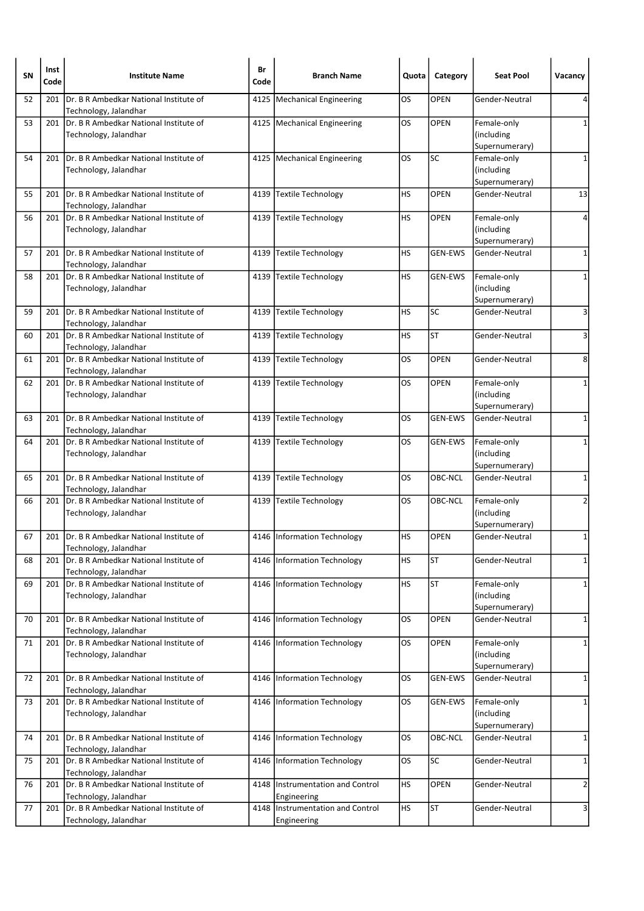| SN | Inst Code | Institute Name | Br Code | Branch Name | Quota | Category | Seat Pool | Vacancy |
|---|---|---|---|---|---|---|---|---|
| 52 | 201 | Dr. B R Ambedkar National Institute of Technology, Jalandhar | 4125 | Mechanical Engineering | OS | OPEN | Gender-Neutral | 4 |
| 53 | 201 | Dr. B R Ambedkar National Institute of Technology, Jalandhar | 4125 | Mechanical Engineering | OS | OPEN | Female-only (including Supernumerary) | 1 |
| 54 | 201 | Dr. B R Ambedkar National Institute of Technology, Jalandhar | 4125 | Mechanical Engineering | OS | SC | Female-only (including Supernumerary) | 1 |
| 55 | 201 | Dr. B R Ambedkar National Institute of Technology, Jalandhar | 4139 | Textile Technology | HS | OPEN | Gender-Neutral | 13 |
| 56 | 201 | Dr. B R Ambedkar National Institute of Technology, Jalandhar | 4139 | Textile Technology | HS | OPEN | Female-only (including Supernumerary) | 4 |
| 57 | 201 | Dr. B R Ambedkar National Institute of Technology, Jalandhar | 4139 | Textile Technology | HS | GEN-EWS | Gender-Neutral | 1 |
| 58 | 201 | Dr. B R Ambedkar National Institute of Technology, Jalandhar | 4139 | Textile Technology | HS | GEN-EWS | Female-only (including Supernumerary) | 1 |
| 59 | 201 | Dr. B R Ambedkar National Institute of Technology, Jalandhar | 4139 | Textile Technology | HS | SC | Gender-Neutral | 3 |
| 60 | 201 | Dr. B R Ambedkar National Institute of Technology, Jalandhar | 4139 | Textile Technology | HS | ST | Gender-Neutral | 3 |
| 61 | 201 | Dr. B R Ambedkar National Institute of Technology, Jalandhar | 4139 | Textile Technology | OS | OPEN | Gender-Neutral | 8 |
| 62 | 201 | Dr. B R Ambedkar National Institute of Technology, Jalandhar | 4139 | Textile Technology | OS | OPEN | Female-only (including Supernumerary) | 1 |
| 63 | 201 | Dr. B R Ambedkar National Institute of Technology, Jalandhar | 4139 | Textile Technology | OS | GEN-EWS | Gender-Neutral | 1 |
| 64 | 201 | Dr. B R Ambedkar National Institute of Technology, Jalandhar | 4139 | Textile Technology | OS | GEN-EWS | Female-only (including Supernumerary) | 1 |
| 65 | 201 | Dr. B R Ambedkar National Institute of Technology, Jalandhar | 4139 | Textile Technology | OS | OBC-NCL | Gender-Neutral | 1 |
| 66 | 201 | Dr. B R Ambedkar National Institute of Technology, Jalandhar | 4139 | Textile Technology | OS | OBC-NCL | Female-only (including Supernumerary) | 2 |
| 67 | 201 | Dr. B R Ambedkar National Institute of Technology, Jalandhar | 4146 | Information Technology | HS | OPEN | Gender-Neutral | 1 |
| 68 | 201 | Dr. B R Ambedkar National Institute of Technology, Jalandhar | 4146 | Information Technology | HS | ST | Gender-Neutral | 1 |
| 69 | 201 | Dr. B R Ambedkar National Institute of Technology, Jalandhar | 4146 | Information Technology | HS | ST | Female-only (including Supernumerary) | 1 |
| 70 | 201 | Dr. B R Ambedkar National Institute of Technology, Jalandhar | 4146 | Information Technology | OS | OPEN | Gender-Neutral | 1 |
| 71 | 201 | Dr. B R Ambedkar National Institute of Technology, Jalandhar | 4146 | Information Technology | OS | OPEN | Female-only (including Supernumerary) | 1 |
| 72 | 201 | Dr. B R Ambedkar National Institute of Technology, Jalandhar | 4146 | Information Technology | OS | GEN-EWS | Gender-Neutral | 1 |
| 73 | 201 | Dr. B R Ambedkar National Institute of Technology, Jalandhar | 4146 | Information Technology | OS | GEN-EWS | Female-only (including Supernumerary) | 1 |
| 74 | 201 | Dr. B R Ambedkar National Institute of Technology, Jalandhar | 4146 | Information Technology | OS | OBC-NCL | Gender-Neutral | 1 |
| 75 | 201 | Dr. B R Ambedkar National Institute of Technology, Jalandhar | 4146 | Information Technology | OS | SC | Gender-Neutral | 1 |
| 76 | 201 | Dr. B R Ambedkar National Institute of Technology, Jalandhar | 4148 | Instrumentation and Control Engineering | HS | OPEN | Gender-Neutral | 2 |
| 77 | 201 | Dr. B R Ambedkar National Institute of Technology, Jalandhar | 4148 | Instrumentation and Control Engineering | HS | ST | Gender-Neutral | 3 |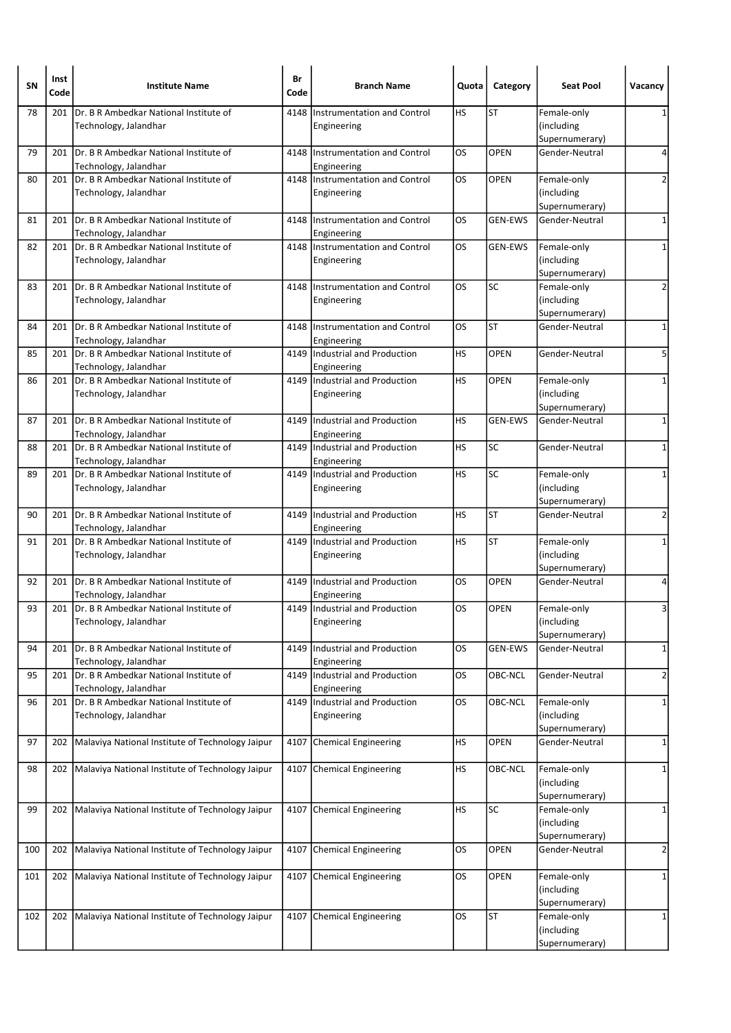| SN | Inst Code | Institute Name | Br Code | Branch Name | Quota | Category | Seat Pool | Vacancy |
|---|---|---|---|---|---|---|---|---|
| 78 | 201 | Dr. B R Ambedkar National Institute of Technology, Jalandhar | 4148 | Instrumentation and Control Engineering | HS | ST | Female-only (including Supernumerary) | 1 |
| 79 | 201 | Dr. B R Ambedkar National Institute of Technology, Jalandhar | 4148 | Instrumentation and Control Engineering | OS | OPEN | Gender-Neutral | 4 |
| 80 | 201 | Dr. B R Ambedkar National Institute of Technology, Jalandhar | 4148 | Instrumentation and Control Engineering | OS | OPEN | Female-only (including Supernumerary) | 2 |
| 81 | 201 | Dr. B R Ambedkar National Institute of Technology, Jalandhar | 4148 | Instrumentation and Control Engineering | OS | GEN-EWS | Gender-Neutral | 1 |
| 82 | 201 | Dr. B R Ambedkar National Institute of Technology, Jalandhar | 4148 | Instrumentation and Control Engineering | OS | GEN-EWS | Female-only (including Supernumerary) | 1 |
| 83 | 201 | Dr. B R Ambedkar National Institute of Technology, Jalandhar | 4148 | Instrumentation and Control Engineering | OS | SC | Female-only (including Supernumerary) | 2 |
| 84 | 201 | Dr. B R Ambedkar National Institute of Technology, Jalandhar | 4148 | Instrumentation and Control Engineering | OS | ST | Gender-Neutral | 1 |
| 85 | 201 | Dr. B R Ambedkar National Institute of Technology, Jalandhar | 4149 | Industrial and Production Engineering | HS | OPEN | Gender-Neutral | 5 |
| 86 | 201 | Dr. B R Ambedkar National Institute of Technology, Jalandhar | 4149 | Industrial and Production Engineering | HS | OPEN | Female-only (including Supernumerary) | 1 |
| 87 | 201 | Dr. B R Ambedkar National Institute of Technology, Jalandhar | 4149 | Industrial and Production Engineering | HS | GEN-EWS | Gender-Neutral | 1 |
| 88 | 201 | Dr. B R Ambedkar National Institute of Technology, Jalandhar | 4149 | Industrial and Production Engineering | HS | SC | Gender-Neutral | 1 |
| 89 | 201 | Dr. B R Ambedkar National Institute of Technology, Jalandhar | 4149 | Industrial and Production Engineering | HS | SC | Female-only (including Supernumerary) | 1 |
| 90 | 201 | Dr. B R Ambedkar National Institute of Technology, Jalandhar | 4149 | Industrial and Production Engineering | HS | ST | Gender-Neutral | 2 |
| 91 | 201 | Dr. B R Ambedkar National Institute of Technology, Jalandhar | 4149 | Industrial and Production Engineering | HS | ST | Female-only (including Supernumerary) | 1 |
| 92 | 201 | Dr. B R Ambedkar National Institute of Technology, Jalandhar | 4149 | Industrial and Production Engineering | OS | OPEN | Gender-Neutral | 4 |
| 93 | 201 | Dr. B R Ambedkar National Institute of Technology, Jalandhar | 4149 | Industrial and Production Engineering | OS | OPEN | Female-only (including Supernumerary) | 3 |
| 94 | 201 | Dr. B R Ambedkar National Institute of Technology, Jalandhar | 4149 | Industrial and Production Engineering | OS | GEN-EWS | Gender-Neutral | 1 |
| 95 | 201 | Dr. B R Ambedkar National Institute of Technology, Jalandhar | 4149 | Industrial and Production Engineering | OS | OBC-NCL | Gender-Neutral | 2 |
| 96 | 201 | Dr. B R Ambedkar National Institute of Technology, Jalandhar | 4149 | Industrial and Production Engineering | OS | OBC-NCL | Female-only (including Supernumerary) | 1 |
| 97 | 202 | Malaviya National Institute of Technology Jaipur | 4107 | Chemical Engineering | HS | OPEN | Gender-Neutral | 1 |
| 98 | 202 | Malaviya National Institute of Technology Jaipur | 4107 | Chemical Engineering | HS | OBC-NCL | Female-only (including Supernumerary) | 1 |
| 99 | 202 | Malaviya National Institute of Technology Jaipur | 4107 | Chemical Engineering | HS | SC | Female-only (including Supernumerary) | 1 |
| 100 | 202 | Malaviya National Institute of Technology Jaipur | 4107 | Chemical Engineering | OS | OPEN | Gender-Neutral | 2 |
| 101 | 202 | Malaviya National Institute of Technology Jaipur | 4107 | Chemical Engineering | OS | OPEN | Female-only (including Supernumerary) | 1 |
| 102 | 202 | Malaviya National Institute of Technology Jaipur | 4107 | Chemical Engineering | OS | ST | Female-only (including Supernumerary) | 1 |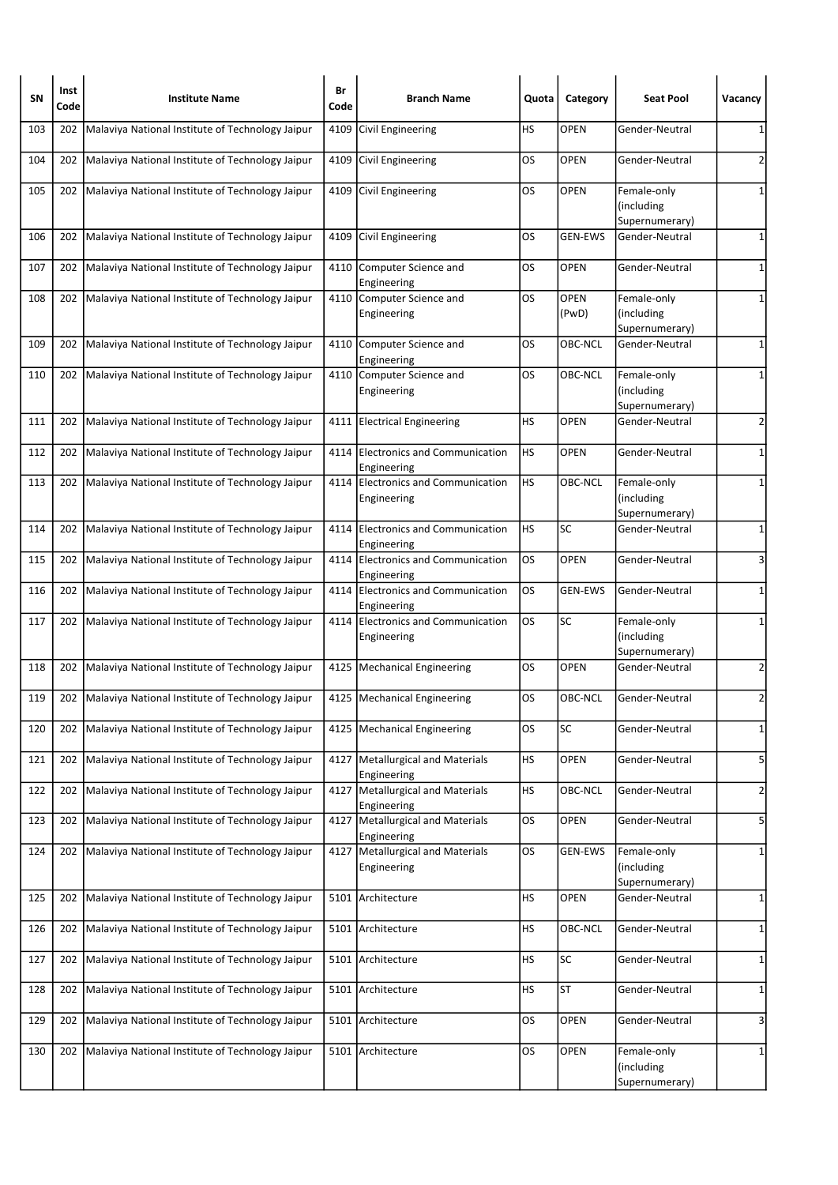| SN | Inst Code | Institute Name | Br Code | Branch Name | Quota | Category | Seat Pool | Vacancy |
|---|---|---|---|---|---|---|---|---|
| 103 | 202 | Malaviya National Institute of Technology Jaipur | 4109 | Civil Engineering | HS | OPEN | Gender-Neutral | 1 |
| 104 | 202 | Malaviya National Institute of Technology Jaipur | 4109 | Civil Engineering | OS | OPEN | Gender-Neutral | 2 |
| 105 | 202 | Malaviya National Institute of Technology Jaipur | 4109 | Civil Engineering | OS | OPEN | Female-only (including Supernumerary) | 1 |
| 106 | 202 | Malaviya National Institute of Technology Jaipur | 4109 | Civil Engineering | OS | GEN-EWS | Gender-Neutral | 1 |
| 107 | 202 | Malaviya National Institute of Technology Jaipur | 4110 | Computer Science and Engineering | OS | OPEN | Gender-Neutral | 1 |
| 108 | 202 | Malaviya National Institute of Technology Jaipur | 4110 | Computer Science and Engineering | OS | OPEN (PwD) | Female-only (including Supernumerary) | 1 |
| 109 | 202 | Malaviya National Institute of Technology Jaipur | 4110 | Computer Science and Engineering | OS | OBC-NCL | Gender-Neutral | 1 |
| 110 | 202 | Malaviya National Institute of Technology Jaipur | 4110 | Computer Science and Engineering | OS | OBC-NCL | Female-only (including Supernumerary) | 1 |
| 111 | 202 | Malaviya National Institute of Technology Jaipur | 4111 | Electrical Engineering | HS | OPEN | Gender-Neutral | 2 |
| 112 | 202 | Malaviya National Institute of Technology Jaipur | 4114 | Electronics and Communication Engineering | HS | OPEN | Gender-Neutral | 1 |
| 113 | 202 | Malaviya National Institute of Technology Jaipur | 4114 | Electronics and Communication Engineering | HS | OBC-NCL | Female-only (including Supernumerary) | 1 |
| 114 | 202 | Malaviya National Institute of Technology Jaipur | 4114 | Electronics and Communication Engineering | HS | SC | Gender-Neutral | 1 |
| 115 | 202 | Malaviya National Institute of Technology Jaipur | 4114 | Electronics and Communication Engineering | OS | OPEN | Gender-Neutral | 3 |
| 116 | 202 | Malaviya National Institute of Technology Jaipur | 4114 | Electronics and Communication Engineering | OS | GEN-EWS | Gender-Neutral | 1 |
| 117 | 202 | Malaviya National Institute of Technology Jaipur | 4114 | Electronics and Communication Engineering | OS | SC | Female-only (including Supernumerary) | 1 |
| 118 | 202 | Malaviya National Institute of Technology Jaipur | 4125 | Mechanical Engineering | OS | OPEN | Gender-Neutral | 2 |
| 119 | 202 | Malaviya National Institute of Technology Jaipur | 4125 | Mechanical Engineering | OS | OBC-NCL | Gender-Neutral | 2 |
| 120 | 202 | Malaviya National Institute of Technology Jaipur | 4125 | Mechanical Engineering | OS | SC | Gender-Neutral | 1 |
| 121 | 202 | Malaviya National Institute of Technology Jaipur | 4127 | Metallurgical and Materials Engineering | HS | OPEN | Gender-Neutral | 5 |
| 122 | 202 | Malaviya National Institute of Technology Jaipur | 4127 | Metallurgical and Materials Engineering | HS | OBC-NCL | Gender-Neutral | 2 |
| 123 | 202 | Malaviya National Institute of Technology Jaipur | 4127 | Metallurgical and Materials Engineering | OS | OPEN | Gender-Neutral | 5 |
| 124 | 202 | Malaviya National Institute of Technology Jaipur | 4127 | Metallurgical and Materials Engineering | OS | GEN-EWS | Female-only (including Supernumerary) | 1 |
| 125 | 202 | Malaviya National Institute of Technology Jaipur | 5101 | Architecture | HS | OPEN | Gender-Neutral | 1 |
| 126 | 202 | Malaviya National Institute of Technology Jaipur | 5101 | Architecture | HS | OBC-NCL | Gender-Neutral | 1 |
| 127 | 202 | Malaviya National Institute of Technology Jaipur | 5101 | Architecture | HS | SC | Gender-Neutral | 1 |
| 128 | 202 | Malaviya National Institute of Technology Jaipur | 5101 | Architecture | HS | ST | Gender-Neutral | 1 |
| 129 | 202 | Malaviya National Institute of Technology Jaipur | 5101 | Architecture | OS | OPEN | Gender-Neutral | 3 |
| 130 | 202 | Malaviya National Institute of Technology Jaipur | 5101 | Architecture | OS | OPEN | Female-only (including Supernumerary) | 1 |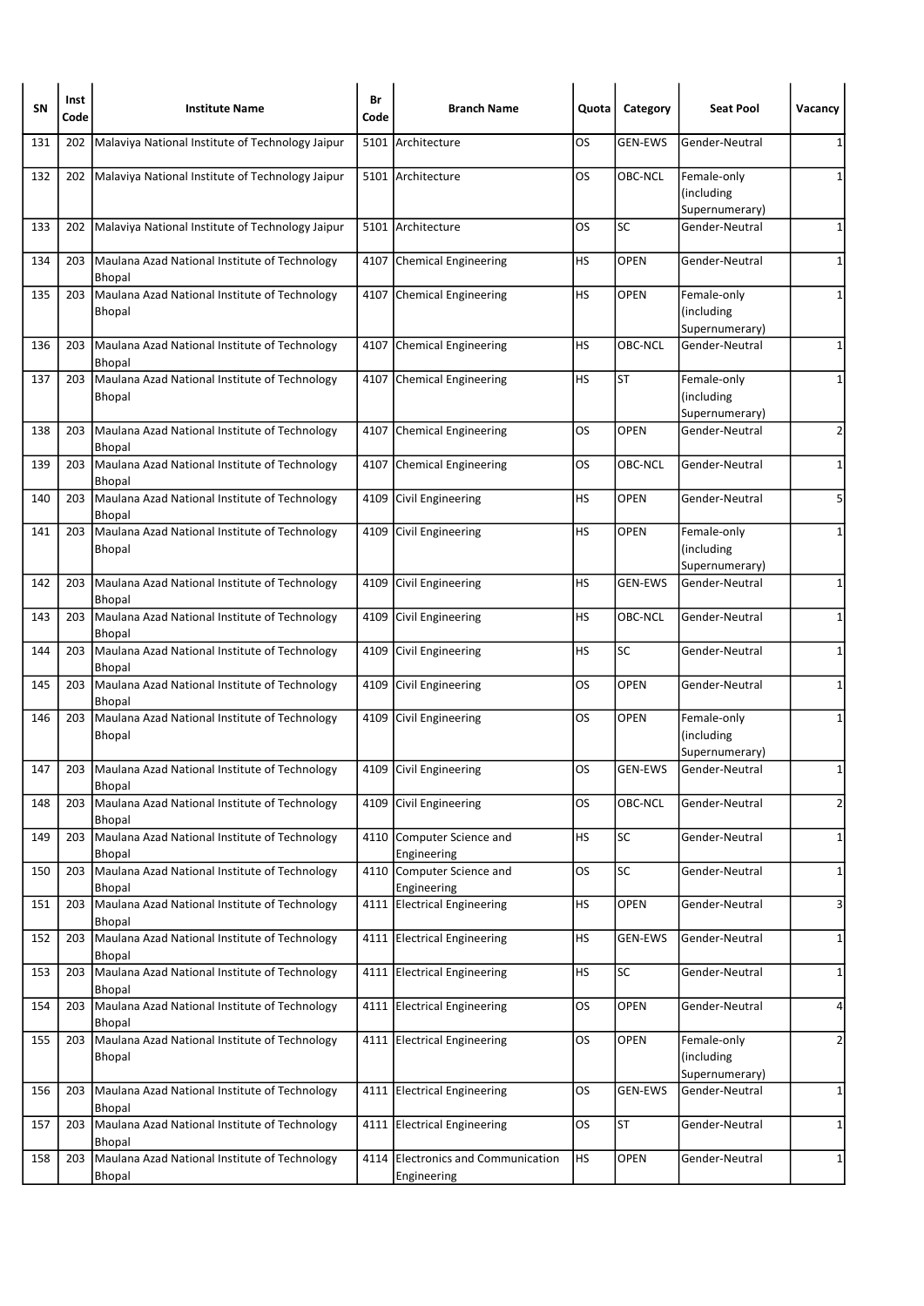| SN | Inst Code | Institute Name | Br Code | Branch Name | Quota | Category | Seat Pool | Vacancy |
|---|---|---|---|---|---|---|---|---|
| 131 | 202 | Malaviya National Institute of Technology Jaipur | 5101 | Architecture | OS | GEN-EWS | Gender-Neutral | 1 |
| 132 | 202 | Malaviya National Institute of Technology Jaipur | 5101 | Architecture | OS | OBC-NCL | Female-only (including Supernumerary) | 1 |
| 133 | 202 | Malaviya National Institute of Technology Jaipur | 5101 | Architecture | OS | SC | Gender-Neutral | 1 |
| 134 | 203 | Maulana Azad National Institute of Technology Bhopal | 4107 | Chemical Engineering | HS | OPEN | Gender-Neutral | 1 |
| 135 | 203 | Maulana Azad National Institute of Technology Bhopal | 4107 | Chemical Engineering | HS | OPEN | Female-only (including Supernumerary) | 1 |
| 136 | 203 | Maulana Azad National Institute of Technology Bhopal | 4107 | Chemical Engineering | HS | OBC-NCL | Gender-Neutral | 1 |
| 137 | 203 | Maulana Azad National Institute of Technology Bhopal | 4107 | Chemical Engineering | HS | ST | Female-only (including Supernumerary) | 1 |
| 138 | 203 | Maulana Azad National Institute of Technology Bhopal | 4107 | Chemical Engineering | OS | OPEN | Gender-Neutral | 2 |
| 139 | 203 | Maulana Azad National Institute of Technology Bhopal | 4107 | Chemical Engineering | OS | OBC-NCL | Gender-Neutral | 1 |
| 140 | 203 | Maulana Azad National Institute of Technology Bhopal | 4109 | Civil Engineering | HS | OPEN | Gender-Neutral | 5 |
| 141 | 203 | Maulana Azad National Institute of Technology Bhopal | 4109 | Civil Engineering | HS | OPEN | Female-only (including Supernumerary) | 1 |
| 142 | 203 | Maulana Azad National Institute of Technology Bhopal | 4109 | Civil Engineering | HS | GEN-EWS | Gender-Neutral | 1 |
| 143 | 203 | Maulana Azad National Institute of Technology Bhopal | 4109 | Civil Engineering | HS | OBC-NCL | Gender-Neutral | 1 |
| 144 | 203 | Maulana Azad National Institute of Technology Bhopal | 4109 | Civil Engineering | HS | SC | Gender-Neutral | 1 |
| 145 | 203 | Maulana Azad National Institute of Technology Bhopal | 4109 | Civil Engineering | OS | OPEN | Gender-Neutral | 1 |
| 146 | 203 | Maulana Azad National Institute of Technology Bhopal | 4109 | Civil Engineering | OS | OPEN | Female-only (including Supernumerary) | 1 |
| 147 | 203 | Maulana Azad National Institute of Technology Bhopal | 4109 | Civil Engineering | OS | GEN-EWS | Gender-Neutral | 1 |
| 148 | 203 | Maulana Azad National Institute of Technology Bhopal | 4109 | Civil Engineering | OS | OBC-NCL | Gender-Neutral | 2 |
| 149 | 203 | Maulana Azad National Institute of Technology Bhopal | 4110 | Computer Science and Engineering | HS | SC | Gender-Neutral | 1 |
| 150 | 203 | Maulana Azad National Institute of Technology Bhopal | 4110 | Computer Science and Engineering | OS | SC | Gender-Neutral | 1 |
| 151 | 203 | Maulana Azad National Institute of Technology Bhopal | 4111 | Electrical Engineering | HS | OPEN | Gender-Neutral | 3 |
| 152 | 203 | Maulana Azad National Institute of Technology Bhopal | 4111 | Electrical Engineering | HS | GEN-EWS | Gender-Neutral | 1 |
| 153 | 203 | Maulana Azad National Institute of Technology Bhopal | 4111 | Electrical Engineering | HS | SC | Gender-Neutral | 1 |
| 154 | 203 | Maulana Azad National Institute of Technology Bhopal | 4111 | Electrical Engineering | OS | OPEN | Gender-Neutral | 4 |
| 155 | 203 | Maulana Azad National Institute of Technology Bhopal | 4111 | Electrical Engineering | OS | OPEN | Female-only (including Supernumerary) | 2 |
| 156 | 203 | Maulana Azad National Institute of Technology Bhopal | 4111 | Electrical Engineering | OS | GEN-EWS | Gender-Neutral | 1 |
| 157 | 203 | Maulana Azad National Institute of Technology Bhopal | 4111 | Electrical Engineering | OS | ST | Gender-Neutral | 1 |
| 158 | 203 | Maulana Azad National Institute of Technology Bhopal | 4114 | Electronics and Communication Engineering | HS | OPEN | Gender-Neutral | 1 |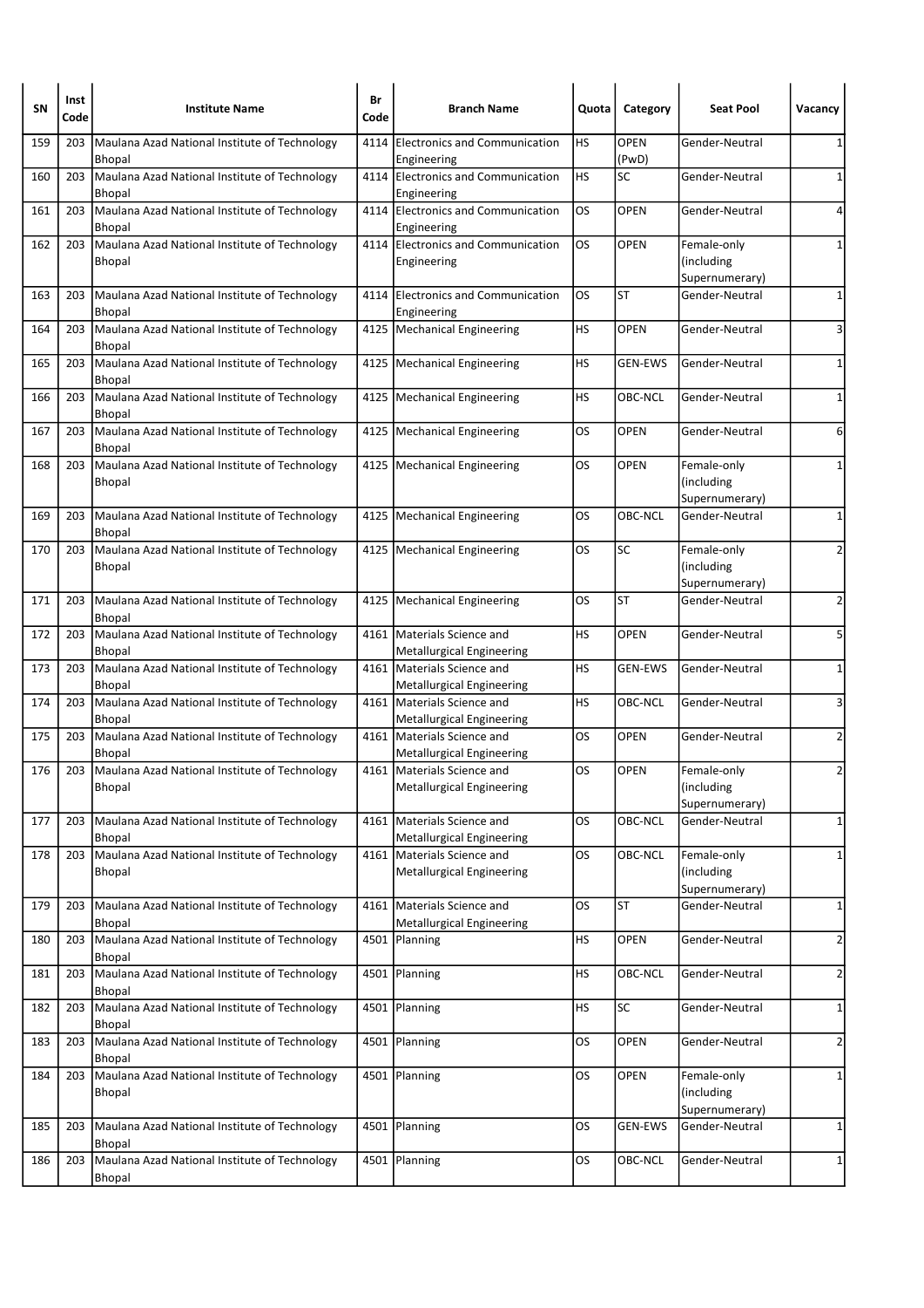| SN | Inst Code | Institute Name | Br Code | Branch Name | Quota | Category | Seat Pool | Vacancy |
|---|---|---|---|---|---|---|---|---|
| 159 | 203 | Maulana Azad National Institute of Technology Bhopal | 4114 | Electronics and Communication Engineering | HS | OPEN (PwD) | Gender-Neutral | 1 |
| 160 | 203 | Maulana Azad National Institute of Technology Bhopal | 4114 | Electronics and Communication Engineering | HS | SC | Gender-Neutral | 1 |
| 161 | 203 | Maulana Azad National Institute of Technology Bhopal | 4114 | Electronics and Communication Engineering | OS | OPEN | Gender-Neutral | 4 |
| 162 | 203 | Maulana Azad National Institute of Technology Bhopal | 4114 | Electronics and Communication Engineering | OS | OPEN | Female-only (including Supernumerary) | 1 |
| 163 | 203 | Maulana Azad National Institute of Technology Bhopal | 4114 | Electronics and Communication Engineering | OS | ST | Gender-Neutral | 1 |
| 164 | 203 | Maulana Azad National Institute of Technology Bhopal | 4125 | Mechanical Engineering | HS | OPEN | Gender-Neutral | 3 |
| 165 | 203 | Maulana Azad National Institute of Technology Bhopal | 4125 | Mechanical Engineering | HS | GEN-EWS | Gender-Neutral | 1 |
| 166 | 203 | Maulana Azad National Institute of Technology Bhopal | 4125 | Mechanical Engineering | HS | OBC-NCL | Gender-Neutral | 1 |
| 167 | 203 | Maulana Azad National Institute of Technology Bhopal | 4125 | Mechanical Engineering | OS | OPEN | Gender-Neutral | 6 |
| 168 | 203 | Maulana Azad National Institute of Technology Bhopal | 4125 | Mechanical Engineering | OS | OPEN | Female-only (including Supernumerary) | 1 |
| 169 | 203 | Maulana Azad National Institute of Technology Bhopal | 4125 | Mechanical Engineering | OS | OBC-NCL | Gender-Neutral | 1 |
| 170 | 203 | Maulana Azad National Institute of Technology Bhopal | 4125 | Mechanical Engineering | OS | SC | Female-only (including Supernumerary) | 2 |
| 171 | 203 | Maulana Azad National Institute of Technology Bhopal | 4125 | Mechanical Engineering | OS | ST | Gender-Neutral | 2 |
| 172 | 203 | Maulana Azad National Institute of Technology Bhopal | 4161 | Materials Science and Metallurgical Engineering | HS | OPEN | Gender-Neutral | 5 |
| 173 | 203 | Maulana Azad National Institute of Technology Bhopal | 4161 | Materials Science and Metallurgical Engineering | HS | GEN-EWS | Gender-Neutral | 1 |
| 174 | 203 | Maulana Azad National Institute of Technology Bhopal | 4161 | Materials Science and Metallurgical Engineering | HS | OBC-NCL | Gender-Neutral | 3 |
| 175 | 203 | Maulana Azad National Institute of Technology Bhopal | 4161 | Materials Science and Metallurgical Engineering | OS | OPEN | Gender-Neutral | 2 |
| 176 | 203 | Maulana Azad National Institute of Technology Bhopal | 4161 | Materials Science and Metallurgical Engineering | OS | OPEN | Female-only (including Supernumerary) | 2 |
| 177 | 203 | Maulana Azad National Institute of Technology Bhopal | 4161 | Materials Science and Metallurgical Engineering | OS | OBC-NCL | Gender-Neutral | 1 |
| 178 | 203 | Maulana Azad National Institute of Technology Bhopal | 4161 | Materials Science and Metallurgical Engineering | OS | OBC-NCL | Female-only (including Supernumerary) | 1 |
| 179 | 203 | Maulana Azad National Institute of Technology Bhopal | 4161 | Materials Science and Metallurgical Engineering | OS | ST | Gender-Neutral | 1 |
| 180 | 203 | Maulana Azad National Institute of Technology Bhopal | 4501 | Planning | HS | OPEN | Gender-Neutral | 2 |
| 181 | 203 | Maulana Azad National Institute of Technology Bhopal | 4501 | Planning | HS | OBC-NCL | Gender-Neutral | 2 |
| 182 | 203 | Maulana Azad National Institute of Technology Bhopal | 4501 | Planning | HS | SC | Gender-Neutral | 1 |
| 183 | 203 | Maulana Azad National Institute of Technology Bhopal | 4501 | Planning | OS | OPEN | Gender-Neutral | 2 |
| 184 | 203 | Maulana Azad National Institute of Technology Bhopal | 4501 | Planning | OS | OPEN | Female-only (including Supernumerary) | 1 |
| 185 | 203 | Maulana Azad National Institute of Technology Bhopal | 4501 | Planning | OS | GEN-EWS | Gender-Neutral | 1 |
| 186 | 203 | Maulana Azad National Institute of Technology Bhopal | 4501 | Planning | OS | OBC-NCL | Gender-Neutral | 1 |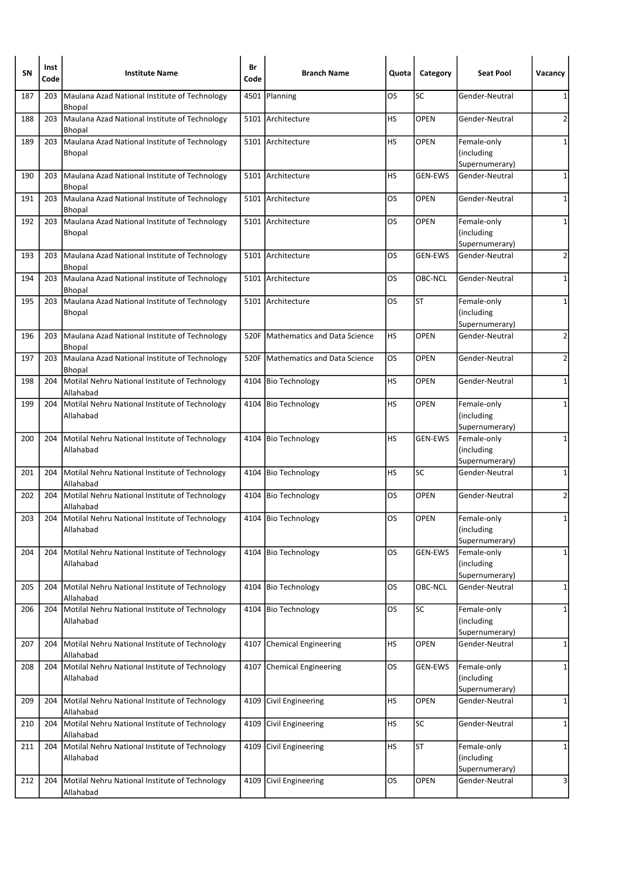| SN | Inst Code | Institute Name | Br Code | Branch Name | Quota | Category | Seat Pool | Vacancy |
|---|---|---|---|---|---|---|---|---|
| 187 | 203 | Maulana Azad National Institute of Technology Bhopal | 4501 | Planning | OS | SC | Gender-Neutral | 1 |
| 188 | 203 | Maulana Azad National Institute of Technology Bhopal | 5101 | Architecture | HS | OPEN | Gender-Neutral | 2 |
| 189 | 203 | Maulana Azad National Institute of Technology Bhopal | 5101 | Architecture | HS | OPEN | Female-only (including Supernumerary) | 1 |
| 190 | 203 | Maulana Azad National Institute of Technology Bhopal | 5101 | Architecture | HS | GEN-EWS | Gender-Neutral | 1 |
| 191 | 203 | Maulana Azad National Institute of Technology Bhopal | 5101 | Architecture | OS | OPEN | Gender-Neutral | 1 |
| 192 | 203 | Maulana Azad National Institute of Technology Bhopal | 5101 | Architecture | OS | OPEN | Female-only (including Supernumerary) | 1 |
| 193 | 203 | Maulana Azad National Institute of Technology Bhopal | 5101 | Architecture | OS | GEN-EWS | Gender-Neutral | 2 |
| 194 | 203 | Maulana Azad National Institute of Technology Bhopal | 5101 | Architecture | OS | OBC-NCL | Gender-Neutral | 1 |
| 195 | 203 | Maulana Azad National Institute of Technology Bhopal | 5101 | Architecture | OS | ST | Female-only (including Supernumerary) | 1 |
| 196 | 203 | Maulana Azad National Institute of Technology Bhopal | 520F | Mathematics and Data Science | HS | OPEN | Gender-Neutral | 2 |
| 197 | 203 | Maulana Azad National Institute of Technology Bhopal | 520F | Mathematics and Data Science | OS | OPEN | Gender-Neutral | 2 |
| 198 | 204 | Motilal Nehru National Institute of Technology Allahabad | 4104 | Bio Technology | HS | OPEN | Gender-Neutral | 1 |
| 199 | 204 | Motilal Nehru National Institute of Technology Allahabad | 4104 | Bio Technology | HS | OPEN | Female-only (including Supernumerary) | 1 |
| 200 | 204 | Motilal Nehru National Institute of Technology Allahabad | 4104 | Bio Technology | HS | GEN-EWS | Female-only (including Supernumerary) | 1 |
| 201 | 204 | Motilal Nehru National Institute of Technology Allahabad | 4104 | Bio Technology | HS | SC | Gender-Neutral | 1 |
| 202 | 204 | Motilal Nehru National Institute of Technology Allahabad | 4104 | Bio Technology | OS | OPEN | Gender-Neutral | 2 |
| 203 | 204 | Motilal Nehru National Institute of Technology Allahabad | 4104 | Bio Technology | OS | OPEN | Female-only (including Supernumerary) | 1 |
| 204 | 204 | Motilal Nehru National Institute of Technology Allahabad | 4104 | Bio Technology | OS | GEN-EWS | Female-only (including Supernumerary) | 1 |
| 205 | 204 | Motilal Nehru National Institute of Technology Allahabad | 4104 | Bio Technology | OS | OBC-NCL | Gender-Neutral | 1 |
| 206 | 204 | Motilal Nehru National Institute of Technology Allahabad | 4104 | Bio Technology | OS | SC | Female-only (including Supernumerary) | 1 |
| 207 | 204 | Motilal Nehru National Institute of Technology Allahabad | 4107 | Chemical Engineering | HS | OPEN | Gender-Neutral | 1 |
| 208 | 204 | Motilal Nehru National Institute of Technology Allahabad | 4107 | Chemical Engineering | OS | GEN-EWS | Female-only (including Supernumerary) | 1 |
| 209 | 204 | Motilal Nehru National Institute of Technology Allahabad | 4109 | Civil Engineering | HS | OPEN | Gender-Neutral | 1 |
| 210 | 204 | Motilal Nehru National Institute of Technology Allahabad | 4109 | Civil Engineering | HS | SC | Gender-Neutral | 1 |
| 211 | 204 | Motilal Nehru National Institute of Technology Allahabad | 4109 | Civil Engineering | HS | ST | Female-only (including Supernumerary) | 1 |
| 212 | 204 | Motilal Nehru National Institute of Technology Allahabad | 4109 | Civil Engineering | OS | OPEN | Gender-Neutral | 3 |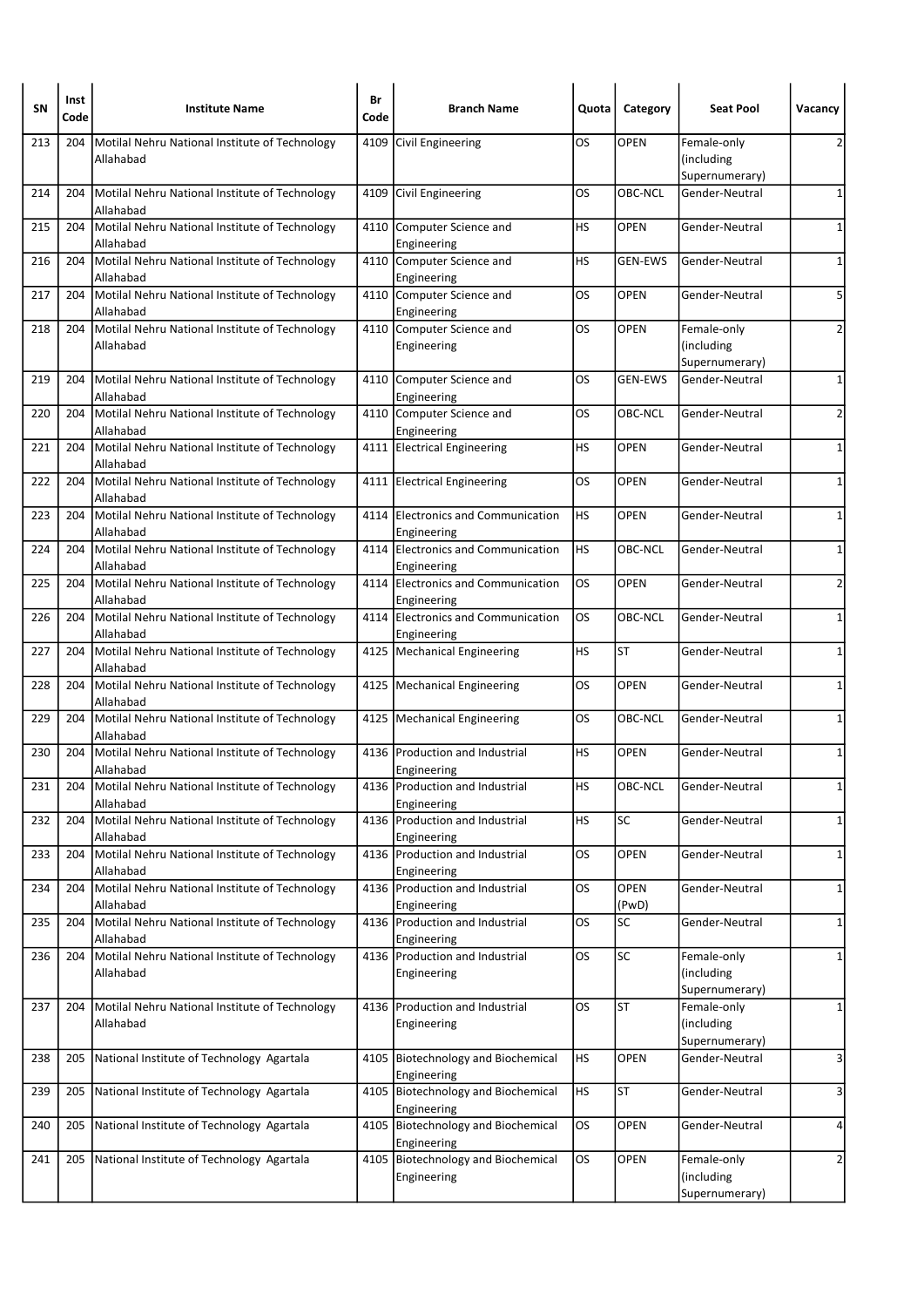| SN | Inst Code | Institute Name | Br Code | Branch Name | Quota | Category | Seat Pool | Vacancy |
|---|---|---|---|---|---|---|---|---|
| 213 | 204 | Motilal Nehru National Institute of Technology Allahabad | 4109 | Civil Engineering | OS | OPEN | Female-only (including Supernumerary) | 2 |
| 214 | 204 | Motilal Nehru National Institute of Technology Allahabad | 4109 | Civil Engineering | OS | OBC-NCL | Gender-Neutral | 1 |
| 215 | 204 | Motilal Nehru National Institute of Technology Allahabad | 4110 | Computer Science and Engineering | HS | OPEN | Gender-Neutral | 1 |
| 216 | 204 | Motilal Nehru National Institute of Technology Allahabad | 4110 | Computer Science and Engineering | HS | GEN-EWS | Gender-Neutral | 1 |
| 217 | 204 | Motilal Nehru National Institute of Technology Allahabad | 4110 | Computer Science and Engineering | OS | OPEN | Gender-Neutral | 5 |
| 218 | 204 | Motilal Nehru National Institute of Technology Allahabad | 4110 | Computer Science and Engineering | OS | OPEN | Female-only (including Supernumerary) | 2 |
| 219 | 204 | Motilal Nehru National Institute of Technology Allahabad | 4110 | Computer Science and Engineering | OS | GEN-EWS | Gender-Neutral | 1 |
| 220 | 204 | Motilal Nehru National Institute of Technology Allahabad | 4110 | Computer Science and Engineering | OS | OBC-NCL | Gender-Neutral | 2 |
| 221 | 204 | Motilal Nehru National Institute of Technology Allahabad | 4111 | Electrical Engineering | HS | OPEN | Gender-Neutral | 1 |
| 222 | 204 | Motilal Nehru National Institute of Technology Allahabad | 4111 | Electrical Engineering | OS | OPEN | Gender-Neutral | 1 |
| 223 | 204 | Motilal Nehru National Institute of Technology Allahabad | 4114 | Electronics and Communication Engineering | HS | OPEN | Gender-Neutral | 1 |
| 224 | 204 | Motilal Nehru National Institute of Technology Allahabad | 4114 | Electronics and Communication Engineering | HS | OBC-NCL | Gender-Neutral | 1 |
| 225 | 204 | Motilal Nehru National Institute of Technology Allahabad | 4114 | Electronics and Communication Engineering | OS | OPEN | Gender-Neutral | 2 |
| 226 | 204 | Motilal Nehru National Institute of Technology Allahabad | 4114 | Electronics and Communication Engineering | OS | OBC-NCL | Gender-Neutral | 1 |
| 227 | 204 | Motilal Nehru National Institute of Technology Allahabad | 4125 | Mechanical Engineering | HS | ST | Gender-Neutral | 1 |
| 228 | 204 | Motilal Nehru National Institute of Technology Allahabad | 4125 | Mechanical Engineering | OS | OPEN | Gender-Neutral | 1 |
| 229 | 204 | Motilal Nehru National Institute of Technology Allahabad | 4125 | Mechanical Engineering | OS | OBC-NCL | Gender-Neutral | 1 |
| 230 | 204 | Motilal Nehru National Institute of Technology Allahabad | 4136 | Production and Industrial Engineering | HS | OPEN | Gender-Neutral | 1 |
| 231 | 204 | Motilal Nehru National Institute of Technology Allahabad | 4136 | Production and Industrial Engineering | HS | OBC-NCL | Gender-Neutral | 1 |
| 232 | 204 | Motilal Nehru National Institute of Technology Allahabad | 4136 | Production and Industrial Engineering | HS | SC | Gender-Neutral | 1 |
| 233 | 204 | Motilal Nehru National Institute of Technology Allahabad | 4136 | Production and Industrial Engineering | OS | OPEN | Gender-Neutral | 1 |
| 234 | 204 | Motilal Nehru National Institute of Technology Allahabad | 4136 | Production and Industrial Engineering | OS | OPEN (PwD) | Gender-Neutral | 1 |
| 235 | 204 | Motilal Nehru National Institute of Technology Allahabad | 4136 | Production and Industrial Engineering | OS | SC | Gender-Neutral | 1 |
| 236 | 204 | Motilal Nehru National Institute of Technology Allahabad | 4136 | Production and Industrial Engineering | OS | SC | Female-only (including Supernumerary) | 1 |
| 237 | 204 | Motilal Nehru National Institute of Technology Allahabad | 4136 | Production and Industrial Engineering | OS | ST | Female-only (including Supernumerary) | 1 |
| 238 | 205 | National Institute of Technology Agartala | 4105 | Biotechnology and Biochemical Engineering | HS | OPEN | Gender-Neutral | 3 |
| 239 | 205 | National Institute of Technology Agartala | 4105 | Biotechnology and Biochemical Engineering | HS | ST | Gender-Neutral | 3 |
| 240 | 205 | National Institute of Technology Agartala | 4105 | Biotechnology and Biochemical Engineering | OS | OPEN | Gender-Neutral | 4 |
| 241 | 205 | National Institute of Technology Agartala | 4105 | Biotechnology and Biochemical Engineering | OS | OPEN | Female-only (including Supernumerary) | 2 |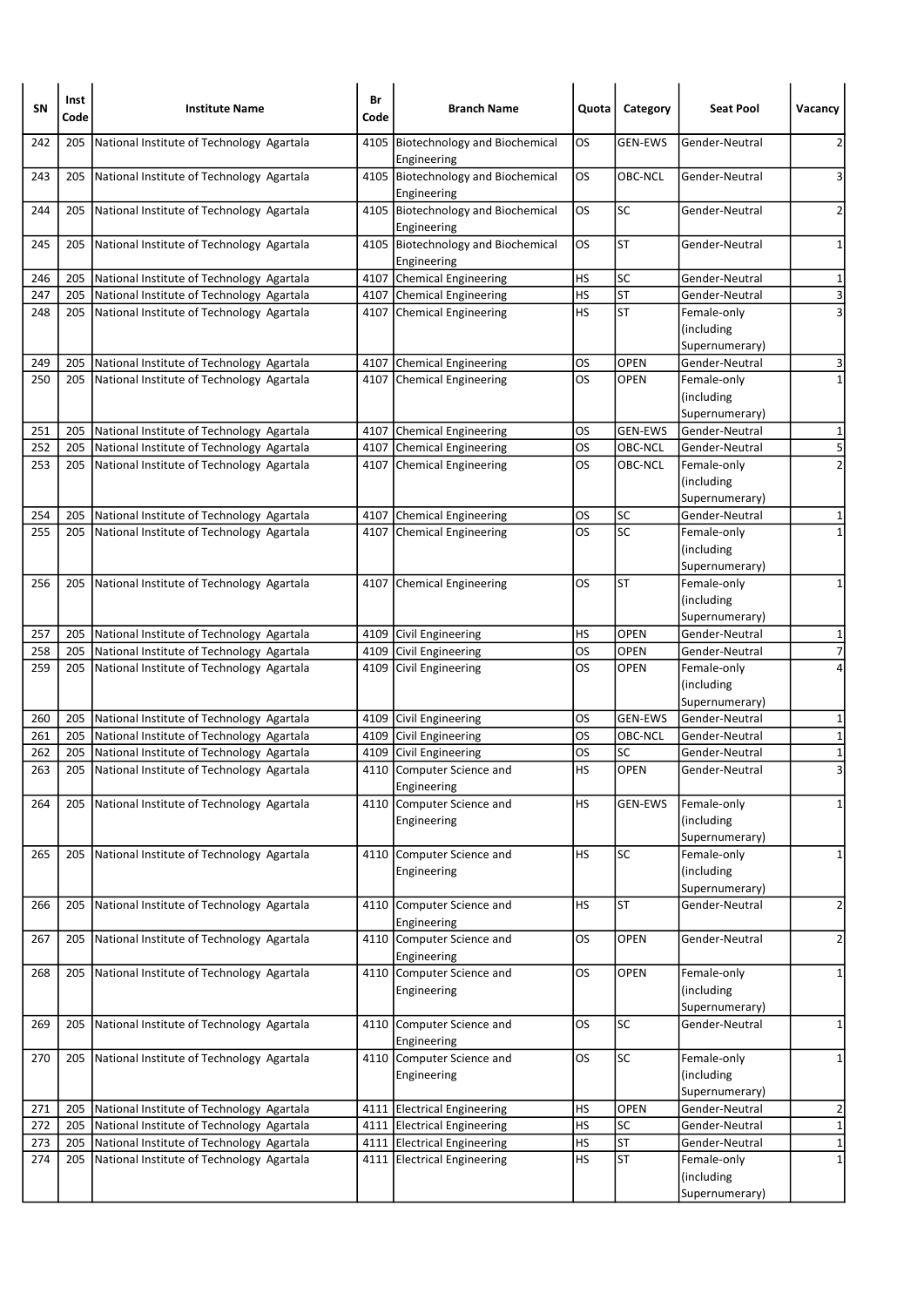| SN | Inst Code | Institute Name | Br Code | Branch Name | Quota | Category | Seat Pool | Vacancy |
|---|---|---|---|---|---|---|---|---|
| 242 | 205 | National Institute of Technology Agartala | 4105 | Biotechnology and Biochemical Engineering | OS | GEN-EWS | Gender-Neutral | 2 |
| 243 | 205 | National Institute of Technology Agartala | 4105 | Biotechnology and Biochemical Engineering | OS | OBC-NCL | Gender-Neutral | 3 |
| 244 | 205 | National Institute of Technology Agartala | 4105 | Biotechnology and Biochemical Engineering | OS | SC | Gender-Neutral | 2 |
| 245 | 205 | National Institute of Technology Agartala | 4105 | Biotechnology and Biochemical Engineering | OS | ST | Gender-Neutral | 1 |
| 246 | 205 | National Institute of Technology Agartala | 4107 | Chemical Engineering | HS | SC | Gender-Neutral | 1 |
| 247 | 205 | National Institute of Technology Agartala | 4107 | Chemical Engineering | HS | ST | Gender-Neutral | 3 |
| 248 | 205 | National Institute of Technology Agartala | 4107 | Chemical Engineering | HS | ST | Female-only (including Supernumerary) | 3 |
| 249 | 205 | National Institute of Technology Agartala | 4107 | Chemical Engineering | OS | OPEN | Gender-Neutral | 3 |
| 250 | 205 | National Institute of Technology Agartala | 4107 | Chemical Engineering | OS | OPEN | Female-only (including Supernumerary) | 1 |
| 251 | 205 | National Institute of Technology Agartala | 4107 | Chemical Engineering | OS | GEN-EWS | Gender-Neutral | 1 |
| 252 | 205 | National Institute of Technology Agartala | 4107 | Chemical Engineering | OS | OBC-NCL | Gender-Neutral | 5 |
| 253 | 205 | National Institute of Technology Agartala | 4107 | Chemical Engineering | OS | OBC-NCL | Female-only (including Supernumerary) | 2 |
| 254 | 205 | National Institute of Technology Agartala | 4107 | Chemical Engineering | OS | SC | Gender-Neutral | 1 |
| 255 | 205 | National Institute of Technology Agartala | 4107 | Chemical Engineering | OS | SC | Female-only (including Supernumerary) | 1 |
| 256 | 205 | National Institute of Technology Agartala | 4107 | Chemical Engineering | OS | ST | Female-only (including Supernumerary) | 1 |
| 257 | 205 | National Institute of Technology Agartala | 4109 | Civil Engineering | HS | OPEN | Gender-Neutral | 1 |
| 258 | 205 | National Institute of Technology Agartala | 4109 | Civil Engineering | OS | OPEN | Gender-Neutral | 7 |
| 259 | 205 | National Institute of Technology Agartala | 4109 | Civil Engineering | OS | OPEN | Female-only (including Supernumerary) | 4 |
| 260 | 205 | National Institute of Technology Agartala | 4109 | Civil Engineering | OS | GEN-EWS | Gender-Neutral | 1 |
| 261 | 205 | National Institute of Technology Agartala | 4109 | Civil Engineering | OS | OBC-NCL | Gender-Neutral | 1 |
| 262 | 205 | National Institute of Technology Agartala | 4109 | Civil Engineering | OS | SC | Gender-Neutral | 1 |
| 263 | 205 | National Institute of Technology Agartala | 4110 | Computer Science and Engineering | HS | OPEN | Gender-Neutral | 3 |
| 264 | 205 | National Institute of Technology Agartala | 4110 | Computer Science and Engineering | HS | GEN-EWS | Female-only (including Supernumerary) | 1 |
| 265 | 205 | National Institute of Technology Agartala | 4110 | Computer Science and Engineering | HS | SC | Female-only (including Supernumerary) | 1 |
| 266 | 205 | National Institute of Technology Agartala | 4110 | Computer Science and Engineering | HS | ST | Gender-Neutral | 2 |
| 267 | 205 | National Institute of Technology Agartala | 4110 | Computer Science and Engineering | OS | OPEN | Gender-Neutral | 2 |
| 268 | 205 | National Institute of Technology Agartala | 4110 | Computer Science and Engineering | OS | OPEN | Female-only (including Supernumerary) | 1 |
| 269 | 205 | National Institute of Technology Agartala | 4110 | Computer Science and Engineering | OS | SC | Gender-Neutral | 1 |
| 270 | 205 | National Institute of Technology Agartala | 4110 | Computer Science and Engineering | OS | SC | Female-only (including Supernumerary) | 1 |
| 271 | 205 | National Institute of Technology Agartala | 4111 | Electrical Engineering | HS | OPEN | Gender-Neutral | 2 |
| 272 | 205 | National Institute of Technology Agartala | 4111 | Electrical Engineering | HS | SC | Gender-Neutral | 1 |
| 273 | 205 | National Institute of Technology Agartala | 4111 | Electrical Engineering | HS | ST | Gender-Neutral | 1 |
| 274 | 205 | National Institute of Technology Agartala | 4111 | Electrical Engineering | HS | ST | Female-only (including Supernumerary) | 1 |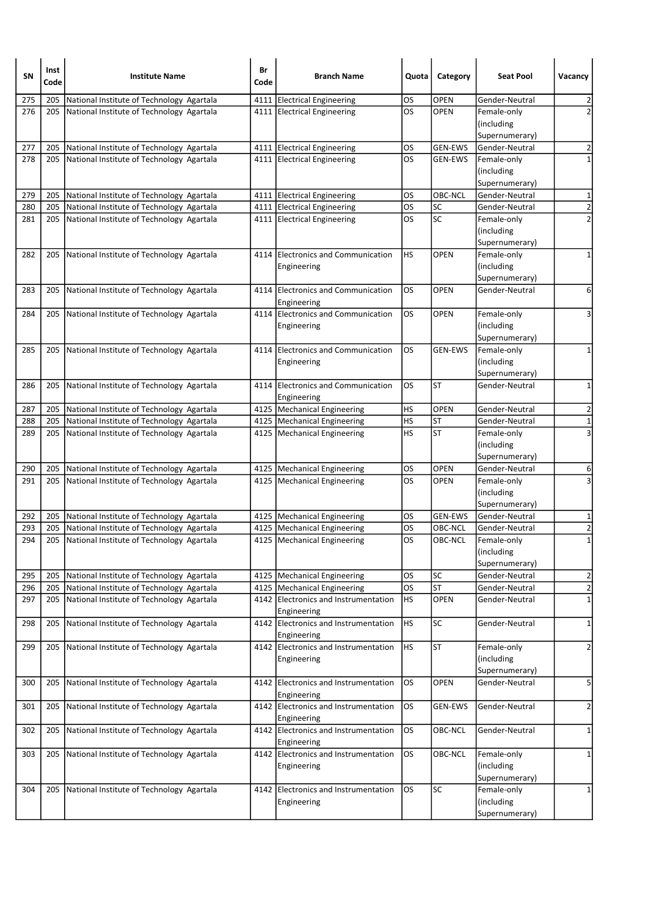| SN | Inst Code | Institute Name | Br Code | Branch Name | Quota | Category | Seat Pool | Vacancy |
|---|---|---|---|---|---|---|---|---|
| 275 | 205 | National Institute of Technology Agartala | 4111 | Electrical Engineering | OS | OPEN | Gender-Neutral | 2 |
| 276 | 205 | National Institute of Technology Agartala | 4111 | Electrical Engineering | OS | OPEN | Female-only (including Supernumerary) | 2 |
| 277 | 205 | National Institute of Technology Agartala | 4111 | Electrical Engineering | OS | GEN-EWS | Gender-Neutral | 2 |
| 278 | 205 | National Institute of Technology Agartala | 4111 | Electrical Engineering | OS | GEN-EWS | Female-only (including Supernumerary) | 1 |
| 279 | 205 | National Institute of Technology Agartala | 4111 | Electrical Engineering | OS | OBC-NCL | Gender-Neutral | 1 |
| 280 | 205 | National Institute of Technology Agartala | 4111 | Electrical Engineering | OS | SC | Gender-Neutral | 2 |
| 281 | 205 | National Institute of Technology Agartala | 4111 | Electrical Engineering | OS | SC | Female-only (including Supernumerary) | 2 |
| 282 | 205 | National Institute of Technology Agartala | 4114 | Electronics and Communication Engineering | HS | OPEN | Female-only (including Supernumerary) | 1 |
| 283 | 205 | National Institute of Technology Agartala | 4114 | Electronics and Communication Engineering | OS | OPEN | Gender-Neutral | 6 |
| 284 | 205 | National Institute of Technology Agartala | 4114 | Electronics and Communication Engineering | OS | OPEN | Female-only (including Supernumerary) | 3 |
| 285 | 205 | National Institute of Technology Agartala | 4114 | Electronics and Communication Engineering | OS | GEN-EWS | Female-only (including Supernumerary) | 1 |
| 286 | 205 | National Institute of Technology Agartala | 4114 | Electronics and Communication Engineering | OS | ST | Gender-Neutral | 1 |
| 287 | 205 | National Institute of Technology Agartala | 4125 | Mechanical Engineering | HS | OPEN | Gender-Neutral | 2 |
| 288 | 205 | National Institute of Technology Agartala | 4125 | Mechanical Engineering | HS | ST | Gender-Neutral | 1 |
| 289 | 205 | National Institute of Technology Agartala | 4125 | Mechanical Engineering | HS | ST | Female-only (including Supernumerary) | 3 |
| 290 | 205 | National Institute of Technology Agartala | 4125 | Mechanical Engineering | OS | OPEN | Gender-Neutral | 6 |
| 291 | 205 | National Institute of Technology Agartala | 4125 | Mechanical Engineering | OS | OPEN | Female-only (including Supernumerary) | 3 |
| 292 | 205 | National Institute of Technology Agartala | 4125 | Mechanical Engineering | OS | GEN-EWS | Gender-Neutral | 1 |
| 293 | 205 | National Institute of Technology Agartala | 4125 | Mechanical Engineering | OS | OBC-NCL | Gender-Neutral | 2 |
| 294 | 205 | National Institute of Technology Agartala | 4125 | Mechanical Engineering | OS | OBC-NCL | Female-only (including Supernumerary) | 1 |
| 295 | 205 | National Institute of Technology Agartala | 4125 | Mechanical Engineering | OS | SC | Gender-Neutral | 2 |
| 296 | 205 | National Institute of Technology Agartala | 4125 | Mechanical Engineering | OS | ST | Gender-Neutral | 2 |
| 297 | 205 | National Institute of Technology Agartala | 4142 | Electronics and Instrumentation Engineering | HS | OPEN | Gender-Neutral | 1 |
| 298 | 205 | National Institute of Technology Agartala | 4142 | Electronics and Instrumentation Engineering | HS | SC | Gender-Neutral | 1 |
| 299 | 205 | National Institute of Technology Agartala | 4142 | Electronics and Instrumentation Engineering | HS | ST | Female-only (including Supernumerary) | 2 |
| 300 | 205 | National Institute of Technology Agartala | 4142 | Electronics and Instrumentation Engineering | OS | OPEN | Gender-Neutral | 5 |
| 301 | 205 | National Institute of Technology Agartala | 4142 | Electronics and Instrumentation Engineering | OS | GEN-EWS | Gender-Neutral | 2 |
| 302 | 205 | National Institute of Technology Agartala | 4142 | Electronics and Instrumentation Engineering | OS | OBC-NCL | Gender-Neutral | 1 |
| 303 | 205 | National Institute of Technology Agartala | 4142 | Electronics and Instrumentation Engineering | OS | OBC-NCL | Female-only (including Supernumerary) | 1 |
| 304 | 205 | National Institute of Technology Agartala | 4142 | Electronics and Instrumentation Engineering | OS | SC | Female-only (including Supernumerary) | 1 |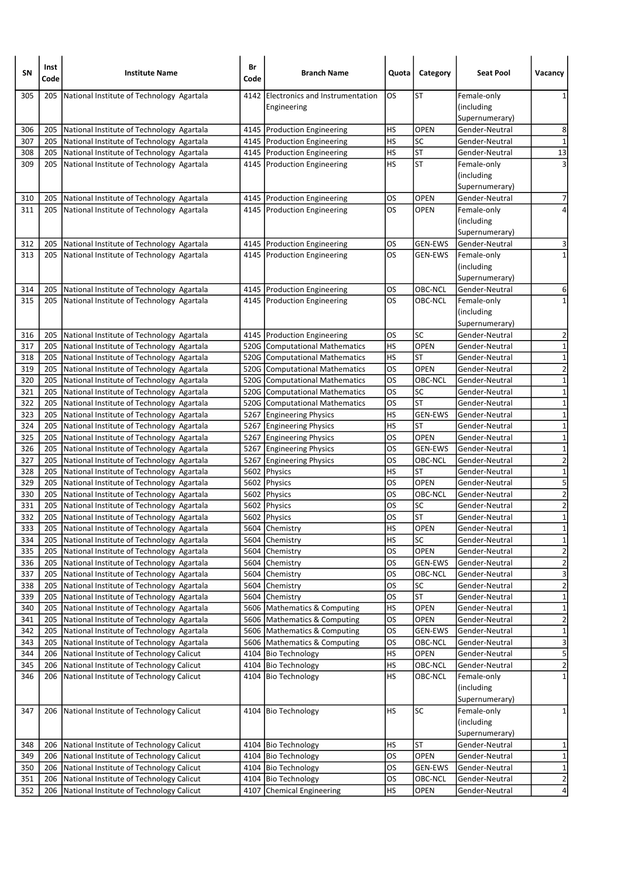| SN | Inst Code | Institute Name | Br Code | Branch Name | Quota | Category | Seat Pool | Vacancy |
|---|---|---|---|---|---|---|---|---|
| 305 | 205 | National Institute of Technology Agartala | 4142 | Electronics and Instrumentation Engineering | OS | ST | Female-only (including Supernumerary) | 1 |
| 306 | 205 | National Institute of Technology Agartala | 4145 | Production Engineering | HS | OPEN | Gender-Neutral | 8 |
| 307 | 205 | National Institute of Technology Agartala | 4145 | Production Engineering | HS | SC | Gender-Neutral | 1 |
| 308 | 205 | National Institute of Technology Agartala | 4145 | Production Engineering | HS | ST | Gender-Neutral | 13 |
| 309 | 205 | National Institute of Technology Agartala | 4145 | Production Engineering | HS | ST | Female-only (including Supernumerary) | 3 |
| 310 | 205 | National Institute of Technology Agartala | 4145 | Production Engineering | OS | OPEN | Gender-Neutral | 7 |
| 311 | 205 | National Institute of Technology Agartala | 4145 | Production Engineering | OS | OPEN | Female-only (including Supernumerary) | 4 |
| 312 | 205 | National Institute of Technology Agartala | 4145 | Production Engineering | OS | GEN-EWS | Gender-Neutral | 3 |
| 313 | 205 | National Institute of Technology Agartala | 4145 | Production Engineering | OS | GEN-EWS | Female-only (including Supernumerary) | 1 |
| 314 | 205 | National Institute of Technology Agartala | 4145 | Production Engineering | OS | OBC-NCL | Gender-Neutral | 6 |
| 315 | 205 | National Institute of Technology Agartala | 4145 | Production Engineering | OS | OBC-NCL | Female-only (including Supernumerary) | 1 |
| 316 | 205 | National Institute of Technology Agartala | 4145 | Production Engineering | OS | SC | Gender-Neutral | 2 |
| 317 | 205 | National Institute of Technology Agartala | 520G | Computational Mathematics | HS | OPEN | Gender-Neutral | 1 |
| 318 | 205 | National Institute of Technology Agartala | 520G | Computational Mathematics | HS | ST | Gender-Neutral | 1 |
| 319 | 205 | National Institute of Technology Agartala | 520G | Computational Mathematics | OS | OPEN | Gender-Neutral | 2 |
| 320 | 205 | National Institute of Technology Agartala | 520G | Computational Mathematics | OS | OBC-NCL | Gender-Neutral | 1 |
| 321 | 205 | National Institute of Technology Agartala | 520G | Computational Mathematics | OS | SC | Gender-Neutral | 1 |
| 322 | 205 | National Institute of Technology Agartala | 520G | Computational Mathematics | OS | ST | Gender-Neutral | 1 |
| 323 | 205 | National Institute of Technology Agartala | 5267 | Engineering Physics | HS | GEN-EWS | Gender-Neutral | 1 |
| 324 | 205 | National Institute of Technology Agartala | 5267 | Engineering Physics | HS | ST | Gender-Neutral | 1 |
| 325 | 205 | National Institute of Technology Agartala | 5267 | Engineering Physics | OS | OPEN | Gender-Neutral | 1 |
| 326 | 205 | National Institute of Technology Agartala | 5267 | Engineering Physics | OS | GEN-EWS | Gender-Neutral | 1 |
| 327 | 205 | National Institute of Technology Agartala | 5267 | Engineering Physics | OS | OBC-NCL | Gender-Neutral | 2 |
| 328 | 205 | National Institute of Technology Agartala | 5602 | Physics | HS | ST | Gender-Neutral | 1 |
| 329 | 205 | National Institute of Technology Agartala | 5602 | Physics | OS | OPEN | Gender-Neutral | 5 |
| 330 | 205 | National Institute of Technology Agartala | 5602 | Physics | OS | OBC-NCL | Gender-Neutral | 2 |
| 331 | 205 | National Institute of Technology Agartala | 5602 | Physics | OS | SC | Gender-Neutral | 2 |
| 332 | 205 | National Institute of Technology Agartala | 5602 | Physics | OS | ST | Gender-Neutral | 1 |
| 333 | 205 | National Institute of Technology Agartala | 5604 | Chemistry | HS | OPEN | Gender-Neutral | 1 |
| 334 | 205 | National Institute of Technology Agartala | 5604 | Chemistry | HS | SC | Gender-Neutral | 1 |
| 335 | 205 | National Institute of Technology Agartala | 5604 | Chemistry | OS | OPEN | Gender-Neutral | 2 |
| 336 | 205 | National Institute of Technology Agartala | 5604 | Chemistry | OS | GEN-EWS | Gender-Neutral | 2 |
| 337 | 205 | National Institute of Technology Agartala | 5604 | Chemistry | OS | OBC-NCL | Gender-Neutral | 3 |
| 338 | 205 | National Institute of Technology Agartala | 5604 | Chemistry | OS | SC | Gender-Neutral | 2 |
| 339 | 205 | National Institute of Technology Agartala | 5604 | Chemistry | OS | ST | Gender-Neutral | 1 |
| 340 | 205 | National Institute of Technology Agartala | 5606 | Mathematics & Computing | HS | OPEN | Gender-Neutral | 1 |
| 341 | 205 | National Institute of Technology Agartala | 5606 | Mathematics & Computing | OS | OPEN | Gender-Neutral | 2 |
| 342 | 205 | National Institute of Technology Agartala | 5606 | Mathematics & Computing | OS | GEN-EWS | Gender-Neutral | 1 |
| 343 | 205 | National Institute of Technology Agartala | 5606 | Mathematics & Computing | OS | OBC-NCL | Gender-Neutral | 3 |
| 344 | 206 | National Institute of Technology Calicut | 4104 | Bio Technology | HS | OPEN | Gender-Neutral | 5 |
| 345 | 206 | National Institute of Technology Calicut | 4104 | Bio Technology | HS | OBC-NCL | Gender-Neutral | 2 |
| 346 | 206 | National Institute of Technology Calicut | 4104 | Bio Technology | HS | OBC-NCL | Female-only (including Supernumerary) | 1 |
| 347 | 206 | National Institute of Technology Calicut | 4104 | Bio Technology | HS | SC | Female-only (including Supernumerary) | 1 |
| 348 | 206 | National Institute of Technology Calicut | 4104 | Bio Technology | HS | ST | Gender-Neutral | 1 |
| 349 | 206 | National Institute of Technology Calicut | 4104 | Bio Technology | OS | OPEN | Gender-Neutral | 1 |
| 350 | 206 | National Institute of Technology Calicut | 4104 | Bio Technology | OS | GEN-EWS | Gender-Neutral | 1 |
| 351 | 206 | National Institute of Technology Calicut | 4104 | Bio Technology | OS | OBC-NCL | Gender-Neutral | 2 |
| 352 | 206 | National Institute of Technology Calicut | 4107 | Chemical Engineering | HS | OPEN | Gender-Neutral | 4 |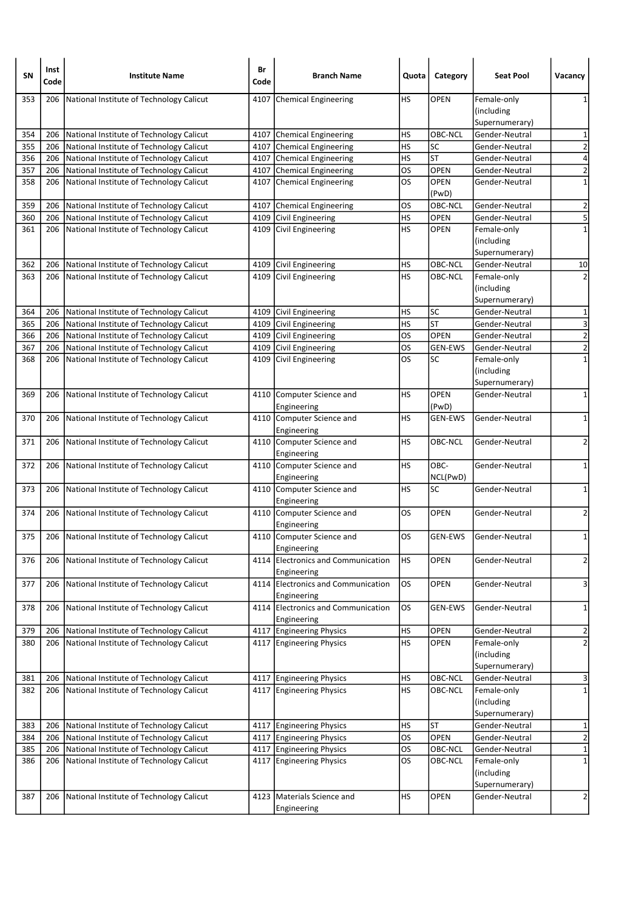| SN | Inst Code | Institute Name | Br Code | Branch Name | Quota | Category | Seat Pool | Vacancy |
|---|---|---|---|---|---|---|---|---|
| 353 | 206 | National Institute of Technology Calicut | 4107 | Chemical Engineering | HS | OPEN | Female-only (including Supernumerary) | 1 |
| 354 | 206 | National Institute of Technology Calicut | 4107 | Chemical Engineering | HS | OBC-NCL | Gender-Neutral | 1 |
| 355 | 206 | National Institute of Technology Calicut | 4107 | Chemical Engineering | HS | SC | Gender-Neutral | 2 |
| 356 | 206 | National Institute of Technology Calicut | 4107 | Chemical Engineering | HS | ST | Gender-Neutral | 4 |
| 357 | 206 | National Institute of Technology Calicut | 4107 | Chemical Engineering | OS | OPEN | Gender-Neutral | 2 |
| 358 | 206 | National Institute of Technology Calicut | 4107 | Chemical Engineering | OS | OPEN (PwD) | Gender-Neutral | 1 |
| 359 | 206 | National Institute of Technology Calicut | 4107 | Chemical Engineering | OS | OBC-NCL | Gender-Neutral | 2 |
| 360 | 206 | National Institute of Technology Calicut | 4109 | Civil Engineering | HS | OPEN | Gender-Neutral | 5 |
| 361 | 206 | National Institute of Technology Calicut | 4109 | Civil Engineering | HS | OPEN | Female-only (including Supernumerary) | 1 |
| 362 | 206 | National Institute of Technology Calicut | 4109 | Civil Engineering | HS | OBC-NCL | Gender-Neutral | 10 |
| 363 | 206 | National Institute of Technology Calicut | 4109 | Civil Engineering | HS | OBC-NCL | Female-only (including Supernumerary) | 2 |
| 364 | 206 | National Institute of Technology Calicut | 4109 | Civil Engineering | HS | SC | Gender-Neutral | 1 |
| 365 | 206 | National Institute of Technology Calicut | 4109 | Civil Engineering | HS | ST | Gender-Neutral | 3 |
| 366 | 206 | National Institute of Technology Calicut | 4109 | Civil Engineering | OS | OPEN | Gender-Neutral | 2 |
| 367 | 206 | National Institute of Technology Calicut | 4109 | Civil Engineering | OS | GEN-EWS | Gender-Neutral | 2 |
| 368 | 206 | National Institute of Technology Calicut | 4109 | Civil Engineering | OS | SC | Female-only (including Supernumerary) | 1 |
| 369 | 206 | National Institute of Technology Calicut | 4110 | Computer Science and Engineering | HS | OPEN (PwD) | Gender-Neutral | 1 |
| 370 | 206 | National Institute of Technology Calicut | 4110 | Computer Science and Engineering | HS | GEN-EWS | Gender-Neutral | 1 |
| 371 | 206 | National Institute of Technology Calicut | 4110 | Computer Science and Engineering | HS | OBC-NCL | Gender-Neutral | 2 |
| 372 | 206 | National Institute of Technology Calicut | 4110 | Computer Science and Engineering | HS | OBC-NCL(PwD) | Gender-Neutral | 1 |
| 373 | 206 | National Institute of Technology Calicut | 4110 | Computer Science and Engineering | HS | SC | Gender-Neutral | 1 |
| 374 | 206 | National Institute of Technology Calicut | 4110 | Computer Science and Engineering | OS | OPEN | Gender-Neutral | 2 |
| 375 | 206 | National Institute of Technology Calicut | 4110 | Computer Science and Engineering | OS | GEN-EWS | Gender-Neutral | 1 |
| 376 | 206 | National Institute of Technology Calicut | 4114 | Electronics and Communication Engineering | HS | OPEN | Gender-Neutral | 2 |
| 377 | 206 | National Institute of Technology Calicut | 4114 | Electronics and Communication Engineering | OS | OPEN | Gender-Neutral | 3 |
| 378 | 206 | National Institute of Technology Calicut | 4114 | Electronics and Communication Engineering | OS | GEN-EWS | Gender-Neutral | 1 |
| 379 | 206 | National Institute of Technology Calicut | 4117 | Engineering Physics | HS | OPEN | Gender-Neutral | 2 |
| 380 | 206 | National Institute of Technology Calicut | 4117 | Engineering Physics | HS | OPEN | Female-only (including Supernumerary) | 2 |
| 381 | 206 | National Institute of Technology Calicut | 4117 | Engineering Physics | HS | OBC-NCL | Gender-Neutral | 3 |
| 382 | 206 | National Institute of Technology Calicut | 4117 | Engineering Physics | HS | OBC-NCL | Female-only (including Supernumerary) | 1 |
| 383 | 206 | National Institute of Technology Calicut | 4117 | Engineering Physics | HS | ST | Gender-Neutral | 1 |
| 384 | 206 | National Institute of Technology Calicut | 4117 | Engineering Physics | OS | OPEN | Gender-Neutral | 2 |
| 385 | 206 | National Institute of Technology Calicut | 4117 | Engineering Physics | OS | OBC-NCL | Gender-Neutral | 1 |
| 386 | 206 | National Institute of Technology Calicut | 4117 | Engineering Physics | OS | OBC-NCL | Female-only (including Supernumerary) | 1 |
| 387 | 206 | National Institute of Technology Calicut | 4123 | Materials Science and Engineering | HS | OPEN | Gender-Neutral | 2 |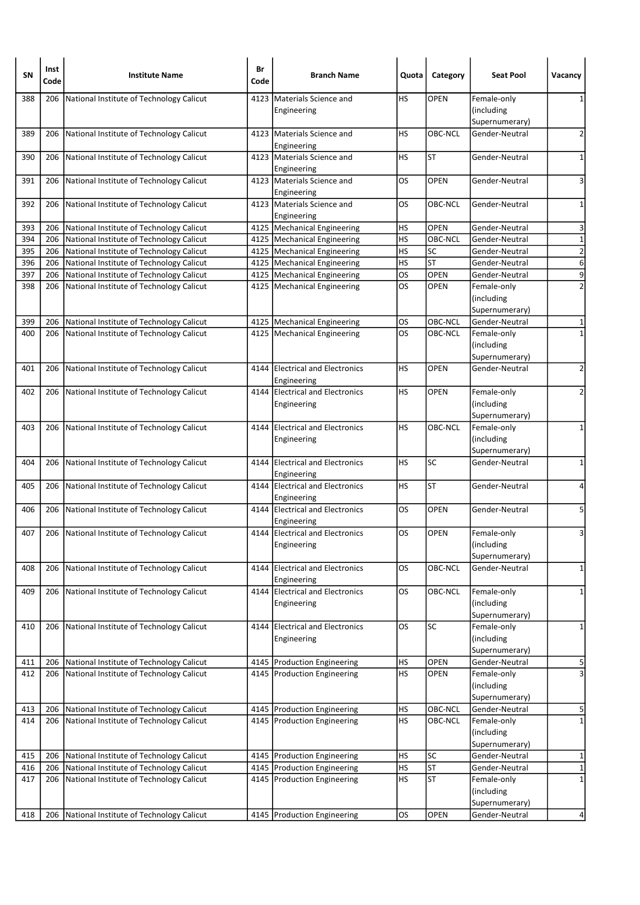| SN | Inst Code | Institute Name | Br Code | Branch Name | Quota | Category | Seat Pool | Vacancy |
|---|---|---|---|---|---|---|---|---|
| 388 | 206 | National Institute of Technology Calicut | 4123 | Materials Science and Engineering | HS | OPEN | Female-only (including Supernumerary) | 1 |
| 389 | 206 | National Institute of Technology Calicut | 4123 | Materials Science and Engineering | HS | OBC-NCL | Gender-Neutral | 2 |
| 390 | 206 | National Institute of Technology Calicut | 4123 | Materials Science and Engineering | HS | ST | Gender-Neutral | 1 |
| 391 | 206 | National Institute of Technology Calicut | 4123 | Materials Science and Engineering | OS | OPEN | Gender-Neutral | 3 |
| 392 | 206 | National Institute of Technology Calicut | 4123 | Materials Science and Engineering | OS | OBC-NCL | Gender-Neutral | 1 |
| 393 | 206 | National Institute of Technology Calicut | 4125 | Mechanical Engineering | HS | OPEN | Gender-Neutral | 3 |
| 394 | 206 | National Institute of Technology Calicut | 4125 | Mechanical Engineering | HS | OBC-NCL | Gender-Neutral | 1 |
| 395 | 206 | National Institute of Technology Calicut | 4125 | Mechanical Engineering | HS | SC | Gender-Neutral | 2 |
| 396 | 206 | National Institute of Technology Calicut | 4125 | Mechanical Engineering | HS | ST | Gender-Neutral | 6 |
| 397 | 206 | National Institute of Technology Calicut | 4125 | Mechanical Engineering | OS | OPEN | Gender-Neutral | 9 |
| 398 | 206 | National Institute of Technology Calicut | 4125 | Mechanical Engineering | OS | OPEN | Female-only (including Supernumerary) | 2 |
| 399 | 206 | National Institute of Technology Calicut | 4125 | Mechanical Engineering | OS | OBC-NCL | Gender-Neutral | 1 |
| 400 | 206 | National Institute of Technology Calicut | 4125 | Mechanical Engineering | OS | OBC-NCL | Female-only (including Supernumerary) | 1 |
| 401 | 206 | National Institute of Technology Calicut | 4144 | Electrical and Electronics Engineering | HS | OPEN | Gender-Neutral | 2 |
| 402 | 206 | National Institute of Technology Calicut | 4144 | Electrical and Electronics Engineering | HS | OPEN | Female-only (including Supernumerary) | 2 |
| 403 | 206 | National Institute of Technology Calicut | 4144 | Electrical and Electronics Engineering | HS | OBC-NCL | Female-only (including Supernumerary) | 1 |
| 404 | 206 | National Institute of Technology Calicut | 4144 | Electrical and Electronics Engineering | HS | SC | Gender-Neutral | 1 |
| 405 | 206 | National Institute of Technology Calicut | 4144 | Electrical and Electronics Engineering | HS | ST | Gender-Neutral | 4 |
| 406 | 206 | National Institute of Technology Calicut | 4144 | Electrical and Electronics Engineering | OS | OPEN | Gender-Neutral | 5 |
| 407 | 206 | National Institute of Technology Calicut | 4144 | Electrical and Electronics Engineering | OS | OPEN | Female-only (including Supernumerary) | 3 |
| 408 | 206 | National Institute of Technology Calicut | 4144 | Electrical and Electronics Engineering | OS | OBC-NCL | Gender-Neutral | 1 |
| 409 | 206 | National Institute of Technology Calicut | 4144 | Electrical and Electronics Engineering | OS | OBC-NCL | Female-only (including Supernumerary) | 1 |
| 410 | 206 | National Institute of Technology Calicut | 4144 | Electrical and Electronics Engineering | OS | SC | Female-only (including Supernumerary) | 1 |
| 411 | 206 | National Institute of Technology Calicut | 4145 | Production Engineering | HS | OPEN | Gender-Neutral | 5 |
| 412 | 206 | National Institute of Technology Calicut | 4145 | Production Engineering | HS | OPEN | Female-only (including Supernumerary) | 3 |
| 413 | 206 | National Institute of Technology Calicut | 4145 | Production Engineering | HS | OBC-NCL | Gender-Neutral | 5 |
| 414 | 206 | National Institute of Technology Calicut | 4145 | Production Engineering | HS | OBC-NCL | Female-only (including Supernumerary) | 1 |
| 415 | 206 | National Institute of Technology Calicut | 4145 | Production Engineering | HS | SC | Gender-Neutral | 1 |
| 416 | 206 | National Institute of Technology Calicut | 4145 | Production Engineering | HS | ST | Gender-Neutral | 1 |
| 417 | 206 | National Institute of Technology Calicut | 4145 | Production Engineering | HS | ST | Female-only (including Supernumerary) | 1 |
| 418 | 206 | National Institute of Technology Calicut | 4145 | Production Engineering | OS | OPEN | Gender-Neutral | 4 |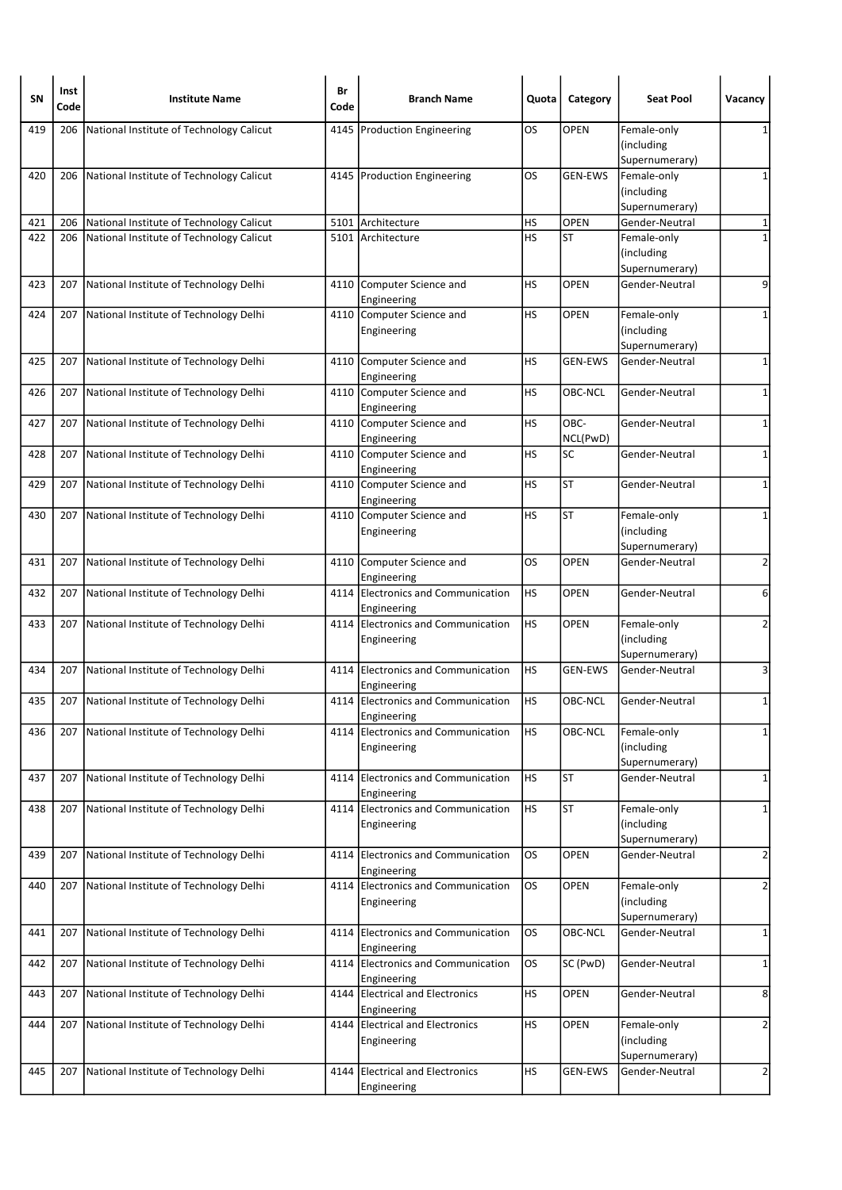| SN | Inst Code | Institute Name | Br Code | Branch Name | Quota | Category | Seat Pool | Vacancy |
|---|---|---|---|---|---|---|---|---|
| 419 | 206 | National Institute of Technology Calicut | 4145 | Production Engineering | OS | OPEN | Female-only (including Supernumerary) | 1 |
| 420 | 206 | National Institute of Technology Calicut | 4145 | Production Engineering | OS | GEN-EWS | Female-only (including Supernumerary) | 1 |
| 421 | 206 | National Institute of Technology Calicut | 5101 | Architecture | HS | OPEN | Gender-Neutral | 1 |
| 422 | 206 | National Institute of Technology Calicut | 5101 | Architecture | HS | ST | Female-only (including Supernumerary) | 1 |
| 423 | 207 | National Institute of Technology Delhi | 4110 | Computer Science and Engineering | HS | OPEN | Gender-Neutral | 9 |
| 424 | 207 | National Institute of Technology Delhi | 4110 | Computer Science and Engineering | HS | OPEN | Female-only (including Supernumerary) | 1 |
| 425 | 207 | National Institute of Technology Delhi | 4110 | Computer Science and Engineering | HS | GEN-EWS | Gender-Neutral | 1 |
| 426 | 207 | National Institute of Technology Delhi | 4110 | Computer Science and Engineering | HS | OBC-NCL | Gender-Neutral | 1 |
| 427 | 207 | National Institute of Technology Delhi | 4110 | Computer Science and Engineering | HS | OBC-NCL(PwD) | Gender-Neutral | 1 |
| 428 | 207 | National Institute of Technology Delhi | 4110 | Computer Science and Engineering | HS | SC | Gender-Neutral | 1 |
| 429 | 207 | National Institute of Technology Delhi | 4110 | Computer Science and Engineering | HS | ST | Gender-Neutral | 1 |
| 430 | 207 | National Institute of Technology Delhi | 4110 | Computer Science and Engineering | HS | ST | Female-only (including Supernumerary) | 1 |
| 431 | 207 | National Institute of Technology Delhi | 4110 | Computer Science and Engineering | OS | OPEN | Gender-Neutral | 2 |
| 432 | 207 | National Institute of Technology Delhi | 4114 | Electronics and Communication Engineering | HS | OPEN | Gender-Neutral | 6 |
| 433 | 207 | National Institute of Technology Delhi | 4114 | Electronics and Communication Engineering | HS | OPEN | Female-only (including Supernumerary) | 2 |
| 434 | 207 | National Institute of Technology Delhi | 4114 | Electronics and Communication Engineering | HS | GEN-EWS | Gender-Neutral | 3 |
| 435 | 207 | National Institute of Technology Delhi | 4114 | Electronics and Communication Engineering | HS | OBC-NCL | Gender-Neutral | 1 |
| 436 | 207 | National Institute of Technology Delhi | 4114 | Electronics and Communication Engineering | HS | OBC-NCL | Female-only (including Supernumerary) | 1 |
| 437 | 207 | National Institute of Technology Delhi | 4114 | Electronics and Communication Engineering | HS | ST | Gender-Neutral | 1 |
| 438 | 207 | National Institute of Technology Delhi | 4114 | Electronics and Communication Engineering | HS | ST | Female-only (including Supernumerary) | 1 |
| 439 | 207 | National Institute of Technology Delhi | 4114 | Electronics and Communication Engineering | OS | OPEN | Gender-Neutral | 2 |
| 440 | 207 | National Institute of Technology Delhi | 4114 | Electronics and Communication Engineering | OS | OPEN | Female-only (including Supernumerary) | 2 |
| 441 | 207 | National Institute of Technology Delhi | 4114 | Electronics and Communication Engineering | OS | OBC-NCL | Gender-Neutral | 1 |
| 442 | 207 | National Institute of Technology Delhi | 4114 | Electronics and Communication Engineering | OS | SC (PwD) | Gender-Neutral | 1 |
| 443 | 207 | National Institute of Technology Delhi | 4144 | Electrical and Electronics Engineering | HS | OPEN | Gender-Neutral | 8 |
| 444 | 207 | National Institute of Technology Delhi | 4144 | Electrical and Electronics Engineering | HS | OPEN | Female-only (including Supernumerary) | 2 |
| 445 | 207 | National Institute of Technology Delhi | 4144 | Electrical and Electronics Engineering | HS | GEN-EWS | Gender-Neutral | 2 |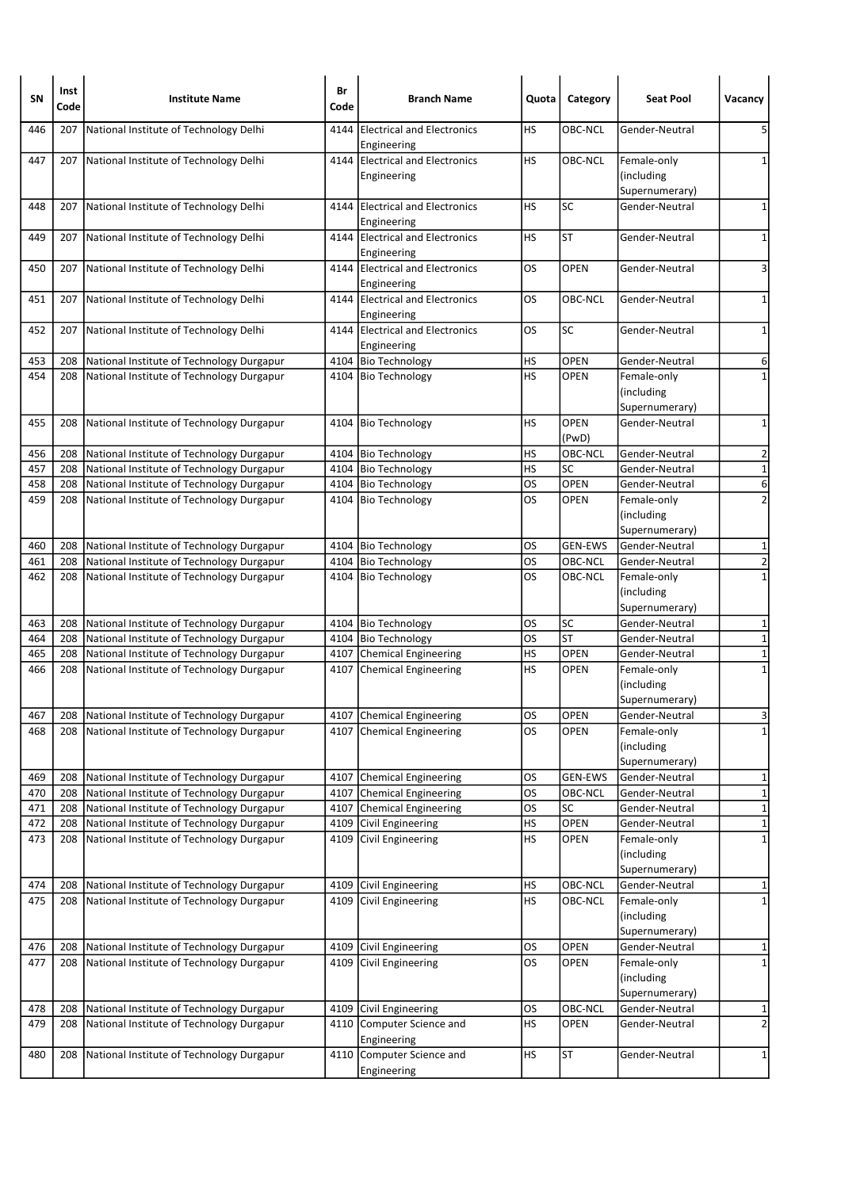| SN | Inst Code | Institute Name | Br Code | Branch Name | Quota | Category | Seat Pool | Vacancy |
|---|---|---|---|---|---|---|---|---|
| 446 | 207 | National Institute of Technology Delhi | 4144 | Electrical and Electronics Engineering | HS | OBC-NCL | Gender-Neutral | 5 |
| 447 | 207 | National Institute of Technology Delhi | 4144 | Electrical and Electronics Engineering | HS | OBC-NCL | Female-only (including Supernumerary) | 1 |
| 448 | 207 | National Institute of Technology Delhi | 4144 | Electrical and Electronics Engineering | HS | SC | Gender-Neutral | 1 |
| 449 | 207 | National Institute of Technology Delhi | 4144 | Electrical and Electronics Engineering | HS | ST | Gender-Neutral | 1 |
| 450 | 207 | National Institute of Technology Delhi | 4144 | Electrical and Electronics Engineering | OS | OPEN | Gender-Neutral | 3 |
| 451 | 207 | National Institute of Technology Delhi | 4144 | Electrical and Electronics Engineering | OS | OBC-NCL | Gender-Neutral | 1 |
| 452 | 207 | National Institute of Technology Delhi | 4144 | Electrical and Electronics Engineering | OS | SC | Gender-Neutral | 1 |
| 453 | 208 | National Institute of Technology Durgapur | 4104 | Bio Technology | HS | OPEN | Gender-Neutral | 6 |
| 454 | 208 | National Institute of Technology Durgapur | 4104 | Bio Technology | HS | OPEN | Female-only (including Supernumerary) | 1 |
| 455 | 208 | National Institute of Technology Durgapur | 4104 | Bio Technology | HS | OPEN (PwD) | Gender-Neutral | 1 |
| 456 | 208 | National Institute of Technology Durgapur | 4104 | Bio Technology | HS | OBC-NCL | Gender-Neutral | 2 |
| 457 | 208 | National Institute of Technology Durgapur | 4104 | Bio Technology | HS | SC | Gender-Neutral | 1 |
| 458 | 208 | National Institute of Technology Durgapur | 4104 | Bio Technology | OS | OPEN | Gender-Neutral | 6 |
| 459 | 208 | National Institute of Technology Durgapur | 4104 | Bio Technology | OS | OPEN | Female-only (including Supernumerary) | 2 |
| 460 | 208 | National Institute of Technology Durgapur | 4104 | Bio Technology | OS | GEN-EWS | Gender-Neutral | 1 |
| 461 | 208 | National Institute of Technology Durgapur | 4104 | Bio Technology | OS | OBC-NCL | Gender-Neutral | 2 |
| 462 | 208 | National Institute of Technology Durgapur | 4104 | Bio Technology | OS | OBC-NCL | Female-only (including Supernumerary) | 1 |
| 463 | 208 | National Institute of Technology Durgapur | 4104 | Bio Technology | OS | SC | Gender-Neutral | 1 |
| 464 | 208 | National Institute of Technology Durgapur | 4104 | Bio Technology | OS | ST | Gender-Neutral | 1 |
| 465 | 208 | National Institute of Technology Durgapur | 4107 | Chemical Engineering | HS | OPEN | Gender-Neutral | 1 |
| 466 | 208 | National Institute of Technology Durgapur | 4107 | Chemical Engineering | HS | OPEN | Female-only (including Supernumerary) | 1 |
| 467 | 208 | National Institute of Technology Durgapur | 4107 | Chemical Engineering | OS | OPEN | Gender-Neutral | 3 |
| 468 | 208 | National Institute of Technology Durgapur | 4107 | Chemical Engineering | OS | OPEN | Female-only (including Supernumerary) | 1 |
| 469 | 208 | National Institute of Technology Durgapur | 4107 | Chemical Engineering | OS | GEN-EWS | Gender-Neutral | 1 |
| 470 | 208 | National Institute of Technology Durgapur | 4107 | Chemical Engineering | OS | OBC-NCL | Gender-Neutral | 1 |
| 471 | 208 | National Institute of Technology Durgapur | 4107 | Chemical Engineering | OS | SC | Gender-Neutral | 1 |
| 472 | 208 | National Institute of Technology Durgapur | 4109 | Civil Engineering | HS | OPEN | Gender-Neutral | 1 |
| 473 | 208 | National Institute of Technology Durgapur | 4109 | Civil Engineering | HS | OPEN | Female-only (including Supernumerary) | 1 |
| 474 | 208 | National Institute of Technology Durgapur | 4109 | Civil Engineering | HS | OBC-NCL | Gender-Neutral | 1 |
| 475 | 208 | National Institute of Technology Durgapur | 4109 | Civil Engineering | HS | OBC-NCL | Female-only (including Supernumerary) | 1 |
| 476 | 208 | National Institute of Technology Durgapur | 4109 | Civil Engineering | OS | OPEN | Gender-Neutral | 1 |
| 477 | 208 | National Institute of Technology Durgapur | 4109 | Civil Engineering | OS | OPEN | Female-only (including Supernumerary) | 1 |
| 478 | 208 | National Institute of Technology Durgapur | 4109 | Civil Engineering | OS | OBC-NCL | Gender-Neutral | 1 |
| 479 | 208 | National Institute of Technology Durgapur | 4110 | Computer Science and Engineering | HS | OPEN | Gender-Neutral | 2 |
| 480 | 208 | National Institute of Technology Durgapur | 4110 | Computer Science and Engineering | HS | ST | Gender-Neutral | 1 |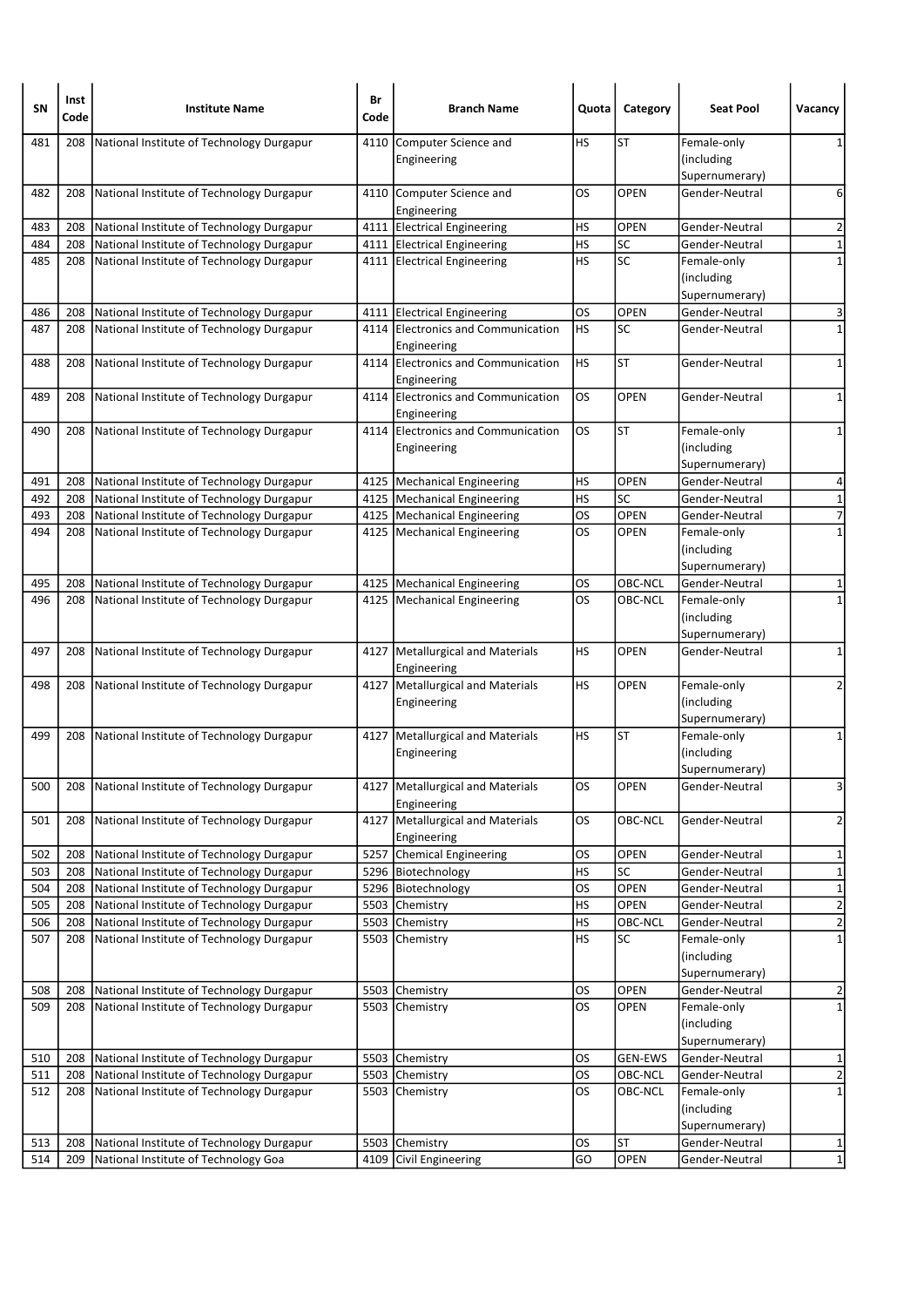| SN | Inst Code | Institute Name | Br Code | Branch Name | Quota | Category | Seat Pool | Vacancy |
|---|---|---|---|---|---|---|---|---|
| 481 | 208 | National Institute of Technology Durgapur | 4110 | Computer Science and Engineering | HS | ST | Female-only (including Supernumerary) | 1 |
| 482 | 208 | National Institute of Technology Durgapur | 4110 | Computer Science and Engineering | OS | OPEN | Gender-Neutral | 6 |
| 483 | 208 | National Institute of Technology Durgapur | 4111 | Electrical Engineering | HS | OPEN | Gender-Neutral | 2 |
| 484 | 208 | National Institute of Technology Durgapur | 4111 | Electrical Engineering | HS | SC | Gender-Neutral | 1 |
| 485 | 208 | National Institute of Technology Durgapur | 4111 | Electrical Engineering | HS | SC | Female-only (including Supernumerary) | 1 |
| 486 | 208 | National Institute of Technology Durgapur | 4111 | Electrical Engineering | OS | OPEN | Gender-Neutral | 3 |
| 487 | 208 | National Institute of Technology Durgapur | 4114 | Electronics and Communication Engineering | HS | SC | Gender-Neutral | 1 |
| 488 | 208 | National Institute of Technology Durgapur | 4114 | Electronics and Communication Engineering | HS | ST | Gender-Neutral | 1 |
| 489 | 208 | National Institute of Technology Durgapur | 4114 | Electronics and Communication Engineering | OS | OPEN | Gender-Neutral | 1 |
| 490 | 208 | National Institute of Technology Durgapur | 4114 | Electronics and Communication Engineering | OS | ST | Female-only (including Supernumerary) | 1 |
| 491 | 208 | National Institute of Technology Durgapur | 4125 | Mechanical Engineering | HS | OPEN | Gender-Neutral | 4 |
| 492 | 208 | National Institute of Technology Durgapur | 4125 | Mechanical Engineering | HS | SC | Gender-Neutral | 1 |
| 493 | 208 | National Institute of Technology Durgapur | 4125 | Mechanical Engineering | OS | OPEN | Gender-Neutral | 7 |
| 494 | 208 | National Institute of Technology Durgapur | 4125 | Mechanical Engineering | OS | OPEN | Female-only (including Supernumerary) | 1 |
| 495 | 208 | National Institute of Technology Durgapur | 4125 | Mechanical Engineering | OS | OBC-NCL | Gender-Neutral | 1 |
| 496 | 208 | National Institute of Technology Durgapur | 4125 | Mechanical Engineering | OS | OBC-NCL | Female-only (including Supernumerary) | 1 |
| 497 | 208 | National Institute of Technology Durgapur | 4127 | Metallurgical and Materials Engineering | HS | OPEN | Gender-Neutral | 1 |
| 498 | 208 | National Institute of Technology Durgapur | 4127 | Metallurgical and Materials Engineering | HS | OPEN | Female-only (including Supernumerary) | 2 |
| 499 | 208 | National Institute of Technology Durgapur | 4127 | Metallurgical and Materials Engineering | HS | ST | Female-only (including Supernumerary) | 1 |
| 500 | 208 | National Institute of Technology Durgapur | 4127 | Metallurgical and Materials Engineering | OS | OPEN | Gender-Neutral | 3 |
| 501 | 208 | National Institute of Technology Durgapur | 4127 | Metallurgical and Materials Engineering | OS | OBC-NCL | Gender-Neutral | 2 |
| 502 | 208 | National Institute of Technology Durgapur | 5257 | Chemical Engineering | OS | OPEN | Gender-Neutral | 1 |
| 503 | 208 | National Institute of Technology Durgapur | 5296 | Biotechnology | HS | SC | Gender-Neutral | 1 |
| 504 | 208 | National Institute of Technology Durgapur | 5296 | Biotechnology | OS | OPEN | Gender-Neutral | 1 |
| 505 | 208 | National Institute of Technology Durgapur | 5503 | Chemistry | HS | OPEN | Gender-Neutral | 2 |
| 506 | 208 | National Institute of Technology Durgapur | 5503 | Chemistry | HS | OBC-NCL | Gender-Neutral | 2 |
| 507 | 208 | National Institute of Technology Durgapur | 5503 | Chemistry | HS | SC | Female-only (including Supernumerary) | 1 |
| 508 | 208 | National Institute of Technology Durgapur | 5503 | Chemistry | OS | OPEN | Gender-Neutral | 2 |
| 509 | 208 | National Institute of Technology Durgapur | 5503 | Chemistry | OS | OPEN | Female-only (including Supernumerary) | 1 |
| 510 | 208 | National Institute of Technology Durgapur | 5503 | Chemistry | OS | GEN-EWS | Gender-Neutral | 1 |
| 511 | 208 | National Institute of Technology Durgapur | 5503 | Chemistry | OS | OBC-NCL | Gender-Neutral | 2 |
| 512 | 208 | National Institute of Technology Durgapur | 5503 | Chemistry | OS | OBC-NCL | Female-only (including Supernumerary) | 1 |
| 513 | 208 | National Institute of Technology Durgapur | 5503 | Chemistry | OS | ST | Gender-Neutral | 1 |
| 514 | 209 | National Institute of Technology Goa | 4109 | Civil Engineering | GO | OPEN | Gender-Neutral | 1 |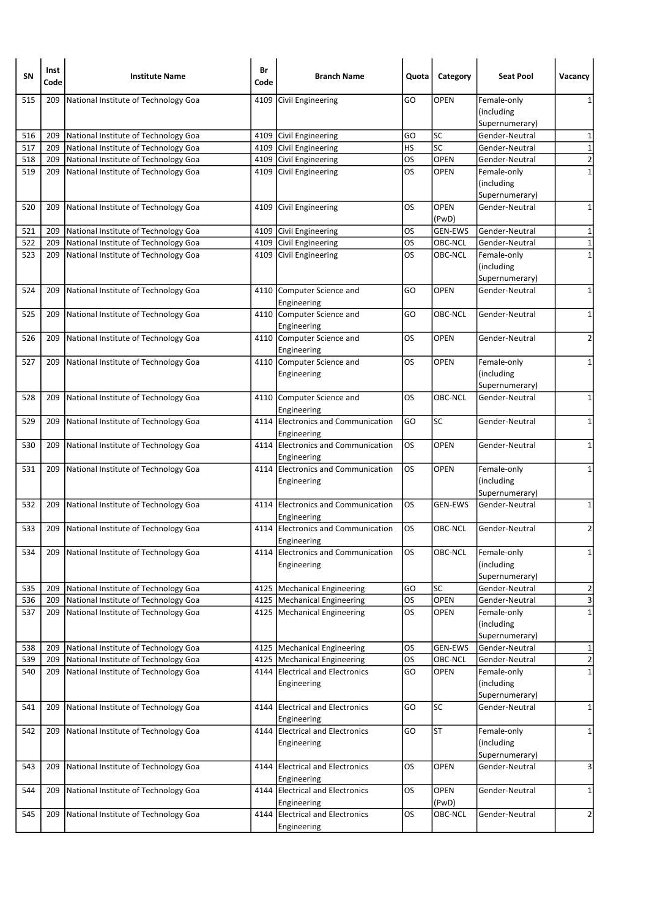| SN | Inst Code | Institute Name | Br Code | Branch Name | Quota | Category | Seat Pool | Vacancy |
|---|---|---|---|---|---|---|---|---|
| 515 | 209 | National Institute of Technology Goa | 4109 | Civil Engineering | GO | OPEN | Female-only (including Supernumerary) | 1 |
| 516 | 209 | National Institute of Technology Goa | 4109 | Civil Engineering | GO | SC | Gender-Neutral | 1 |
| 517 | 209 | National Institute of Technology Goa | 4109 | Civil Engineering | HS | SC | Gender-Neutral | 1 |
| 518 | 209 | National Institute of Technology Goa | 4109 | Civil Engineering | OS | OPEN | Gender-Neutral | 2 |
| 519 | 209 | National Institute of Technology Goa | 4109 | Civil Engineering | OS | OPEN | Female-only (including Supernumerary) | 1 |
| 520 | 209 | National Institute of Technology Goa | 4109 | Civil Engineering | OS | OPEN (PwD) | Gender-Neutral | 1 |
| 521 | 209 | National Institute of Technology Goa | 4109 | Civil Engineering | OS | GEN-EWS | Gender-Neutral | 1 |
| 522 | 209 | National Institute of Technology Goa | 4109 | Civil Engineering | OS | OBC-NCL | Gender-Neutral | 1 |
| 523 | 209 | National Institute of Technology Goa | 4109 | Civil Engineering | OS | OBC-NCL | Female-only (including Supernumerary) | 1 |
| 524 | 209 | National Institute of Technology Goa | 4110 | Computer Science and Engineering | GO | OPEN | Gender-Neutral | 1 |
| 525 | 209 | National Institute of Technology Goa | 4110 | Computer Science and Engineering | GO | OBC-NCL | Gender-Neutral | 1 |
| 526 | 209 | National Institute of Technology Goa | 4110 | Computer Science and Engineering | OS | OPEN | Gender-Neutral | 2 |
| 527 | 209 | National Institute of Technology Goa | 4110 | Computer Science and Engineering | OS | OPEN | Female-only (including Supernumerary) | 1 |
| 528 | 209 | National Institute of Technology Goa | 4110 | Computer Science and Engineering | OS | OBC-NCL | Gender-Neutral | 1 |
| 529 | 209 | National Institute of Technology Goa | 4114 | Electronics and Communication Engineering | GO | SC | Gender-Neutral | 1 |
| 530 | 209 | National Institute of Technology Goa | 4114 | Electronics and Communication Engineering | OS | OPEN | Gender-Neutral | 1 |
| 531 | 209 | National Institute of Technology Goa | 4114 | Electronics and Communication Engineering | OS | OPEN | Female-only (including Supernumerary) | 1 |
| 532 | 209 | National Institute of Technology Goa | 4114 | Electronics and Communication Engineering | OS | GEN-EWS | Gender-Neutral | 1 |
| 533 | 209 | National Institute of Technology Goa | 4114 | Electronics and Communication Engineering | OS | OBC-NCL | Gender-Neutral | 2 |
| 534 | 209 | National Institute of Technology Goa | 4114 | Electronics and Communication Engineering | OS | OBC-NCL | Female-only (including Supernumerary) | 1 |
| 535 | 209 | National Institute of Technology Goa | 4125 | Mechanical Engineering | GO | SC | Gender-Neutral | 2 |
| 536 | 209 | National Institute of Technology Goa | 4125 | Mechanical Engineering | OS | OPEN | Gender-Neutral | 3 |
| 537 | 209 | National Institute of Technology Goa | 4125 | Mechanical Engineering | OS | OPEN | Female-only (including Supernumerary) | 1 |
| 538 | 209 | National Institute of Technology Goa | 4125 | Mechanical Engineering | OS | GEN-EWS | Gender-Neutral | 1 |
| 539 | 209 | National Institute of Technology Goa | 4125 | Mechanical Engineering | OS | OBC-NCL | Gender-Neutral | 2 |
| 540 | 209 | National Institute of Technology Goa | 4144 | Electrical and Electronics Engineering | GO | OPEN | Female-only (including Supernumerary) | 1 |
| 541 | 209 | National Institute of Technology Goa | 4144 | Electrical and Electronics Engineering | GO | SC | Gender-Neutral | 1 |
| 542 | 209 | National Institute of Technology Goa | 4144 | Electrical and Electronics Engineering | GO | ST | Female-only (including Supernumerary) | 1 |
| 543 | 209 | National Institute of Technology Goa | 4144 | Electrical and Electronics Engineering | OS | OPEN | Gender-Neutral | 3 |
| 544 | 209 | National Institute of Technology Goa | 4144 | Electrical and Electronics Engineering | OS | OPEN (PwD) | Gender-Neutral | 1 |
| 545 | 209 | National Institute of Technology Goa | 4144 | Electrical and Electronics Engineering | OS | OBC-NCL | Gender-Neutral | 2 |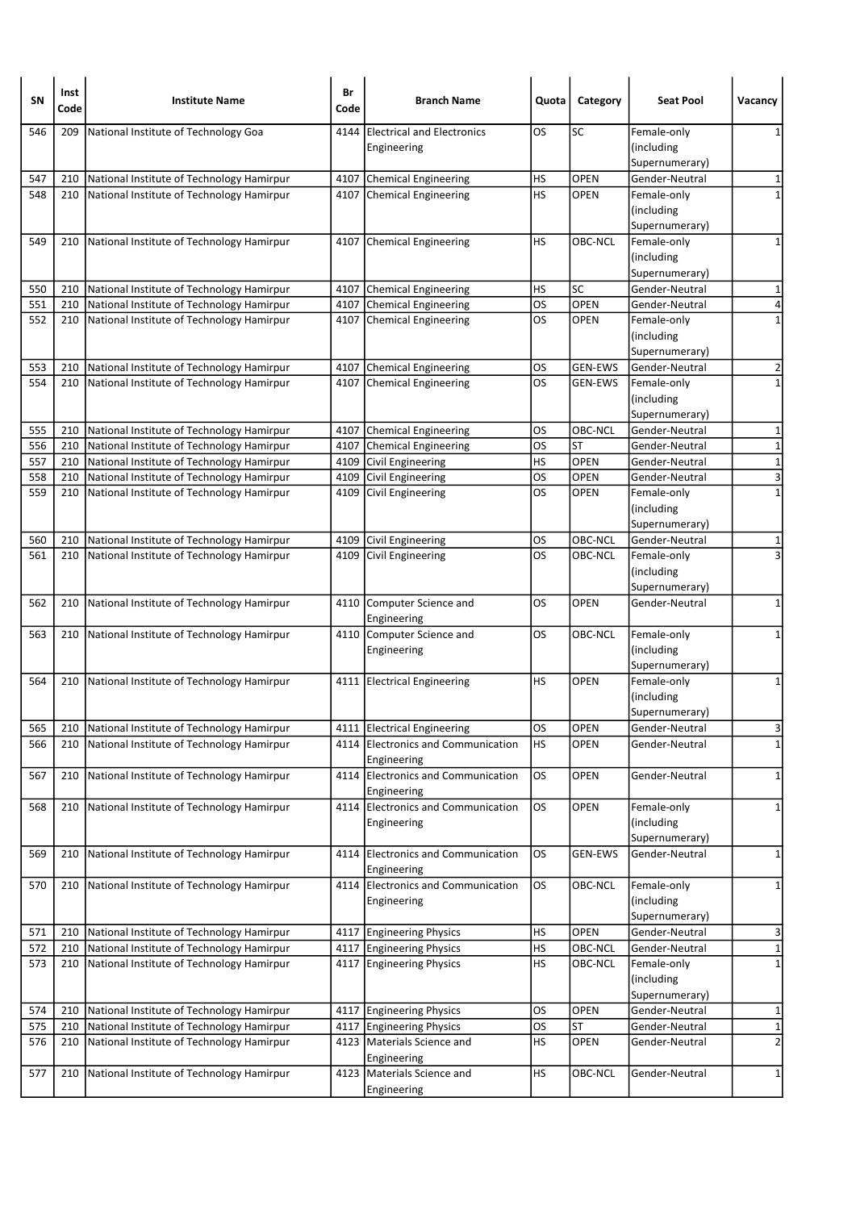| SN | Inst Code | Institute Name | Br Code | Branch Name | Quota | Category | Seat Pool | Vacancy |
|---|---|---|---|---|---|---|---|---|
| 546 | 209 | National Institute of Technology Goa | 4144 | Electrical and Electronics Engineering | OS | SC | Female-only (including Supernumerary) | 1 |
| 547 | 210 | National Institute of Technology Hamirpur | 4107 | Chemical Engineering | HS | OPEN | Gender-Neutral | 1 |
| 548 | 210 | National Institute of Technology Hamirpur | 4107 | Chemical Engineering | HS | OPEN | Female-only (including Supernumerary) | 1 |
| 549 | 210 | National Institute of Technology Hamirpur | 4107 | Chemical Engineering | HS | OBC-NCL | Female-only (including Supernumerary) | 1 |
| 550 | 210 | National Institute of Technology Hamirpur | 4107 | Chemical Engineering | HS | SC | Gender-Neutral | 1 |
| 551 | 210 | National Institute of Technology Hamirpur | 4107 | Chemical Engineering | OS | OPEN | Gender-Neutral | 4 |
| 552 | 210 | National Institute of Technology Hamirpur | 4107 | Chemical Engineering | OS | OPEN | Female-only (including Supernumerary) | 1 |
| 553 | 210 | National Institute of Technology Hamirpur | 4107 | Chemical Engineering | OS | GEN-EWS | Gender-Neutral | 2 |
| 554 | 210 | National Institute of Technology Hamirpur | 4107 | Chemical Engineering | OS | GEN-EWS | Female-only (including Supernumerary) | 1 |
| 555 | 210 | National Institute of Technology Hamirpur | 4107 | Chemical Engineering | OS | OBC-NCL | Gender-Neutral | 1 |
| 556 | 210 | National Institute of Technology Hamirpur | 4107 | Chemical Engineering | OS | ST | Gender-Neutral | 1 |
| 557 | 210 | National Institute of Technology Hamirpur | 4109 | Civil Engineering | HS | OPEN | Gender-Neutral | 1 |
| 558 | 210 | National Institute of Technology Hamirpur | 4109 | Civil Engineering | OS | OPEN | Gender-Neutral | 3 |
| 559 | 210 | National Institute of Technology Hamirpur | 4109 | Civil Engineering | OS | OPEN | Female-only (including Supernumerary) | 1 |
| 560 | 210 | National Institute of Technology Hamirpur | 4109 | Civil Engineering | OS | OBC-NCL | Gender-Neutral | 1 |
| 561 | 210 | National Institute of Technology Hamirpur | 4109 | Civil Engineering | OS | OBC-NCL | Female-only (including Supernumerary) | 3 |
| 562 | 210 | National Institute of Technology Hamirpur | 4110 | Computer Science and Engineering | OS | OPEN | Gender-Neutral | 1 |
| 563 | 210 | National Institute of Technology Hamirpur | 4110 | Computer Science and Engineering | OS | OBC-NCL | Female-only (including Supernumerary) | 1 |
| 564 | 210 | National Institute of Technology Hamirpur | 4111 | Electrical Engineering | HS | OPEN | Female-only (including Supernumerary) | 1 |
| 565 | 210 | National Institute of Technology Hamirpur | 4111 | Electrical Engineering | OS | OPEN | Gender-Neutral | 3 |
| 566 | 210 | National Institute of Technology Hamirpur | 4114 | Electronics and Communication Engineering | HS | OPEN | Gender-Neutral | 1 |
| 567 | 210 | National Institute of Technology Hamirpur | 4114 | Electronics and Communication Engineering | OS | OPEN | Gender-Neutral | 1 |
| 568 | 210 | National Institute of Technology Hamirpur | 4114 | Electronics and Communication Engineering | OS | OPEN | Female-only (including Supernumerary) | 1 |
| 569 | 210 | National Institute of Technology Hamirpur | 4114 | Electronics and Communication Engineering | OS | GEN-EWS | Gender-Neutral | 1 |
| 570 | 210 | National Institute of Technology Hamirpur | 4114 | Electronics and Communication Engineering | OS | OBC-NCL | Female-only (including Supernumerary) | 1 |
| 571 | 210 | National Institute of Technology Hamirpur | 4117 | Engineering Physics | HS | OPEN | Gender-Neutral | 3 |
| 572 | 210 | National Institute of Technology Hamirpur | 4117 | Engineering Physics | HS | OBC-NCL | Gender-Neutral | 1 |
| 573 | 210 | National Institute of Technology Hamirpur | 4117 | Engineering Physics | HS | OBC-NCL | Female-only (including Supernumerary) | 1 |
| 574 | 210 | National Institute of Technology Hamirpur | 4117 | Engineering Physics | OS | OPEN | Gender-Neutral | 1 |
| 575 | 210 | National Institute of Technology Hamirpur | 4117 | Engineering Physics | OS | ST | Gender-Neutral | 1 |
| 576 | 210 | National Institute of Technology Hamirpur | 4123 | Materials Science and Engineering | HS | OPEN | Gender-Neutral | 2 |
| 577 | 210 | National Institute of Technology Hamirpur | 4123 | Materials Science and Engineering | HS | OBC-NCL | Gender-Neutral | 1 |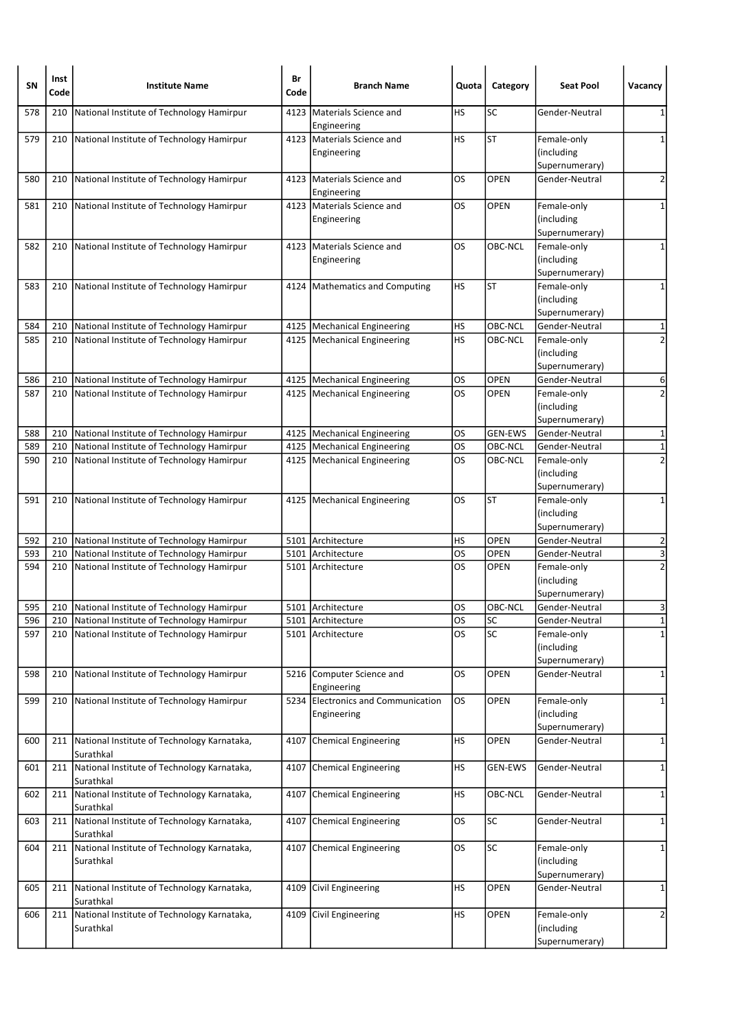| SN | Inst Code | Institute Name | Br Code | Branch Name | Quota | Category | Seat Pool | Vacancy |
|---|---|---|---|---|---|---|---|---|
| 578 | 210 | National Institute of Technology Hamirpur | 4123 | Materials Science and Engineering | HS | SC | Gender-Neutral | 1 |
| 579 | 210 | National Institute of Technology Hamirpur | 4123 | Materials Science and Engineering | HS | ST | Female-only (including Supernumerary) | 1 |
| 580 | 210 | National Institute of Technology Hamirpur | 4123 | Materials Science and Engineering | OS | OPEN | Gender-Neutral | 2 |
| 581 | 210 | National Institute of Technology Hamirpur | 4123 | Materials Science and Engineering | OS | OPEN | Female-only (including Supernumerary) | 1 |
| 582 | 210 | National Institute of Technology Hamirpur | 4123 | Materials Science and Engineering | OS | OBC-NCL | Female-only (including Supernumerary) | 1 |
| 583 | 210 | National Institute of Technology Hamirpur | 4124 | Mathematics and Computing | HS | ST | Female-only (including Supernumerary) | 1 |
| 584 | 210 | National Institute of Technology Hamirpur | 4125 | Mechanical Engineering | HS | OBC-NCL | Gender-Neutral | 1 |
| 585 | 210 | National Institute of Technology Hamirpur | 4125 | Mechanical Engineering | HS | OBC-NCL | Female-only (including Supernumerary) | 2 |
| 586 | 210 | National Institute of Technology Hamirpur | 4125 | Mechanical Engineering | OS | OPEN | Gender-Neutral | 6 |
| 587 | 210 | National Institute of Technology Hamirpur | 4125 | Mechanical Engineering | OS | OPEN | Female-only (including Supernumerary) | 2 |
| 588 | 210 | National Institute of Technology Hamirpur | 4125 | Mechanical Engineering | OS | GEN-EWS | Gender-Neutral | 1 |
| 589 | 210 | National Institute of Technology Hamirpur | 4125 | Mechanical Engineering | OS | OBC-NCL | Gender-Neutral | 1 |
| 590 | 210 | National Institute of Technology Hamirpur | 4125 | Mechanical Engineering | OS | OBC-NCL | Female-only (including Supernumerary) | 2 |
| 591 | 210 | National Institute of Technology Hamirpur | 4125 | Mechanical Engineering | OS | ST | Female-only (including Supernumerary) | 1 |
| 592 | 210 | National Institute of Technology Hamirpur | 5101 | Architecture | HS | OPEN | Gender-Neutral | 2 |
| 593 | 210 | National Institute of Technology Hamirpur | 5101 | Architecture | OS | OPEN | Gender-Neutral | 3 |
| 594 | 210 | National Institute of Technology Hamirpur | 5101 | Architecture | OS | OPEN | Female-only (including Supernumerary) | 2 |
| 595 | 210 | National Institute of Technology Hamirpur | 5101 | Architecture | OS | OBC-NCL | Gender-Neutral | 3 |
| 596 | 210 | National Institute of Technology Hamirpur | 5101 | Architecture | OS | SC | Gender-Neutral | 1 |
| 597 | 210 | National Institute of Technology Hamirpur | 5101 | Architecture | OS | SC | Female-only (including Supernumerary) | 1 |
| 598 | 210 | National Institute of Technology Hamirpur | 5216 | Computer Science and Engineering | OS | OPEN | Gender-Neutral | 1 |
| 599 | 210 | National Institute of Technology Hamirpur | 5234 | Electronics and Communication Engineering | OS | OPEN | Female-only (including Supernumerary) | 1 |
| 600 | 211 | National Institute of Technology Karnataka, Surathkal | 4107 | Chemical Engineering | HS | OPEN | Gender-Neutral | 1 |
| 601 | 211 | National Institute of Technology Karnataka, Surathkal | 4107 | Chemical Engineering | HS | GEN-EWS | Gender-Neutral | 1 |
| 602 | 211 | National Institute of Technology Karnataka, Surathkal | 4107 | Chemical Engineering | HS | OBC-NCL | Gender-Neutral | 1 |
| 603 | 211 | National Institute of Technology Karnataka, Surathkal | 4107 | Chemical Engineering | OS | SC | Gender-Neutral | 1 |
| 604 | 211 | National Institute of Technology Karnataka, Surathkal | 4107 | Chemical Engineering | OS | SC | Female-only (including Supernumerary) | 1 |
| 605 | 211 | National Institute of Technology Karnataka, Surathkal | 4109 | Civil Engineering | HS | OPEN | Gender-Neutral | 1 |
| 606 | 211 | National Institute of Technology Karnataka, Surathkal | 4109 | Civil Engineering | HS | OPEN | Female-only (including Supernumerary) | 2 |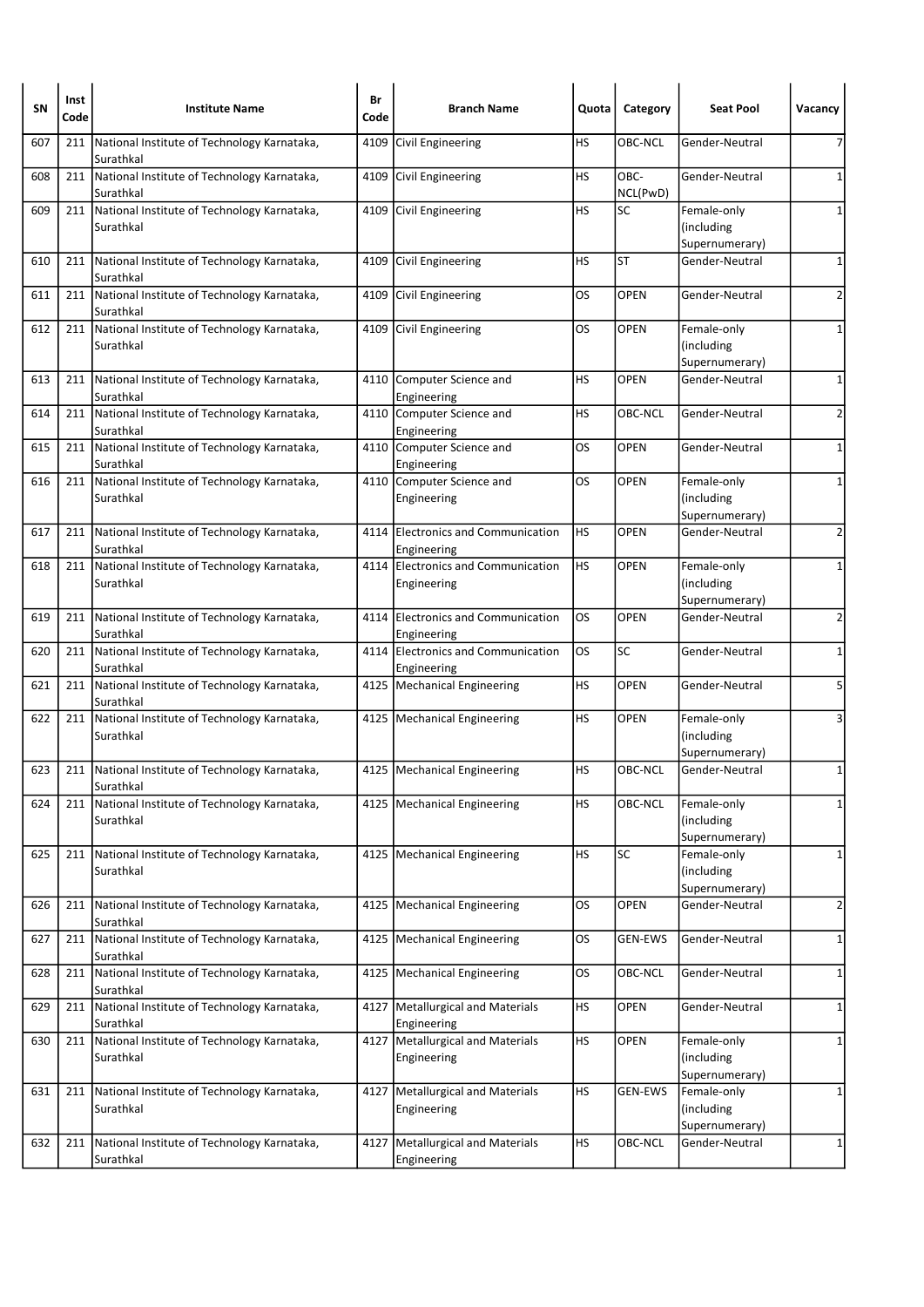| SN | Inst Code | Institute Name | Br Code | Branch Name | Quota | Category | Seat Pool | Vacancy |
|---|---|---|---|---|---|---|---|---|
| 607 | 211 | National Institute of Technology Karnataka, Surathkal | 4109 | Civil Engineering | HS | OBC-NCL | Gender-Neutral | 7 |
| 608 | 211 | National Institute of Technology Karnataka, Surathkal | 4109 | Civil Engineering | HS | OBC-NCL(PwD) | Gender-Neutral | 1 |
| 609 | 211 | National Institute of Technology Karnataka, Surathkal | 4109 | Civil Engineering | HS | SC | Female-only (including Supernumerary) | 1 |
| 610 | 211 | National Institute of Technology Karnataka, Surathkal | 4109 | Civil Engineering | HS | ST | Gender-Neutral | 1 |
| 611 | 211 | National Institute of Technology Karnataka, Surathkal | 4109 | Civil Engineering | OS | OPEN | Gender-Neutral | 2 |
| 612 | 211 | National Institute of Technology Karnataka, Surathkal | 4109 | Civil Engineering | OS | OPEN | Female-only (including Supernumerary) | 1 |
| 613 | 211 | National Institute of Technology Karnataka, Surathkal | 4110 | Computer Science and Engineering | HS | OPEN | Gender-Neutral | 1 |
| 614 | 211 | National Institute of Technology Karnataka, Surathkal | 4110 | Computer Science and Engineering | HS | OBC-NCL | Gender-Neutral | 2 |
| 615 | 211 | National Institute of Technology Karnataka, Surathkal | 4110 | Computer Science and Engineering | OS | OPEN | Gender-Neutral | 1 |
| 616 | 211 | National Institute of Technology Karnataka, Surathkal | 4110 | Computer Science and Engineering | OS | OPEN | Female-only (including Supernumerary) | 1 |
| 617 | 211 | National Institute of Technology Karnataka, Surathkal | 4114 | Electronics and Communication Engineering | HS | OPEN | Gender-Neutral | 2 |
| 618 | 211 | National Institute of Technology Karnataka, Surathkal | 4114 | Electronics and Communication Engineering | HS | OPEN | Female-only (including Supernumerary) | 1 |
| 619 | 211 | National Institute of Technology Karnataka, Surathkal | 4114 | Electronics and Communication Engineering | OS | OPEN | Gender-Neutral | 2 |
| 620 | 211 | National Institute of Technology Karnataka, Surathkal | 4114 | Electronics and Communication Engineering | OS | SC | Gender-Neutral | 1 |
| 621 | 211 | National Institute of Technology Karnataka, Surathkal | 4125 | Mechanical Engineering | HS | OPEN | Gender-Neutral | 5 |
| 622 | 211 | National Institute of Technology Karnataka, Surathkal | 4125 | Mechanical Engineering | HS | OPEN | Female-only (including Supernumerary) | 3 |
| 623 | 211 | National Institute of Technology Karnataka, Surathkal | 4125 | Mechanical Engineering | HS | OBC-NCL | Gender-Neutral | 1 |
| 624 | 211 | National Institute of Technology Karnataka, Surathkal | 4125 | Mechanical Engineering | HS | OBC-NCL | Female-only (including Supernumerary) | 1 |
| 625 | 211 | National Institute of Technology Karnataka, Surathkal | 4125 | Mechanical Engineering | HS | SC | Female-only (including Supernumerary) | 1 |
| 626 | 211 | National Institute of Technology Karnataka, Surathkal | 4125 | Mechanical Engineering | OS | OPEN | Gender-Neutral | 2 |
| 627 | 211 | National Institute of Technology Karnataka, Surathkal | 4125 | Mechanical Engineering | OS | GEN-EWS | Gender-Neutral | 1 |
| 628 | 211 | National Institute of Technology Karnataka, Surathkal | 4125 | Mechanical Engineering | OS | OBC-NCL | Gender-Neutral | 1 |
| 629 | 211 | National Institute of Technology Karnataka, Surathkal | 4127 | Metallurgical and Materials Engineering | HS | OPEN | Gender-Neutral | 1 |
| 630 | 211 | National Institute of Technology Karnataka, Surathkal | 4127 | Metallurgical and Materials Engineering | HS | OPEN | Female-only (including Supernumerary) | 1 |
| 631 | 211 | National Institute of Technology Karnataka, Surathkal | 4127 | Metallurgical and Materials Engineering | HS | GEN-EWS | Female-only (including Supernumerary) | 1 |
| 632 | 211 | National Institute of Technology Karnataka, Surathkal | 4127 | Metallurgical and Materials Engineering | HS | OBC-NCL | Gender-Neutral | 1 |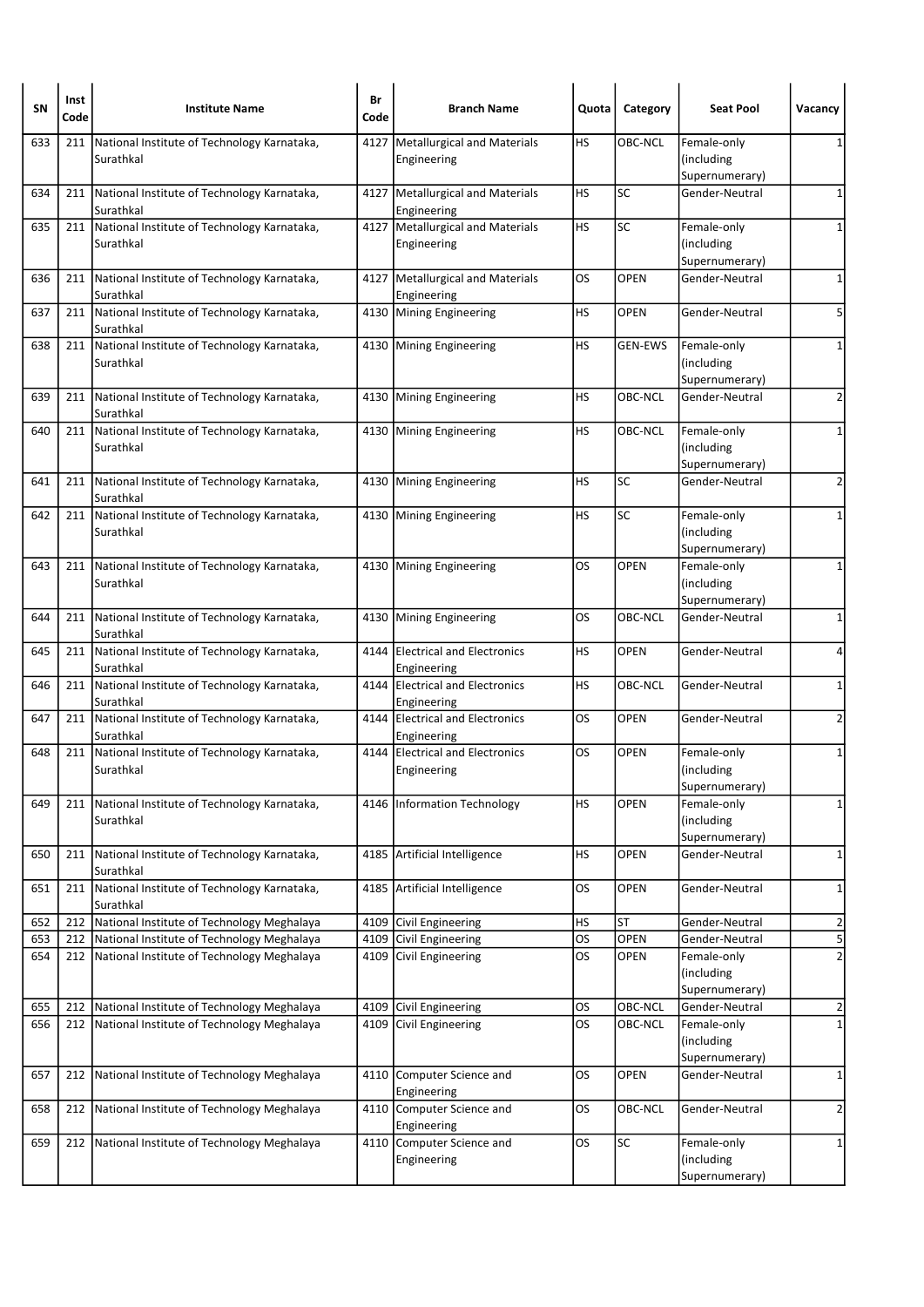| SN | Inst Code | Institute Name | Br Code | Branch Name | Quota | Category | Seat Pool | Vacancy |
|---|---|---|---|---|---|---|---|---|
| 633 | 211 | National Institute of Technology Karnataka, Surathkal | 4127 | Metallurgical and Materials Engineering | HS | OBC-NCL | Female-only (including Supernumerary) | 1 |
| 634 | 211 | National Institute of Technology Karnataka, Surathkal | 4127 | Metallurgical and Materials Engineering | HS | SC | Gender-Neutral | 1 |
| 635 | 211 | National Institute of Technology Karnataka, Surathkal | 4127 | Metallurgical and Materials Engineering | HS | SC | Female-only (including Supernumerary) | 1 |
| 636 | 211 | National Institute of Technology Karnataka, Surathkal | 4127 | Metallurgical and Materials Engineering | OS | OPEN | Gender-Neutral | 1 |
| 637 | 211 | National Institute of Technology Karnataka, Surathkal | 4130 | Mining Engineering | HS | OPEN | Gender-Neutral | 5 |
| 638 | 211 | National Institute of Technology Karnataka, Surathkal | 4130 | Mining Engineering | HS | GEN-EWS | Female-only (including Supernumerary) | 1 |
| 639 | 211 | National Institute of Technology Karnataka, Surathkal | 4130 | Mining Engineering | HS | OBC-NCL | Gender-Neutral | 2 |
| 640 | 211 | National Institute of Technology Karnataka, Surathkal | 4130 | Mining Engineering | HS | OBC-NCL | Female-only (including Supernumerary) | 1 |
| 641 | 211 | National Institute of Technology Karnataka, Surathkal | 4130 | Mining Engineering | HS | SC | Gender-Neutral | 2 |
| 642 | 211 | National Institute of Technology Karnataka, Surathkal | 4130 | Mining Engineering | HS | SC | Female-only (including Supernumerary) | 1 |
| 643 | 211 | National Institute of Technology Karnataka, Surathkal | 4130 | Mining Engineering | OS | OPEN | Female-only (including Supernumerary) | 1 |
| 644 | 211 | National Institute of Technology Karnataka, Surathkal | 4130 | Mining Engineering | OS | OBC-NCL | Gender-Neutral | 1 |
| 645 | 211 | National Institute of Technology Karnataka, Surathkal | 4144 | Electrical and Electronics Engineering | HS | OPEN | Gender-Neutral | 4 |
| 646 | 211 | National Institute of Technology Karnataka, Surathkal | 4144 | Electrical and Electronics Engineering | HS | OBC-NCL | Gender-Neutral | 1 |
| 647 | 211 | National Institute of Technology Karnataka, Surathkal | 4144 | Electrical and Electronics Engineering | OS | OPEN | Gender-Neutral | 2 |
| 648 | 211 | National Institute of Technology Karnataka, Surathkal | 4144 | Electrical and Electronics Engineering | OS | OPEN | Female-only (including Supernumerary) | 1 |
| 649 | 211 | National Institute of Technology Karnataka, Surathkal | 4146 | Information Technology | HS | OPEN | Female-only (including Supernumerary) | 1 |
| 650 | 211 | National Institute of Technology Karnataka, Surathkal | 4185 | Artificial Intelligence | HS | OPEN | Gender-Neutral | 1 |
| 651 | 211 | National Institute of Technology Karnataka, Surathkal | 4185 | Artificial Intelligence | OS | OPEN | Gender-Neutral | 1 |
| 652 | 212 | National Institute of Technology Meghalaya | 4109 | Civil Engineering | HS | ST | Gender-Neutral | 2 |
| 653 | 212 | National Institute of Technology Meghalaya | 4109 | Civil Engineering | OS | OPEN | Gender-Neutral | 5 |
| 654 | 212 | National Institute of Technology Meghalaya | 4109 | Civil Engineering | OS | OPEN | Female-only (including Supernumerary) | 2 |
| 655 | 212 | National Institute of Technology Meghalaya | 4109 | Civil Engineering | OS | OBC-NCL | Gender-Neutral | 2 |
| 656 | 212 | National Institute of Technology Meghalaya | 4109 | Civil Engineering | OS | OBC-NCL | Female-only (including Supernumerary) | 1 |
| 657 | 212 | National Institute of Technology Meghalaya | 4110 | Computer Science and Engineering | OS | OPEN | Gender-Neutral | 1 |
| 658 | 212 | National Institute of Technology Meghalaya | 4110 | Computer Science and Engineering | OS | OBC-NCL | Gender-Neutral | 2 |
| 659 | 212 | National Institute of Technology Meghalaya | 4110 | Computer Science and Engineering | OS | SC | Female-only (including Supernumerary) | 1 |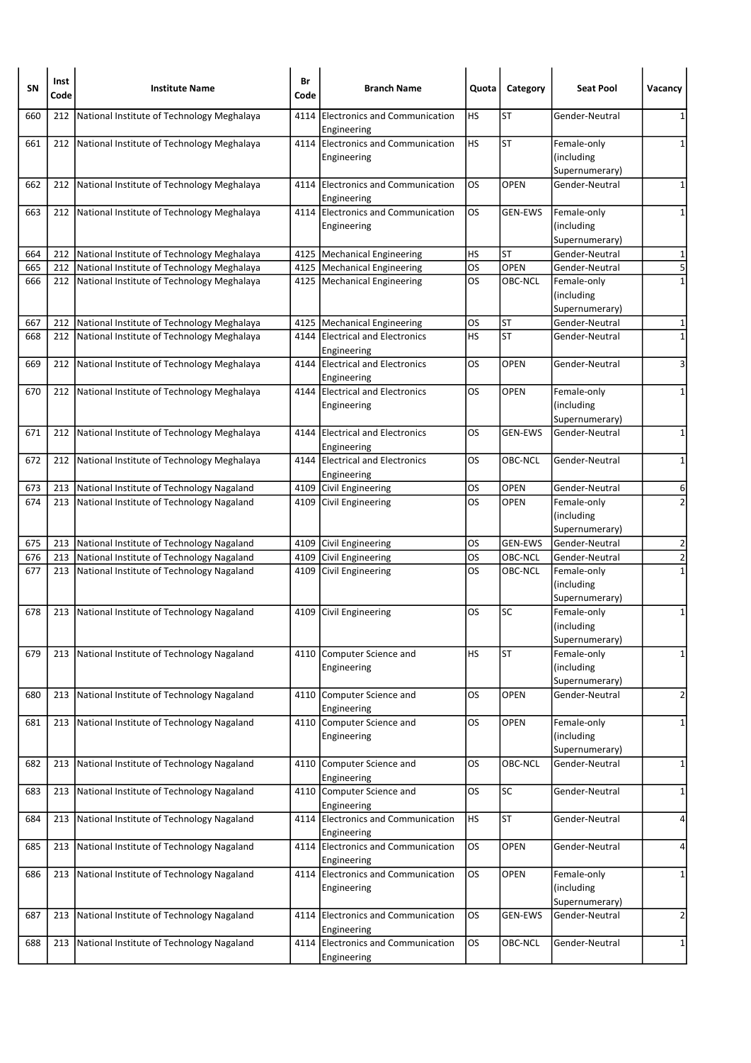| SN | Inst Code | Institute Name | Br Code | Branch Name | Quota | Category | Seat Pool | Vacancy |
|---|---|---|---|---|---|---|---|---|
| 660 | 212 | National Institute of Technology Meghalaya | 4114 | Electronics and Communication Engineering | HS | ST | Gender-Neutral | 1 |
| 661 | 212 | National Institute of Technology Meghalaya | 4114 | Electronics and Communication Engineering | HS | ST | Female-only (including Supernumerary) | 1 |
| 662 | 212 | National Institute of Technology Meghalaya | 4114 | Electronics and Communication Engineering | OS | OPEN | Gender-Neutral | 1 |
| 663 | 212 | National Institute of Technology Meghalaya | 4114 | Electronics and Communication Engineering | OS | GEN-EWS | Female-only (including Supernumerary) | 1 |
| 664 | 212 | National Institute of Technology Meghalaya | 4125 | Mechanical Engineering | HS | ST | Gender-Neutral | 1 |
| 665 | 212 | National Institute of Technology Meghalaya | 4125 | Mechanical Engineering | OS | OPEN | Gender-Neutral | 5 |
| 666 | 212 | National Institute of Technology Meghalaya | 4125 | Mechanical Engineering | OS | OBC-NCL | Female-only (including Supernumerary) | 1 |
| 667 | 212 | National Institute of Technology Meghalaya | 4125 | Mechanical Engineering | OS | ST | Gender-Neutral | 1 |
| 668 | 212 | National Institute of Technology Meghalaya | 4144 | Electrical and Electronics Engineering | HS | ST | Gender-Neutral | 1 |
| 669 | 212 | National Institute of Technology Meghalaya | 4144 | Electrical and Electronics Engineering | OS | OPEN | Gender-Neutral | 3 |
| 670 | 212 | National Institute of Technology Meghalaya | 4144 | Electrical and Electronics Engineering | OS | OPEN | Female-only (including Supernumerary) | 1 |
| 671 | 212 | National Institute of Technology Meghalaya | 4144 | Electrical and Electronics Engineering | OS | GEN-EWS | Gender-Neutral | 1 |
| 672 | 212 | National Institute of Technology Meghalaya | 4144 | Electrical and Electronics Engineering | OS | OBC-NCL | Gender-Neutral | 1 |
| 673 | 213 | National Institute of Technology Nagaland | 4109 | Civil Engineering | OS | OPEN | Gender-Neutral | 6 |
| 674 | 213 | National Institute of Technology Nagaland | 4109 | Civil Engineering | OS | OPEN | Female-only (including Supernumerary) | 2 |
| 675 | 213 | National Institute of Technology Nagaland | 4109 | Civil Engineering | OS | GEN-EWS | Gender-Neutral | 2 |
| 676 | 213 | National Institute of Technology Nagaland | 4109 | Civil Engineering | OS | OBC-NCL | Gender-Neutral | 2 |
| 677 | 213 | National Institute of Technology Nagaland | 4109 | Civil Engineering | OS | OBC-NCL | Female-only (including Supernumerary) | 1 |
| 678 | 213 | National Institute of Technology Nagaland | 4109 | Civil Engineering | OS | SC | Female-only (including Supernumerary) | 1 |
| 679 | 213 | National Institute of Technology Nagaland | 4110 | Computer Science and Engineering | HS | ST | Female-only (including Supernumerary) | 1 |
| 680 | 213 | National Institute of Technology Nagaland | 4110 | Computer Science and Engineering | OS | OPEN | Gender-Neutral | 2 |
| 681 | 213 | National Institute of Technology Nagaland | 4110 | Computer Science and Engineering | OS | OPEN | Female-only (including Supernumerary) | 1 |
| 682 | 213 | National Institute of Technology Nagaland | 4110 | Computer Science and Engineering | OS | OBC-NCL | Gender-Neutral | 1 |
| 683 | 213 | National Institute of Technology Nagaland | 4110 | Computer Science and Engineering | OS | SC | Gender-Neutral | 1 |
| 684 | 213 | National Institute of Technology Nagaland | 4114 | Electronics and Communication Engineering | HS | ST | Gender-Neutral | 4 |
| 685 | 213 | National Institute of Technology Nagaland | 4114 | Electronics and Communication Engineering | OS | OPEN | Gender-Neutral | 4 |
| 686 | 213 | National Institute of Technology Nagaland | 4114 | Electronics and Communication Engineering | OS | OPEN | Female-only (including Supernumerary) | 1 |
| 687 | 213 | National Institute of Technology Nagaland | 4114 | Electronics and Communication Engineering | OS | GEN-EWS | Gender-Neutral | 2 |
| 688 | 213 | National Institute of Technology Nagaland | 4114 | Electronics and Communication Engineering | OS | OBC-NCL | Gender-Neutral | 1 |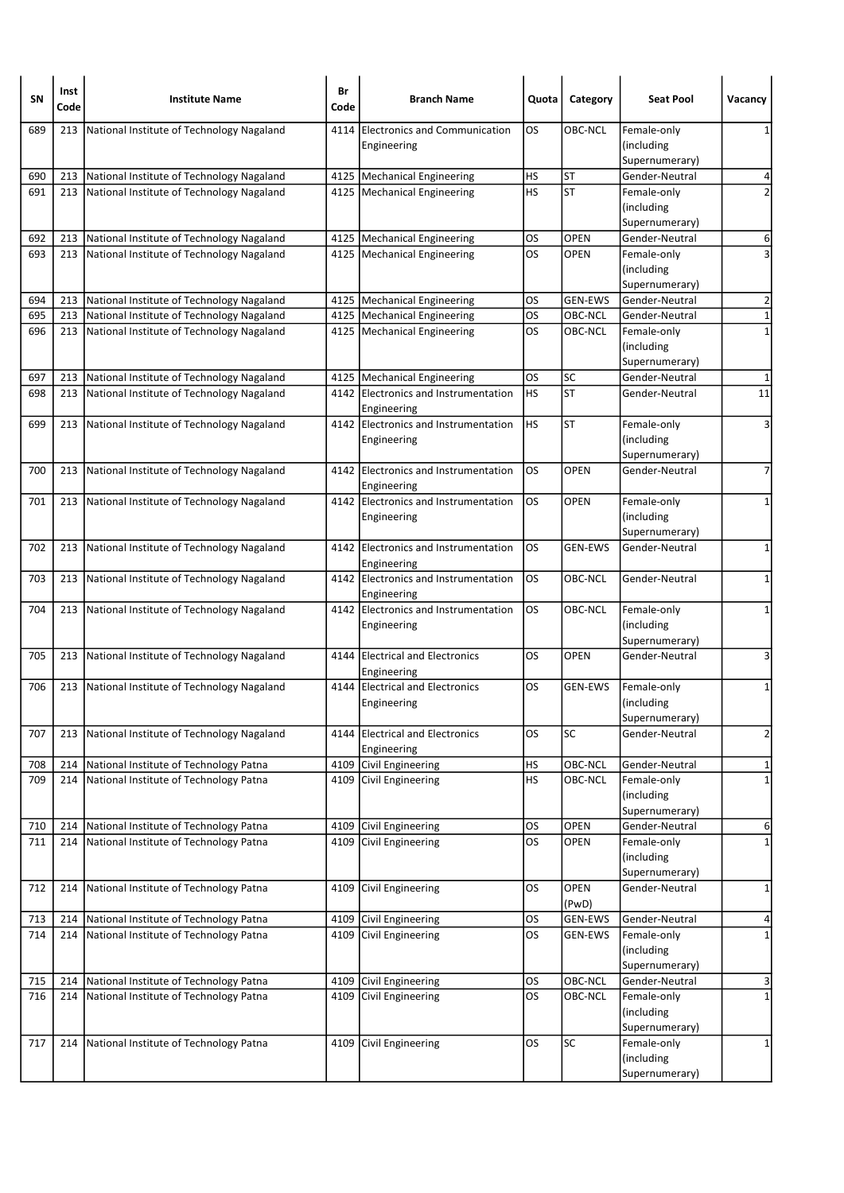| SN | Inst Code | Institute Name | Br Code | Branch Name | Quota | Category | Seat Pool | Vacancy |
|---|---|---|---|---|---|---|---|---|
| 689 | 213 | National Institute of Technology Nagaland | 4114 | Electronics and Communication Engineering | OS | OBC-NCL | Female-only (including Supernumerary) | 1 |
| 690 | 213 | National Institute of Technology Nagaland | 4125 | Mechanical Engineering | HS | ST | Gender-Neutral | 4 |
| 691 | 213 | National Institute of Technology Nagaland | 4125 | Mechanical Engineering | HS | ST | Female-only (including Supernumerary) | 2 |
| 692 | 213 | National Institute of Technology Nagaland | 4125 | Mechanical Engineering | OS | OPEN | Gender-Neutral | 6 |
| 693 | 213 | National Institute of Technology Nagaland | 4125 | Mechanical Engineering | OS | OPEN | Female-only (including Supernumerary) | 3 |
| 694 | 213 | National Institute of Technology Nagaland | 4125 | Mechanical Engineering | OS | GEN-EWS | Gender-Neutral | 2 |
| 695 | 213 | National Institute of Technology Nagaland | 4125 | Mechanical Engineering | OS | OBC-NCL | Gender-Neutral | 1 |
| 696 | 213 | National Institute of Technology Nagaland | 4125 | Mechanical Engineering | OS | OBC-NCL | Female-only (including Supernumerary) | 1 |
| 697 | 213 | National Institute of Technology Nagaland | 4125 | Mechanical Engineering | OS | SC | Gender-Neutral | 1 |
| 698 | 213 | National Institute of Technology Nagaland | 4142 | Electronics and Instrumentation Engineering | HS | ST | Gender-Neutral | 11 |
| 699 | 213 | National Institute of Technology Nagaland | 4142 | Electronics and Instrumentation Engineering | HS | ST | Female-only (including Supernumerary) | 3 |
| 700 | 213 | National Institute of Technology Nagaland | 4142 | Electronics and Instrumentation Engineering | OS | OPEN | Gender-Neutral | 7 |
| 701 | 213 | National Institute of Technology Nagaland | 4142 | Electronics and Instrumentation Engineering | OS | OPEN | Female-only (including Supernumerary) | 1 |
| 702 | 213 | National Institute of Technology Nagaland | 4142 | Electronics and Instrumentation Engineering | OS | GEN-EWS | Gender-Neutral | 1 |
| 703 | 213 | National Institute of Technology Nagaland | 4142 | Electronics and Instrumentation Engineering | OS | OBC-NCL | Gender-Neutral | 1 |
| 704 | 213 | National Institute of Technology Nagaland | 4142 | Electronics and Instrumentation Engineering | OS | OBC-NCL | Female-only (including Supernumerary) | 1 |
| 705 | 213 | National Institute of Technology Nagaland | 4144 | Electrical and Electronics Engineering | OS | OPEN | Gender-Neutral | 3 |
| 706 | 213 | National Institute of Technology Nagaland | 4144 | Electrical and Electronics Engineering | OS | GEN-EWS | Female-only (including Supernumerary) | 1 |
| 707 | 213 | National Institute of Technology Nagaland | 4144 | Electrical and Electronics Engineering | OS | SC | Gender-Neutral | 2 |
| 708 | 214 | National Institute of Technology Patna | 4109 | Civil Engineering | HS | OBC-NCL | Gender-Neutral | 1 |
| 709 | 214 | National Institute of Technology Patna | 4109 | Civil Engineering | HS | OBC-NCL | Female-only (including Supernumerary) | 1 |
| 710 | 214 | National Institute of Technology Patna | 4109 | Civil Engineering | OS | OPEN | Gender-Neutral | 6 |
| 711 | 214 | National Institute of Technology Patna | 4109 | Civil Engineering | OS | OPEN | Female-only (including Supernumerary) | 1 |
| 712 | 214 | National Institute of Technology Patna | 4109 | Civil Engineering | OS | OPEN (PwD) | Gender-Neutral | 1 |
| 713 | 214 | National Institute of Technology Patna | 4109 | Civil Engineering | OS | GEN-EWS | Gender-Neutral | 4 |
| 714 | 214 | National Institute of Technology Patna | 4109 | Civil Engineering | OS | GEN-EWS | Female-only (including Supernumerary) | 1 |
| 715 | 214 | National Institute of Technology Patna | 4109 | Civil Engineering | OS | OBC-NCL | Gender-Neutral | 3 |
| 716 | 214 | National Institute of Technology Patna | 4109 | Civil Engineering | OS | OBC-NCL | Female-only (including Supernumerary) | 1 |
| 717 | 214 | National Institute of Technology Patna | 4109 | Civil Engineering | OS | SC | Female-only (including Supernumerary) | 1 |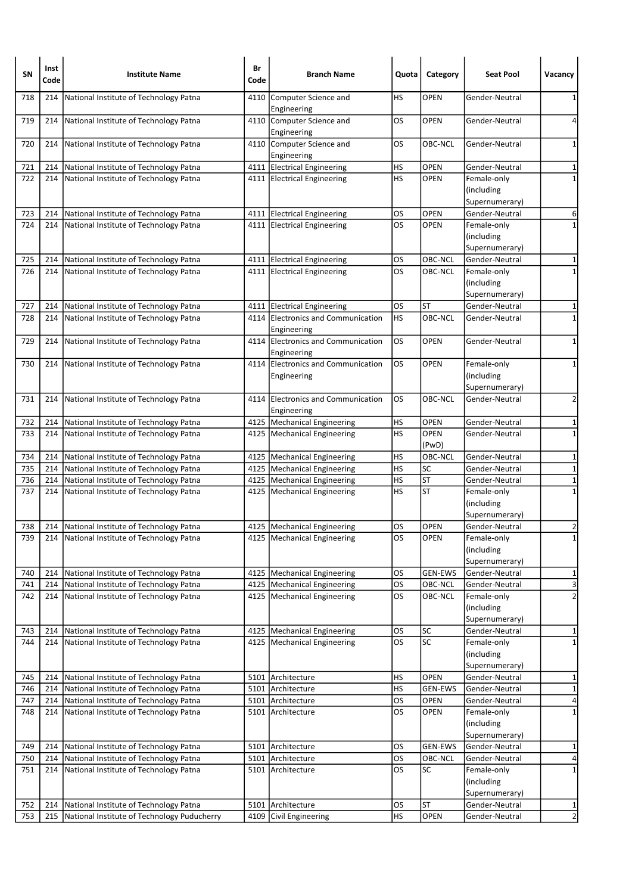| SN | Inst Code | Institute Name | Br Code | Branch Name | Quota | Category | Seat Pool | Vacancy |
|---|---|---|---|---|---|---|---|---|
| 718 | 214 | National Institute of Technology Patna | 4110 | Computer Science and Engineering | HS | OPEN | Gender-Neutral | 1 |
| 719 | 214 | National Institute of Technology Patna | 4110 | Computer Science and Engineering | OS | OPEN | Gender-Neutral | 4 |
| 720 | 214 | National Institute of Technology Patna | 4110 | Computer Science and Engineering | OS | OBC-NCL | Gender-Neutral | 1 |
| 721 | 214 | National Institute of Technology Patna | 4111 | Electrical Engineering | HS | OPEN | Gender-Neutral | 1 |
| 722 | 214 | National Institute of Technology Patna | 4111 | Electrical Engineering | HS | OPEN | Female-only (including Supernumerary) | 1 |
| 723 | 214 | National Institute of Technology Patna | 4111 | Electrical Engineering | OS | OPEN | Gender-Neutral | 6 |
| 724 | 214 | National Institute of Technology Patna | 4111 | Electrical Engineering | OS | OPEN | Female-only (including Supernumerary) | 1 |
| 725 | 214 | National Institute of Technology Patna | 4111 | Electrical Engineering | OS | OBC-NCL | Gender-Neutral | 1 |
| 726 | 214 | National Institute of Technology Patna | 4111 | Electrical Engineering | OS | OBC-NCL | Female-only (including Supernumerary) | 1 |
| 727 | 214 | National Institute of Technology Patna | 4111 | Electrical Engineering | OS | ST | Gender-Neutral | 1 |
| 728 | 214 | National Institute of Technology Patna | 4114 | Electronics and Communication Engineering | HS | OBC-NCL | Gender-Neutral | 1 |
| 729 | 214 | National Institute of Technology Patna | 4114 | Electronics and Communication Engineering | OS | OPEN | Gender-Neutral | 1 |
| 730 | 214 | National Institute of Technology Patna | 4114 | Electronics and Communication Engineering | OS | OPEN | Female-only (including Supernumerary) | 1 |
| 731 | 214 | National Institute of Technology Patna | 4114 | Electronics and Communication Engineering | OS | OBC-NCL | Gender-Neutral | 2 |
| 732 | 214 | National Institute of Technology Patna | 4125 | Mechanical Engineering | HS | OPEN | Gender-Neutral | 1 |
| 733 | 214 | National Institute of Technology Patna | 4125 | Mechanical Engineering | HS | OPEN (PwD) | Gender-Neutral | 1 |
| 734 | 214 | National Institute of Technology Patna | 4125 | Mechanical Engineering | HS | OBC-NCL | Gender-Neutral | 1 |
| 735 | 214 | National Institute of Technology Patna | 4125 | Mechanical Engineering | HS | SC | Gender-Neutral | 1 |
| 736 | 214 | National Institute of Technology Patna | 4125 | Mechanical Engineering | HS | ST | Gender-Neutral | 1 |
| 737 | 214 | National Institute of Technology Patna | 4125 | Mechanical Engineering | HS | ST | Female-only (including Supernumerary) | 1 |
| 738 | 214 | National Institute of Technology Patna | 4125 | Mechanical Engineering | OS | OPEN | Gender-Neutral | 2 |
| 739 | 214 | National Institute of Technology Patna | 4125 | Mechanical Engineering | OS | OPEN | Female-only (including Supernumerary) | 1 |
| 740 | 214 | National Institute of Technology Patna | 4125 | Mechanical Engineering | OS | GEN-EWS | Gender-Neutral | 1 |
| 741 | 214 | National Institute of Technology Patna | 4125 | Mechanical Engineering | OS | OBC-NCL | Gender-Neutral | 3 |
| 742 | 214 | National Institute of Technology Patna | 4125 | Mechanical Engineering | OS | OBC-NCL | Female-only (including Supernumerary) | 2 |
| 743 | 214 | National Institute of Technology Patna | 4125 | Mechanical Engineering | OS | SC | Gender-Neutral | 1 |
| 744 | 214 | National Institute of Technology Patna | 4125 | Mechanical Engineering | OS | SC | Female-only (including Supernumerary) | 1 |
| 745 | 214 | National Institute of Technology Patna | 5101 | Architecture | HS | OPEN | Gender-Neutral | 1 |
| 746 | 214 | National Institute of Technology Patna | 5101 | Architecture | HS | GEN-EWS | Gender-Neutral | 1 |
| 747 | 214 | National Institute of Technology Patna | 5101 | Architecture | OS | OPEN | Gender-Neutral | 4 |
| 748 | 214 | National Institute of Technology Patna | 5101 | Architecture | OS | OPEN | Female-only (including Supernumerary) | 1 |
| 749 | 214 | National Institute of Technology Patna | 5101 | Architecture | OS | GEN-EWS | Gender-Neutral | 1 |
| 750 | 214 | National Institute of Technology Patna | 5101 | Architecture | OS | OBC-NCL | Gender-Neutral | 4 |
| 751 | 214 | National Institute of Technology Patna | 5101 | Architecture | OS | SC | Female-only (including Supernumerary) | 1 |
| 752 | 214 | National Institute of Technology Patna | 5101 | Architecture | OS | ST | Gender-Neutral | 1 |
| 753 | 215 | National Institute of Technology Puducherry | 4109 | Civil Engineering | HS | OPEN | Gender-Neutral | 2 |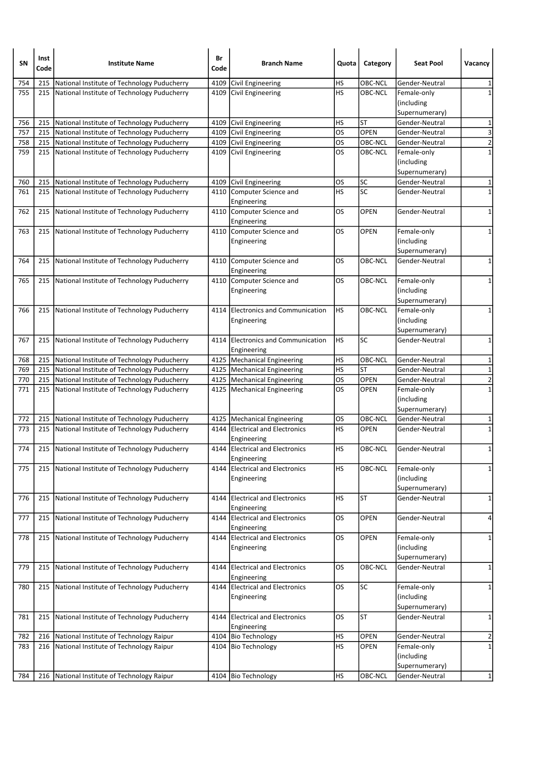| SN | Inst Code | Institute Name | Br Code | Branch Name | Quota | Category | Seat Pool | Vacancy |
|---|---|---|---|---|---|---|---|---|
| 754 | 215 | National Institute of Technology Puducherry | 4109 | Civil Engineering | HS | OBC-NCL | Gender-Neutral | 1 |
| 755 | 215 | National Institute of Technology Puducherry | 4109 | Civil Engineering | HS | OBC-NCL | Female-only (including Supernumerary) | 1 |
| 756 | 215 | National Institute of Technology Puducherry | 4109 | Civil Engineering | HS | ST | Gender-Neutral | 1 |
| 757 | 215 | National Institute of Technology Puducherry | 4109 | Civil Engineering | OS | OPEN | Gender-Neutral | 3 |
| 758 | 215 | National Institute of Technology Puducherry | 4109 | Civil Engineering | OS | OBC-NCL | Gender-Neutral | 2 |
| 759 | 215 | National Institute of Technology Puducherry | 4109 | Civil Engineering | OS | OBC-NCL | Female-only (including Supernumerary) | 1 |
| 760 | 215 | National Institute of Technology Puducherry | 4109 | Civil Engineering | OS | SC | Gender-Neutral | 1 |
| 761 | 215 | National Institute of Technology Puducherry | 4110 | Computer Science and Engineering | HS | SC | Gender-Neutral | 1 |
| 762 | 215 | National Institute of Technology Puducherry | 4110 | Computer Science and Engineering | OS | OPEN | Gender-Neutral | 1 |
| 763 | 215 | National Institute of Technology Puducherry | 4110 | Computer Science and Engineering | OS | OPEN | Female-only (including Supernumerary) | 1 |
| 764 | 215 | National Institute of Technology Puducherry | 4110 | Computer Science and Engineering | OS | OBC-NCL | Gender-Neutral | 1 |
| 765 | 215 | National Institute of Technology Puducherry | 4110 | Computer Science and Engineering | OS | OBC-NCL | Female-only (including Supernumerary) | 1 |
| 766 | 215 | National Institute of Technology Puducherry | 4114 | Electronics and Communication Engineering | HS | OBC-NCL | Female-only (including Supernumerary) | 1 |
| 767 | 215 | National Institute of Technology Puducherry | 4114 | Electronics and Communication Engineering | HS | SC | Gender-Neutral | 1 |
| 768 | 215 | National Institute of Technology Puducherry | 4125 | Mechanical Engineering | HS | OBC-NCL | Gender-Neutral | 1 |
| 769 | 215 | National Institute of Technology Puducherry | 4125 | Mechanical Engineering | HS | ST | Gender-Neutral | 1 |
| 770 | 215 | National Institute of Technology Puducherry | 4125 | Mechanical Engineering | OS | OPEN | Gender-Neutral | 2 |
| 771 | 215 | National Institute of Technology Puducherry | 4125 | Mechanical Engineering | OS | OPEN | Female-only (including Supernumerary) | 1 |
| 772 | 215 | National Institute of Technology Puducherry | 4125 | Mechanical Engineering | OS | OBC-NCL | Gender-Neutral | 1 |
| 773 | 215 | National Institute of Technology Puducherry | 4144 | Electrical and Electronics Engineering | HS | OPEN | Gender-Neutral | 1 |
| 774 | 215 | National Institute of Technology Puducherry | 4144 | Electrical and Electronics Engineering | HS | OBC-NCL | Gender-Neutral | 1 |
| 775 | 215 | National Institute of Technology Puducherry | 4144 | Electrical and Electronics Engineering | HS | OBC-NCL | Female-only (including Supernumerary) | 1 |
| 776 | 215 | National Institute of Technology Puducherry | 4144 | Electrical and Electronics Engineering | HS | ST | Gender-Neutral | 1 |
| 777 | 215 | National Institute of Technology Puducherry | 4144 | Electrical and Electronics Engineering | OS | OPEN | Gender-Neutral | 4 |
| 778 | 215 | National Institute of Technology Puducherry | 4144 | Electrical and Electronics Engineering | OS | OPEN | Female-only (including Supernumerary) | 1 |
| 779 | 215 | National Institute of Technology Puducherry | 4144 | Electrical and Electronics Engineering | OS | OBC-NCL | Gender-Neutral | 1 |
| 780 | 215 | National Institute of Technology Puducherry | 4144 | Electrical and Electronics Engineering | OS | SC | Female-only (including Supernumerary) | 1 |
| 781 | 215 | National Institute of Technology Puducherry | 4144 | Electrical and Electronics Engineering | OS | ST | Gender-Neutral | 1 |
| 782 | 216 | National Institute of Technology Raipur | 4104 | Bio Technology | HS | OPEN | Gender-Neutral | 2 |
| 783 | 216 | National Institute of Technology Raipur | 4104 | Bio Technology | HS | OPEN | Female-only (including Supernumerary) | 1 |
| 784 | 216 | National Institute of Technology Raipur | 4104 | Bio Technology | HS | OBC-NCL | Gender-Neutral | 1 |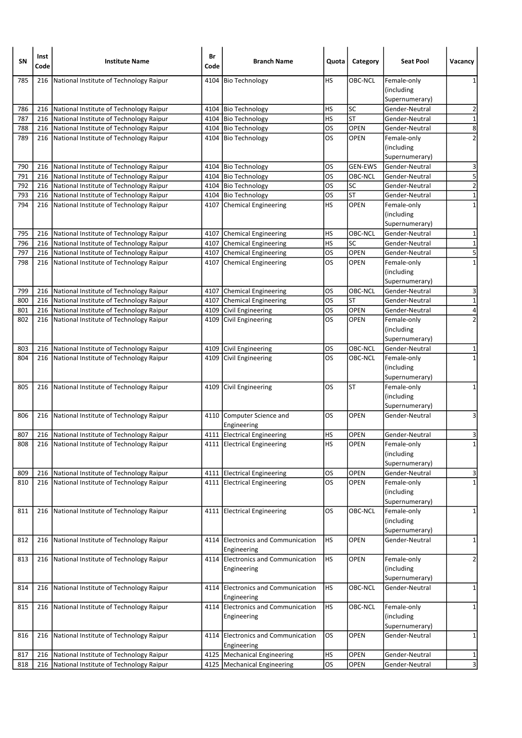| SN | Inst Code | Institute Name | Br Code | Branch Name | Quota | Category | Seat Pool | Vacancy |
|---|---|---|---|---|---|---|---|---|
| 785 | 216 | National Institute of Technology Raipur | 4104 | Bio Technology | HS | OBC-NCL | Female-only (including Supernumerary) | 1 |
| 786 | 216 | National Institute of Technology Raipur | 4104 | Bio Technology | HS | SC | Gender-Neutral | 2 |
| 787 | 216 | National Institute of Technology Raipur | 4104 | Bio Technology | HS | ST | Gender-Neutral | 1 |
| 788 | 216 | National Institute of Technology Raipur | 4104 | Bio Technology | OS | OPEN | Gender-Neutral | 8 |
| 789 | 216 | National Institute of Technology Raipur | 4104 | Bio Technology | OS | OPEN | Female-only (including Supernumerary) | 2 |
| 790 | 216 | National Institute of Technology Raipur | 4104 | Bio Technology | OS | GEN-EWS | Gender-Neutral | 3 |
| 791 | 216 | National Institute of Technology Raipur | 4104 | Bio Technology | OS | OBC-NCL | Gender-Neutral | 5 |
| 792 | 216 | National Institute of Technology Raipur | 4104 | Bio Technology | OS | SC | Gender-Neutral | 2 |
| 793 | 216 | National Institute of Technology Raipur | 4104 | Bio Technology | OS | ST | Gender-Neutral | 1 |
| 794 | 216 | National Institute of Technology Raipur | 4107 | Chemical Engineering | HS | OPEN | Female-only (including Supernumerary) | 1 |
| 795 | 216 | National Institute of Technology Raipur | 4107 | Chemical Engineering | HS | OBC-NCL | Gender-Neutral | 1 |
| 796 | 216 | National Institute of Technology Raipur | 4107 | Chemical Engineering | HS | SC | Gender-Neutral | 1 |
| 797 | 216 | National Institute of Technology Raipur | 4107 | Chemical Engineering | OS | OPEN | Gender-Neutral | 5 |
| 798 | 216 | National Institute of Technology Raipur | 4107 | Chemical Engineering | OS | OPEN | Female-only (including Supernumerary) | 1 |
| 799 | 216 | National Institute of Technology Raipur | 4107 | Chemical Engineering | OS | OBC-NCL | Gender-Neutral | 3 |
| 800 | 216 | National Institute of Technology Raipur | 4107 | Chemical Engineering | OS | ST | Gender-Neutral | 1 |
| 801 | 216 | National Institute of Technology Raipur | 4109 | Civil Engineering | OS | OPEN | Gender-Neutral | 4 |
| 802 | 216 | National Institute of Technology Raipur | 4109 | Civil Engineering | OS | OPEN | Female-only (including Supernumerary) | 2 |
| 803 | 216 | National Institute of Technology Raipur | 4109 | Civil Engineering | OS | OBC-NCL | Gender-Neutral | 1 |
| 804 | 216 | National Institute of Technology Raipur | 4109 | Civil Engineering | OS | OBC-NCL | Female-only (including Supernumerary) | 1 |
| 805 | 216 | National Institute of Technology Raipur | 4109 | Civil Engineering | OS | ST | Female-only (including Supernumerary) | 1 |
| 806 | 216 | National Institute of Technology Raipur | 4110 | Computer Science and Engineering | OS | OPEN | Gender-Neutral | 3 |
| 807 | 216 | National Institute of Technology Raipur | 4111 | Electrical Engineering | HS | OPEN | Gender-Neutral | 3 |
| 808 | 216 | National Institute of Technology Raipur | 4111 | Electrical Engineering | HS | OPEN | Female-only (including Supernumerary) | 1 |
| 809 | 216 | National Institute of Technology Raipur | 4111 | Electrical Engineering | OS | OPEN | Gender-Neutral | 3 |
| 810 | 216 | National Institute of Technology Raipur | 4111 | Electrical Engineering | OS | OPEN | Female-only (including Supernumerary) | 1 |
| 811 | 216 | National Institute of Technology Raipur | 4111 | Electrical Engineering | OS | OBC-NCL | Female-only (including Supernumerary) | 1 |
| 812 | 216 | National Institute of Technology Raipur | 4114 | Electronics and Communication Engineering | HS | OPEN | Gender-Neutral | 1 |
| 813 | 216 | National Institute of Technology Raipur | 4114 | Electronics and Communication Engineering | HS | OPEN | Female-only (including Supernumerary) | 2 |
| 814 | 216 | National Institute of Technology Raipur | 4114 | Electronics and Communication Engineering | HS | OBC-NCL | Gender-Neutral | 1 |
| 815 | 216 | National Institute of Technology Raipur | 4114 | Electronics and Communication Engineering | HS | OBC-NCL | Female-only (including Supernumerary) | 1 |
| 816 | 216 | National Institute of Technology Raipur | 4114 | Electronics and Communication Engineering | OS | OPEN | Gender-Neutral | 1 |
| 817 | 216 | National Institute of Technology Raipur | 4125 | Mechanical Engineering | HS | OPEN | Gender-Neutral | 1 |
| 818 | 216 | National Institute of Technology Raipur | 4125 | Mechanical Engineering | OS | OPEN | Gender-Neutral | 3 |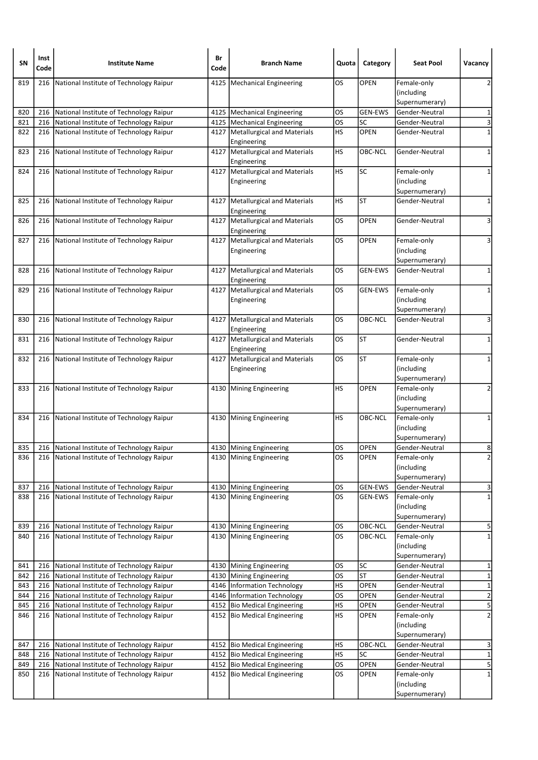| SN | Inst Code | Institute Name | Br Code | Branch Name | Quota | Category | Seat Pool | Vacancy |
|---|---|---|---|---|---|---|---|---|
| 819 | 216 | National Institute of Technology Raipur | 4125 | Mechanical Engineering | OS | OPEN | Female-only (including Supernumerary) | 2 |
| 820 | 216 | National Institute of Technology Raipur | 4125 | Mechanical Engineering | OS | GEN-EWS | Gender-Neutral | 1 |
| 821 | 216 | National Institute of Technology Raipur | 4125 | Mechanical Engineering | OS | SC | Gender-Neutral | 3 |
| 822 | 216 | National Institute of Technology Raipur | 4127 | Metallurgical and Materials Engineering | HS | OPEN | Gender-Neutral | 1 |
| 823 | 216 | National Institute of Technology Raipur | 4127 | Metallurgical and Materials Engineering | HS | OBC-NCL | Gender-Neutral | 1 |
| 824 | 216 | National Institute of Technology Raipur | 4127 | Metallurgical and Materials Engineering | HS | SC | Female-only (including Supernumerary) | 1 |
| 825 | 216 | National Institute of Technology Raipur | 4127 | Metallurgical and Materials Engineering | HS | ST | Gender-Neutral | 1 |
| 826 | 216 | National Institute of Technology Raipur | 4127 | Metallurgical and Materials Engineering | OS | OPEN | Gender-Neutral | 3 |
| 827 | 216 | National Institute of Technology Raipur | 4127 | Metallurgical and Materials Engineering | OS | OPEN | Female-only (including Supernumerary) | 3 |
| 828 | 216 | National Institute of Technology Raipur | 4127 | Metallurgical and Materials Engineering | OS | GEN-EWS | Gender-Neutral | 1 |
| 829 | 216 | National Institute of Technology Raipur | 4127 | Metallurgical and Materials Engineering | OS | GEN-EWS | Female-only (including Supernumerary) | 1 |
| 830 | 216 | National Institute of Technology Raipur | 4127 | Metallurgical and Materials Engineering | OS | OBC-NCL | Gender-Neutral | 3 |
| 831 | 216 | National Institute of Technology Raipur | 4127 | Metallurgical and Materials Engineering | OS | ST | Gender-Neutral | 1 |
| 832 | 216 | National Institute of Technology Raipur | 4127 | Metallurgical and Materials Engineering | OS | ST | Female-only (including Supernumerary) | 1 |
| 833 | 216 | National Institute of Technology Raipur | 4130 | Mining Engineering | HS | OPEN | Female-only (including Supernumerary) | 2 |
| 834 | 216 | National Institute of Technology Raipur | 4130 | Mining Engineering | HS | OBC-NCL | Female-only (including Supernumerary) | 1 |
| 835 | 216 | National Institute of Technology Raipur | 4130 | Mining Engineering | OS | OPEN | Gender-Neutral | 8 |
| 836 | 216 | National Institute of Technology Raipur | 4130 | Mining Engineering | OS | OPEN | Female-only (including Supernumerary) | 2 |
| 837 | 216 | National Institute of Technology Raipur | 4130 | Mining Engineering | OS | GEN-EWS | Gender-Neutral | 3 |
| 838 | 216 | National Institute of Technology Raipur | 4130 | Mining Engineering | OS | GEN-EWS | Female-only (including Supernumerary) | 1 |
| 839 | 216 | National Institute of Technology Raipur | 4130 | Mining Engineering | OS | OBC-NCL | Gender-Neutral | 5 |
| 840 | 216 | National Institute of Technology Raipur | 4130 | Mining Engineering | OS | OBC-NCL | Female-only (including Supernumerary) | 1 |
| 841 | 216 | National Institute of Technology Raipur | 4130 | Mining Engineering | OS | SC | Gender-Neutral | 1 |
| 842 | 216 | National Institute of Technology Raipur | 4130 | Mining Engineering | OS | ST | Gender-Neutral | 1 |
| 843 | 216 | National Institute of Technology Raipur | 4146 | Information Technology | HS | OPEN | Gender-Neutral | 1 |
| 844 | 216 | National Institute of Technology Raipur | 4146 | Information Technology | OS | OPEN | Gender-Neutral | 2 |
| 845 | 216 | National Institute of Technology Raipur | 4152 | Bio Medical Engineering | HS | OPEN | Gender-Neutral | 5 |
| 846 | 216 | National Institute of Technology Raipur | 4152 | Bio Medical Engineering | HS | OPEN | Female-only (including Supernumerary) | 2 |
| 847 | 216 | National Institute of Technology Raipur | 4152 | Bio Medical Engineering | HS | OBC-NCL | Gender-Neutral | 3 |
| 848 | 216 | National Institute of Technology Raipur | 4152 | Bio Medical Engineering | HS | SC | Gender-Neutral | 1 |
| 849 | 216 | National Institute of Technology Raipur | 4152 | Bio Medical Engineering | OS | OPEN | Gender-Neutral | 5 |
| 850 | 216 | National Institute of Technology Raipur | 4152 | Bio Medical Engineering | OS | OPEN | Female-only (including Supernumerary) | 1 |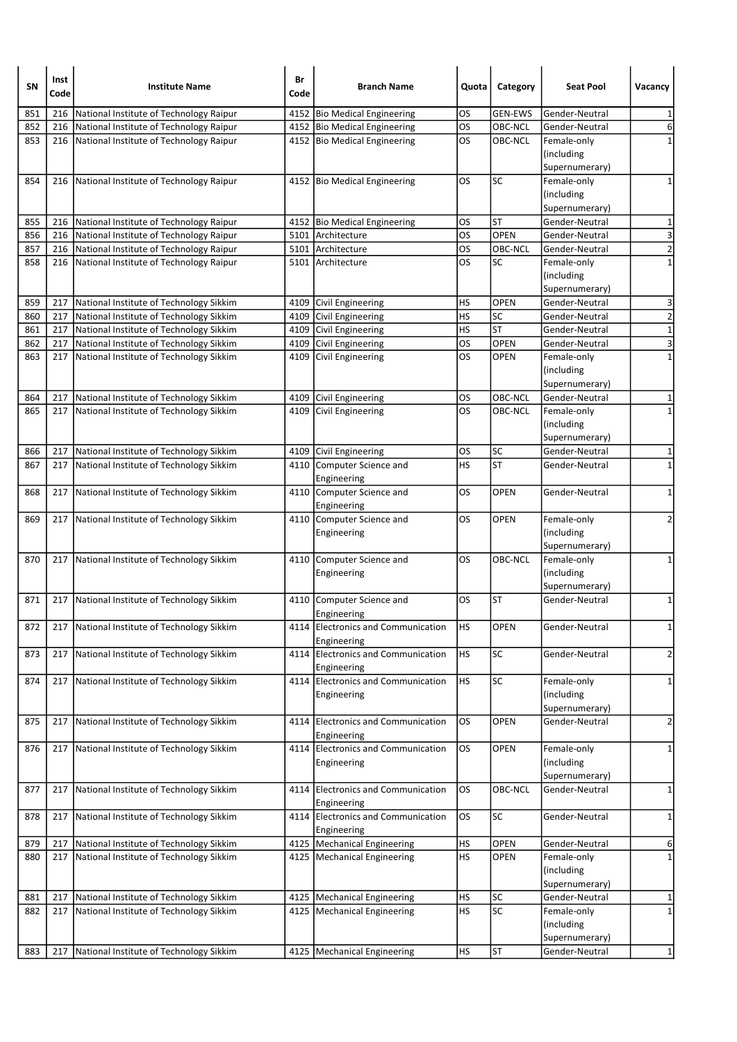| SN | Inst Code | Institute Name | Br Code | Branch Name | Quota | Category | Seat Pool | Vacancy |
|---|---|---|---|---|---|---|---|---|
| 851 | 216 | National Institute of Technology Raipur | 4152 | Bio Medical Engineering | OS | GEN-EWS | Gender-Neutral | 1 |
| 852 | 216 | National Institute of Technology Raipur | 4152 | Bio Medical Engineering | OS | OBC-NCL | Gender-Neutral | 6 |
| 853 | 216 | National Institute of Technology Raipur | 4152 | Bio Medical Engineering | OS | OBC-NCL | Female-only (including Supernumerary) | 1 |
| 854 | 216 | National Institute of Technology Raipur | 4152 | Bio Medical Engineering | OS | SC | Female-only (including Supernumerary) | 1 |
| 855 | 216 | National Institute of Technology Raipur | 4152 | Bio Medical Engineering | OS | ST | Gender-Neutral | 1 |
| 856 | 216 | National Institute of Technology Raipur | 5101 | Architecture | OS | OPEN | Gender-Neutral | 3 |
| 857 | 216 | National Institute of Technology Raipur | 5101 | Architecture | OS | OBC-NCL | Gender-Neutral | 2 |
| 858 | 216 | National Institute of Technology Raipur | 5101 | Architecture | OS | SC | Female-only (including Supernumerary) | 1 |
| 859 | 217 | National Institute of Technology Sikkim | 4109 | Civil Engineering | HS | OPEN | Gender-Neutral | 3 |
| 860 | 217 | National Institute of Technology Sikkim | 4109 | Civil Engineering | HS | SC | Gender-Neutral | 2 |
| 861 | 217 | National Institute of Technology Sikkim | 4109 | Civil Engineering | HS | ST | Gender-Neutral | 1 |
| 862 | 217 | National Institute of Technology Sikkim | 4109 | Civil Engineering | OS | OPEN | Gender-Neutral | 3 |
| 863 | 217 | National Institute of Technology Sikkim | 4109 | Civil Engineering | OS | OPEN | Female-only (including Supernumerary) | 1 |
| 864 | 217 | National Institute of Technology Sikkim | 4109 | Civil Engineering | OS | OBC-NCL | Gender-Neutral | 1 |
| 865 | 217 | National Institute of Technology Sikkim | 4109 | Civil Engineering | OS | OBC-NCL | Female-only (including Supernumerary) | 1 |
| 866 | 217 | National Institute of Technology Sikkim | 4109 | Civil Engineering | OS | SC | Gender-Neutral | 1 |
| 867 | 217 | National Institute of Technology Sikkim | 4110 | Computer Science and Engineering | HS | ST | Gender-Neutral | 1 |
| 868 | 217 | National Institute of Technology Sikkim | 4110 | Computer Science and Engineering | OS | OPEN | Gender-Neutral | 1 |
| 869 | 217 | National Institute of Technology Sikkim | 4110 | Computer Science and Engineering | OS | OPEN | Female-only (including Supernumerary) | 2 |
| 870 | 217 | National Institute of Technology Sikkim | 4110 | Computer Science and Engineering | OS | OBC-NCL | Female-only (including Supernumerary) | 1 |
| 871 | 217 | National Institute of Technology Sikkim | 4110 | Computer Science and Engineering | OS | ST | Gender-Neutral | 1 |
| 872 | 217 | National Institute of Technology Sikkim | 4114 | Electronics and Communication Engineering | HS | OPEN | Gender-Neutral | 1 |
| 873 | 217 | National Institute of Technology Sikkim | 4114 | Electronics and Communication Engineering | HS | SC | Gender-Neutral | 2 |
| 874 | 217 | National Institute of Technology Sikkim | 4114 | Electronics and Communication Engineering | HS | SC | Female-only (including Supernumerary) | 1 |
| 875 | 217 | National Institute of Technology Sikkim | 4114 | Electronics and Communication Engineering | OS | OPEN | Gender-Neutral | 2 |
| 876 | 217 | National Institute of Technology Sikkim | 4114 | Electronics and Communication Engineering | OS | OPEN | Female-only (including Supernumerary) | 1 |
| 877 | 217 | National Institute of Technology Sikkim | 4114 | Electronics and Communication Engineering | OS | OBC-NCL | Gender-Neutral | 1 |
| 878 | 217 | National Institute of Technology Sikkim | 4114 | Electronics and Communication Engineering | OS | SC | Gender-Neutral | 1 |
| 879 | 217 | National Institute of Technology Sikkim | 4125 | Mechanical Engineering | HS | OPEN | Gender-Neutral | 6 |
| 880 | 217 | National Institute of Technology Sikkim | 4125 | Mechanical Engineering | HS | OPEN | Female-only (including Supernumerary) | 1 |
| 881 | 217 | National Institute of Technology Sikkim | 4125 | Mechanical Engineering | HS | SC | Gender-Neutral | 1 |
| 882 | 217 | National Institute of Technology Sikkim | 4125 | Mechanical Engineering | HS | SC | Female-only (including Supernumerary) | 1 |
| 883 | 217 | National Institute of Technology Sikkim | 4125 | Mechanical Engineering | HS | ST | Gender-Neutral | 1 |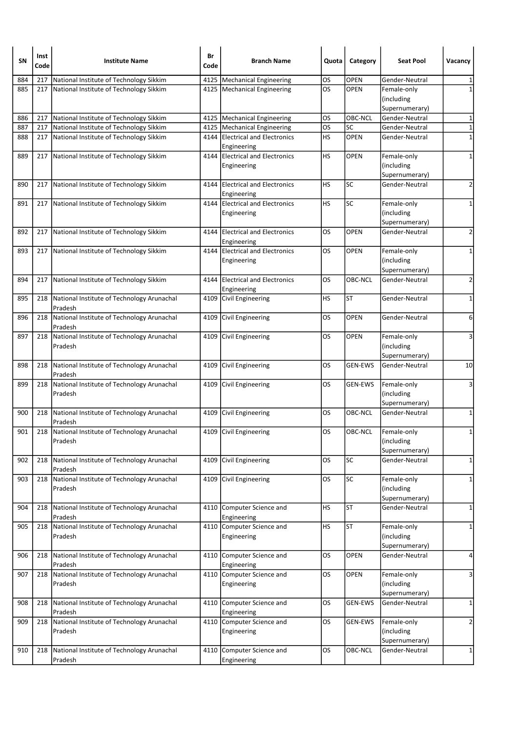| SN | Inst Code | Institute Name | Br Code | Branch Name | Quota | Category | Seat Pool | Vacancy |
|---|---|---|---|---|---|---|---|---|
| 884 | 217 | National Institute of Technology Sikkim | 4125 | Mechanical Engineering | OS | OPEN | Gender-Neutral | 1 |
| 885 | 217 | National Institute of Technology Sikkim | 4125 | Mechanical Engineering | OS | OPEN | Female-only (including Supernumerary) | 1 |
| 886 | 217 | National Institute of Technology Sikkim | 4125 | Mechanical Engineering | OS | OBC-NCL | Gender-Neutral | 1 |
| 887 | 217 | National Institute of Technology Sikkim | 4125 | Mechanical Engineering | OS | SC | Gender-Neutral | 1 |
| 888 | 217 | National Institute of Technology Sikkim | 4144 | Electrical and Electronics Engineering | HS | OPEN | Gender-Neutral | 1 |
| 889 | 217 | National Institute of Technology Sikkim | 4144 | Electrical and Electronics Engineering | HS | OPEN | Female-only (including Supernumerary) | 1 |
| 890 | 217 | National Institute of Technology Sikkim | 4144 | Electrical and Electronics Engineering | HS | SC | Gender-Neutral | 2 |
| 891 | 217 | National Institute of Technology Sikkim | 4144 | Electrical and Electronics Engineering | HS | SC | Female-only (including Supernumerary) | 1 |
| 892 | 217 | National Institute of Technology Sikkim | 4144 | Electrical and Electronics Engineering | OS | OPEN | Gender-Neutral | 2 |
| 893 | 217 | National Institute of Technology Sikkim | 4144 | Electrical and Electronics Engineering | OS | OPEN | Female-only (including Supernumerary) | 1 |
| 894 | 217 | National Institute of Technology Sikkim | 4144 | Electrical and Electronics Engineering | OS | OBC-NCL | Gender-Neutral | 2 |
| 895 | 218 | National Institute of Technology Arunachal Pradesh | 4109 | Civil Engineering | HS | ST | Gender-Neutral | 1 |
| 896 | 218 | National Institute of Technology Arunachal Pradesh | 4109 | Civil Engineering | OS | OPEN | Gender-Neutral | 6 |
| 897 | 218 | National Institute of Technology Arunachal Pradesh | 4109 | Civil Engineering | OS | OPEN | Female-only (including Supernumerary) | 3 |
| 898 | 218 | National Institute of Technology Arunachal Pradesh | 4109 | Civil Engineering | OS | GEN-EWS | Gender-Neutral | 10 |
| 899 | 218 | National Institute of Technology Arunachal Pradesh | 4109 | Civil Engineering | OS | GEN-EWS | Female-only (including Supernumerary) | 3 |
| 900 | 218 | National Institute of Technology Arunachal Pradesh | 4109 | Civil Engineering | OS | OBC-NCL | Gender-Neutral | 1 |
| 901 | 218 | National Institute of Technology Arunachal Pradesh | 4109 | Civil Engineering | OS | OBC-NCL | Female-only (including Supernumerary) | 1 |
| 902 | 218 | National Institute of Technology Arunachal Pradesh | 4109 | Civil Engineering | OS | SC | Gender-Neutral | 1 |
| 903 | 218 | National Institute of Technology Arunachal Pradesh | 4109 | Civil Engineering | OS | SC | Female-only (including Supernumerary) | 1 |
| 904 | 218 | National Institute of Technology Arunachal Pradesh | 4110 | Computer Science and Engineering | HS | ST | Gender-Neutral | 1 |
| 905 | 218 | National Institute of Technology Arunachal Pradesh | 4110 | Computer Science and Engineering | HS | ST | Female-only (including Supernumerary) | 1 |
| 906 | 218 | National Institute of Technology Arunachal Pradesh | 4110 | Computer Science and Engineering | OS | OPEN | Gender-Neutral | 4 |
| 907 | 218 | National Institute of Technology Arunachal Pradesh | 4110 | Computer Science and Engineering | OS | OPEN | Female-only (including Supernumerary) | 3 |
| 908 | 218 | National Institute of Technology Arunachal Pradesh | 4110 | Computer Science and Engineering | OS | GEN-EWS | Gender-Neutral | 1 |
| 909 | 218 | National Institute of Technology Arunachal Pradesh | 4110 | Computer Science and Engineering | OS | GEN-EWS | Female-only (including Supernumerary) | 2 |
| 910 | 218 | National Institute of Technology Arunachal Pradesh | 4110 | Computer Science and Engineering | OS | OBC-NCL | Gender-Neutral | 1 |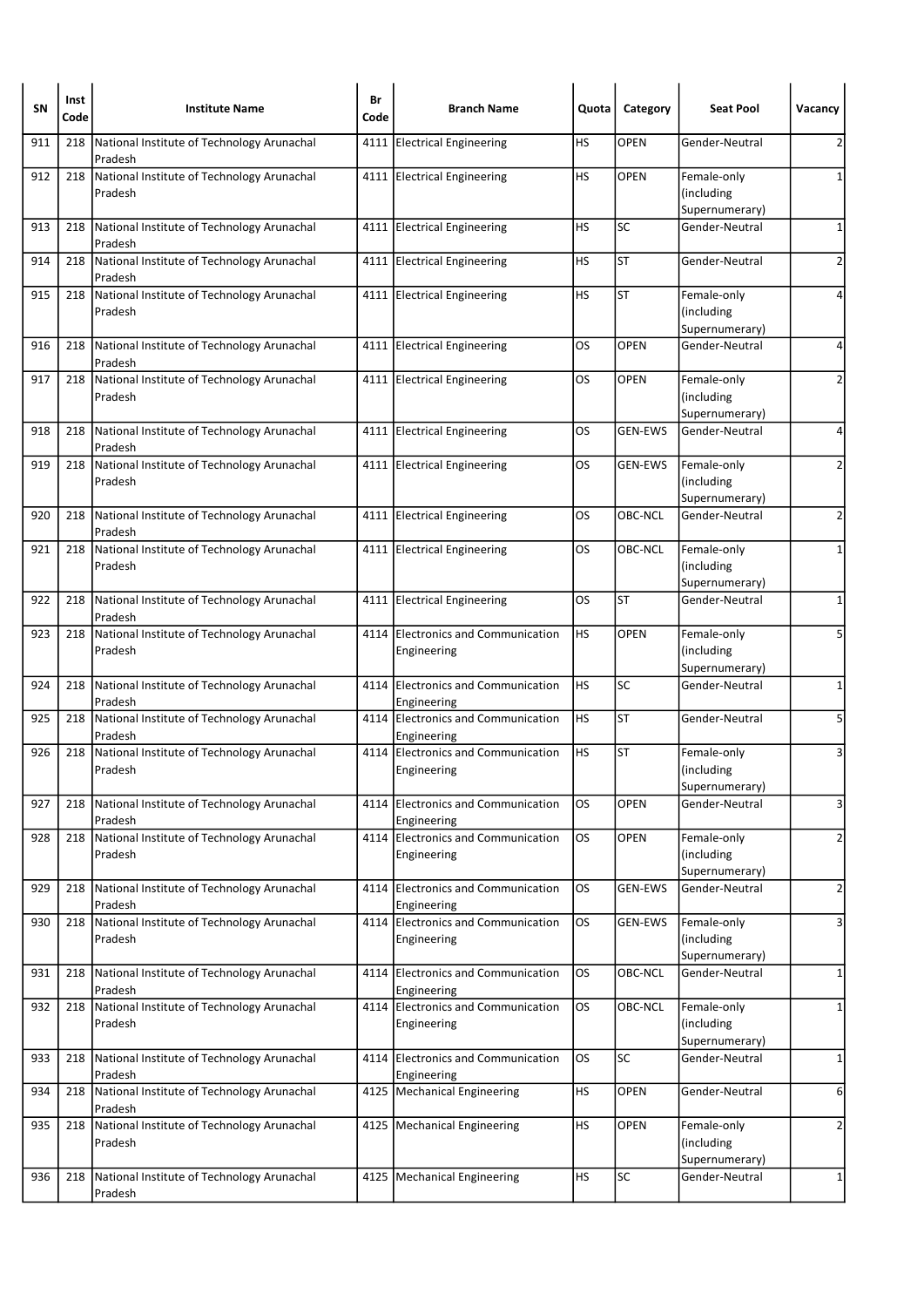| SN | Inst Code | Institute Name | Br Code | Branch Name | Quota | Category | Seat Pool | Vacancy |
|---|---|---|---|---|---|---|---|---|
| 911 | 218 | National Institute of Technology Arunachal Pradesh | 4111 | Electrical Engineering | HS | OPEN | Gender-Neutral | 2 |
| 912 | 218 | National Institute of Technology Arunachal Pradesh | 4111 | Electrical Engineering | HS | OPEN | Female-only (including Supernumerary) | 1 |
| 913 | 218 | National Institute of Technology Arunachal Pradesh | 4111 | Electrical Engineering | HS | SC | Gender-Neutral | 1 |
| 914 | 218 | National Institute of Technology Arunachal Pradesh | 4111 | Electrical Engineering | HS | ST | Gender-Neutral | 2 |
| 915 | 218 | National Institute of Technology Arunachal Pradesh | 4111 | Electrical Engineering | HS | ST | Female-only (including Supernumerary) | 4 |
| 916 | 218 | National Institute of Technology Arunachal Pradesh | 4111 | Electrical Engineering | OS | OPEN | Gender-Neutral | 4 |
| 917 | 218 | National Institute of Technology Arunachal Pradesh | 4111 | Electrical Engineering | OS | OPEN | Female-only (including Supernumerary) | 2 |
| 918 | 218 | National Institute of Technology Arunachal Pradesh | 4111 | Electrical Engineering | OS | GEN-EWS | Gender-Neutral | 4 |
| 919 | 218 | National Institute of Technology Arunachal Pradesh | 4111 | Electrical Engineering | OS | GEN-EWS | Female-only (including Supernumerary) | 2 |
| 920 | 218 | National Institute of Technology Arunachal Pradesh | 4111 | Electrical Engineering | OS | OBC-NCL | Gender-Neutral | 2 |
| 921 | 218 | National Institute of Technology Arunachal Pradesh | 4111 | Electrical Engineering | OS | OBC-NCL | Female-only (including Supernumerary) | 1 |
| 922 | 218 | National Institute of Technology Arunachal Pradesh | 4111 | Electrical Engineering | OS | ST | Gender-Neutral | 1 |
| 923 | 218 | National Institute of Technology Arunachal Pradesh | 4114 | Electronics and Communication Engineering | HS | OPEN | Female-only (including Supernumerary) | 5 |
| 924 | 218 | National Institute of Technology Arunachal Pradesh | 4114 | Electronics and Communication Engineering | HS | SC | Gender-Neutral | 1 |
| 925 | 218 | National Institute of Technology Arunachal Pradesh | 4114 | Electronics and Communication Engineering | HS | ST | Gender-Neutral | 5 |
| 926 | 218 | National Institute of Technology Arunachal Pradesh | 4114 | Electronics and Communication Engineering | HS | ST | Female-only (including Supernumerary) | 3 |
| 927 | 218 | National Institute of Technology Arunachal Pradesh | 4114 | Electronics and Communication Engineering | OS | OPEN | Gender-Neutral | 3 |
| 928 | 218 | National Institute of Technology Arunachal Pradesh | 4114 | Electronics and Communication Engineering | OS | OPEN | Female-only (including Supernumerary) | 2 |
| 929 | 218 | National Institute of Technology Arunachal Pradesh | 4114 | Electronics and Communication Engineering | OS | GEN-EWS | Gender-Neutral | 2 |
| 930 | 218 | National Institute of Technology Arunachal Pradesh | 4114 | Electronics and Communication Engineering | OS | GEN-EWS | Female-only (including Supernumerary) | 3 |
| 931 | 218 | National Institute of Technology Arunachal Pradesh | 4114 | Electronics and Communication Engineering | OS | OBC-NCL | Gender-Neutral | 1 |
| 932 | 218 | National Institute of Technology Arunachal Pradesh | 4114 | Electronics and Communication Engineering | OS | OBC-NCL | Female-only (including Supernumerary) | 1 |
| 933 | 218 | National Institute of Technology Arunachal Pradesh | 4114 | Electronics and Communication Engineering | OS | SC | Gender-Neutral | 1 |
| 934 | 218 | National Institute of Technology Arunachal Pradesh | 4125 | Mechanical Engineering | HS | OPEN | Gender-Neutral | 6 |
| 935 | 218 | National Institute of Technology Arunachal Pradesh | 4125 | Mechanical Engineering | HS | OPEN | Female-only (including Supernumerary) | 2 |
| 936 | 218 | National Institute of Technology Arunachal Pradesh | 4125 | Mechanical Engineering | HS | SC | Gender-Neutral | 1 |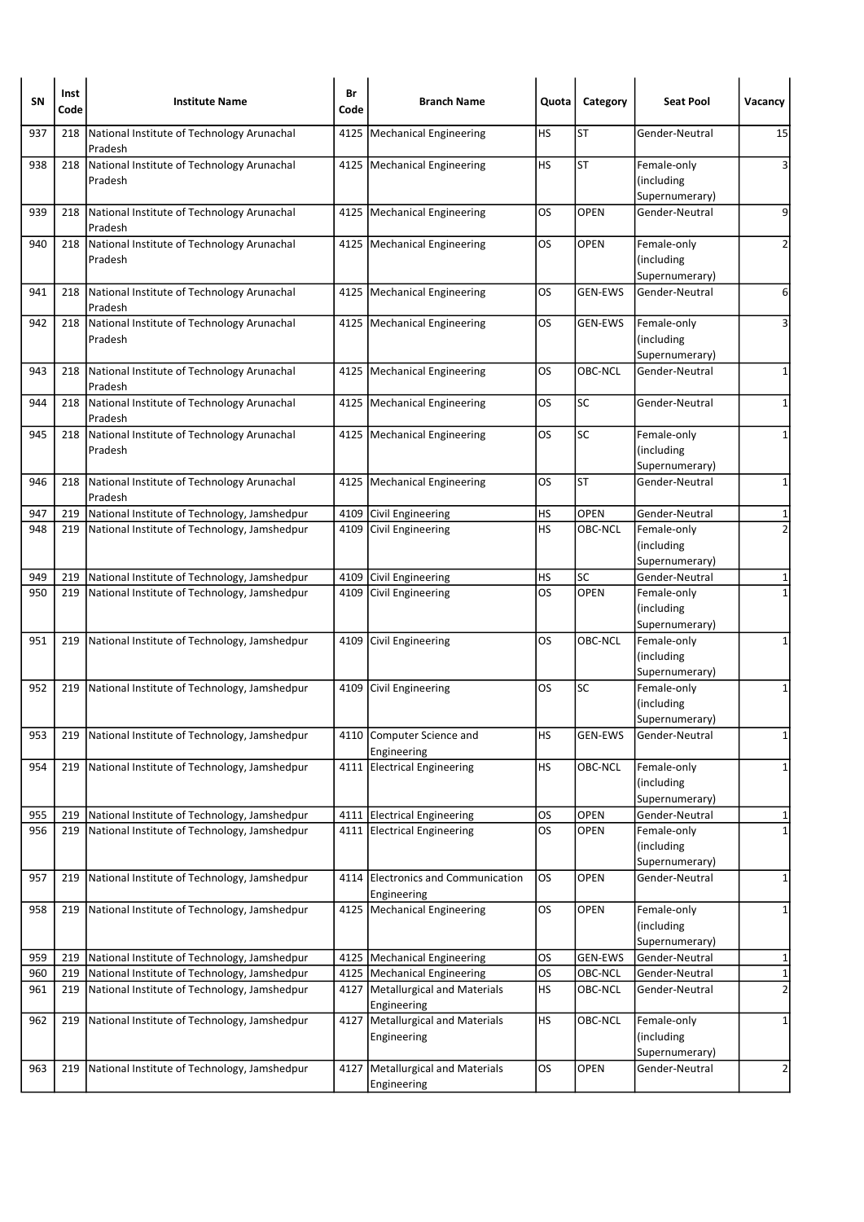| SN | Inst Code | Institute Name | Br Code | Branch Name | Quota | Category | Seat Pool | Vacancy |
|---|---|---|---|---|---|---|---|---|
| 937 | 218 | National Institute of Technology Arunachal Pradesh | 4125 | Mechanical Engineering | HS | ST | Gender-Neutral | 15 |
| 938 | 218 | National Institute of Technology Arunachal Pradesh | 4125 | Mechanical Engineering | HS | ST | Female-only (including Supernumerary) | 3 |
| 939 | 218 | National Institute of Technology Arunachal Pradesh | 4125 | Mechanical Engineering | OS | OPEN | Gender-Neutral | 9 |
| 940 | 218 | National Institute of Technology Arunachal Pradesh | 4125 | Mechanical Engineering | OS | OPEN | Female-only (including Supernumerary) | 2 |
| 941 | 218 | National Institute of Technology Arunachal Pradesh | 4125 | Mechanical Engineering | OS | GEN-EWS | Gender-Neutral | 6 |
| 942 | 218 | National Institute of Technology Arunachal Pradesh | 4125 | Mechanical Engineering | OS | GEN-EWS | Female-only (including Supernumerary) | 3 |
| 943 | 218 | National Institute of Technology Arunachal Pradesh | 4125 | Mechanical Engineering | OS | OBC-NCL | Gender-Neutral | 1 |
| 944 | 218 | National Institute of Technology Arunachal Pradesh | 4125 | Mechanical Engineering | OS | SC | Gender-Neutral | 1 |
| 945 | 218 | National Institute of Technology Arunachal Pradesh | 4125 | Mechanical Engineering | OS | SC | Female-only (including Supernumerary) | 1 |
| 946 | 218 | National Institute of Technology Arunachal Pradesh | 4125 | Mechanical Engineering | OS | ST | Gender-Neutral | 1 |
| 947 | 219 | National Institute of Technology, Jamshedpur | 4109 | Civil Engineering | HS | OPEN | Gender-Neutral | 1 |
| 948 | 219 | National Institute of Technology, Jamshedpur | 4109 | Civil Engineering | HS | OBC-NCL | Female-only (including Supernumerary) | 2 |
| 949 | 219 | National Institute of Technology, Jamshedpur | 4109 | Civil Engineering | HS | SC | Gender-Neutral | 1 |
| 950 | 219 | National Institute of Technology, Jamshedpur | 4109 | Civil Engineering | OS | OPEN | Female-only (including Supernumerary) | 1 |
| 951 | 219 | National Institute of Technology, Jamshedpur | 4109 | Civil Engineering | OS | OBC-NCL | Female-only (including Supernumerary) | 1 |
| 952 | 219 | National Institute of Technology, Jamshedpur | 4109 | Civil Engineering | OS | SC | Female-only (including Supernumerary) | 1 |
| 953 | 219 | National Institute of Technology, Jamshedpur | 4110 | Computer Science and Engineering | HS | GEN-EWS | Gender-Neutral | 1 |
| 954 | 219 | National Institute of Technology, Jamshedpur | 4111 | Electrical Engineering | HS | OBC-NCL | Female-only (including Supernumerary) | 1 |
| 955 | 219 | National Institute of Technology, Jamshedpur | 4111 | Electrical Engineering | OS | OPEN | Gender-Neutral | 1 |
| 956 | 219 | National Institute of Technology, Jamshedpur | 4111 | Electrical Engineering | OS | OPEN | Female-only (including Supernumerary) | 1 |
| 957 | 219 | National Institute of Technology, Jamshedpur | 4114 | Electronics and Communication Engineering | OS | OPEN | Gender-Neutral | 1 |
| 958 | 219 | National Institute of Technology, Jamshedpur | 4125 | Mechanical Engineering | OS | OPEN | Female-only (including Supernumerary) | 1 |
| 959 | 219 | National Institute of Technology, Jamshedpur | 4125 | Mechanical Engineering | OS | GEN-EWS | Gender-Neutral | 1 |
| 960 | 219 | National Institute of Technology, Jamshedpur | 4125 | Mechanical Engineering | OS | OBC-NCL | Gender-Neutral | 1 |
| 961 | 219 | National Institute of Technology, Jamshedpur | 4127 | Metallurgical and Materials Engineering | HS | OBC-NCL | Gender-Neutral | 2 |
| 962 | 219 | National Institute of Technology, Jamshedpur | 4127 | Metallurgical and Materials Engineering | HS | OBC-NCL | Female-only (including Supernumerary) | 1 |
| 963 | 219 | National Institute of Technology, Jamshedpur | 4127 | Metallurgical and Materials Engineering | OS | OPEN | Gender-Neutral | 2 |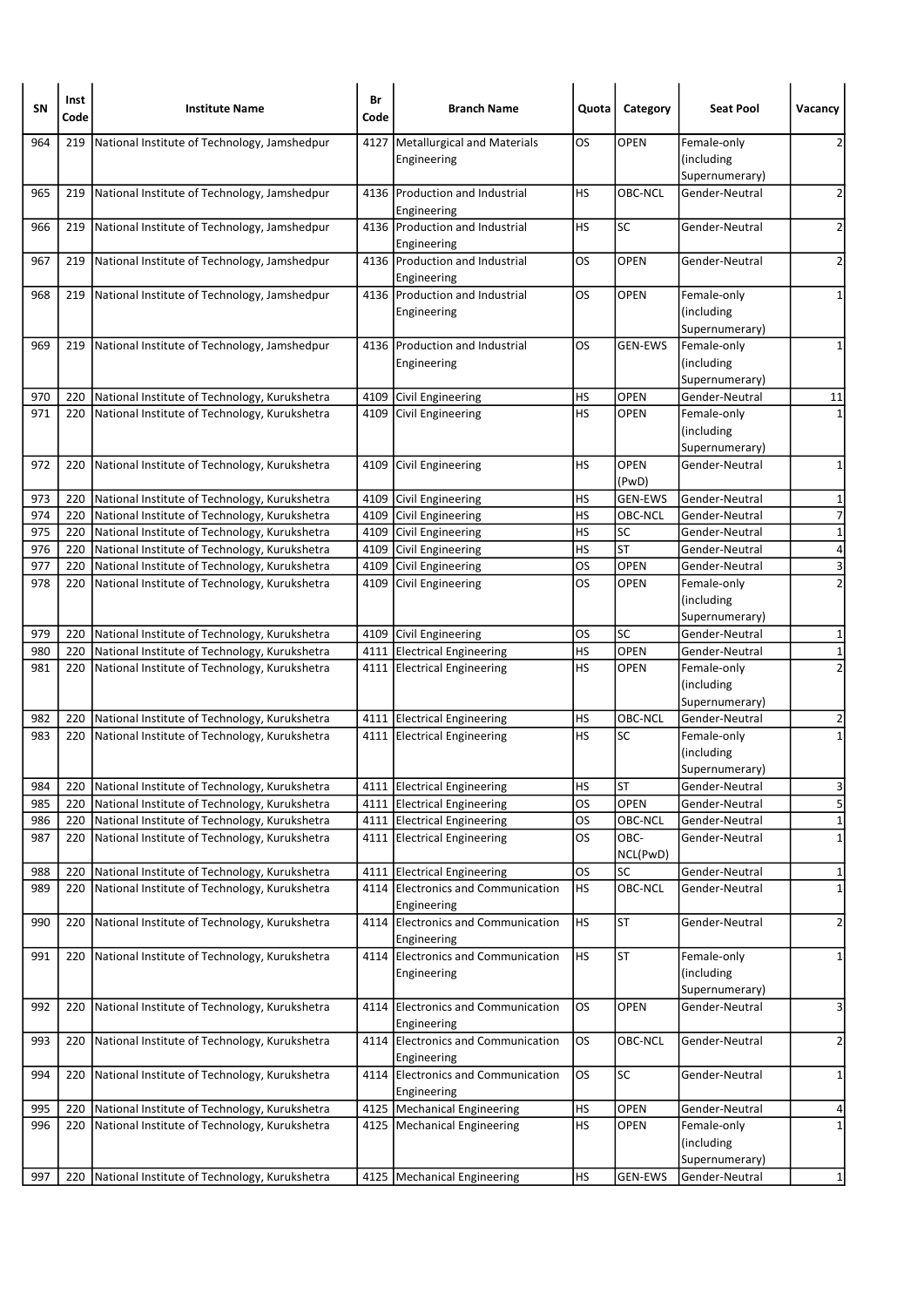| SN | Inst Code | Institute Name | Br Code | Branch Name | Quota | Category | Seat Pool | Vacancy |
|---|---|---|---|---|---|---|---|---|
| 964 | 219 | National Institute of Technology, Jamshedpur | 4127 | Metallurgical and Materials Engineering | OS | OPEN | Female-only (including Supernumerary) | 2 |
| 965 | 219 | National Institute of Technology, Jamshedpur | 4136 | Production and Industrial Engineering | HS | OBC-NCL | Gender-Neutral | 2 |
| 966 | 219 | National Institute of Technology, Jamshedpur | 4136 | Production and Industrial Engineering | HS | SC | Gender-Neutral | 2 |
| 967 | 219 | National Institute of Technology, Jamshedpur | 4136 | Production and Industrial Engineering | OS | OPEN | Gender-Neutral | 2 |
| 968 | 219 | National Institute of Technology, Jamshedpur | 4136 | Production and Industrial Engineering | OS | OPEN | Female-only (including Supernumerary) | 1 |
| 969 | 219 | National Institute of Technology, Jamshedpur | 4136 | Production and Industrial Engineering | OS | GEN-EWS | Female-only (including Supernumerary) | 1 |
| 970 | 220 | National Institute of Technology, Kurukshetra | 4109 | Civil Engineering | HS | OPEN | Gender-Neutral | 11 |
| 971 | 220 | National Institute of Technology, Kurukshetra | 4109 | Civil Engineering | HS | OPEN | Female-only (including Supernumerary) | 1 |
| 972 | 220 | National Institute of Technology, Kurukshetra | 4109 | Civil Engineering | HS | OPEN (PwD) | Gender-Neutral | 1 |
| 973 | 220 | National Institute of Technology, Kurukshetra | 4109 | Civil Engineering | HS | GEN-EWS | Gender-Neutral | 1 |
| 974 | 220 | National Institute of Technology, Kurukshetra | 4109 | Civil Engineering | HS | OBC-NCL | Gender-Neutral | 7 |
| 975 | 220 | National Institute of Technology, Kurukshetra | 4109 | Civil Engineering | HS | SC | Gender-Neutral | 1 |
| 976 | 220 | National Institute of Technology, Kurukshetra | 4109 | Civil Engineering | HS | ST | Gender-Neutral | 4 |
| 977 | 220 | National Institute of Technology, Kurukshetra | 4109 | Civil Engineering | OS | OPEN | Gender-Neutral | 3 |
| 978 | 220 | National Institute of Technology, Kurukshetra | 4109 | Civil Engineering | OS | OPEN | Female-only (including Supernumerary) | 2 |
| 979 | 220 | National Institute of Technology, Kurukshetra | 4109 | Civil Engineering | OS | SC | Gender-Neutral | 1 |
| 980 | 220 | National Institute of Technology, Kurukshetra | 4111 | Electrical Engineering | HS | OPEN | Gender-Neutral | 1 |
| 981 | 220 | National Institute of Technology, Kurukshetra | 4111 | Electrical Engineering | HS | OPEN | Female-only (including Supernumerary) | 2 |
| 982 | 220 | National Institute of Technology, Kurukshetra | 4111 | Electrical Engineering | HS | OBC-NCL | Gender-Neutral | 2 |
| 983 | 220 | National Institute of Technology, Kurukshetra | 4111 | Electrical Engineering | HS | SC | Female-only (including Supernumerary) | 1 |
| 984 | 220 | National Institute of Technology, Kurukshetra | 4111 | Electrical Engineering | HS | ST | Gender-Neutral | 3 |
| 985 | 220 | National Institute of Technology, Kurukshetra | 4111 | Electrical Engineering | OS | OPEN | Gender-Neutral | 5 |
| 986 | 220 | National Institute of Technology, Kurukshetra | 4111 | Electrical Engineering | OS | OBC-NCL | Gender-Neutral | 1 |
| 987 | 220 | National Institute of Technology, Kurukshetra | 4111 | Electrical Engineering | OS | OBC-NCL(PwD) | Gender-Neutral | 1 |
| 988 | 220 | National Institute of Technology, Kurukshetra | 4111 | Electrical Engineering | OS | SC | Gender-Neutral | 1 |
| 989 | 220 | National Institute of Technology, Kurukshetra | 4114 | Electronics and Communication Engineering | HS | OBC-NCL | Gender-Neutral | 1 |
| 990 | 220 | National Institute of Technology, Kurukshetra | 4114 | Electronics and Communication Engineering | HS | ST | Gender-Neutral | 2 |
| 991 | 220 | National Institute of Technology, Kurukshetra | 4114 | Electronics and Communication Engineering | HS | ST | Female-only (including Supernumerary) | 1 |
| 992 | 220 | National Institute of Technology, Kurukshetra | 4114 | Electronics and Communication Engineering | OS | OPEN | Gender-Neutral | 3 |
| 993 | 220 | National Institute of Technology, Kurukshetra | 4114 | Electronics and Communication Engineering | OS | OBC-NCL | Gender-Neutral | 2 |
| 994 | 220 | National Institute of Technology, Kurukshetra | 4114 | Electronics and Communication Engineering | OS | SC | Gender-Neutral | 1 |
| 995 | 220 | National Institute of Technology, Kurukshetra | 4125 | Mechanical Engineering | HS | OPEN | Gender-Neutral | 4 |
| 996 | 220 | National Institute of Technology, Kurukshetra | 4125 | Mechanical Engineering | HS | OPEN | Female-only (including Supernumerary) | 1 |
| 997 | 220 | National Institute of Technology, Kurukshetra | 4125 | Mechanical Engineering | HS | GEN-EWS | Gender-Neutral | 1 |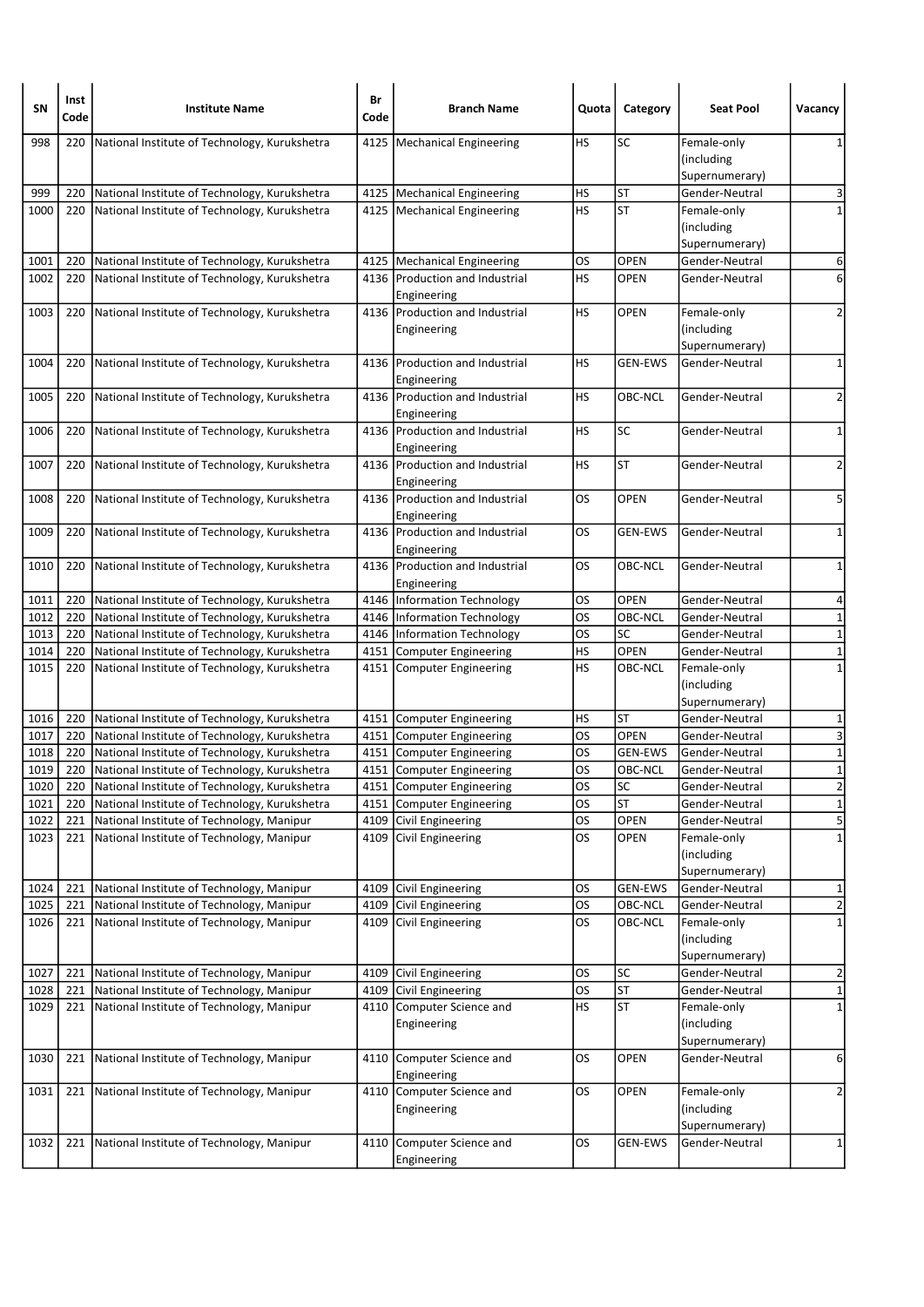| SN | Inst Code | Institute Name | Br Code | Branch Name | Quota | Category | Seat Pool | Vacancy |
|---|---|---|---|---|---|---|---|---|
| 998 | 220 | National Institute of Technology, Kurukshetra | 4125 | Mechanical Engineering | HS | SC | Female-only (including Supernumerary) | 1 |
| 999 | 220 | National Institute of Technology, Kurukshetra | 4125 | Mechanical Engineering | HS | ST | Gender-Neutral | 3 |
| 1000 | 220 | National Institute of Technology, Kurukshetra | 4125 | Mechanical Engineering | HS | ST | Female-only (including Supernumerary) | 1 |
| 1001 | 220 | National Institute of Technology, Kurukshetra | 4125 | Mechanical Engineering | OS | OPEN | Gender-Neutral | 6 |
| 1002 | 220 | National Institute of Technology, Kurukshetra | 4136 | Production and Industrial Engineering | HS | OPEN | Gender-Neutral | 6 |
| 1003 | 220 | National Institute of Technology, Kurukshetra | 4136 | Production and Industrial Engineering | HS | OPEN | Female-only (including Supernumerary) | 2 |
| 1004 | 220 | National Institute of Technology, Kurukshetra | 4136 | Production and Industrial Engineering | HS | GEN-EWS | Gender-Neutral | 1 |
| 1005 | 220 | National Institute of Technology, Kurukshetra | 4136 | Production and Industrial Engineering | HS | OBC-NCL | Gender-Neutral | 2 |
| 1006 | 220 | National Institute of Technology, Kurukshetra | 4136 | Production and Industrial Engineering | HS | SC | Gender-Neutral | 1 |
| 1007 | 220 | National Institute of Technology, Kurukshetra | 4136 | Production and Industrial Engineering | HS | ST | Gender-Neutral | 2 |
| 1008 | 220 | National Institute of Technology, Kurukshetra | 4136 | Production and Industrial Engineering | OS | OPEN | Gender-Neutral | 5 |
| 1009 | 220 | National Institute of Technology, Kurukshetra | 4136 | Production and Industrial Engineering | OS | GEN-EWS | Gender-Neutral | 1 |
| 1010 | 220 | National Institute of Technology, Kurukshetra | 4136 | Production and Industrial Engineering | OS | OBC-NCL | Gender-Neutral | 1 |
| 1011 | 220 | National Institute of Technology, Kurukshetra | 4146 | Information Technology | OS | OPEN | Gender-Neutral | 4 |
| 1012 | 220 | National Institute of Technology, Kurukshetra | 4146 | Information Technology | OS | OBC-NCL | Gender-Neutral | 1 |
| 1013 | 220 | National Institute of Technology, Kurukshetra | 4146 | Information Technology | OS | SC | Gender-Neutral | 1 |
| 1014 | 220 | National Institute of Technology, Kurukshetra | 4151 | Computer Engineering | HS | OPEN | Gender-Neutral | 1 |
| 1015 | 220 | National Institute of Technology, Kurukshetra | 4151 | Computer Engineering | HS | OBC-NCL | Female-only (including Supernumerary) | 1 |
| 1016 | 220 | National Institute of Technology, Kurukshetra | 4151 | Computer Engineering | HS | ST | Gender-Neutral | 1 |
| 1017 | 220 | National Institute of Technology, Kurukshetra | 4151 | Computer Engineering | OS | OPEN | Gender-Neutral | 3 |
| 1018 | 220 | National Institute of Technology, Kurukshetra | 4151 | Computer Engineering | OS | GEN-EWS | Gender-Neutral | 1 |
| 1019 | 220 | National Institute of Technology, Kurukshetra | 4151 | Computer Engineering | OS | OBC-NCL | Gender-Neutral | 1 |
| 1020 | 220 | National Institute of Technology, Kurukshetra | 4151 | Computer Engineering | OS | SC | Gender-Neutral | 2 |
| 1021 | 220 | National Institute of Technology, Kurukshetra | 4151 | Computer Engineering | OS | ST | Gender-Neutral | 1 |
| 1022 | 221 | National Institute of Technology, Manipur | 4109 | Civil Engineering | OS | OPEN | Gender-Neutral | 5 |
| 1023 | 221 | National Institute of Technology, Manipur | 4109 | Civil Engineering | OS | OPEN | Female-only (including Supernumerary) | 1 |
| 1024 | 221 | National Institute of Technology, Manipur | 4109 | Civil Engineering | OS | GEN-EWS | Gender-Neutral | 1 |
| 1025 | 221 | National Institute of Technology, Manipur | 4109 | Civil Engineering | OS | OBC-NCL | Gender-Neutral | 2 |
| 1026 | 221 | National Institute of Technology, Manipur | 4109 | Civil Engineering | OS | OBC-NCL | Female-only (including Supernumerary) | 1 |
| 1027 | 221 | National Institute of Technology, Manipur | 4109 | Civil Engineering | OS | SC | Gender-Neutral | 2 |
| 1028 | 221 | National Institute of Technology, Manipur | 4109 | Civil Engineering | OS | ST | Gender-Neutral | 1 |
| 1029 | 221 | National Institute of Technology, Manipur | 4110 | Computer Science and Engineering | HS | ST | Female-only (including Supernumerary) | 1 |
| 1030 | 221 | National Institute of Technology, Manipur | 4110 | Computer Science and Engineering | OS | OPEN | Gender-Neutral | 6 |
| 1031 | 221 | National Institute of Technology, Manipur | 4110 | Computer Science and Engineering | OS | OPEN | Female-only (including Supernumerary) | 2 |
| 1032 | 221 | National Institute of Technology, Manipur | 4110 | Computer Science and Engineering | OS | GEN-EWS | Gender-Neutral | 1 |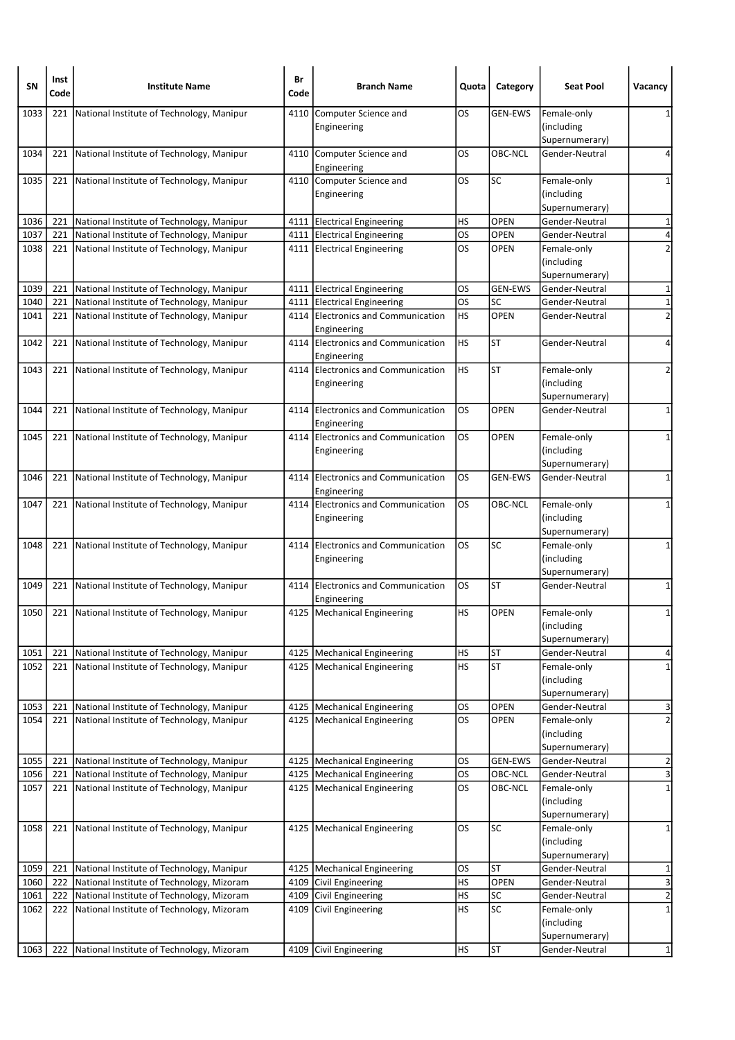| SN | Inst Code | Institute Name | Br Code | Branch Name | Quota | Category | Seat Pool | Vacancy |
|---|---|---|---|---|---|---|---|---|
| 1033 | 221 | National Institute of Technology, Manipur | 4110 | Computer Science and Engineering | OS | GEN-EWS | Female-only (including Supernumerary) | 1 |
| 1034 | 221 | National Institute of Technology, Manipur | 4110 | Computer Science and Engineering | OS | OBC-NCL | Gender-Neutral | 4 |
| 1035 | 221 | National Institute of Technology, Manipur | 4110 | Computer Science and Engineering | OS | SC | Female-only (including Supernumerary) | 1 |
| 1036 | 221 | National Institute of Technology, Manipur | 4111 | Electrical Engineering | HS | OPEN | Gender-Neutral | 1 |
| 1037 | 221 | National Institute of Technology, Manipur | 4111 | Electrical Engineering | OS | OPEN | Gender-Neutral | 4 |
| 1038 | 221 | National Institute of Technology, Manipur | 4111 | Electrical Engineering | OS | OPEN | Female-only (including Supernumerary) | 2 |
| 1039 | 221 | National Institute of Technology, Manipur | 4111 | Electrical Engineering | OS | GEN-EWS | Gender-Neutral | 1 |
| 1040 | 221 | National Institute of Technology, Manipur | 4111 | Electrical Engineering | OS | SC | Gender-Neutral | 1 |
| 1041 | 221 | National Institute of Technology, Manipur | 4114 | Electronics and Communication Engineering | HS | OPEN | Gender-Neutral | 2 |
| 1042 | 221 | National Institute of Technology, Manipur | 4114 | Electronics and Communication Engineering | HS | ST | Gender-Neutral | 4 |
| 1043 | 221 | National Institute of Technology, Manipur | 4114 | Electronics and Communication Engineering | HS | ST | Female-only (including Supernumerary) | 2 |
| 1044 | 221 | National Institute of Technology, Manipur | 4114 | Electronics and Communication Engineering | OS | OPEN | Gender-Neutral | 1 |
| 1045 | 221 | National Institute of Technology, Manipur | 4114 | Electronics and Communication Engineering | OS | OPEN | Female-only (including Supernumerary) | 1 |
| 1046 | 221 | National Institute of Technology, Manipur | 4114 | Electronics and Communication Engineering | OS | GEN-EWS | Gender-Neutral | 1 |
| 1047 | 221 | National Institute of Technology, Manipur | 4114 | Electronics and Communication Engineering | OS | OBC-NCL | Female-only (including Supernumerary) | 1 |
| 1048 | 221 | National Institute of Technology, Manipur | 4114 | Electronics and Communication Engineering | OS | SC | Female-only (including Supernumerary) | 1 |
| 1049 | 221 | National Institute of Technology, Manipur | 4114 | Electronics and Communication Engineering | OS | ST | Gender-Neutral | 1 |
| 1050 | 221 | National Institute of Technology, Manipur | 4125 | Mechanical Engineering | HS | OPEN | Female-only (including Supernumerary) | 1 |
| 1051 | 221 | National Institute of Technology, Manipur | 4125 | Mechanical Engineering | HS | ST | Gender-Neutral | 4 |
| 1052 | 221 | National Institute of Technology, Manipur | 4125 | Mechanical Engineering | HS | ST | Female-only (including Supernumerary) | 1 |
| 1053 | 221 | National Institute of Technology, Manipur | 4125 | Mechanical Engineering | OS | OPEN | Gender-Neutral | 3 |
| 1054 | 221 | National Institute of Technology, Manipur | 4125 | Mechanical Engineering | OS | OPEN | Female-only (including Supernumerary) | 2 |
| 1055 | 221 | National Institute of Technology, Manipur | 4125 | Mechanical Engineering | OS | GEN-EWS | Gender-Neutral | 2 |
| 1056 | 221 | National Institute of Technology, Manipur | 4125 | Mechanical Engineering | OS | OBC-NCL | Gender-Neutral | 3 |
| 1057 | 221 | National Institute of Technology, Manipur | 4125 | Mechanical Engineering | OS | OBC-NCL | Female-only (including Supernumerary) | 1 |
| 1058 | 221 | National Institute of Technology, Manipur | 4125 | Mechanical Engineering | OS | SC | Female-only (including Supernumerary) | 1 |
| 1059 | 221 | National Institute of Technology, Manipur | 4125 | Mechanical Engineering | OS | ST | Gender-Neutral | 1 |
| 1060 | 222 | National Institute of Technology, Mizoram | 4109 | Civil Engineering | HS | OPEN | Gender-Neutral | 3 |
| 1061 | 222 | National Institute of Technology, Mizoram | 4109 | Civil Engineering | HS | SC | Gender-Neutral | 2 |
| 1062 | 222 | National Institute of Technology, Mizoram | 4109 | Civil Engineering | HS | SC | Female-only (including Supernumerary) | 1 |
| 1063 | 222 | National Institute of Technology, Mizoram | 4109 | Civil Engineering | HS | ST | Gender-Neutral | 1 |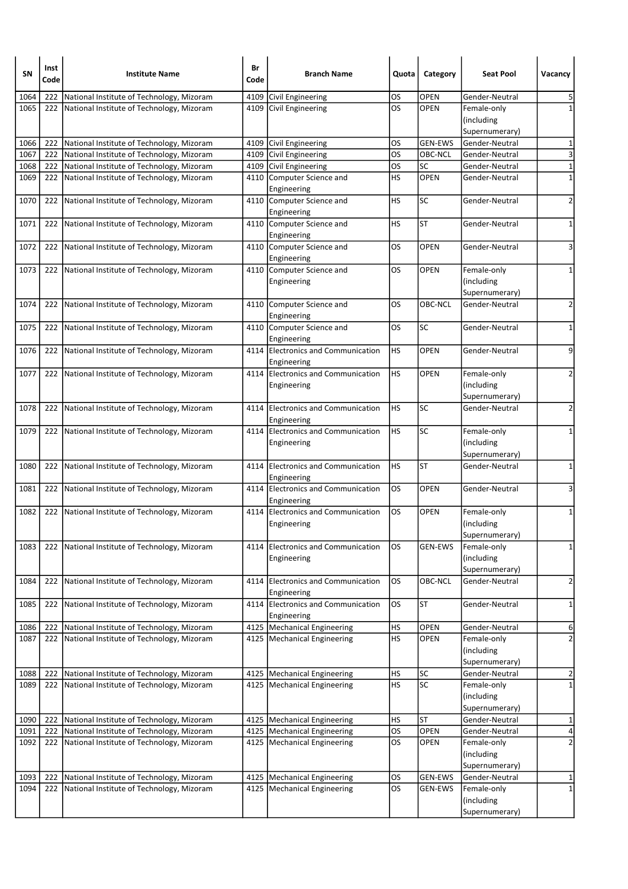| SN | Inst Code | Institute Name | Br Code | Branch Name | Quota | Category | Seat Pool | Vacancy |
|---|---|---|---|---|---|---|---|---|
| 1064 | 222 | National Institute of Technology, Mizoram | 4109 | Civil Engineering | OS | OPEN | Gender-Neutral | 5 |
| 1065 | 222 | National Institute of Technology, Mizoram | 4109 | Civil Engineering | OS | OPEN | Female-only (including Supernumerary) | 1 |
| 1066 | 222 | National Institute of Technology, Mizoram | 4109 | Civil Engineering | OS | GEN-EWS | Gender-Neutral | 1 |
| 1067 | 222 | National Institute of Technology, Mizoram | 4109 | Civil Engineering | OS | OBC-NCL | Gender-Neutral | 3 |
| 1068 | 222 | National Institute of Technology, Mizoram | 4109 | Civil Engineering | OS | SC | Gender-Neutral | 1 |
| 1069 | 222 | National Institute of Technology, Mizoram | 4110 | Computer Science and Engineering | HS | OPEN | Gender-Neutral | 1 |
| 1070 | 222 | National Institute of Technology, Mizoram | 4110 | Computer Science and Engineering | HS | SC | Gender-Neutral | 2 |
| 1071 | 222 | National Institute of Technology, Mizoram | 4110 | Computer Science and Engineering | HS | ST | Gender-Neutral | 1 |
| 1072 | 222 | National Institute of Technology, Mizoram | 4110 | Computer Science and Engineering | OS | OPEN | Gender-Neutral | 3 |
| 1073 | 222 | National Institute of Technology, Mizoram | 4110 | Computer Science and Engineering | OS | OPEN | Female-only (including Supernumerary) | 1 |
| 1074 | 222 | National Institute of Technology, Mizoram | 4110 | Computer Science and Engineering | OS | OBC-NCL | Gender-Neutral | 2 |
| 1075 | 222 | National Institute of Technology, Mizoram | 4110 | Computer Science and Engineering | OS | SC | Gender-Neutral | 1 |
| 1076 | 222 | National Institute of Technology, Mizoram | 4114 | Electronics and Communication Engineering | HS | OPEN | Gender-Neutral | 9 |
| 1077 | 222 | National Institute of Technology, Mizoram | 4114 | Electronics and Communication Engineering | HS | OPEN | Female-only (including Supernumerary) | 2 |
| 1078 | 222 | National Institute of Technology, Mizoram | 4114 | Electronics and Communication Engineering | HS | SC | Gender-Neutral | 2 |
| 1079 | 222 | National Institute of Technology, Mizoram | 4114 | Electronics and Communication Engineering | HS | SC | Female-only (including Supernumerary) | 1 |
| 1080 | 222 | National Institute of Technology, Mizoram | 4114 | Electronics and Communication Engineering | HS | ST | Gender-Neutral | 1 |
| 1081 | 222 | National Institute of Technology, Mizoram | 4114 | Electronics and Communication Engineering | OS | OPEN | Gender-Neutral | 3 |
| 1082 | 222 | National Institute of Technology, Mizoram | 4114 | Electronics and Communication Engineering | OS | OPEN | Female-only (including Supernumerary) | 1 |
| 1083 | 222 | National Institute of Technology, Mizoram | 4114 | Electronics and Communication Engineering | OS | GEN-EWS | Female-only (including Supernumerary) | 1 |
| 1084 | 222 | National Institute of Technology, Mizoram | 4114 | Electronics and Communication Engineering | OS | OBC-NCL | Gender-Neutral | 2 |
| 1085 | 222 | National Institute of Technology, Mizoram | 4114 | Electronics and Communication Engineering | OS | ST | Gender-Neutral | 1 |
| 1086 | 222 | National Institute of Technology, Mizoram | 4125 | Mechanical Engineering | HS | OPEN | Gender-Neutral | 6 |
| 1087 | 222 | National Institute of Technology, Mizoram | 4125 | Mechanical Engineering | HS | OPEN | Female-only (including Supernumerary) | 2 |
| 1088 | 222 | National Institute of Technology, Mizoram | 4125 | Mechanical Engineering | HS | SC | Gender-Neutral | 2 |
| 1089 | 222 | National Institute of Technology, Mizoram | 4125 | Mechanical Engineering | HS | SC | Female-only (including Supernumerary) | 1 |
| 1090 | 222 | National Institute of Technology, Mizoram | 4125 | Mechanical Engineering | HS | ST | Gender-Neutral | 1 |
| 1091 | 222 | National Institute of Technology, Mizoram | 4125 | Mechanical Engineering | OS | OPEN | Gender-Neutral | 4 |
| 1092 | 222 | National Institute of Technology, Mizoram | 4125 | Mechanical Engineering | OS | OPEN | Female-only (including Supernumerary) | 2 |
| 1093 | 222 | National Institute of Technology, Mizoram | 4125 | Mechanical Engineering | OS | GEN-EWS | Gender-Neutral | 1 |
| 1094 | 222 | National Institute of Technology, Mizoram | 4125 | Mechanical Engineering | OS | GEN-EWS | Female-only (including Supernumerary) | 1 |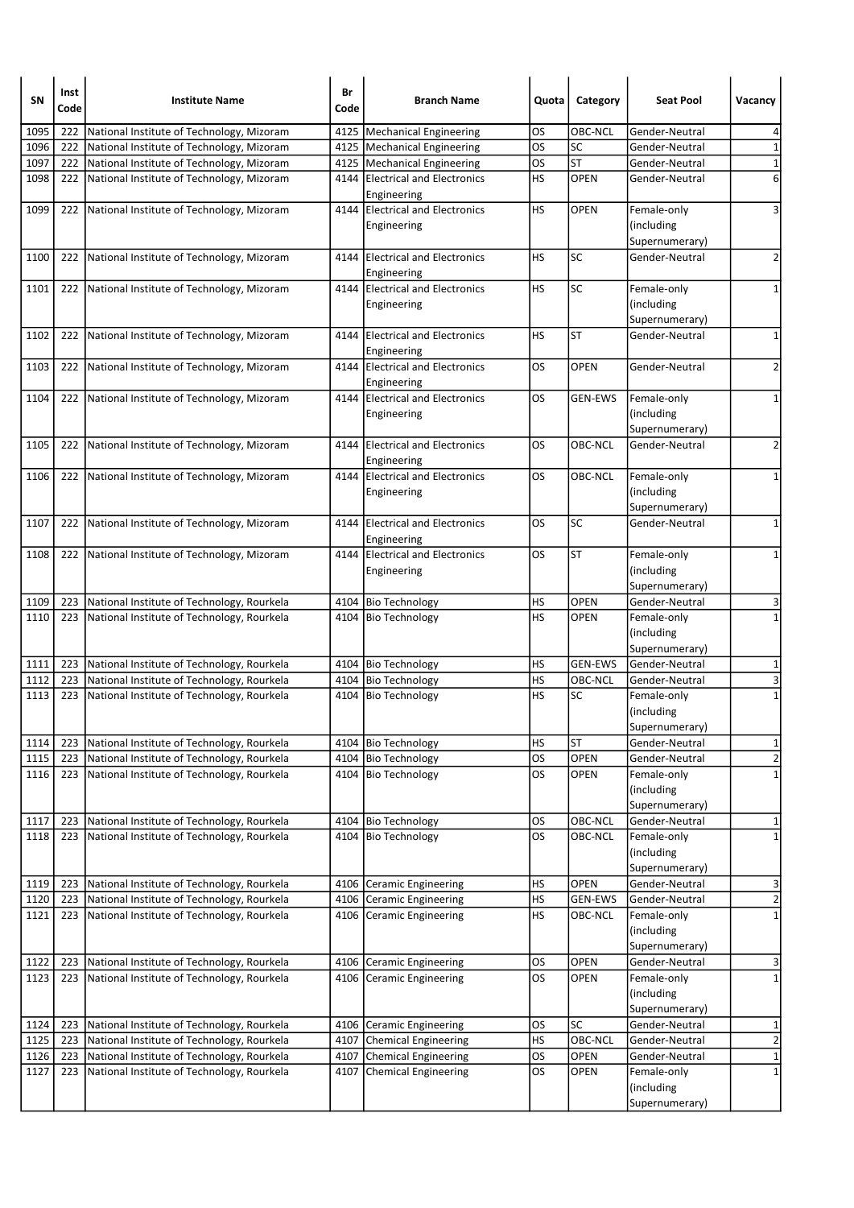| SN | Inst Code | Institute Name | Br Code | Branch Name | Quota | Category | Seat Pool | Vacancy |
|---|---|---|---|---|---|---|---|---|
| 1095 | 222 | National Institute of Technology, Mizoram | 4125 | Mechanical Engineering | OS | OBC-NCL | Gender-Neutral | 4 |
| 1096 | 222 | National Institute of Technology, Mizoram | 4125 | Mechanical Engineering | OS | SC | Gender-Neutral | 1 |
| 1097 | 222 | National Institute of Technology, Mizoram | 4125 | Mechanical Engineering | OS | ST | Gender-Neutral | 1 |
| 1098 | 222 | National Institute of Technology, Mizoram | 4144 | Electrical and Electronics Engineering | HS | OPEN | Gender-Neutral | 6 |
| 1099 | 222 | National Institute of Technology, Mizoram | 4144 | Electrical and Electronics Engineering | HS | OPEN | Female-only (including Supernumerary) | 3 |
| 1100 | 222 | National Institute of Technology, Mizoram | 4144 | Electrical and Electronics Engineering | HS | SC | Gender-Neutral | 2 |
| 1101 | 222 | National Institute of Technology, Mizoram | 4144 | Electrical and Electronics Engineering | HS | SC | Female-only (including Supernumerary) | 1 |
| 1102 | 222 | National Institute of Technology, Mizoram | 4144 | Electrical and Electronics Engineering | HS | ST | Gender-Neutral | 1 |
| 1103 | 222 | National Institute of Technology, Mizoram | 4144 | Electrical and Electronics Engineering | OS | OPEN | Gender-Neutral | 2 |
| 1104 | 222 | National Institute of Technology, Mizoram | 4144 | Electrical and Electronics Engineering | OS | GEN-EWS | Female-only (including Supernumerary) | 1 |
| 1105 | 222 | National Institute of Technology, Mizoram | 4144 | Electrical and Electronics Engineering | OS | OBC-NCL | Gender-Neutral | 2 |
| 1106 | 222 | National Institute of Technology, Mizoram | 4144 | Electrical and Electronics Engineering | OS | OBC-NCL | Female-only (including Supernumerary) | 1 |
| 1107 | 222 | National Institute of Technology, Mizoram | 4144 | Electrical and Electronics Engineering | OS | SC | Gender-Neutral | 1 |
| 1108 | 222 | National Institute of Technology, Mizoram | 4144 | Electrical and Electronics Engineering | OS | ST | Female-only (including Supernumerary) | 1 |
| 1109 | 223 | National Institute of Technology, Rourkela | 4104 | Bio Technology | HS | OPEN | Gender-Neutral | 3 |
| 1110 | 223 | National Institute of Technology, Rourkela | 4104 | Bio Technology | HS | OPEN | Female-only (including Supernumerary) | 1 |
| 1111 | 223 | National Institute of Technology, Rourkela | 4104 | Bio Technology | HS | GEN-EWS | Gender-Neutral | 1 |
| 1112 | 223 | National Institute of Technology, Rourkela | 4104 | Bio Technology | HS | OBC-NCL | Gender-Neutral | 3 |
| 1113 | 223 | National Institute of Technology, Rourkela | 4104 | Bio Technology | HS | SC | Female-only (including Supernumerary) | 1 |
| 1114 | 223 | National Institute of Technology, Rourkela | 4104 | Bio Technology | HS | ST | Gender-Neutral | 1 |
| 1115 | 223 | National Institute of Technology, Rourkela | 4104 | Bio Technology | OS | OPEN | Gender-Neutral | 2 |
| 1116 | 223 | National Institute of Technology, Rourkela | 4104 | Bio Technology | OS | OPEN | Female-only (including Supernumerary) | 1 |
| 1117 | 223 | National Institute of Technology, Rourkela | 4104 | Bio Technology | OS | OBC-NCL | Gender-Neutral | 1 |
| 1118 | 223 | National Institute of Technology, Rourkela | 4104 | Bio Technology | OS | OBC-NCL | Female-only (including Supernumerary) | 1 |
| 1119 | 223 | National Institute of Technology, Rourkela | 4106 | Ceramic Engineering | HS | OPEN | Gender-Neutral | 3 |
| 1120 | 223 | National Institute of Technology, Rourkela | 4106 | Ceramic Engineering | HS | GEN-EWS | Gender-Neutral | 2 |
| 1121 | 223 | National Institute of Technology, Rourkela | 4106 | Ceramic Engineering | HS | OBC-NCL | Female-only (including Supernumerary) | 1 |
| 1122 | 223 | National Institute of Technology, Rourkela | 4106 | Ceramic Engineering | OS | OPEN | Gender-Neutral | 3 |
| 1123 | 223 | National Institute of Technology, Rourkela | 4106 | Ceramic Engineering | OS | OPEN | Female-only (including Supernumerary) | 1 |
| 1124 | 223 | National Institute of Technology, Rourkela | 4106 | Ceramic Engineering | OS | SC | Gender-Neutral | 1 |
| 1125 | 223 | National Institute of Technology, Rourkela | 4107 | Chemical Engineering | HS | OBC-NCL | Gender-Neutral | 2 |
| 1126 | 223 | National Institute of Technology, Rourkela | 4107 | Chemical Engineering | OS | OPEN | Gender-Neutral | 1 |
| 1127 | 223 | National Institute of Technology, Rourkela | 4107 | Chemical Engineering | OS | OPEN | Female-only (including Supernumerary) | 1 |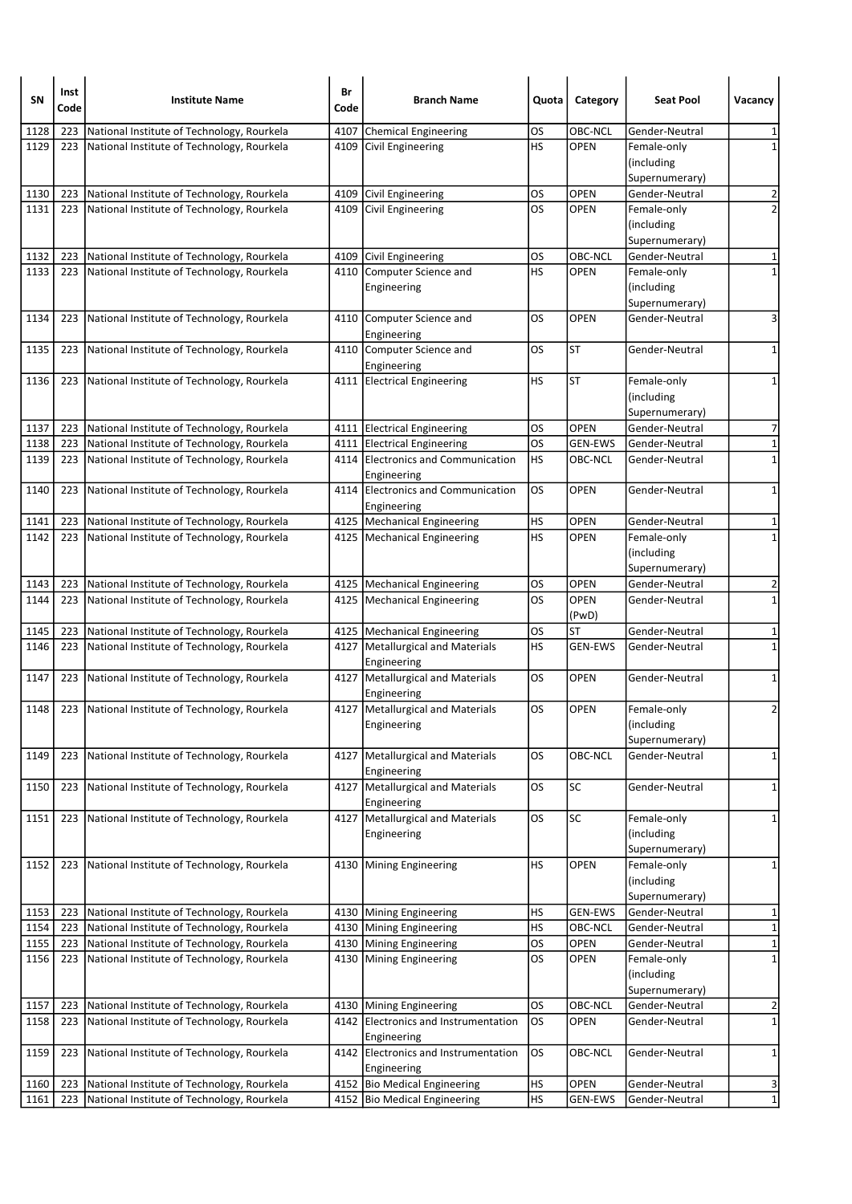| SN | Inst Code | Institute Name | Br Code | Branch Name | Quota | Category | Seat Pool | Vacancy |
|---|---|---|---|---|---|---|---|---|
| 1128 | 223 | National Institute of Technology, Rourkela | 4107 | Chemical Engineering | OS | OBC-NCL | Gender-Neutral | 1 |
| 1129 | 223 | National Institute of Technology, Rourkela | 4109 | Civil Engineering | HS | OPEN | Female-only (including Supernumerary) | 1 |
| 1130 | 223 | National Institute of Technology, Rourkela | 4109 | Civil Engineering | OS | OPEN | Gender-Neutral | 2 |
| 1131 | 223 | National Institute of Technology, Rourkela | 4109 | Civil Engineering | OS | OPEN | Female-only (including Supernumerary) | 2 |
| 1132 | 223 | National Institute of Technology, Rourkela | 4109 | Civil Engineering | OS | OBC-NCL | Gender-Neutral | 1 |
| 1133 | 223 | National Institute of Technology, Rourkela | 4110 | Computer Science and Engineering | HS | OPEN | Female-only (including Supernumerary) | 1 |
| 1134 | 223 | National Institute of Technology, Rourkela | 4110 | Computer Science and Engineering | OS | OPEN | Gender-Neutral | 3 |
| 1135 | 223 | National Institute of Technology, Rourkela | 4110 | Computer Science and Engineering | OS | ST | Gender-Neutral | 1 |
| 1136 | 223 | National Institute of Technology, Rourkela | 4111 | Electrical Engineering | HS | ST | Female-only (including Supernumerary) | 1 |
| 1137 | 223 | National Institute of Technology, Rourkela | 4111 | Electrical Engineering | OS | OPEN | Gender-Neutral | 7 |
| 1138 | 223 | National Institute of Technology, Rourkela | 4111 | Electrical Engineering | OS | GEN-EWS | Gender-Neutral | 1 |
| 1139 | 223 | National Institute of Technology, Rourkela | 4114 | Electronics and Communication Engineering | HS | OBC-NCL | Gender-Neutral | 1 |
| 1140 | 223 | National Institute of Technology, Rourkela | 4114 | Electronics and Communication Engineering | OS | OPEN | Gender-Neutral | 1 |
| 1141 | 223 | National Institute of Technology, Rourkela | 4125 | Mechanical Engineering | HS | OPEN | Gender-Neutral | 1 |
| 1142 | 223 | National Institute of Technology, Rourkela | 4125 | Mechanical Engineering | HS | OPEN | Female-only (including Supernumerary) | 1 |
| 1143 | 223 | National Institute of Technology, Rourkela | 4125 | Mechanical Engineering | OS | OPEN | Gender-Neutral | 2 |
| 1144 | 223 | National Institute of Technology, Rourkela | 4125 | Mechanical Engineering | OS | OPEN (PwD) | Gender-Neutral | 1 |
| 1145 | 223 | National Institute of Technology, Rourkela | 4125 | Mechanical Engineering | OS | ST | Gender-Neutral | 1 |
| 1146 | 223 | National Institute of Technology, Rourkela | 4127 | Metallurgical and Materials Engineering | HS | GEN-EWS | Gender-Neutral | 1 |
| 1147 | 223 | National Institute of Technology, Rourkela | 4127 | Metallurgical and Materials Engineering | OS | OPEN | Gender-Neutral | 1 |
| 1148 | 223 | National Institute of Technology, Rourkela | 4127 | Metallurgical and Materials Engineering | OS | OPEN | Female-only (including Supernumerary) | 2 |
| 1149 | 223 | National Institute of Technology, Rourkela | 4127 | Metallurgical and Materials Engineering | OS | OBC-NCL | Gender-Neutral | 1 |
| 1150 | 223 | National Institute of Technology, Rourkela | 4127 | Metallurgical and Materials Engineering | OS | SC | Gender-Neutral | 1 |
| 1151 | 223 | National Institute of Technology, Rourkela | 4127 | Metallurgical and Materials Engineering | OS | SC | Female-only (including Supernumerary) | 1 |
| 1152 | 223 | National Institute of Technology, Rourkela | 4130 | Mining Engineering | HS | OPEN | Female-only (including Supernumerary) | 1 |
| 1153 | 223 | National Institute of Technology, Rourkela | 4130 | Mining Engineering | HS | GEN-EWS | Gender-Neutral | 1 |
| 1154 | 223 | National Institute of Technology, Rourkela | 4130 | Mining Engineering | HS | OBC-NCL | Gender-Neutral | 1 |
| 1155 | 223 | National Institute of Technology, Rourkela | 4130 | Mining Engineering | OS | OPEN | Gender-Neutral | 1 |
| 1156 | 223 | National Institute of Technology, Rourkela | 4130 | Mining Engineering | OS | OPEN | Female-only (including Supernumerary) | 1 |
| 1157 | 223 | National Institute of Technology, Rourkela | 4130 | Mining Engineering | OS | OBC-NCL | Gender-Neutral | 2 |
| 1158 | 223 | National Institute of Technology, Rourkela | 4142 | Electronics and Instrumentation Engineering | OS | OPEN | Gender-Neutral | 1 |
| 1159 | 223 | National Institute of Technology, Rourkela | 4142 | Electronics and Instrumentation Engineering | OS | OBC-NCL | Gender-Neutral | 1 |
| 1160 | 223 | National Institute of Technology, Rourkela | 4152 | Bio Medical Engineering | HS | OPEN | Gender-Neutral | 3 |
| 1161 | 223 | National Institute of Technology, Rourkela | 4152 | Bio Medical Engineering | HS | GEN-EWS | Gender-Neutral | 1 |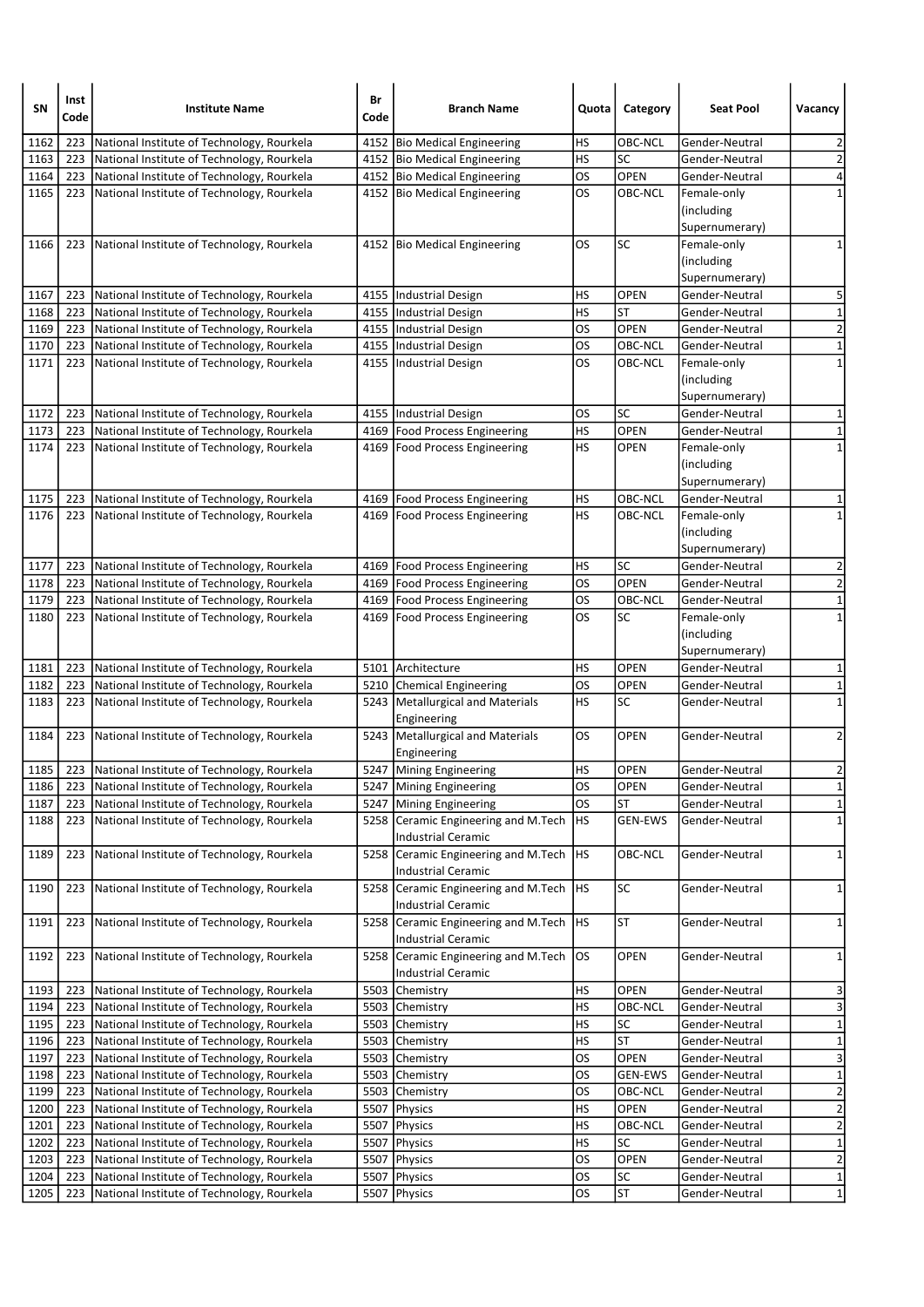| SN | Inst Code | Institute Name | Br Code | Branch Name | Quota | Category | Seat Pool | Vacancy |
|---|---|---|---|---|---|---|---|---|
| 1162 | 223 | National Institute of Technology, Rourkela | 4152 | Bio Medical Engineering | HS | OBC-NCL | Gender-Neutral | 2 |
| 1163 | 223 | National Institute of Technology, Rourkela | 4152 | Bio Medical Engineering | HS | SC | Gender-Neutral | 2 |
| 1164 | 223 | National Institute of Technology, Rourkela | 4152 | Bio Medical Engineering | OS | OPEN | Gender-Neutral | 4 |
| 1165 | 223 | National Institute of Technology, Rourkela | 4152 | Bio Medical Engineering | OS | OBC-NCL | Female-only (including Supernumerary) | 1 |
| 1166 | 223 | National Institute of Technology, Rourkela | 4152 | Bio Medical Engineering | OS | SC | Female-only (including Supernumerary) | 1 |
| 1167 | 223 | National Institute of Technology, Rourkela | 4155 | Industrial Design | HS | OPEN | Gender-Neutral | 5 |
| 1168 | 223 | National Institute of Technology, Rourkela | 4155 | Industrial Design | HS | ST | Gender-Neutral | 1 |
| 1169 | 223 | National Institute of Technology, Rourkela | 4155 | Industrial Design | OS | OPEN | Gender-Neutral | 2 |
| 1170 | 223 | National Institute of Technology, Rourkela | 4155 | Industrial Design | OS | OBC-NCL | Gender-Neutral | 1 |
| 1171 | 223 | National Institute of Technology, Rourkela | 4155 | Industrial Design | OS | OBC-NCL | Female-only (including Supernumerary) | 1 |
| 1172 | 223 | National Institute of Technology, Rourkela | 4155 | Industrial Design | OS | SC | Gender-Neutral | 1 |
| 1173 | 223 | National Institute of Technology, Rourkela | 4169 | Food Process Engineering | HS | OPEN | Gender-Neutral | 1 |
| 1174 | 223 | National Institute of Technology, Rourkela | 4169 | Food Process Engineering | HS | OPEN | Female-only (including Supernumerary) | 1 |
| 1175 | 223 | National Institute of Technology, Rourkela | 4169 | Food Process Engineering | HS | OBC-NCL | Gender-Neutral | 1 |
| 1176 | 223 | National Institute of Technology, Rourkela | 4169 | Food Process Engineering | HS | OBC-NCL | Female-only (including Supernumerary) | 1 |
| 1177 | 223 | National Institute of Technology, Rourkela | 4169 | Food Process Engineering | HS | SC | Gender-Neutral | 2 |
| 1178 | 223 | National Institute of Technology, Rourkela | 4169 | Food Process Engineering | OS | OPEN | Gender-Neutral | 2 |
| 1179 | 223 | National Institute of Technology, Rourkela | 4169 | Food Process Engineering | OS | OBC-NCL | Gender-Neutral | 1 |
| 1180 | 223 | National Institute of Technology, Rourkela | 4169 | Food Process Engineering | OS | SC | Female-only (including Supernumerary) | 1 |
| 1181 | 223 | National Institute of Technology, Rourkela | 5101 | Architecture | HS | OPEN | Gender-Neutral | 1 |
| 1182 | 223 | National Institute of Technology, Rourkela | 5210 | Chemical Engineering | OS | OPEN | Gender-Neutral | 1 |
| 1183 | 223 | National Institute of Technology, Rourkela | 5243 | Metallurgical and Materials Engineering | HS | SC | Gender-Neutral | 1 |
| 1184 | 223 | National Institute of Technology, Rourkela | 5243 | Metallurgical and Materials Engineering | OS | OPEN | Gender-Neutral | 2 |
| 1185 | 223 | National Institute of Technology, Rourkela | 5247 | Mining Engineering | HS | OPEN | Gender-Neutral | 2 |
| 1186 | 223 | National Institute of Technology, Rourkela | 5247 | Mining Engineering | OS | OPEN | Gender-Neutral | 1 |
| 1187 | 223 | National Institute of Technology, Rourkela | 5247 | Mining Engineering | OS | ST | Gender-Neutral | 1 |
| 1188 | 223 | National Institute of Technology, Rourkela | 5258 | Ceramic Engineering and M.Tech Industrial Ceramic | HS | GEN-EWS | Gender-Neutral | 1 |
| 1189 | 223 | National Institute of Technology, Rourkela | 5258 | Ceramic Engineering and M.Tech Industrial Ceramic | HS | OBC-NCL | Gender-Neutral | 1 |
| 1190 | 223 | National Institute of Technology, Rourkela | 5258 | Ceramic Engineering and M.Tech Industrial Ceramic | HS | SC | Gender-Neutral | 1 |
| 1191 | 223 | National Institute of Technology, Rourkela | 5258 | Ceramic Engineering and M.Tech Industrial Ceramic | HS | ST | Gender-Neutral | 1 |
| 1192 | 223 | National Institute of Technology, Rourkela | 5258 | Ceramic Engineering and M.Tech Industrial Ceramic | OS | OPEN | Gender-Neutral | 1 |
| 1193 | 223 | National Institute of Technology, Rourkela | 5503 | Chemistry | HS | OPEN | Gender-Neutral | 3 |
| 1194 | 223 | National Institute of Technology, Rourkela | 5503 | Chemistry | HS | OBC-NCL | Gender-Neutral | 3 |
| 1195 | 223 | National Institute of Technology, Rourkela | 5503 | Chemistry | HS | SC | Gender-Neutral | 1 |
| 1196 | 223 | National Institute of Technology, Rourkela | 5503 | Chemistry | HS | ST | Gender-Neutral | 1 |
| 1197 | 223 | National Institute of Technology, Rourkela | 5503 | Chemistry | OS | OPEN | Gender-Neutral | 3 |
| 1198 | 223 | National Institute of Technology, Rourkela | 5503 | Chemistry | OS | GEN-EWS | Gender-Neutral | 1 |
| 1199 | 223 | National Institute of Technology, Rourkela | 5503 | Chemistry | OS | OBC-NCL | Gender-Neutral | 2 |
| 1200 | 223 | National Institute of Technology, Rourkela | 5507 | Physics | HS | OPEN | Gender-Neutral | 2 |
| 1201 | 223 | National Institute of Technology, Rourkela | 5507 | Physics | HS | OBC-NCL | Gender-Neutral | 2 |
| 1202 | 223 | National Institute of Technology, Rourkela | 5507 | Physics | HS | SC | Gender-Neutral | 1 |
| 1203 | 223 | National Institute of Technology, Rourkela | 5507 | Physics | OS | OPEN | Gender-Neutral | 2 |
| 1204 | 223 | National Institute of Technology, Rourkela | 5507 | Physics | OS | SC | Gender-Neutral | 1 |
| 1205 | 223 | National Institute of Technology, Rourkela | 5507 | Physics | OS | ST | Gender-Neutral | 1 |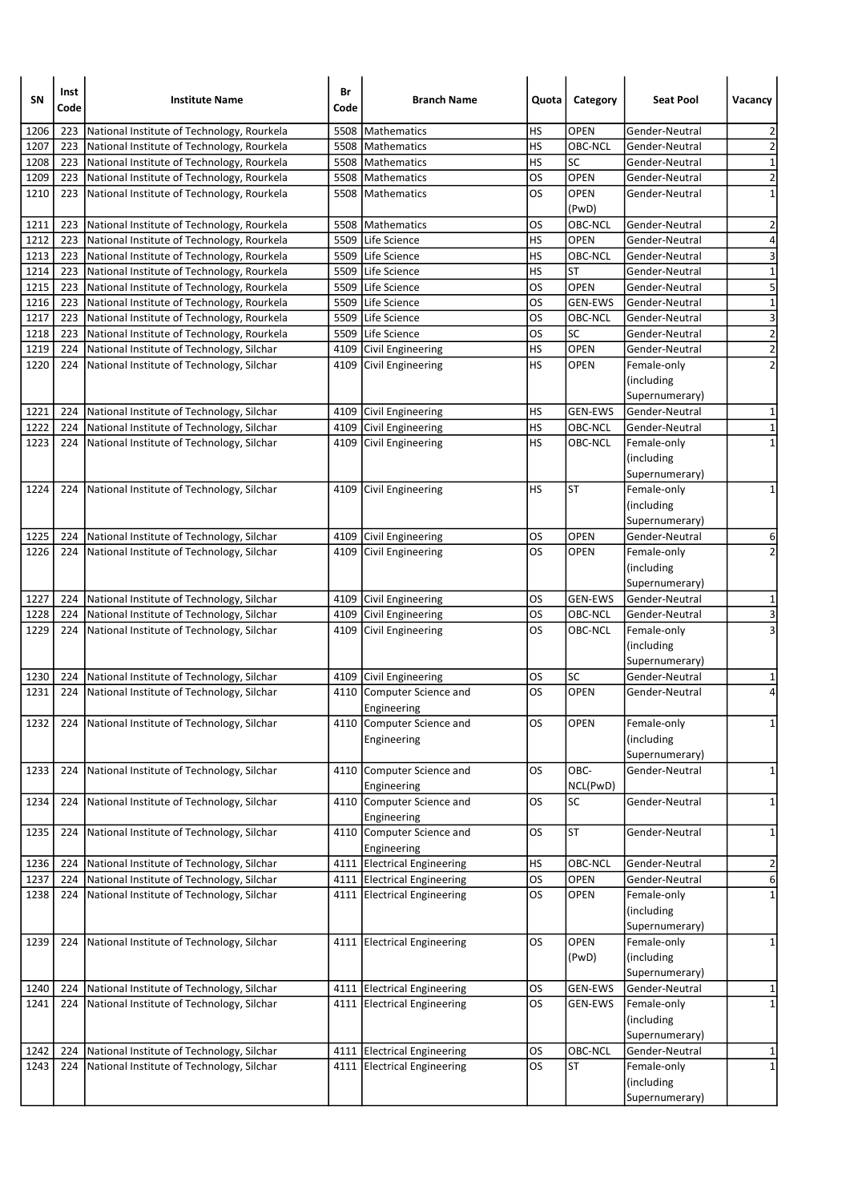| SN | Inst Code | Institute Name | Br Code | Branch Name | Quota | Category | Seat Pool | Vacancy |
|---|---|---|---|---|---|---|---|---|
| 1206 | 223 | National Institute of Technology, Rourkela | 5508 | Mathematics | HS | OPEN | Gender-Neutral | 2 |
| 1207 | 223 | National Institute of Technology, Rourkela | 5508 | Mathematics | HS | OBC-NCL | Gender-Neutral | 2 |
| 1208 | 223 | National Institute of Technology, Rourkela | 5508 | Mathematics | HS | SC | Gender-Neutral | 1 |
| 1209 | 223 | National Institute of Technology, Rourkela | 5508 | Mathematics | OS | OPEN | Gender-Neutral | 2 |
| 1210 | 223 | National Institute of Technology, Rourkela | 5508 | Mathematics | OS | OPEN (PwD) | Gender-Neutral | 1 |
| 1211 | 223 | National Institute of Technology, Rourkela | 5508 | Mathematics | OS | OBC-NCL | Gender-Neutral | 2 |
| 1212 | 223 | National Institute of Technology, Rourkela | 5509 | Life Science | HS | OPEN | Gender-Neutral | 4 |
| 1213 | 223 | National Institute of Technology, Rourkela | 5509 | Life Science | HS | OBC-NCL | Gender-Neutral | 3 |
| 1214 | 223 | National Institute of Technology, Rourkela | 5509 | Life Science | HS | ST | Gender-Neutral | 1 |
| 1215 | 223 | National Institute of Technology, Rourkela | 5509 | Life Science | OS | OPEN | Gender-Neutral | 5 |
| 1216 | 223 | National Institute of Technology, Rourkela | 5509 | Life Science | OS | GEN-EWS | Gender-Neutral | 1 |
| 1217 | 223 | National Institute of Technology, Rourkela | 5509 | Life Science | OS | OBC-NCL | Gender-Neutral | 3 |
| 1218 | 223 | National Institute of Technology, Rourkela | 5509 | Life Science | OS | SC | Gender-Neutral | 2 |
| 1219 | 224 | National Institute of Technology, Silchar | 4109 | Civil Engineering | HS | OPEN | Gender-Neutral | 2 |
| 1220 | 224 | National Institute of Technology, Silchar | 4109 | Civil Engineering | HS | OPEN | Female-only (including Supernumerary) | 2 |
| 1221 | 224 | National Institute of Technology, Silchar | 4109 | Civil Engineering | HS | GEN-EWS | Gender-Neutral | 1 |
| 1222 | 224 | National Institute of Technology, Silchar | 4109 | Civil Engineering | HS | OBC-NCL | Gender-Neutral | 1 |
| 1223 | 224 | National Institute of Technology, Silchar | 4109 | Civil Engineering | HS | OBC-NCL | Female-only (including Supernumerary) | 1 |
| 1224 | 224 | National Institute of Technology, Silchar | 4109 | Civil Engineering | HS | ST | Female-only (including Supernumerary) | 1 |
| 1225 | 224 | National Institute of Technology, Silchar | 4109 | Civil Engineering | OS | OPEN | Gender-Neutral | 6 |
| 1226 | 224 | National Institute of Technology, Silchar | 4109 | Civil Engineering | OS | OPEN | Female-only (including Supernumerary) | 2 |
| 1227 | 224 | National Institute of Technology, Silchar | 4109 | Civil Engineering | OS | GEN-EWS | Gender-Neutral | 1 |
| 1228 | 224 | National Institute of Technology, Silchar | 4109 | Civil Engineering | OS | OBC-NCL | Gender-Neutral | 3 |
| 1229 | 224 | National Institute of Technology, Silchar | 4109 | Civil Engineering | OS | OBC-NCL | Female-only (including Supernumerary) | 3 |
| 1230 | 224 | National Institute of Technology, Silchar | 4109 | Civil Engineering | OS | SC | Gender-Neutral | 1 |
| 1231 | 224 | National Institute of Technology, Silchar | 4110 | Computer Science and Engineering | OS | OPEN | Gender-Neutral | 4 |
| 1232 | 224 | National Institute of Technology, Silchar | 4110 | Computer Science and Engineering | OS | OPEN | Female-only (including Supernumerary) | 1 |
| 1233 | 224 | National Institute of Technology, Silchar | 4110 | Computer Science and Engineering | OS | OBC-NCL(PwD) | Gender-Neutral | 1 |
| 1234 | 224 | National Institute of Technology, Silchar | 4110 | Computer Science and Engineering | OS | SC | Gender-Neutral | 1 |
| 1235 | 224 | National Institute of Technology, Silchar | 4110 | Computer Science and Engineering | OS | ST | Gender-Neutral | 1 |
| 1236 | 224 | National Institute of Technology, Silchar | 4111 | Electrical Engineering | HS | OBC-NCL | Gender-Neutral | 2 |
| 1237 | 224 | National Institute of Technology, Silchar | 4111 | Electrical Engineering | OS | OPEN | Gender-Neutral | 6 |
| 1238 | 224 | National Institute of Technology, Silchar | 4111 | Electrical Engineering | OS | OPEN | Female-only (including Supernumerary) | 1 |
| 1239 | 224 | National Institute of Technology, Silchar | 4111 | Electrical Engineering | OS | OPEN (PwD) | Female-only (including Supernumerary) | 1 |
| 1240 | 224 | National Institute of Technology, Silchar | 4111 | Electrical Engineering | OS | GEN-EWS | Gender-Neutral | 1 |
| 1241 | 224 | National Institute of Technology, Silchar | 4111 | Electrical Engineering | OS | GEN-EWS | Female-only (including Supernumerary) | 1 |
| 1242 | 224 | National Institute of Technology, Silchar | 4111 | Electrical Engineering | OS | OBC-NCL | Gender-Neutral | 1 |
| 1243 | 224 | National Institute of Technology, Silchar | 4111 | Electrical Engineering | OS | ST | Female-only (including Supernumerary) | 1 |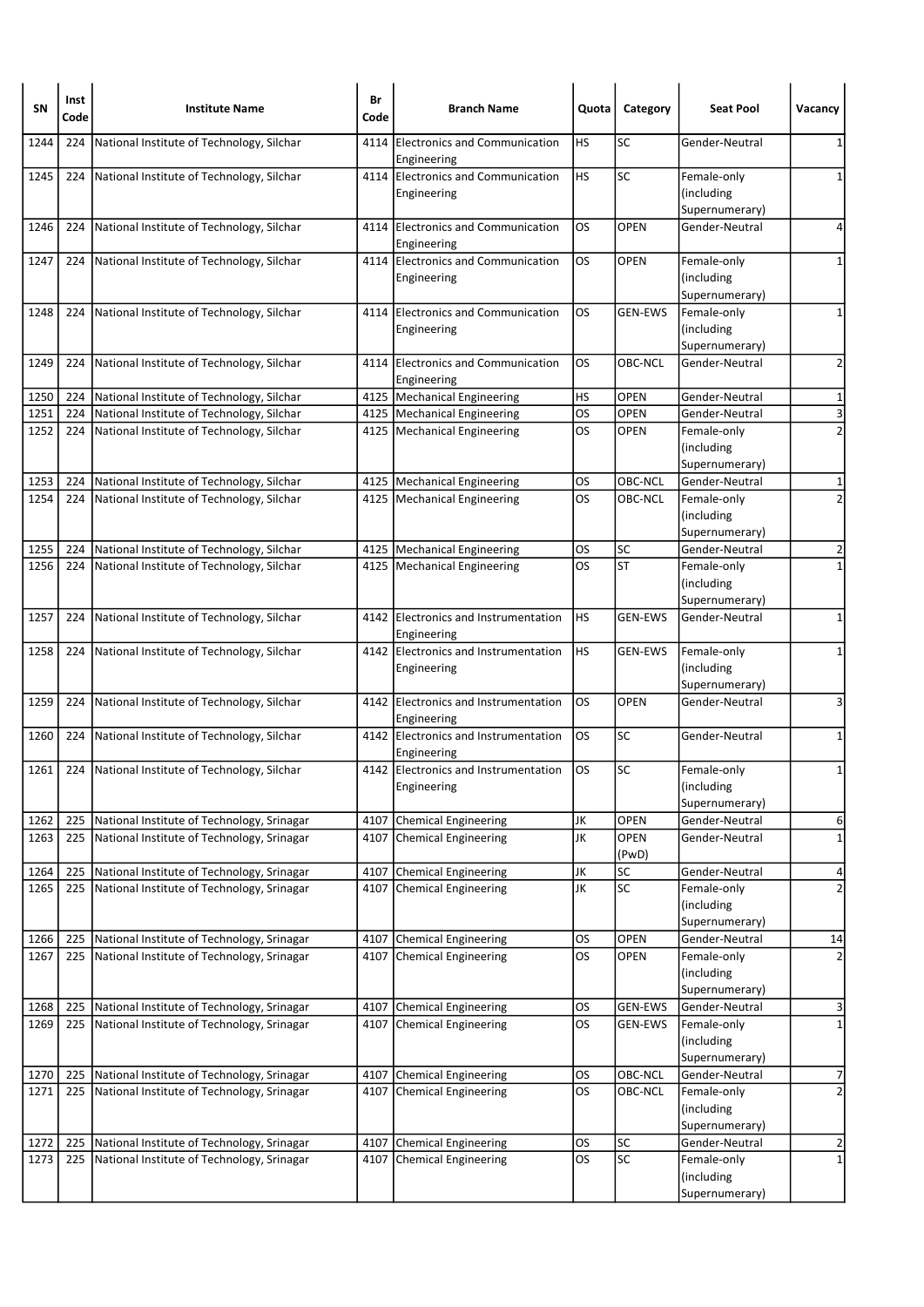| SN | Inst Code | Institute Name | Br Code | Branch Name | Quota | Category | Seat Pool | Vacancy |
|---|---|---|---|---|---|---|---|---|
| 1244 | 224 | National Institute of Technology, Silchar | 4114 | Electronics and Communication Engineering | HS | SC | Gender-Neutral | 1 |
| 1245 | 224 | National Institute of Technology, Silchar | 4114 | Electronics and Communication Engineering | HS | SC | Female-only (including Supernumerary) | 1 |
| 1246 | 224 | National Institute of Technology, Silchar | 4114 | Electronics and Communication Engineering | OS | OPEN | Gender-Neutral | 4 |
| 1247 | 224 | National Institute of Technology, Silchar | 4114 | Electronics and Communication Engineering | OS | OPEN | Female-only (including Supernumerary) | 1 |
| 1248 | 224 | National Institute of Technology, Silchar | 4114 | Electronics and Communication Engineering | OS | GEN-EWS | Female-only (including Supernumerary) | 1 |
| 1249 | 224 | National Institute of Technology, Silchar | 4114 | Electronics and Communication Engineering | OS | OBC-NCL | Gender-Neutral | 2 |
| 1250 | 224 | National Institute of Technology, Silchar | 4125 | Mechanical Engineering | HS | OPEN | Gender-Neutral | 1 |
| 1251 | 224 | National Institute of Technology, Silchar | 4125 | Mechanical Engineering | OS | OPEN | Gender-Neutral | 3 |
| 1252 | 224 | National Institute of Technology, Silchar | 4125 | Mechanical Engineering | OS | OPEN | Female-only (including Supernumerary) | 2 |
| 1253 | 224 | National Institute of Technology, Silchar | 4125 | Mechanical Engineering | OS | OBC-NCL | Gender-Neutral | 1 |
| 1254 | 224 | National Institute of Technology, Silchar | 4125 | Mechanical Engineering | OS | OBC-NCL | Female-only (including Supernumerary) | 2 |
| 1255 | 224 | National Institute of Technology, Silchar | 4125 | Mechanical Engineering | OS | SC | Gender-Neutral | 2 |
| 1256 | 224 | National Institute of Technology, Silchar | 4125 | Mechanical Engineering | OS | ST | Female-only (including Supernumerary) | 1 |
| 1257 | 224 | National Institute of Technology, Silchar | 4142 | Electronics and Instrumentation Engineering | HS | GEN-EWS | Gender-Neutral | 1 |
| 1258 | 224 | National Institute of Technology, Silchar | 4142 | Electronics and Instrumentation Engineering | HS | GEN-EWS | Female-only (including Supernumerary) | 1 |
| 1259 | 224 | National Institute of Technology, Silchar | 4142 | Electronics and Instrumentation Engineering | OS | OPEN | Gender-Neutral | 3 |
| 1260 | 224 | National Institute of Technology, Silchar | 4142 | Electronics and Instrumentation Engineering | OS | SC | Gender-Neutral | 1 |
| 1261 | 224 | National Institute of Technology, Silchar | 4142 | Electronics and Instrumentation Engineering | OS | SC | Female-only (including Supernumerary) | 1 |
| 1262 | 225 | National Institute of Technology, Srinagar | 4107 | Chemical Engineering | JK | OPEN | Gender-Neutral | 6 |
| 1263 | 225 | National Institute of Technology, Srinagar | 4107 | Chemical Engineering | JK | OPEN (PwD) | Gender-Neutral | 1 |
| 1264 | 225 | National Institute of Technology, Srinagar | 4107 | Chemical Engineering | JK | SC | Gender-Neutral | 4 |
| 1265 | 225 | National Institute of Technology, Srinagar | 4107 | Chemical Engineering | JK | SC | Female-only (including Supernumerary) | 2 |
| 1266 | 225 | National Institute of Technology, Srinagar | 4107 | Chemical Engineering | OS | OPEN | Gender-Neutral | 14 |
| 1267 | 225 | National Institute of Technology, Srinagar | 4107 | Chemical Engineering | OS | OPEN | Female-only (including Supernumerary) | 2 |
| 1268 | 225 | National Institute of Technology, Srinagar | 4107 | Chemical Engineering | OS | GEN-EWS | Gender-Neutral | 3 |
| 1269 | 225 | National Institute of Technology, Srinagar | 4107 | Chemical Engineering | OS | GEN-EWS | Female-only (including Supernumerary) | 1 |
| 1270 | 225 | National Institute of Technology, Srinagar | 4107 | Chemical Engineering | OS | OBC-NCL | Gender-Neutral | 7 |
| 1271 | 225 | National Institute of Technology, Srinagar | 4107 | Chemical Engineering | OS | OBC-NCL | Female-only (including Supernumerary) | 2 |
| 1272 | 225 | National Institute of Technology, Srinagar | 4107 | Chemical Engineering | OS | SC | Gender-Neutral | 2 |
| 1273 | 225 | National Institute of Technology, Srinagar | 4107 | Chemical Engineering | OS | SC | Female-only (including Supernumerary) | 1 |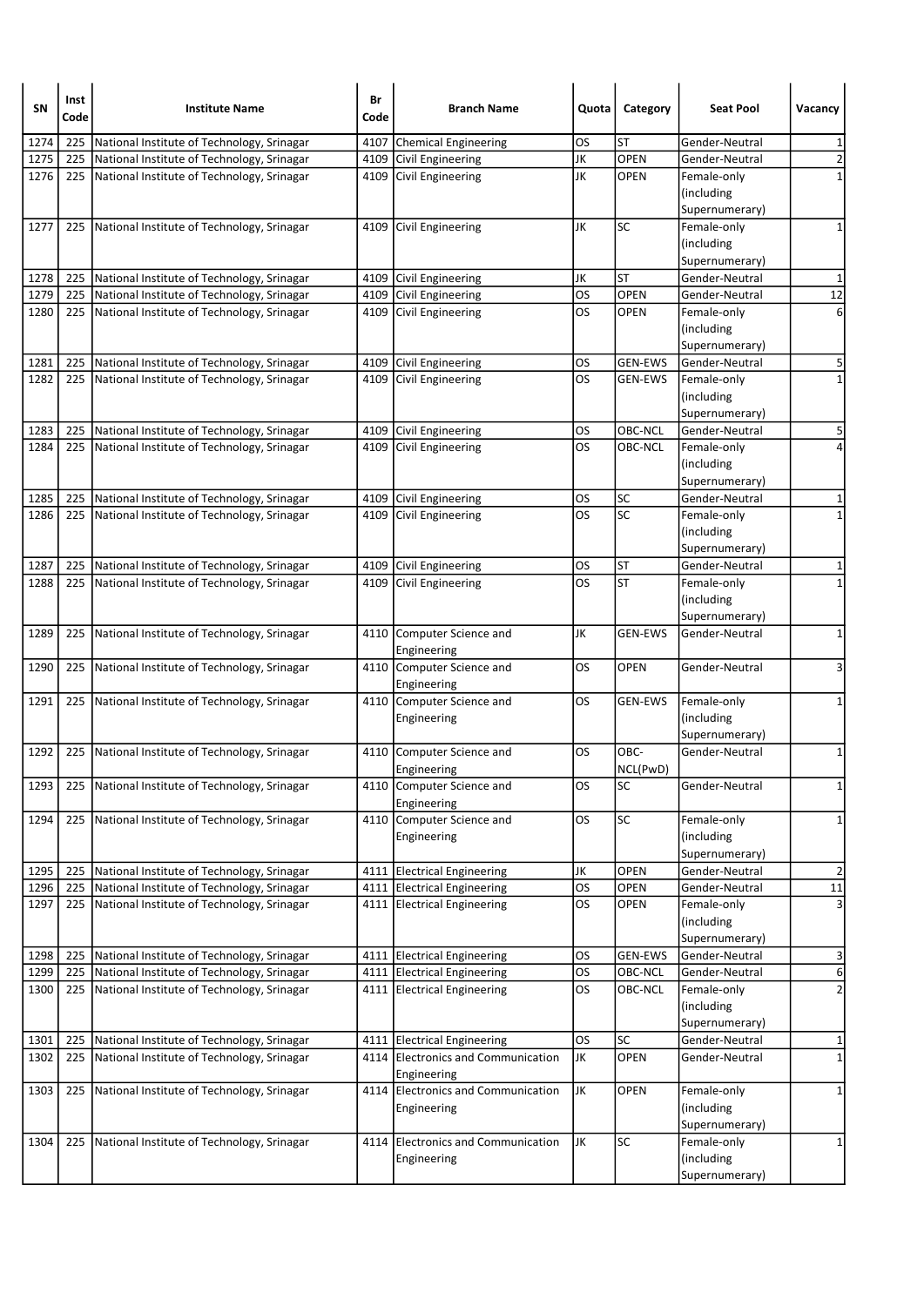| SN | Inst Code | Institute Name | Br Code | Branch Name | Quota | Category | Seat Pool | Vacancy |
|---|---|---|---|---|---|---|---|---|
| 1274 | 225 | National Institute of Technology, Srinagar | 4107 | Chemical Engineering | OS | ST | Gender-Neutral | 1 |
| 1275 | 225 | National Institute of Technology, Srinagar | 4109 | Civil Engineering | JK | OPEN | Gender-Neutral | 2 |
| 1276 | 225 | National Institute of Technology, Srinagar | 4109 | Civil Engineering | JK | OPEN | Female-only (including Supernumerary) | 1 |
| 1277 | 225 | National Institute of Technology, Srinagar | 4109 | Civil Engineering | JK | SC | Female-only (including Supernumerary) | 1 |
| 1278 | 225 | National Institute of Technology, Srinagar | 4109 | Civil Engineering | JK | ST | Gender-Neutral | 1 |
| 1279 | 225 | National Institute of Technology, Srinagar | 4109 | Civil Engineering | OS | OPEN | Gender-Neutral | 12 |
| 1280 | 225 | National Institute of Technology, Srinagar | 4109 | Civil Engineering | OS | OPEN | Female-only (including Supernumerary) | 6 |
| 1281 | 225 | National Institute of Technology, Srinagar | 4109 | Civil Engineering | OS | GEN-EWS | Gender-Neutral | 5 |
| 1282 | 225 | National Institute of Technology, Srinagar | 4109 | Civil Engineering | OS | GEN-EWS | Female-only (including Supernumerary) | 1 |
| 1283 | 225 | National Institute of Technology, Srinagar | 4109 | Civil Engineering | OS | OBC-NCL | Gender-Neutral | 5 |
| 1284 | 225 | National Institute of Technology, Srinagar | 4109 | Civil Engineering | OS | OBC-NCL | Female-only (including Supernumerary) | 4 |
| 1285 | 225 | National Institute of Technology, Srinagar | 4109 | Civil Engineering | OS | SC | Gender-Neutral | 1 |
| 1286 | 225 | National Institute of Technology, Srinagar | 4109 | Civil Engineering | OS | SC | Female-only (including Supernumerary) | 1 |
| 1287 | 225 | National Institute of Technology, Srinagar | 4109 | Civil Engineering | OS | ST | Gender-Neutral | 1 |
| 1288 | 225 | National Institute of Technology, Srinagar | 4109 | Civil Engineering | OS | ST | Female-only (including Supernumerary) | 1 |
| 1289 | 225 | National Institute of Technology, Srinagar | 4110 | Computer Science and Engineering | JK | GEN-EWS | Gender-Neutral | 1 |
| 1290 | 225 | National Institute of Technology, Srinagar | 4110 | Computer Science and Engineering | OS | OPEN | Gender-Neutral | 3 |
| 1291 | 225 | National Institute of Technology, Srinagar | 4110 | Computer Science and Engineering | OS | GEN-EWS | Female-only (including Supernumerary) | 1 |
| 1292 | 225 | National Institute of Technology, Srinagar | 4110 | Computer Science and Engineering | OS | OBC-NCL(PwD) | Gender-Neutral | 1 |
| 1293 | 225 | National Institute of Technology, Srinagar | 4110 | Computer Science and Engineering | OS | SC | Gender-Neutral | 1 |
| 1294 | 225 | National Institute of Technology, Srinagar | 4110 | Computer Science and Engineering | OS | SC | Female-only (including Supernumerary) | 1 |
| 1295 | 225 | National Institute of Technology, Srinagar | 4111 | Electrical Engineering | JK | OPEN | Gender-Neutral | 2 |
| 1296 | 225 | National Institute of Technology, Srinagar | 4111 | Electrical Engineering | OS | OPEN | Gender-Neutral | 11 |
| 1297 | 225 | National Institute of Technology, Srinagar | 4111 | Electrical Engineering | OS | OPEN | Female-only (including Supernumerary) | 3 |
| 1298 | 225 | National Institute of Technology, Srinagar | 4111 | Electrical Engineering | OS | GEN-EWS | Gender-Neutral | 3 |
| 1299 | 225 | National Institute of Technology, Srinagar | 4111 | Electrical Engineering | OS | OBC-NCL | Gender-Neutral | 6 |
| 1300 | 225 | National Institute of Technology, Srinagar | 4111 | Electrical Engineering | OS | OBC-NCL | Female-only (including Supernumerary) | 2 |
| 1301 | 225 | National Institute of Technology, Srinagar | 4111 | Electrical Engineering | OS | SC | Gender-Neutral | 1 |
| 1302 | 225 | National Institute of Technology, Srinagar | 4114 | Electronics and Communication Engineering | JK | OPEN | Gender-Neutral | 1 |
| 1303 | 225 | National Institute of Technology, Srinagar | 4114 | Electronics and Communication Engineering | JK | OPEN | Female-only (including Supernumerary) | 1 |
| 1304 | 225 | National Institute of Technology, Srinagar | 4114 | Electronics and Communication Engineering | JK | SC | Female-only (including Supernumerary) | 1 |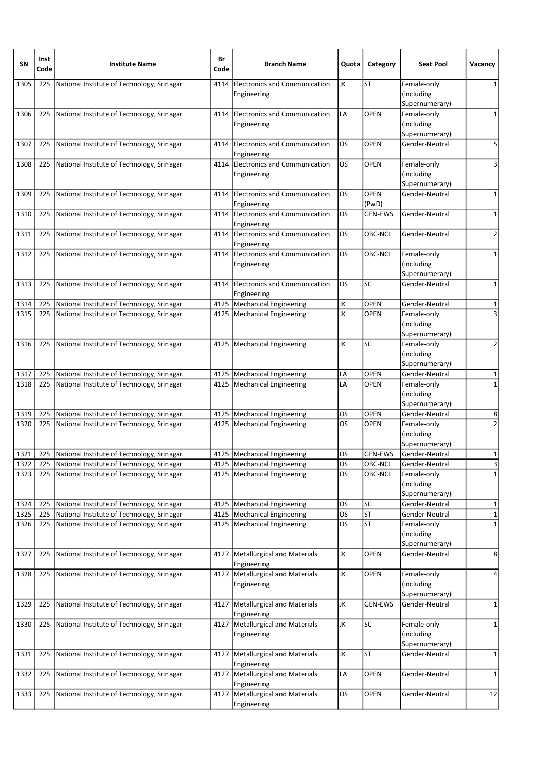| SN | Inst Code | Institute Name | Br Code | Branch Name | Quota | Category | Seat Pool | Vacancy |
|---|---|---|---|---|---|---|---|---|
| 1305 | 225 | National Institute of Technology, Srinagar | 4114 | Electronics and Communication Engineering | JK | ST | Female-only (including Supernumerary) | 1 |
| 1306 | 225 | National Institute of Technology, Srinagar | 4114 | Electronics and Communication Engineering | LA | OPEN | Female-only (including Supernumerary) | 1 |
| 1307 | 225 | National Institute of Technology, Srinagar | 4114 | Electronics and Communication Engineering | OS | OPEN | Gender-Neutral | 5 |
| 1308 | 225 | National Institute of Technology, Srinagar | 4114 | Electronics and Communication Engineering | OS | OPEN | Female-only (including Supernumerary) | 3 |
| 1309 | 225 | National Institute of Technology, Srinagar | 4114 | Electronics and Communication Engineering | OS | OPEN (PwD) | Gender-Neutral | 1 |
| 1310 | 225 | National Institute of Technology, Srinagar | 4114 | Electronics and Communication Engineering | OS | GEN-EWS | Gender-Neutral | 1 |
| 1311 | 225 | National Institute of Technology, Srinagar | 4114 | Electronics and Communication Engineering | OS | OBC-NCL | Gender-Neutral | 2 |
| 1312 | 225 | National Institute of Technology, Srinagar | 4114 | Electronics and Communication Engineering | OS | OBC-NCL | Female-only (including Supernumerary) | 1 |
| 1313 | 225 | National Institute of Technology, Srinagar | 4114 | Electronics and Communication Engineering | OS | SC | Gender-Neutral | 1 |
| 1314 | 225 | National Institute of Technology, Srinagar | 4125 | Mechanical Engineering | JK | OPEN | Gender-Neutral | 1 |
| 1315 | 225 | National Institute of Technology, Srinagar | 4125 | Mechanical Engineering | JK | OPEN | Female-only (including Supernumerary) | 3 |
| 1316 | 225 | National Institute of Technology, Srinagar | 4125 | Mechanical Engineering | JK | SC | Female-only (including Supernumerary) | 2 |
| 1317 | 225 | National Institute of Technology, Srinagar | 4125 | Mechanical Engineering | LA | OPEN | Gender-Neutral | 1 |
| 1318 | 225 | National Institute of Technology, Srinagar | 4125 | Mechanical Engineering | LA | OPEN | Female-only (including Supernumerary) | 1 |
| 1319 | 225 | National Institute of Technology, Srinagar | 4125 | Mechanical Engineering | OS | OPEN | Gender-Neutral | 8 |
| 1320 | 225 | National Institute of Technology, Srinagar | 4125 | Mechanical Engineering | OS | OPEN | Female-only (including Supernumerary) | 2 |
| 1321 | 225 | National Institute of Technology, Srinagar | 4125 | Mechanical Engineering | OS | GEN-EWS | Gender-Neutral | 1 |
| 1322 | 225 | National Institute of Technology, Srinagar | 4125 | Mechanical Engineering | OS | OBC-NCL | Gender-Neutral | 3 |
| 1323 | 225 | National Institute of Technology, Srinagar | 4125 | Mechanical Engineering | OS | OBC-NCL | Female-only (including Supernumerary) | 1 |
| 1324 | 225 | National Institute of Technology, Srinagar | 4125 | Mechanical Engineering | OS | SC | Gender-Neutral | 1 |
| 1325 | 225 | National Institute of Technology, Srinagar | 4125 | Mechanical Engineering | OS | ST | Gender-Neutral | 1 |
| 1326 | 225 | National Institute of Technology, Srinagar | 4125 | Mechanical Engineering | OS | ST | Female-only (including Supernumerary) | 1 |
| 1327 | 225 | National Institute of Technology, Srinagar | 4127 | Metallurgical and Materials Engineering | JK | OPEN | Gender-Neutral | 8 |
| 1328 | 225 | National Institute of Technology, Srinagar | 4127 | Metallurgical and Materials Engineering | JK | OPEN | Female-only (including Supernumerary) | 4 |
| 1329 | 225 | National Institute of Technology, Srinagar | 4127 | Metallurgical and Materials Engineering | JK | GEN-EWS | Gender-Neutral | 1 |
| 1330 | 225 | National Institute of Technology, Srinagar | 4127 | Metallurgical and Materials Engineering | JK | SC | Female-only (including Supernumerary) | 1 |
| 1331 | 225 | National Institute of Technology, Srinagar | 4127 | Metallurgical and Materials Engineering | JK | ST | Gender-Neutral | 1 |
| 1332 | 225 | National Institute of Technology, Srinagar | 4127 | Metallurgical and Materials Engineering | LA | OPEN | Gender-Neutral | 1 |
| 1333 | 225 | National Institute of Technology, Srinagar | 4127 | Metallurgical and Materials Engineering | OS | OPEN | Gender-Neutral | 12 |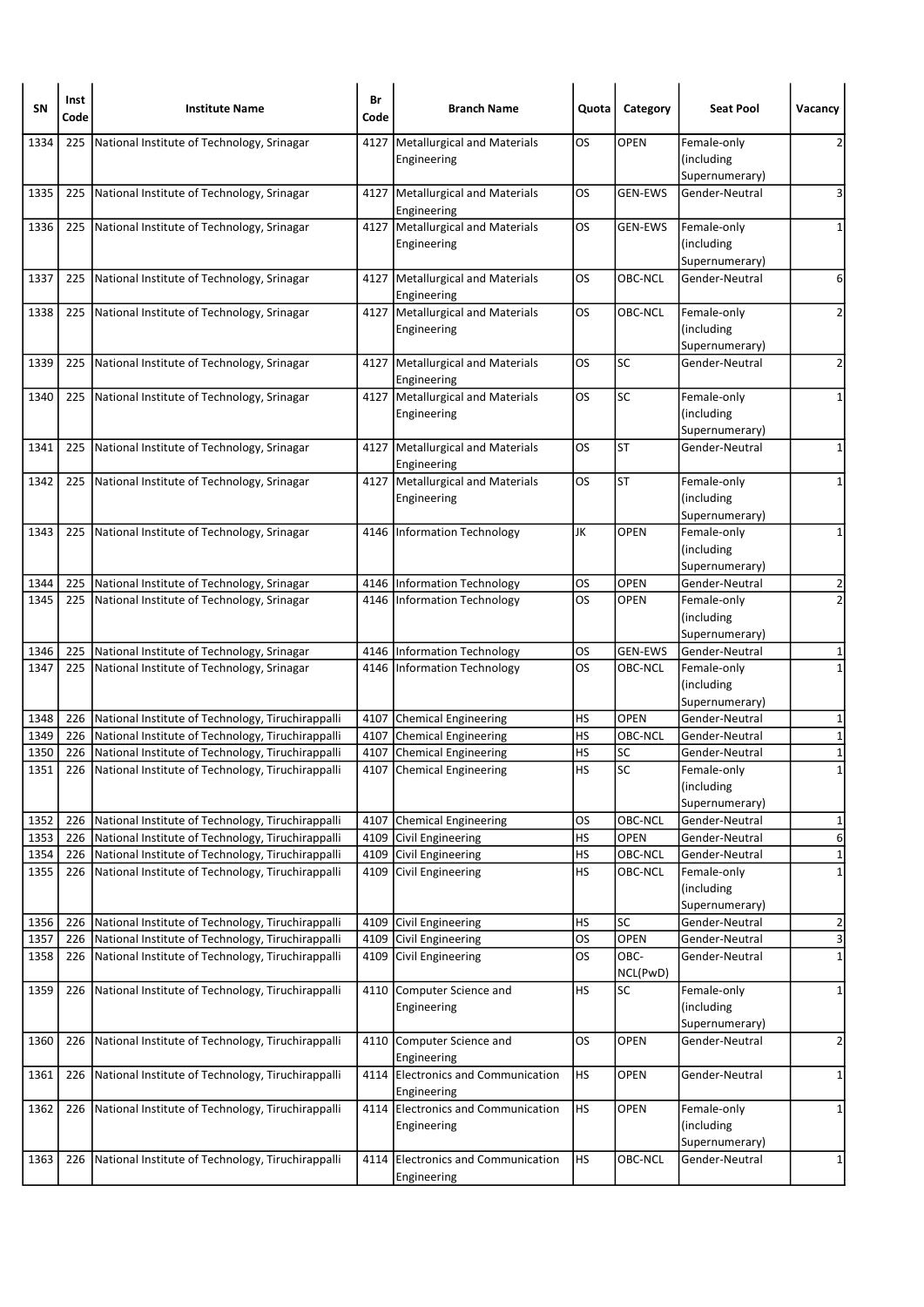| SN | Inst Code | Institute Name | Br Code | Branch Name | Quota | Category | Seat Pool | Vacancy |
|---|---|---|---|---|---|---|---|---|
| 1334 | 225 | National Institute of Technology, Srinagar | 4127 | Metallurgical and Materials Engineering | OS | OPEN | Female-only (including Supernumerary) | 2 |
| 1335 | 225 | National Institute of Technology, Srinagar | 4127 | Metallurgical and Materials Engineering | OS | GEN-EWS | Gender-Neutral | 3 |
| 1336 | 225 | National Institute of Technology, Srinagar | 4127 | Metallurgical and Materials Engineering | OS | GEN-EWS | Female-only (including Supernumerary) | 1 |
| 1337 | 225 | National Institute of Technology, Srinagar | 4127 | Metallurgical and Materials Engineering | OS | OBC-NCL | Gender-Neutral | 6 |
| 1338 | 225 | National Institute of Technology, Srinagar | 4127 | Metallurgical and Materials Engineering | OS | OBC-NCL | Female-only (including Supernumerary) | 2 |
| 1339 | 225 | National Institute of Technology, Srinagar | 4127 | Metallurgical and Materials Engineering | OS | SC | Gender-Neutral | 2 |
| 1340 | 225 | National Institute of Technology, Srinagar | 4127 | Metallurgical and Materials Engineering | OS | SC | Female-only (including Supernumerary) | 1 |
| 1341 | 225 | National Institute of Technology, Srinagar | 4127 | Metallurgical and Materials Engineering | OS | ST | Gender-Neutral | 1 |
| 1342 | 225 | National Institute of Technology, Srinagar | 4127 | Metallurgical and Materials Engineering | OS | ST | Female-only (including Supernumerary) | 1 |
| 1343 | 225 | National Institute of Technology, Srinagar | 4146 | Information Technology | JK | OPEN | Female-only (including Supernumerary) | 1 |
| 1344 | 225 | National Institute of Technology, Srinagar | 4146 | Information Technology | OS | OPEN | Gender-Neutral | 2 |
| 1345 | 225 | National Institute of Technology, Srinagar | 4146 | Information Technology | OS | OPEN | Female-only (including Supernumerary) | 2 |
| 1346 | 225 | National Institute of Technology, Srinagar | 4146 | Information Technology | OS | GEN-EWS | Gender-Neutral | 1 |
| 1347 | 225 | National Institute of Technology, Srinagar | 4146 | Information Technology | OS | OBC-NCL | Female-only (including Supernumerary) | 1 |
| 1348 | 226 | National Institute of Technology, Tiruchirappalli | 4107 | Chemical Engineering | HS | OPEN | Gender-Neutral | 1 |
| 1349 | 226 | National Institute of Technology, Tiruchirappalli | 4107 | Chemical Engineering | HS | OBC-NCL | Gender-Neutral | 1 |
| 1350 | 226 | National Institute of Technology, Tiruchirappalli | 4107 | Chemical Engineering | HS | SC | Gender-Neutral | 1 |
| 1351 | 226 | National Institute of Technology, Tiruchirappalli | 4107 | Chemical Engineering | HS | SC | Female-only (including Supernumerary) | 1 |
| 1352 | 226 | National Institute of Technology, Tiruchirappalli | 4107 | Chemical Engineering | OS | OBC-NCL | Gender-Neutral | 1 |
| 1353 | 226 | National Institute of Technology, Tiruchirappalli | 4109 | Civil Engineering | HS | OPEN | Gender-Neutral | 6 |
| 1354 | 226 | National Institute of Technology, Tiruchirappalli | 4109 | Civil Engineering | HS | OBC-NCL | Gender-Neutral | 1 |
| 1355 | 226 | National Institute of Technology, Tiruchirappalli | 4109 | Civil Engineering | HS | OBC-NCL | Female-only (including Supernumerary) | 1 |
| 1356 | 226 | National Institute of Technology, Tiruchirappalli | 4109 | Civil Engineering | HS | SC | Gender-Neutral | 2 |
| 1357 | 226 | National Institute of Technology, Tiruchirappalli | 4109 | Civil Engineering | OS | OPEN | Gender-Neutral | 3 |
| 1358 | 226 | National Institute of Technology, Tiruchirappalli | 4109 | Civil Engineering | OS | OBC-NCL(PwD) | Gender-Neutral | 1 |
| 1359 | 226 | National Institute of Technology, Tiruchirappalli | 4110 | Computer Science and Engineering | HS | SC | Female-only (including Supernumerary) | 1 |
| 1360 | 226 | National Institute of Technology, Tiruchirappalli | 4110 | Computer Science and Engineering | OS | OPEN | Gender-Neutral | 2 |
| 1361 | 226 | National Institute of Technology, Tiruchirappalli | 4114 | Electronics and Communication Engineering | HS | OPEN | Gender-Neutral | 1 |
| 1362 | 226 | National Institute of Technology, Tiruchirappalli | 4114 | Electronics and Communication Engineering | HS | OPEN | Female-only (including Supernumerary) | 1 |
| 1363 | 226 | National Institute of Technology, Tiruchirappalli | 4114 | Electronics and Communication Engineering | HS | OBC-NCL | Gender-Neutral | 1 |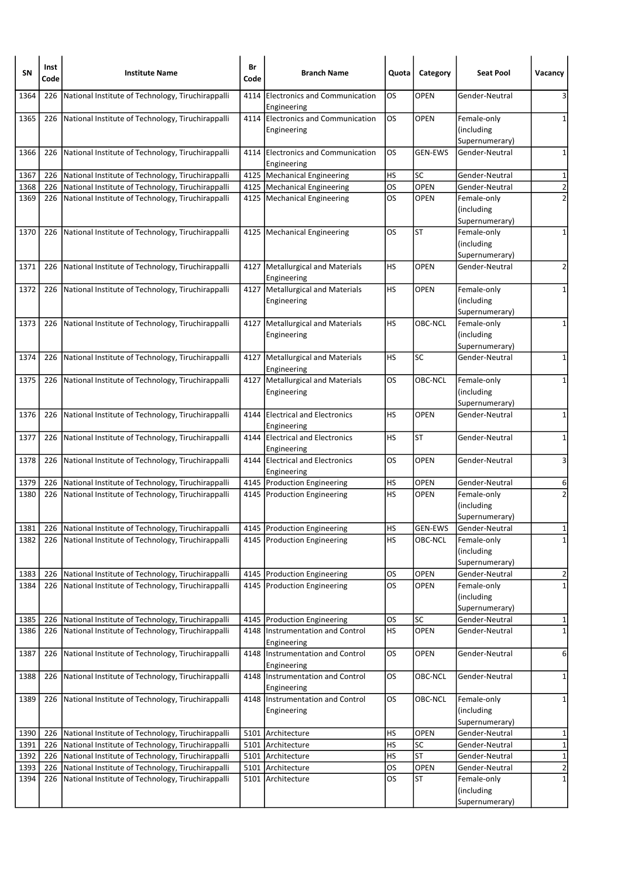| SN | Inst Code | Institute Name | Br Code | Branch Name | Quota | Category | Seat Pool | Vacancy |
|---|---|---|---|---|---|---|---|---|
| 1364 | 226 | National Institute of Technology, Tiruchirappalli | 4114 | Electronics and Communication Engineering | OS | OPEN | Gender-Neutral | 3 |
| 1365 | 226 | National Institute of Technology, Tiruchirappalli | 4114 | Electronics and Communication Engineering | OS | OPEN | Female-only (including Supernumerary) | 1 |
| 1366 | 226 | National Institute of Technology, Tiruchirappalli | 4114 | Electronics and Communication Engineering | OS | GEN-EWS | Gender-Neutral | 1 |
| 1367 | 226 | National Institute of Technology, Tiruchirappalli | 4125 | Mechanical Engineering | HS | SC | Gender-Neutral | 1 |
| 1368 | 226 | National Institute of Technology, Tiruchirappalli | 4125 | Mechanical Engineering | OS | OPEN | Gender-Neutral | 2 |
| 1369 | 226 | National Institute of Technology, Tiruchirappalli | 4125 | Mechanical Engineering | OS | OPEN | Female-only (including Supernumerary) | 2 |
| 1370 | 226 | National Institute of Technology, Tiruchirappalli | 4125 | Mechanical Engineering | OS | ST | Female-only (including Supernumerary) | 1 |
| 1371 | 226 | National Institute of Technology, Tiruchirappalli | 4127 | Metallurgical and Materials Engineering | HS | OPEN | Gender-Neutral | 2 |
| 1372 | 226 | National Institute of Technology, Tiruchirappalli | 4127 | Metallurgical and Materials Engineering | HS | OPEN | Female-only (including Supernumerary) | 1 |
| 1373 | 226 | National Institute of Technology, Tiruchirappalli | 4127 | Metallurgical and Materials Engineering | HS | OBC-NCL | Female-only (including Supernumerary) | 1 |
| 1374 | 226 | National Institute of Technology, Tiruchirappalli | 4127 | Metallurgical and Materials Engineering | HS | SC | Gender-Neutral | 1 |
| 1375 | 226 | National Institute of Technology, Tiruchirappalli | 4127 | Metallurgical and Materials Engineering | OS | OBC-NCL | Female-only (including Supernumerary) | 1 |
| 1376 | 226 | National Institute of Technology, Tiruchirappalli | 4144 | Electrical and Electronics Engineering | HS | OPEN | Gender-Neutral | 1 |
| 1377 | 226 | National Institute of Technology, Tiruchirappalli | 4144 | Electrical and Electronics Engineering | HS | ST | Gender-Neutral | 1 |
| 1378 | 226 | National Institute of Technology, Tiruchirappalli | 4144 | Electrical and Electronics Engineering | OS | OPEN | Gender-Neutral | 3 |
| 1379 | 226 | National Institute of Technology, Tiruchirappalli | 4145 | Production Engineering | HS | OPEN | Gender-Neutral | 6 |
| 1380 | 226 | National Institute of Technology, Tiruchirappalli | 4145 | Production Engineering | HS | OPEN | Female-only (including Supernumerary) | 2 |
| 1381 | 226 | National Institute of Technology, Tiruchirappalli | 4145 | Production Engineering | HS | GEN-EWS | Gender-Neutral | 1 |
| 1382 | 226 | National Institute of Technology, Tiruchirappalli | 4145 | Production Engineering | HS | OBC-NCL | Female-only (including Supernumerary) | 1 |
| 1383 | 226 | National Institute of Technology, Tiruchirappalli | 4145 | Production Engineering | OS | OPEN | Gender-Neutral | 2 |
| 1384 | 226 | National Institute of Technology, Tiruchirappalli | 4145 | Production Engineering | OS | OPEN | Female-only (including Supernumerary) | 1 |
| 1385 | 226 | National Institute of Technology, Tiruchirappalli | 4145 | Production Engineering | OS | SC | Gender-Neutral | 1 |
| 1386 | 226 | National Institute of Technology, Tiruchirappalli | 4148 | Instrumentation and Control Engineering | HS | OPEN | Gender-Neutral | 1 |
| 1387 | 226 | National Institute of Technology, Tiruchirappalli | 4148 | Instrumentation and Control Engineering | OS | OPEN | Gender-Neutral | 6 |
| 1388 | 226 | National Institute of Technology, Tiruchirappalli | 4148 | Instrumentation and Control Engineering | OS | OBC-NCL | Gender-Neutral | 1 |
| 1389 | 226 | National Institute of Technology, Tiruchirappalli | 4148 | Instrumentation and Control Engineering | OS | OBC-NCL | Female-only (including Supernumerary) | 1 |
| 1390 | 226 | National Institute of Technology, Tiruchirappalli | 5101 | Architecture | HS | OPEN | Gender-Neutral | 1 |
| 1391 | 226 | National Institute of Technology, Tiruchirappalli | 5101 | Architecture | HS | SC | Gender-Neutral | 1 |
| 1392 | 226 | National Institute of Technology, Tiruchirappalli | 5101 | Architecture | HS | ST | Gender-Neutral | 1 |
| 1393 | 226 | National Institute of Technology, Tiruchirappalli | 5101 | Architecture | OS | OPEN | Gender-Neutral | 2 |
| 1394 | 226 | National Institute of Technology, Tiruchirappalli | 5101 | Architecture | OS | ST | Female-only (including Supernumerary) | 1 |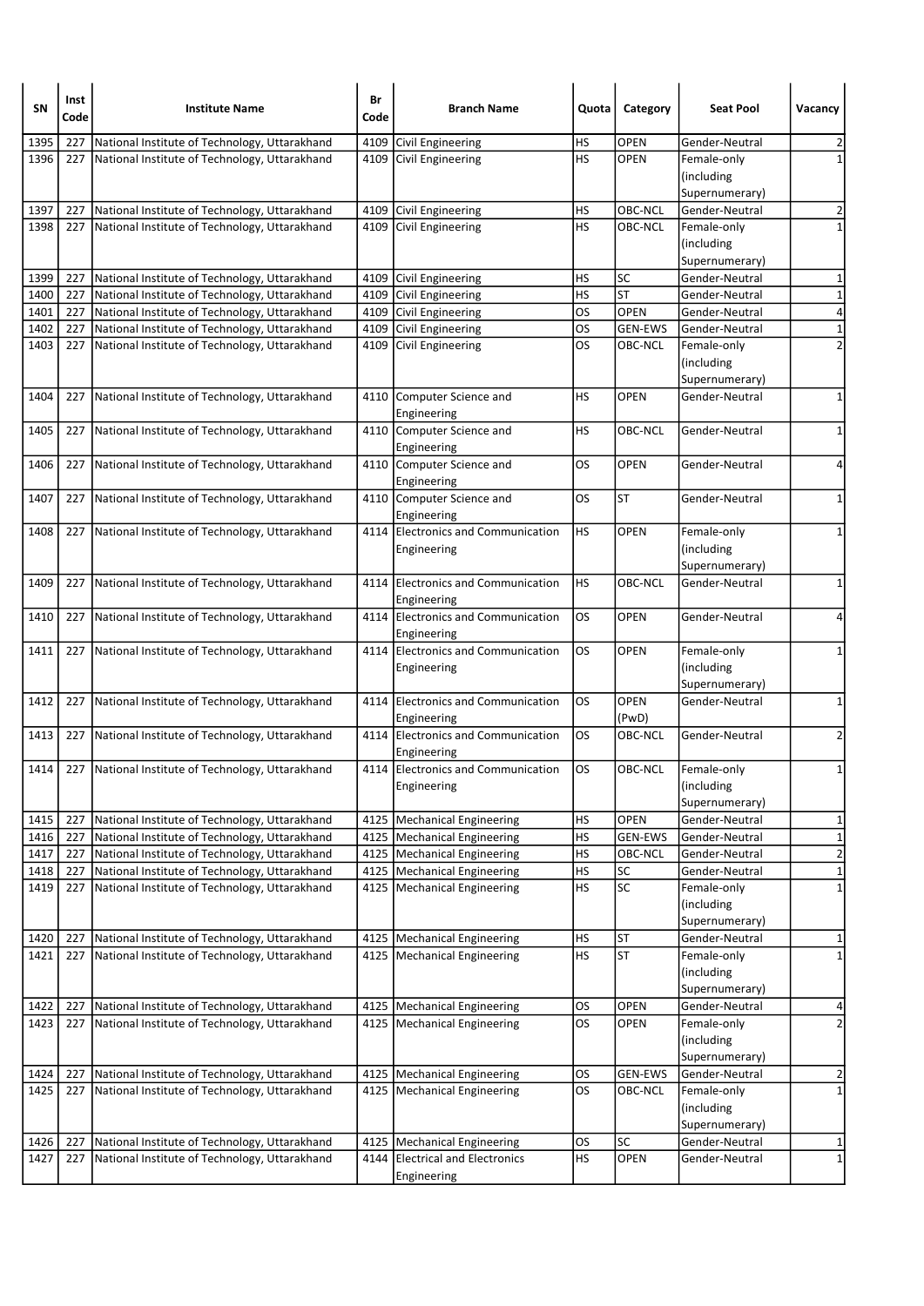| SN | Inst Code | Institute Name | Br Code | Branch Name | Quota | Category | Seat Pool | Vacancy |
|---|---|---|---|---|---|---|---|---|
| 1395 | 227 | National Institute of Technology, Uttarakhand | 4109 | Civil Engineering | HS | OPEN | Gender-Neutral | 2 |
| 1396 | 227 | National Institute of Technology, Uttarakhand | 4109 | Civil Engineering | HS | OPEN | Female-only (including Supernumerary) | 1 |
| 1397 | 227 | National Institute of Technology, Uttarakhand | 4109 | Civil Engineering | HS | OBC-NCL | Gender-Neutral | 2 |
| 1398 | 227 | National Institute of Technology, Uttarakhand | 4109 | Civil Engineering | HS | OBC-NCL | Female-only (including Supernumerary) | 1 |
| 1399 | 227 | National Institute of Technology, Uttarakhand | 4109 | Civil Engineering | HS | SC | Gender-Neutral | 1 |
| 1400 | 227 | National Institute of Technology, Uttarakhand | 4109 | Civil Engineering | HS | ST | Gender-Neutral | 1 |
| 1401 | 227 | National Institute of Technology, Uttarakhand | 4109 | Civil Engineering | OS | OPEN | Gender-Neutral | 4 |
| 1402 | 227 | National Institute of Technology, Uttarakhand | 4109 | Civil Engineering | OS | GEN-EWS | Gender-Neutral | 1 |
| 1403 | 227 | National Institute of Technology, Uttarakhand | 4109 | Civil Engineering | OS | OBC-NCL | Female-only (including Supernumerary) | 2 |
| 1404 | 227 | National Institute of Technology, Uttarakhand | 4110 | Computer Science and Engineering | HS | OPEN | Gender-Neutral | 1 |
| 1405 | 227 | National Institute of Technology, Uttarakhand | 4110 | Computer Science and Engineering | HS | OBC-NCL | Gender-Neutral | 1 |
| 1406 | 227 | National Institute of Technology, Uttarakhand | 4110 | Computer Science and Engineering | OS | OPEN | Gender-Neutral | 4 |
| 1407 | 227 | National Institute of Technology, Uttarakhand | 4110 | Computer Science and Engineering | OS | ST | Gender-Neutral | 1 |
| 1408 | 227 | National Institute of Technology, Uttarakhand | 4114 | Electronics and Communication Engineering | HS | OPEN | Female-only (including Supernumerary) | 1 |
| 1409 | 227 | National Institute of Technology, Uttarakhand | 4114 | Electronics and Communication Engineering | HS | OBC-NCL | Gender-Neutral | 1 |
| 1410 | 227 | National Institute of Technology, Uttarakhand | 4114 | Electronics and Communication Engineering | OS | OPEN | Gender-Neutral | 4 |
| 1411 | 227 | National Institute of Technology, Uttarakhand | 4114 | Electronics and Communication Engineering | OS | OPEN | Female-only (including Supernumerary) | 1 |
| 1412 | 227 | National Institute of Technology, Uttarakhand | 4114 | Electronics and Communication Engineering | OS | OPEN (PwD) | Gender-Neutral | 1 |
| 1413 | 227 | National Institute of Technology, Uttarakhand | 4114 | Electronics and Communication Engineering | OS | OBC-NCL | Gender-Neutral | 2 |
| 1414 | 227 | National Institute of Technology, Uttarakhand | 4114 | Electronics and Communication Engineering | OS | OBC-NCL | Female-only (including Supernumerary) | 1 |
| 1415 | 227 | National Institute of Technology, Uttarakhand | 4125 | Mechanical Engineering | HS | OPEN | Gender-Neutral | 1 |
| 1416 | 227 | National Institute of Technology, Uttarakhand | 4125 | Mechanical Engineering | HS | GEN-EWS | Gender-Neutral | 1 |
| 1417 | 227 | National Institute of Technology, Uttarakhand | 4125 | Mechanical Engineering | HS | OBC-NCL | Gender-Neutral | 2 |
| 1418 | 227 | National Institute of Technology, Uttarakhand | 4125 | Mechanical Engineering | HS | SC | Gender-Neutral | 1 |
| 1419 | 227 | National Institute of Technology, Uttarakhand | 4125 | Mechanical Engineering | HS | SC | Female-only (including Supernumerary) | 1 |
| 1420 | 227 | National Institute of Technology, Uttarakhand | 4125 | Mechanical Engineering | HS | ST | Gender-Neutral | 1 |
| 1421 | 227 | National Institute of Technology, Uttarakhand | 4125 | Mechanical Engineering | HS | ST | Female-only (including Supernumerary) | 1 |
| 1422 | 227 | National Institute of Technology, Uttarakhand | 4125 | Mechanical Engineering | OS | OPEN | Gender-Neutral | 4 |
| 1423 | 227 | National Institute of Technology, Uttarakhand | 4125 | Mechanical Engineering | OS | OPEN | Female-only (including Supernumerary) | 2 |
| 1424 | 227 | National Institute of Technology, Uttarakhand | 4125 | Mechanical Engineering | OS | GEN-EWS | Gender-Neutral | 2 |
| 1425 | 227 | National Institute of Technology, Uttarakhand | 4125 | Mechanical Engineering | OS | OBC-NCL | Female-only (including Supernumerary) | 1 |
| 1426 | 227 | National Institute of Technology, Uttarakhand | 4125 | Mechanical Engineering | OS | SC | Gender-Neutral | 1 |
| 1427 | 227 | National Institute of Technology, Uttarakhand | 4144 | Electrical and Electronics Engineering | HS | OPEN | Gender-Neutral | 1 |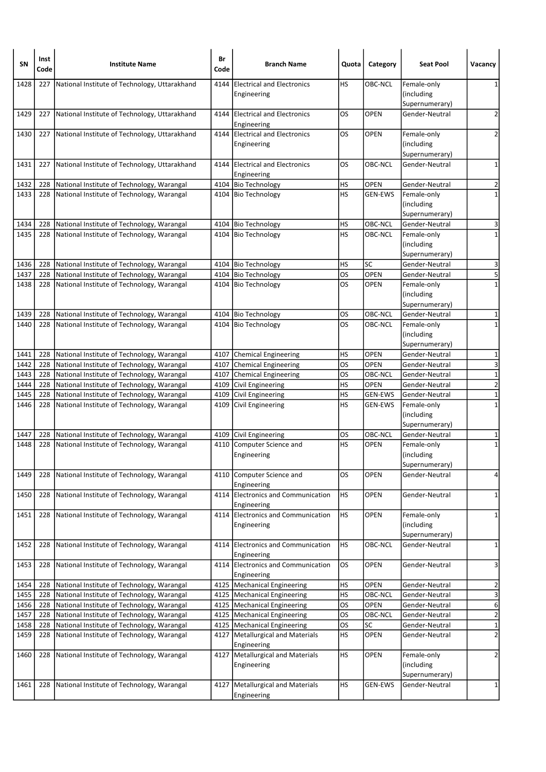| SN | Inst Code | Institute Name | Br Code | Branch Name | Quota | Category | Seat Pool | Vacancy |
|---|---|---|---|---|---|---|---|---|
| 1428 | 227 | National Institute of Technology, Uttarakhand | 4144 | Electrical and Electronics Engineering | HS | OBC-NCL | Female-only (including Supernumerary) | 1 |
| 1429 | 227 | National Institute of Technology, Uttarakhand | 4144 | Electrical and Electronics Engineering | OS | OPEN | Gender-Neutral | 2 |
| 1430 | 227 | National Institute of Technology, Uttarakhand | 4144 | Electrical and Electronics Engineering | OS | OPEN | Female-only (including Supernumerary) | 2 |
| 1431 | 227 | National Institute of Technology, Uttarakhand | 4144 | Electrical and Electronics Engineering | OS | OBC-NCL | Gender-Neutral | 1 |
| 1432 | 228 | National Institute of Technology, Warangal | 4104 | Bio Technology | HS | OPEN | Gender-Neutral | 2 |
| 1433 | 228 | National Institute of Technology, Warangal | 4104 | Bio Technology | HS | GEN-EWS | Female-only (including Supernumerary) | 1 |
| 1434 | 228 | National Institute of Technology, Warangal | 4104 | Bio Technology | HS | OBC-NCL | Gender-Neutral | 3 |
| 1435 | 228 | National Institute of Technology, Warangal | 4104 | Bio Technology | HS | OBC-NCL | Female-only (including Supernumerary) | 1 |
| 1436 | 228 | National Institute of Technology, Warangal | 4104 | Bio Technology | HS | SC | Gender-Neutral | 3 |
| 1437 | 228 | National Institute of Technology, Warangal | 4104 | Bio Technology | OS | OPEN | Gender-Neutral | 5 |
| 1438 | 228 | National Institute of Technology, Warangal | 4104 | Bio Technology | OS | OPEN | Female-only (including Supernumerary) | 1 |
| 1439 | 228 | National Institute of Technology, Warangal | 4104 | Bio Technology | OS | OBC-NCL | Gender-Neutral | 1 |
| 1440 | 228 | National Institute of Technology, Warangal | 4104 | Bio Technology | OS | OBC-NCL | Female-only (including Supernumerary) | 1 |
| 1441 | 228 | National Institute of Technology, Warangal | 4107 | Chemical Engineering | HS | OPEN | Gender-Neutral | 1 |
| 1442 | 228 | National Institute of Technology, Warangal | 4107 | Chemical Engineering | OS | OPEN | Gender-Neutral | 3 |
| 1443 | 228 | National Institute of Technology, Warangal | 4107 | Chemical Engineering | OS | OBC-NCL | Gender-Neutral | 1 |
| 1444 | 228 | National Institute of Technology, Warangal | 4109 | Civil Engineering | HS | OPEN | Gender-Neutral | 2 |
| 1445 | 228 | National Institute of Technology, Warangal | 4109 | Civil Engineering | HS | GEN-EWS | Gender-Neutral | 1 |
| 1446 | 228 | National Institute of Technology, Warangal | 4109 | Civil Engineering | HS | GEN-EWS | Female-only (including Supernumerary) | 1 |
| 1447 | 228 | National Institute of Technology, Warangal | 4109 | Civil Engineering | OS | OBC-NCL | Gender-Neutral | 1 |
| 1448 | 228 | National Institute of Technology, Warangal | 4110 | Computer Science and Engineering | HS | OPEN | Female-only (including Supernumerary) | 1 |
| 1449 | 228 | National Institute of Technology, Warangal | 4110 | Computer Science and Engineering | OS | OPEN | Gender-Neutral | 4 |
| 1450 | 228 | National Institute of Technology, Warangal | 4114 | Electronics and Communication Engineering | HS | OPEN | Gender-Neutral | 1 |
| 1451 | 228 | National Institute of Technology, Warangal | 4114 | Electronics and Communication Engineering | HS | OPEN | Female-only (including Supernumerary) | 1 |
| 1452 | 228 | National Institute of Technology, Warangal | 4114 | Electronics and Communication Engineering | HS | OBC-NCL | Gender-Neutral | 1 |
| 1453 | 228 | National Institute of Technology, Warangal | 4114 | Electronics and Communication Engineering | OS | OPEN | Gender-Neutral | 3 |
| 1454 | 228 | National Institute of Technology, Warangal | 4125 | Mechanical Engineering | HS | OPEN | Gender-Neutral | 2 |
| 1455 | 228 | National Institute of Technology, Warangal | 4125 | Mechanical Engineering | HS | OBC-NCL | Gender-Neutral | 3 |
| 1456 | 228 | National Institute of Technology, Warangal | 4125 | Mechanical Engineering | OS | OPEN | Gender-Neutral | 6 |
| 1457 | 228 | National Institute of Technology, Warangal | 4125 | Mechanical Engineering | OS | OBC-NCL | Gender-Neutral | 2 |
| 1458 | 228 | National Institute of Technology, Warangal | 4125 | Mechanical Engineering | OS | SC | Gender-Neutral | 1 |
| 1459 | 228 | National Institute of Technology, Warangal | 4127 | Metallurgical and Materials Engineering | HS | OPEN | Gender-Neutral | 2 |
| 1460 | 228 | National Institute of Technology, Warangal | 4127 | Metallurgical and Materials Engineering | HS | OPEN | Female-only (including Supernumerary) | 2 |
| 1461 | 228 | National Institute of Technology, Warangal | 4127 | Metallurgical and Materials Engineering | HS | GEN-EWS | Gender-Neutral | 1 |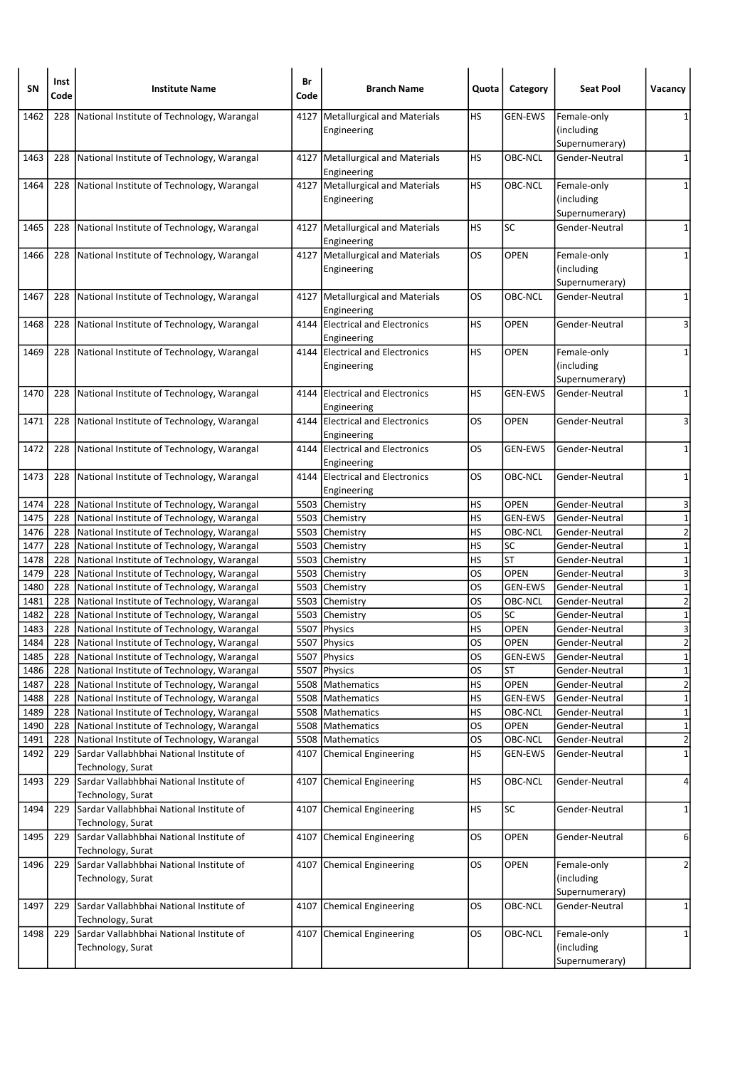| SN | Inst Code | Institute Name | Br Code | Branch Name | Quota | Category | Seat Pool | Vacancy |
|---|---|---|---|---|---|---|---|---|
| 1462 | 228 | National Institute of Technology, Warangal | 4127 | Metallurgical and Materials Engineering | HS | GEN-EWS | Female-only (including Supernumerary) | 1 |
| 1463 | 228 | National Institute of Technology, Warangal | 4127 | Metallurgical and Materials Engineering | HS | OBC-NCL | Gender-Neutral | 1 |
| 1464 | 228 | National Institute of Technology, Warangal | 4127 | Metallurgical and Materials Engineering | HS | OBC-NCL | Female-only (including Supernumerary) | 1 |
| 1465 | 228 | National Institute of Technology, Warangal | 4127 | Metallurgical and Materials Engineering | HS | SC | Gender-Neutral | 1 |
| 1466 | 228 | National Institute of Technology, Warangal | 4127 | Metallurgical and Materials Engineering | OS | OPEN | Female-only (including Supernumerary) | 1 |
| 1467 | 228 | National Institute of Technology, Warangal | 4127 | Metallurgical and Materials Engineering | OS | OBC-NCL | Gender-Neutral | 1 |
| 1468 | 228 | National Institute of Technology, Warangal | 4144 | Electrical and Electronics Engineering | HS | OPEN | Gender-Neutral | 3 |
| 1469 | 228 | National Institute of Technology, Warangal | 4144 | Electrical and Electronics Engineering | HS | OPEN | Female-only (including Supernumerary) | 1 |
| 1470 | 228 | National Institute of Technology, Warangal | 4144 | Electrical and Electronics Engineering | HS | GEN-EWS | Gender-Neutral | 1 |
| 1471 | 228 | National Institute of Technology, Warangal | 4144 | Electrical and Electronics Engineering | OS | OPEN | Gender-Neutral | 3 |
| 1472 | 228 | National Institute of Technology, Warangal | 4144 | Electrical and Electronics Engineering | OS | GEN-EWS | Gender-Neutral | 1 |
| 1473 | 228 | National Institute of Technology, Warangal | 4144 | Electrical and Electronics Engineering | OS | OBC-NCL | Gender-Neutral | 1 |
| 1474 | 228 | National Institute of Technology, Warangal | 5503 | Chemistry | HS | OPEN | Gender-Neutral | 3 |
| 1475 | 228 | National Institute of Technology, Warangal | 5503 | Chemistry | HS | GEN-EWS | Gender-Neutral | 1 |
| 1476 | 228 | National Institute of Technology, Warangal | 5503 | Chemistry | HS | OBC-NCL | Gender-Neutral | 2 |
| 1477 | 228 | National Institute of Technology, Warangal | 5503 | Chemistry | HS | SC | Gender-Neutral | 1 |
| 1478 | 228 | National Institute of Technology, Warangal | 5503 | Chemistry | HS | ST | Gender-Neutral | 1 |
| 1479 | 228 | National Institute of Technology, Warangal | 5503 | Chemistry | OS | OPEN | Gender-Neutral | 3 |
| 1480 | 228 | National Institute of Technology, Warangal | 5503 | Chemistry | OS | GEN-EWS | Gender-Neutral | 1 |
| 1481 | 228 | National Institute of Technology, Warangal | 5503 | Chemistry | OS | OBC-NCL | Gender-Neutral | 2 |
| 1482 | 228 | National Institute of Technology, Warangal | 5503 | Chemistry | OS | SC | Gender-Neutral | 1 |
| 1483 | 228 | National Institute of Technology, Warangal | 5507 | Physics | HS | OPEN | Gender-Neutral | 3 |
| 1484 | 228 | National Institute of Technology, Warangal | 5507 | Physics | OS | OPEN | Gender-Neutral | 2 |
| 1485 | 228 | National Institute of Technology, Warangal | 5507 | Physics | OS | GEN-EWS | Gender-Neutral | 1 |
| 1486 | 228 | National Institute of Technology, Warangal | 5507 | Physics | OS | ST | Gender-Neutral | 1 |
| 1487 | 228 | National Institute of Technology, Warangal | 5508 | Mathematics | HS | OPEN | Gender-Neutral | 2 |
| 1488 | 228 | National Institute of Technology, Warangal | 5508 | Mathematics | HS | GEN-EWS | Gender-Neutral | 1 |
| 1489 | 228 | National Institute of Technology, Warangal | 5508 | Mathematics | HS | OBC-NCL | Gender-Neutral | 1 |
| 1490 | 228 | National Institute of Technology, Warangal | 5508 | Mathematics | OS | OPEN | Gender-Neutral | 1 |
| 1491 | 228 | National Institute of Technology, Warangal | 5508 | Mathematics | OS | OBC-NCL | Gender-Neutral | 2 |
| 1492 | 229 | Sardar Vallabhbhai National Institute of Technology, Surat | 4107 | Chemical Engineering | HS | GEN-EWS | Gender-Neutral | 1 |
| 1493 | 229 | Sardar Vallabhbhai National Institute of Technology, Surat | 4107 | Chemical Engineering | HS | OBC-NCL | Gender-Neutral | 4 |
| 1494 | 229 | Sardar Vallabhbhai National Institute of Technology, Surat | 4107 | Chemical Engineering | HS | SC | Gender-Neutral | 1 |
| 1495 | 229 | Sardar Vallabhbhai National Institute of Technology, Surat | 4107 | Chemical Engineering | OS | OPEN | Gender-Neutral | 6 |
| 1496 | 229 | Sardar Vallabhbhai National Institute of Technology, Surat | 4107 | Chemical Engineering | OS | OPEN | Female-only (including Supernumerary) | 2 |
| 1497 | 229 | Sardar Vallabhbhai National Institute of Technology, Surat | 4107 | Chemical Engineering | OS | OBC-NCL | Gender-Neutral | 1 |
| 1498 | 229 | Sardar Vallabhbhai National Institute of Technology, Surat | 4107 | Chemical Engineering | OS | OBC-NCL | Female-only (including Supernumerary) | 1 |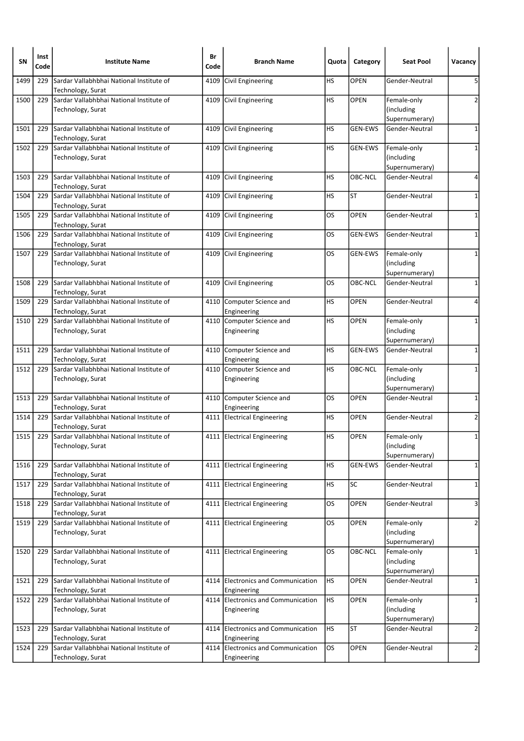| SN | Inst Code | Institute Name | Br Code | Branch Name | Quota | Category | Seat Pool | Vacancy |
|---|---|---|---|---|---|---|---|---|
| 1499 | 229 | Sardar Vallabhbhai National Institute of Technology, Surat | 4109 | Civil Engineering | HS | OPEN | Gender-Neutral | 5 |
| 1500 | 229 | Sardar Vallabhbhai National Institute of Technology, Surat | 4109 | Civil Engineering | HS | OPEN | Female-only (including Supernumerary) | 2 |
| 1501 | 229 | Sardar Vallabhbhai National Institute of Technology, Surat | 4109 | Civil Engineering | HS | GEN-EWS | Gender-Neutral | 1 |
| 1502 | 229 | Sardar Vallabhbhai National Institute of Technology, Surat | 4109 | Civil Engineering | HS | GEN-EWS | Female-only (including Supernumerary) | 1 |
| 1503 | 229 | Sardar Vallabhbhai National Institute of Technology, Surat | 4109 | Civil Engineering | HS | OBC-NCL | Gender-Neutral | 4 |
| 1504 | 229 | Sardar Vallabhbhai National Institute of Technology, Surat | 4109 | Civil Engineering | HS | ST | Gender-Neutral | 1 |
| 1505 | 229 | Sardar Vallabhbhai National Institute of Technology, Surat | 4109 | Civil Engineering | OS | OPEN | Gender-Neutral | 1 |
| 1506 | 229 | Sardar Vallabhbhai National Institute of Technology, Surat | 4109 | Civil Engineering | OS | GEN-EWS | Gender-Neutral | 1 |
| 1507 | 229 | Sardar Vallabhbhai National Institute of Technology, Surat | 4109 | Civil Engineering | OS | GEN-EWS | Female-only (including Supernumerary) | 1 |
| 1508 | 229 | Sardar Vallabhbhai National Institute of Technology, Surat | 4109 | Civil Engineering | OS | OBC-NCL | Gender-Neutral | 1 |
| 1509 | 229 | Sardar Vallabhbhai National Institute of Technology, Surat | 4110 | Computer Science and Engineering | HS | OPEN | Gender-Neutral | 4 |
| 1510 | 229 | Sardar Vallabhbhai National Institute of Technology, Surat | 4110 | Computer Science and Engineering | HS | OPEN | Female-only (including Supernumerary) | 1 |
| 1511 | 229 | Sardar Vallabhbhai National Institute of Technology, Surat | 4110 | Computer Science and Engineering | HS | GEN-EWS | Gender-Neutral | 1 |
| 1512 | 229 | Sardar Vallabhbhai National Institute of Technology, Surat | 4110 | Computer Science and Engineering | HS | OBC-NCL | Female-only (including Supernumerary) | 1 |
| 1513 | 229 | Sardar Vallabhbhai National Institute of Technology, Surat | 4110 | Computer Science and Engineering | OS | OPEN | Gender-Neutral | 1 |
| 1514 | 229 | Sardar Vallabhbhai National Institute of Technology, Surat | 4111 | Electrical Engineering | HS | OPEN | Gender-Neutral | 2 |
| 1515 | 229 | Sardar Vallabhbhai National Institute of Technology, Surat | 4111 | Electrical Engineering | HS | OPEN | Female-only (including Supernumerary) | 1 |
| 1516 | 229 | Sardar Vallabhbhai National Institute of Technology, Surat | 4111 | Electrical Engineering | HS | GEN-EWS | Gender-Neutral | 1 |
| 1517 | 229 | Sardar Vallabhbhai National Institute of Technology, Surat | 4111 | Electrical Engineering | HS | SC | Gender-Neutral | 1 |
| 1518 | 229 | Sardar Vallabhbhai National Institute of Technology, Surat | 4111 | Electrical Engineering | OS | OPEN | Gender-Neutral | 3 |
| 1519 | 229 | Sardar Vallabhbhai National Institute of Technology, Surat | 4111 | Electrical Engineering | OS | OPEN | Female-only (including Supernumerary) | 2 |
| 1520 | 229 | Sardar Vallabhbhai National Institute of Technology, Surat | 4111 | Electrical Engineering | OS | OBC-NCL | Female-only (including Supernumerary) | 1 |
| 1521 | 229 | Sardar Vallabhbhai National Institute of Technology, Surat | 4114 | Electronics and Communication Engineering | HS | OPEN | Gender-Neutral | 1 |
| 1522 | 229 | Sardar Vallabhbhai National Institute of Technology, Surat | 4114 | Electronics and Communication Engineering | HS | OPEN | Female-only (including Supernumerary) | 1 |
| 1523 | 229 | Sardar Vallabhbhai National Institute of Technology, Surat | 4114 | Electronics and Communication Engineering | HS | ST | Gender-Neutral | 2 |
| 1524 | 229 | Sardar Vallabhbhai National Institute of Technology, Surat | 4114 | Electronics and Communication Engineering | OS | OPEN | Gender-Neutral | 2 |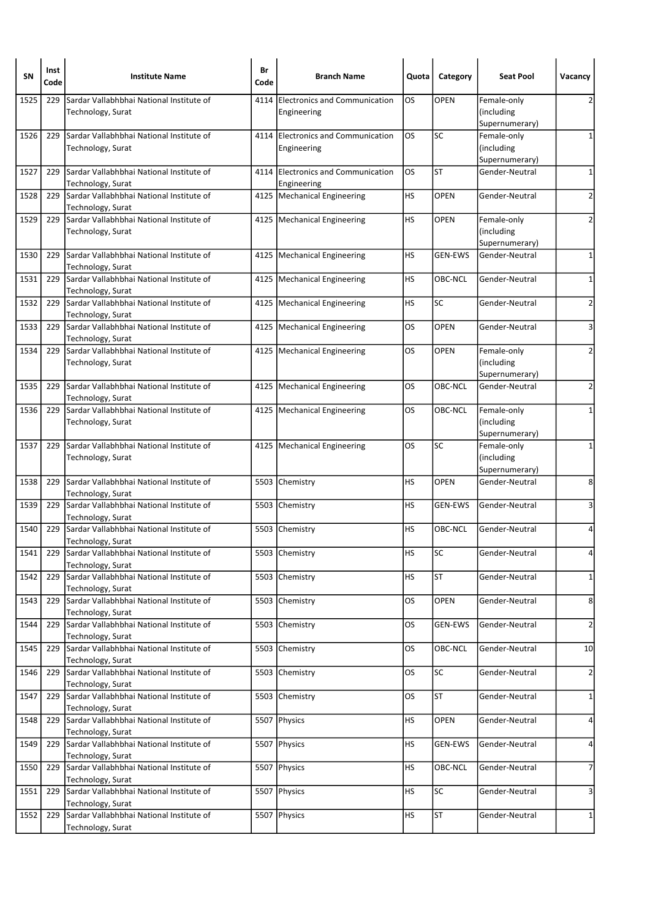| SN | Inst Code | Institute Name | Br Code | Branch Name | Quota | Category | Seat Pool | Vacancy |
|---|---|---|---|---|---|---|---|---|
| 1525 | 229 | Sardar Vallabhbhai National Institute of Technology, Surat | 4114 | Electronics and Communication Engineering | OS | OPEN | Female-only (including Supernumerary) | 2 |
| 1526 | 229 | Sardar Vallabhbhai National Institute of Technology, Surat | 4114 | Electronics and Communication Engineering | OS | SC | Female-only (including Supernumerary) | 1 |
| 1527 | 229 | Sardar Vallabhbhai National Institute of Technology, Surat | 4114 | Electronics and Communication Engineering | OS | ST | Gender-Neutral | 1 |
| 1528 | 229 | Sardar Vallabhbhai National Institute of Technology, Surat | 4125 | Mechanical Engineering | HS | OPEN | Gender-Neutral | 2 |
| 1529 | 229 | Sardar Vallabhbhai National Institute of Technology, Surat | 4125 | Mechanical Engineering | HS | OPEN | Female-only (including Supernumerary) | 2 |
| 1530 | 229 | Sardar Vallabhbhai National Institute of Technology, Surat | 4125 | Mechanical Engineering | HS | GEN-EWS | Gender-Neutral | 1 |
| 1531 | 229 | Sardar Vallabhbhai National Institute of Technology, Surat | 4125 | Mechanical Engineering | HS | OBC-NCL | Gender-Neutral | 1 |
| 1532 | 229 | Sardar Vallabhbhai National Institute of Technology, Surat | 4125 | Mechanical Engineering | HS | SC | Gender-Neutral | 2 |
| 1533 | 229 | Sardar Vallabhbhai National Institute of Technology, Surat | 4125 | Mechanical Engineering | OS | OPEN | Gender-Neutral | 3 |
| 1534 | 229 | Sardar Vallabhbhai National Institute of Technology, Surat | 4125 | Mechanical Engineering | OS | OPEN | Female-only (including Supernumerary) | 2 |
| 1535 | 229 | Sardar Vallabhbhai National Institute of Technology, Surat | 4125 | Mechanical Engineering | OS | OBC-NCL | Gender-Neutral | 2 |
| 1536 | 229 | Sardar Vallabhbhai National Institute of Technology, Surat | 4125 | Mechanical Engineering | OS | OBC-NCL | Female-only (including Supernumerary) | 1 |
| 1537 | 229 | Sardar Vallabhbhai National Institute of Technology, Surat | 4125 | Mechanical Engineering | OS | SC | Female-only (including Supernumerary) | 1 |
| 1538 | 229 | Sardar Vallabhbhai National Institute of Technology, Surat | 5503 | Chemistry | HS | OPEN | Gender-Neutral | 8 |
| 1539 | 229 | Sardar Vallabhbhai National Institute of Technology, Surat | 5503 | Chemistry | HS | GEN-EWS | Gender-Neutral | 3 |
| 1540 | 229 | Sardar Vallabhbhai National Institute of Technology, Surat | 5503 | Chemistry | HS | OBC-NCL | Gender-Neutral | 4 |
| 1541 | 229 | Sardar Vallabhbhai National Institute of Technology, Surat | 5503 | Chemistry | HS | SC | Gender-Neutral | 4 |
| 1542 | 229 | Sardar Vallabhbhai National Institute of Technology, Surat | 5503 | Chemistry | HS | ST | Gender-Neutral | 1 |
| 1543 | 229 | Sardar Vallabhbhai National Institute of Technology, Surat | 5503 | Chemistry | OS | OPEN | Gender-Neutral | 8 |
| 1544 | 229 | Sardar Vallabhbhai National Institute of Technology, Surat | 5503 | Chemistry | OS | GEN-EWS | Gender-Neutral | 2 |
| 1545 | 229 | Sardar Vallabhbhai National Institute of Technology, Surat | 5503 | Chemistry | OS | OBC-NCL | Gender-Neutral | 10 |
| 1546 | 229 | Sardar Vallabhbhai National Institute of Technology, Surat | 5503 | Chemistry | OS | SC | Gender-Neutral | 2 |
| 1547 | 229 | Sardar Vallabhbhai National Institute of Technology, Surat | 5503 | Chemistry | OS | ST | Gender-Neutral | 1 |
| 1548 | 229 | Sardar Vallabhbhai National Institute of Technology, Surat | 5507 | Physics | HS | OPEN | Gender-Neutral | 4 |
| 1549 | 229 | Sardar Vallabhbhai National Institute of Technology, Surat | 5507 | Physics | HS | GEN-EWS | Gender-Neutral | 4 |
| 1550 | 229 | Sardar Vallabhbhai National Institute of Technology, Surat | 5507 | Physics | HS | OBC-NCL | Gender-Neutral | 7 |
| 1551 | 229 | Sardar Vallabhbhai National Institute of Technology, Surat | 5507 | Physics | HS | SC | Gender-Neutral | 3 |
| 1552 | 229 | Sardar Vallabhbhai National Institute of Technology, Surat | 5507 | Physics | HS | ST | Gender-Neutral | 1 |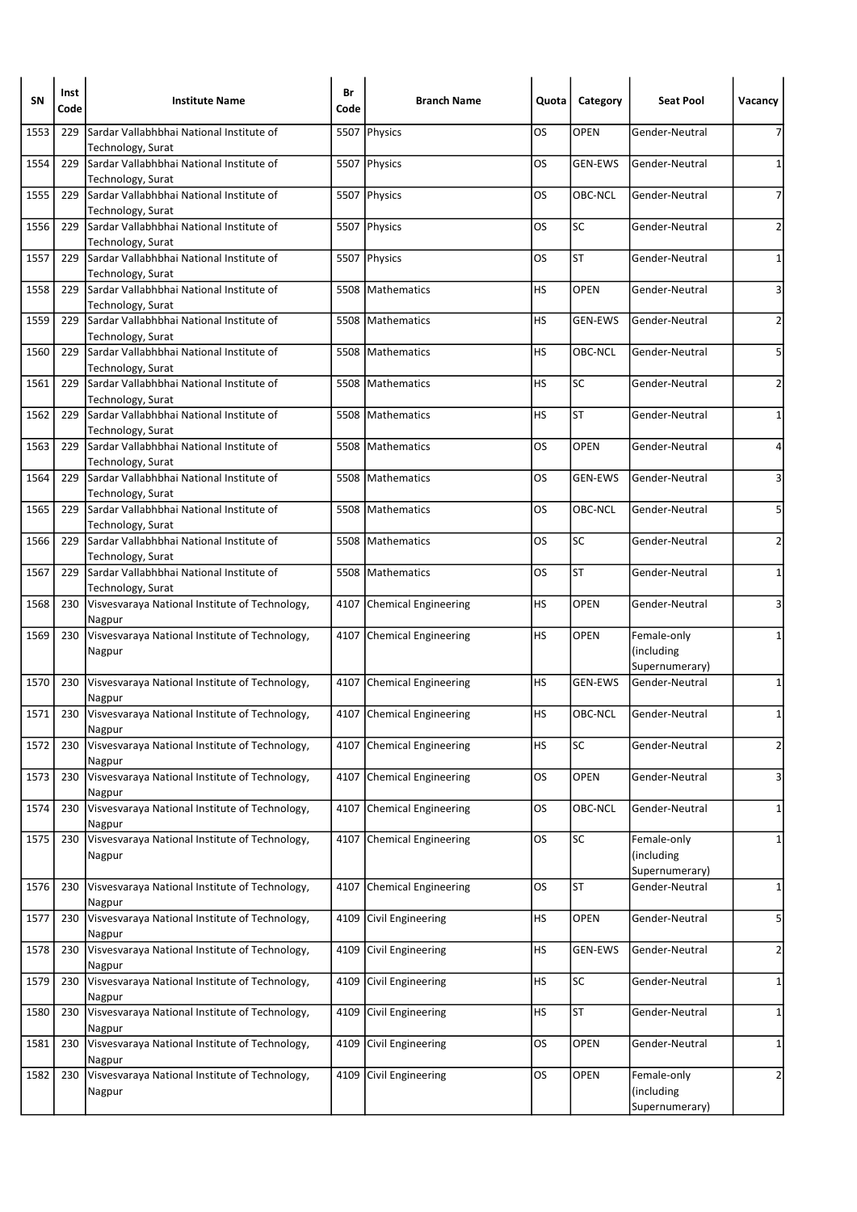| SN | Inst Code | Institute Name | Br Code | Branch Name | Quota | Category | Seat Pool | Vacancy |
|---|---|---|---|---|---|---|---|---|
| 1553 | 229 | Sardar Vallabhbhai National Institute of Technology, Surat | 5507 | Physics | OS | OPEN | Gender-Neutral | 7 |
| 1554 | 229 | Sardar Vallabhbhai National Institute of Technology, Surat | 5507 | Physics | OS | GEN-EWS | Gender-Neutral | 1 |
| 1555 | 229 | Sardar Vallabhbhai National Institute of Technology, Surat | 5507 | Physics | OS | OBC-NCL | Gender-Neutral | 7 |
| 1556 | 229 | Sardar Vallabhbhai National Institute of Technology, Surat | 5507 | Physics | OS | SC | Gender-Neutral | 2 |
| 1557 | 229 | Sardar Vallabhbhai National Institute of Technology, Surat | 5507 | Physics | OS | ST | Gender-Neutral | 1 |
| 1558 | 229 | Sardar Vallabhbhai National Institute of Technology, Surat | 5508 | Mathematics | HS | OPEN | Gender-Neutral | 3 |
| 1559 | 229 | Sardar Vallabhbhai National Institute of Technology, Surat | 5508 | Mathematics | HS | GEN-EWS | Gender-Neutral | 2 |
| 1560 | 229 | Sardar Vallabhbhai National Institute of Technology, Surat | 5508 | Mathematics | HS | OBC-NCL | Gender-Neutral | 5 |
| 1561 | 229 | Sardar Vallabhbhai National Institute of Technology, Surat | 5508 | Mathematics | HS | SC | Gender-Neutral | 2 |
| 1562 | 229 | Sardar Vallabhbhai National Institute of Technology, Surat | 5508 | Mathematics | HS | ST | Gender-Neutral | 1 |
| 1563 | 229 | Sardar Vallabhbhai National Institute of Technology, Surat | 5508 | Mathematics | OS | OPEN | Gender-Neutral | 4 |
| 1564 | 229 | Sardar Vallabhbhai National Institute of Technology, Surat | 5508 | Mathematics | OS | GEN-EWS | Gender-Neutral | 3 |
| 1565 | 229 | Sardar Vallabhbhai National Institute of Technology, Surat | 5508 | Mathematics | OS | OBC-NCL | Gender-Neutral | 5 |
| 1566 | 229 | Sardar Vallabhbhai National Institute of Technology, Surat | 5508 | Mathematics | OS | SC | Gender-Neutral | 2 |
| 1567 | 229 | Sardar Vallabhbhai National Institute of Technology, Surat | 5508 | Mathematics | OS | ST | Gender-Neutral | 1 |
| 1568 | 230 | Visvesvaraya National Institute of Technology, Nagpur | 4107 | Chemical Engineering | HS | OPEN | Gender-Neutral | 3 |
| 1569 | 230 | Visvesvaraya National Institute of Technology, Nagpur | 4107 | Chemical Engineering | HS | OPEN | Female-only (including Supernumerary) | 1 |
| 1570 | 230 | Visvesvaraya National Institute of Technology, Nagpur | 4107 | Chemical Engineering | HS | GEN-EWS | Gender-Neutral | 1 |
| 1571 | 230 | Visvesvaraya National Institute of Technology, Nagpur | 4107 | Chemical Engineering | HS | OBC-NCL | Gender-Neutral | 1 |
| 1572 | 230 | Visvesvaraya National Institute of Technology, Nagpur | 4107 | Chemical Engineering | HS | SC | Gender-Neutral | 2 |
| 1573 | 230 | Visvesvaraya National Institute of Technology, Nagpur | 4107 | Chemical Engineering | OS | OPEN | Gender-Neutral | 3 |
| 1574 | 230 | Visvesvaraya National Institute of Technology, Nagpur | 4107 | Chemical Engineering | OS | OBC-NCL | Gender-Neutral | 1 |
| 1575 | 230 | Visvesvaraya National Institute of Technology, Nagpur | 4107 | Chemical Engineering | OS | SC | Female-only (including Supernumerary) | 1 |
| 1576 | 230 | Visvesvaraya National Institute of Technology, Nagpur | 4107 | Chemical Engineering | OS | ST | Gender-Neutral | 1 |
| 1577 | 230 | Visvesvaraya National Institute of Technology, Nagpur | 4109 | Civil Engineering | HS | OPEN | Gender-Neutral | 5 |
| 1578 | 230 | Visvesvaraya National Institute of Technology, Nagpur | 4109 | Civil Engineering | HS | GEN-EWS | Gender-Neutral | 2 |
| 1579 | 230 | Visvesvaraya National Institute of Technology, Nagpur | 4109 | Civil Engineering | HS | SC | Gender-Neutral | 1 |
| 1580 | 230 | Visvesvaraya National Institute of Technology, Nagpur | 4109 | Civil Engineering | HS | ST | Gender-Neutral | 1 |
| 1581 | 230 | Visvesvaraya National Institute of Technology, Nagpur | 4109 | Civil Engineering | OS | OPEN | Gender-Neutral | 1 |
| 1582 | 230 | Visvesvaraya National Institute of Technology, Nagpur | 4109 | Civil Engineering | OS | OPEN | Female-only (including Supernumerary) | 2 |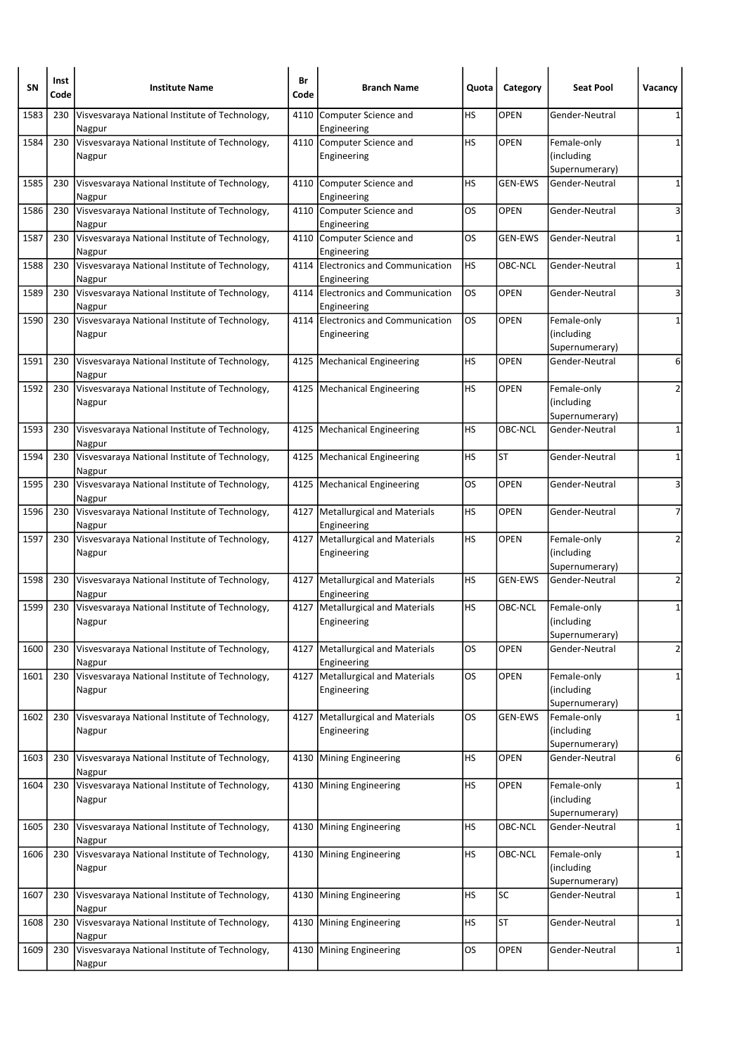| SN | Inst Code | Institute Name | Br Code | Branch Name | Quota | Category | Seat Pool | Vacancy |
|---|---|---|---|---|---|---|---|---|
| 1583 | 230 | Visvesvaraya National Institute of Technology, Nagpur | 4110 | Computer Science and Engineering | HS | OPEN | Gender-Neutral | 1 |
| 1584 | 230 | Visvesvaraya National Institute of Technology, Nagpur | 4110 | Computer Science and Engineering | HS | OPEN | Female-only (including Supernumerary) | 1 |
| 1585 | 230 | Visvesvaraya National Institute of Technology, Nagpur | 4110 | Computer Science and Engineering | HS | GEN-EWS | Gender-Neutral | 1 |
| 1586 | 230 | Visvesvaraya National Institute of Technology, Nagpur | 4110 | Computer Science and Engineering | OS | OPEN | Gender-Neutral | 3 |
| 1587 | 230 | Visvesvaraya National Institute of Technology, Nagpur | 4110 | Computer Science and Engineering | OS | GEN-EWS | Gender-Neutral | 1 |
| 1588 | 230 | Visvesvaraya National Institute of Technology, Nagpur | 4114 | Electronics and Communication Engineering | HS | OBC-NCL | Gender-Neutral | 1 |
| 1589 | 230 | Visvesvaraya National Institute of Technology, Nagpur | 4114 | Electronics and Communication Engineering | OS | OPEN | Gender-Neutral | 3 |
| 1590 | 230 | Visvesvaraya National Institute of Technology, Nagpur | 4114 | Electronics and Communication Engineering | OS | OPEN | Female-only (including Supernumerary) | 1 |
| 1591 | 230 | Visvesvaraya National Institute of Technology, Nagpur | 4125 | Mechanical Engineering | HS | OPEN | Gender-Neutral | 6 |
| 1592 | 230 | Visvesvaraya National Institute of Technology, Nagpur | 4125 | Mechanical Engineering | HS | OPEN | Female-only (including Supernumerary) | 2 |
| 1593 | 230 | Visvesvaraya National Institute of Technology, Nagpur | 4125 | Mechanical Engineering | HS | OBC-NCL | Gender-Neutral | 1 |
| 1594 | 230 | Visvesvaraya National Institute of Technology, Nagpur | 4125 | Mechanical Engineering | HS | ST | Gender-Neutral | 1 |
| 1595 | 230 | Visvesvaraya National Institute of Technology, Nagpur | 4125 | Mechanical Engineering | OS | OPEN | Gender-Neutral | 3 |
| 1596 | 230 | Visvesvaraya National Institute of Technology, Nagpur | 4127 | Metallurgical and Materials Engineering | HS | OPEN | Gender-Neutral | 7 |
| 1597 | 230 | Visvesvaraya National Institute of Technology, Nagpur | 4127 | Metallurgical and Materials Engineering | HS | OPEN | Female-only (including Supernumerary) | 2 |
| 1598 | 230 | Visvesvaraya National Institute of Technology, Nagpur | 4127 | Metallurgical and Materials Engineering | HS | GEN-EWS | Gender-Neutral | 2 |
| 1599 | 230 | Visvesvaraya National Institute of Technology, Nagpur | 4127 | Metallurgical and Materials Engineering | HS | OBC-NCL | Female-only (including Supernumerary) | 1 |
| 1600 | 230 | Visvesvaraya National Institute of Technology, Nagpur | 4127 | Metallurgical and Materials Engineering | OS | OPEN | Gender-Neutral | 2 |
| 1601 | 230 | Visvesvaraya National Institute of Technology, Nagpur | 4127 | Metallurgical and Materials Engineering | OS | OPEN | Female-only (including Supernumerary) | 1 |
| 1602 | 230 | Visvesvaraya National Institute of Technology, Nagpur | 4127 | Metallurgical and Materials Engineering | OS | GEN-EWS | Female-only (including Supernumerary) | 1 |
| 1603 | 230 | Visvesvaraya National Institute of Technology, Nagpur | 4130 | Mining Engineering | HS | OPEN | Gender-Neutral | 6 |
| 1604 | 230 | Visvesvaraya National Institute of Technology, Nagpur | 4130 | Mining Engineering | HS | OPEN | Female-only (including Supernumerary) | 1 |
| 1605 | 230 | Visvesvaraya National Institute of Technology, Nagpur | 4130 | Mining Engineering | HS | OBC-NCL | Gender-Neutral | 1 |
| 1606 | 230 | Visvesvaraya National Institute of Technology, Nagpur | 4130 | Mining Engineering | HS | OBC-NCL | Female-only (including Supernumerary) | 1 |
| 1607 | 230 | Visvesvaraya National Institute of Technology, Nagpur | 4130 | Mining Engineering | HS | SC | Gender-Neutral | 1 |
| 1608 | 230 | Visvesvaraya National Institute of Technology, Nagpur | 4130 | Mining Engineering | HS | ST | Gender-Neutral | 1 |
| 1609 | 230 | Visvesvaraya National Institute of Technology, Nagpur | 4130 | Mining Engineering | OS | OPEN | Gender-Neutral | 1 |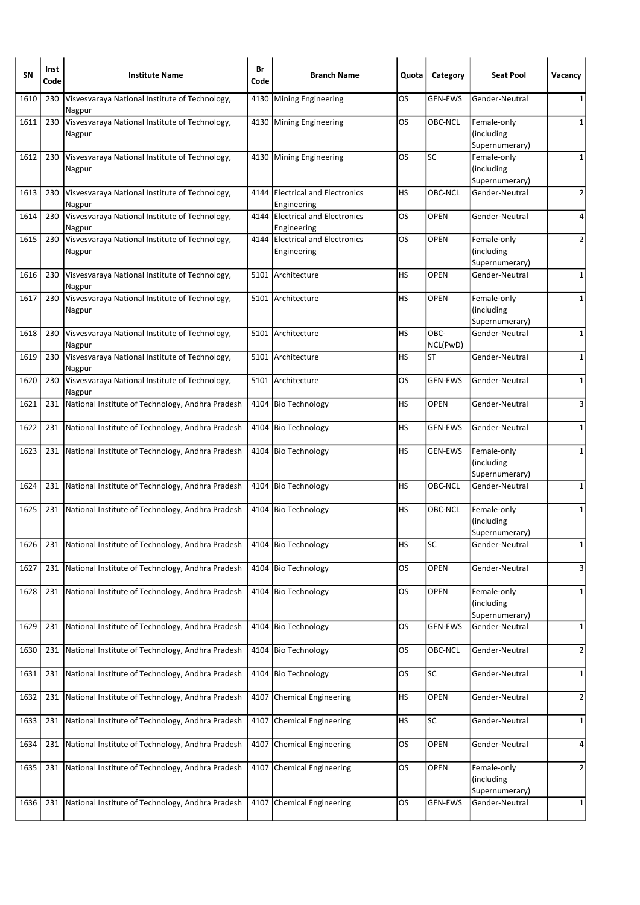| SN | Inst Code | Institute Name | Br Code | Branch Name | Quota | Category | Seat Pool | Vacancy |
|---|---|---|---|---|---|---|---|---|
| 1610 | 230 | Visvesvaraya National Institute of Technology, Nagpur | 4130 | Mining Engineering | OS | GEN-EWS | Gender-Neutral | 1 |
| 1611 | 230 | Visvesvaraya National Institute of Technology, Nagpur | 4130 | Mining Engineering | OS | OBC-NCL | Female-only (including Supernumerary) | 1 |
| 1612 | 230 | Visvesvaraya National Institute of Technology, Nagpur | 4130 | Mining Engineering | OS | SC | Female-only (including Supernumerary) | 1 |
| 1613 | 230 | Visvesvaraya National Institute of Technology, Nagpur | 4144 | Electrical and Electronics Engineering | HS | OBC-NCL | Gender-Neutral | 2 |
| 1614 | 230 | Visvesvaraya National Institute of Technology, Nagpur | 4144 | Electrical and Electronics Engineering | OS | OPEN | Gender-Neutral | 4 |
| 1615 | 230 | Visvesvaraya National Institute of Technology, Nagpur | 4144 | Electrical and Electronics Engineering | OS | OPEN | Female-only (including Supernumerary) | 2 |
| 1616 | 230 | Visvesvaraya National Institute of Technology, Nagpur | 5101 | Architecture | HS | OPEN | Gender-Neutral | 1 |
| 1617 | 230 | Visvesvaraya National Institute of Technology, Nagpur | 5101 | Architecture | HS | OPEN | Female-only (including Supernumerary) | 1 |
| 1618 | 230 | Visvesvaraya National Institute of Technology, Nagpur | 5101 | Architecture | HS | OBC-NCL(PwD) | Gender-Neutral | 1 |
| 1619 | 230 | Visvesvaraya National Institute of Technology, Nagpur | 5101 | Architecture | HS | ST | Gender-Neutral | 1 |
| 1620 | 230 | Visvesvaraya National Institute of Technology, Nagpur | 5101 | Architecture | OS | GEN-EWS | Gender-Neutral | 1 |
| 1621 | 231 | National Institute of Technology, Andhra Pradesh | 4104 | Bio Technology | HS | OPEN | Gender-Neutral | 3 |
| 1622 | 231 | National Institute of Technology, Andhra Pradesh | 4104 | Bio Technology | HS | GEN-EWS | Gender-Neutral | 1 |
| 1623 | 231 | National Institute of Technology, Andhra Pradesh | 4104 | Bio Technology | HS | GEN-EWS | Female-only (including Supernumerary) | 1 |
| 1624 | 231 | National Institute of Technology, Andhra Pradesh | 4104 | Bio Technology | HS | OBC-NCL | Gender-Neutral | 1 |
| 1625 | 231 | National Institute of Technology, Andhra Pradesh | 4104 | Bio Technology | HS | OBC-NCL | Female-only (including Supernumerary) | 1 |
| 1626 | 231 | National Institute of Technology, Andhra Pradesh | 4104 | Bio Technology | HS | SC | Gender-Neutral | 1 |
| 1627 | 231 | National Institute of Technology, Andhra Pradesh | 4104 | Bio Technology | OS | OPEN | Gender-Neutral | 3 |
| 1628 | 231 | National Institute of Technology, Andhra Pradesh | 4104 | Bio Technology | OS | OPEN | Female-only (including Supernumerary) | 1 |
| 1629 | 231 | National Institute of Technology, Andhra Pradesh | 4104 | Bio Technology | OS | GEN-EWS | Gender-Neutral | 1 |
| 1630 | 231 | National Institute of Technology, Andhra Pradesh | 4104 | Bio Technology | OS | OBC-NCL | Gender-Neutral | 2 |
| 1631 | 231 | National Institute of Technology, Andhra Pradesh | 4104 | Bio Technology | OS | SC | Gender-Neutral | 1 |
| 1632 | 231 | National Institute of Technology, Andhra Pradesh | 4107 | Chemical Engineering | HS | OPEN | Gender-Neutral | 2 |
| 1633 | 231 | National Institute of Technology, Andhra Pradesh | 4107 | Chemical Engineering | HS | SC | Gender-Neutral | 1 |
| 1634 | 231 | National Institute of Technology, Andhra Pradesh | 4107 | Chemical Engineering | OS | OPEN | Gender-Neutral | 4 |
| 1635 | 231 | National Institute of Technology, Andhra Pradesh | 4107 | Chemical Engineering | OS | OPEN | Female-only (including Supernumerary) | 2 |
| 1636 | 231 | National Institute of Technology, Andhra Pradesh | 4107 | Chemical Engineering | OS | GEN-EWS | Gender-Neutral | 1 |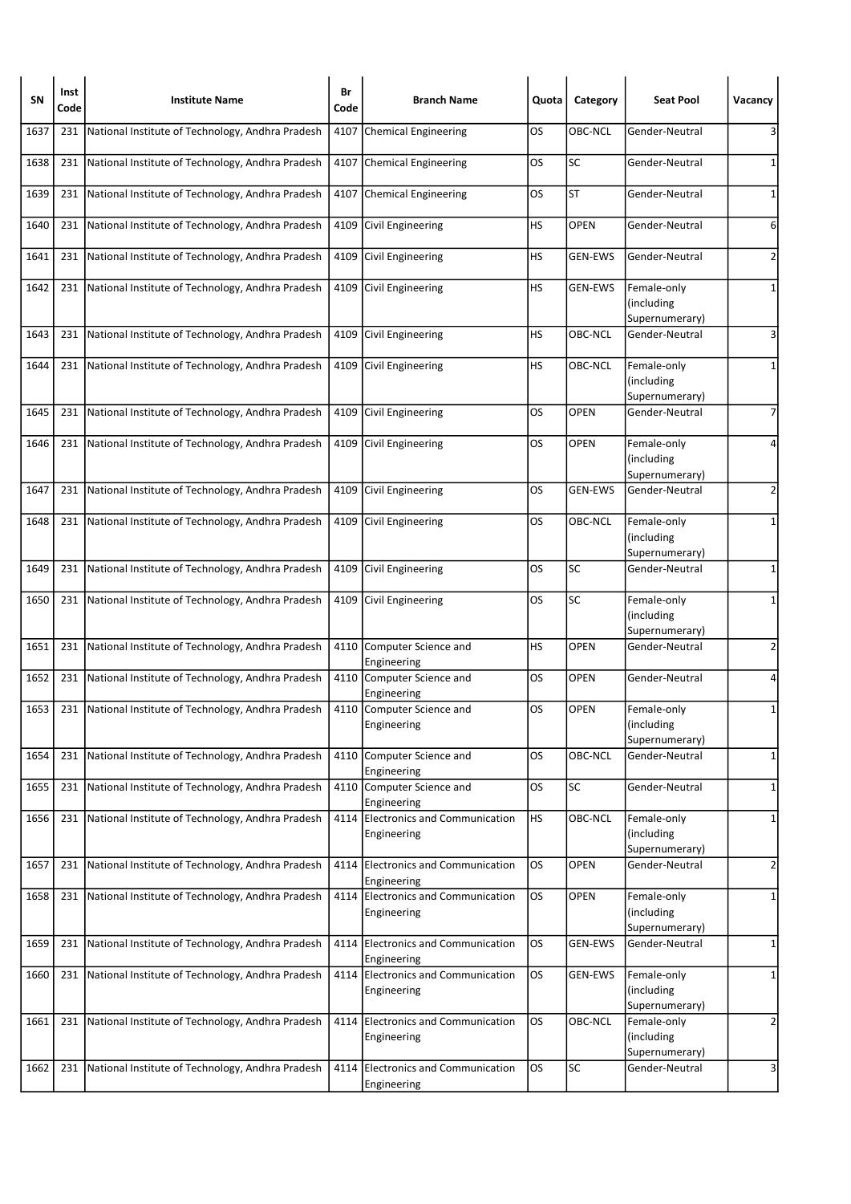| SN | Inst Code | Institute Name | Br Code | Branch Name | Quota | Category | Seat Pool | Vacancy |
|---|---|---|---|---|---|---|---|---|
| 1637 | 231 | National Institute of Technology, Andhra Pradesh | 4107 | Chemical Engineering | OS | OBC-NCL | Gender-Neutral | 3 |
| 1638 | 231 | National Institute of Technology, Andhra Pradesh | 4107 | Chemical Engineering | OS | SC | Gender-Neutral | 1 |
| 1639 | 231 | National Institute of Technology, Andhra Pradesh | 4107 | Chemical Engineering | OS | ST | Gender-Neutral | 1 |
| 1640 | 231 | National Institute of Technology, Andhra Pradesh | 4109 | Civil Engineering | HS | OPEN | Gender-Neutral | 6 |
| 1641 | 231 | National Institute of Technology, Andhra Pradesh | 4109 | Civil Engineering | HS | GEN-EWS | Gender-Neutral | 2 |
| 1642 | 231 | National Institute of Technology, Andhra Pradesh | 4109 | Civil Engineering | HS | GEN-EWS | Female-only (including Supernumerary) | 1 |
| 1643 | 231 | National Institute of Technology, Andhra Pradesh | 4109 | Civil Engineering | HS | OBC-NCL | Gender-Neutral | 3 |
| 1644 | 231 | National Institute of Technology, Andhra Pradesh | 4109 | Civil Engineering | HS | OBC-NCL | Female-only (including Supernumerary) | 1 |
| 1645 | 231 | National Institute of Technology, Andhra Pradesh | 4109 | Civil Engineering | OS | OPEN | Gender-Neutral | 7 |
| 1646 | 231 | National Institute of Technology, Andhra Pradesh | 4109 | Civil Engineering | OS | OPEN | Female-only (including Supernumerary) | 4 |
| 1647 | 231 | National Institute of Technology, Andhra Pradesh | 4109 | Civil Engineering | OS | GEN-EWS | Gender-Neutral | 2 |
| 1648 | 231 | National Institute of Technology, Andhra Pradesh | 4109 | Civil Engineering | OS | OBC-NCL | Female-only (including Supernumerary) | 1 |
| 1649 | 231 | National Institute of Technology, Andhra Pradesh | 4109 | Civil Engineering | OS | SC | Gender-Neutral | 1 |
| 1650 | 231 | National Institute of Technology, Andhra Pradesh | 4109 | Civil Engineering | OS | SC | Female-only (including Supernumerary) | 1 |
| 1651 | 231 | National Institute of Technology, Andhra Pradesh | 4110 | Computer Science and Engineering | HS | OPEN | Gender-Neutral | 2 |
| 1652 | 231 | National Institute of Technology, Andhra Pradesh | 4110 | Computer Science and Engineering | OS | OPEN | Gender-Neutral | 4 |
| 1653 | 231 | National Institute of Technology, Andhra Pradesh | 4110 | Computer Science and Engineering | OS | OPEN | Female-only (including Supernumerary) | 1 |
| 1654 | 231 | National Institute of Technology, Andhra Pradesh | 4110 | Computer Science and Engineering | OS | OBC-NCL | Gender-Neutral | 1 |
| 1655 | 231 | National Institute of Technology, Andhra Pradesh | 4110 | Computer Science and Engineering | OS | SC | Gender-Neutral | 1 |
| 1656 | 231 | National Institute of Technology, Andhra Pradesh | 4114 | Electronics and Communication Engineering | HS | OBC-NCL | Female-only (including Supernumerary) | 1 |
| 1657 | 231 | National Institute of Technology, Andhra Pradesh | 4114 | Electronics and Communication Engineering | OS | OPEN | Gender-Neutral | 2 |
| 1658 | 231 | National Institute of Technology, Andhra Pradesh | 4114 | Electronics and Communication Engineering | OS | OPEN | Female-only (including Supernumerary) | 1 |
| 1659 | 231 | National Institute of Technology, Andhra Pradesh | 4114 | Electronics and Communication Engineering | OS | GEN-EWS | Gender-Neutral | 1 |
| 1660 | 231 | National Institute of Technology, Andhra Pradesh | 4114 | Electronics and Communication Engineering | OS | GEN-EWS | Female-only (including Supernumerary) | 1 |
| 1661 | 231 | National Institute of Technology, Andhra Pradesh | 4114 | Electronics and Communication Engineering | OS | OBC-NCL | Female-only (including Supernumerary) | 2 |
| 1662 | 231 | National Institute of Technology, Andhra Pradesh | 4114 | Electronics and Communication Engineering | OS | SC | Gender-Neutral | 3 |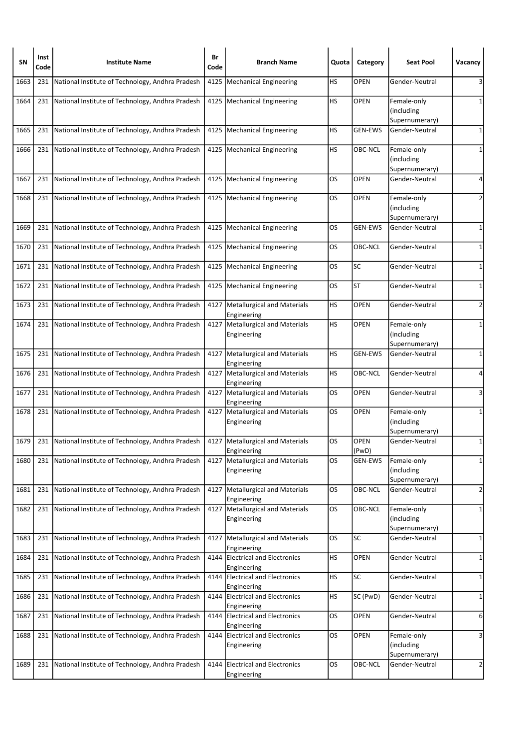| SN | Inst Code | Institute Name | Br Code | Branch Name | Quota | Category | Seat Pool | Vacancy |
|---|---|---|---|---|---|---|---|---|
| 1663 | 231 | National Institute of Technology, Andhra Pradesh | 4125 | Mechanical Engineering | HS | OPEN | Gender-Neutral | 3 |
| 1664 | 231 | National Institute of Technology, Andhra Pradesh | 4125 | Mechanical Engineering | HS | OPEN | Female-only (including Supernumerary) | 1 |
| 1665 | 231 | National Institute of Technology, Andhra Pradesh | 4125 | Mechanical Engineering | HS | GEN-EWS | Gender-Neutral | 1 |
| 1666 | 231 | National Institute of Technology, Andhra Pradesh | 4125 | Mechanical Engineering | HS | OBC-NCL | Female-only (including Supernumerary) | 1 |
| 1667 | 231 | National Institute of Technology, Andhra Pradesh | 4125 | Mechanical Engineering | OS | OPEN | Gender-Neutral | 4 |
| 1668 | 231 | National Institute of Technology, Andhra Pradesh | 4125 | Mechanical Engineering | OS | OPEN | Female-only (including Supernumerary) | 2 |
| 1669 | 231 | National Institute of Technology, Andhra Pradesh | 4125 | Mechanical Engineering | OS | GEN-EWS | Gender-Neutral | 1 |
| 1670 | 231 | National Institute of Technology, Andhra Pradesh | 4125 | Mechanical Engineering | OS | OBC-NCL | Gender-Neutral | 1 |
| 1671 | 231 | National Institute of Technology, Andhra Pradesh | 4125 | Mechanical Engineering | OS | SC | Gender-Neutral | 1 |
| 1672 | 231 | National Institute of Technology, Andhra Pradesh | 4125 | Mechanical Engineering | OS | ST | Gender-Neutral | 1 |
| 1673 | 231 | National Institute of Technology, Andhra Pradesh | 4127 | Metallurgical and Materials Engineering | HS | OPEN | Gender-Neutral | 2 |
| 1674 | 231 | National Institute of Technology, Andhra Pradesh | 4127 | Metallurgical and Materials Engineering | HS | OPEN | Female-only (including Supernumerary) | 1 |
| 1675 | 231 | National Institute of Technology, Andhra Pradesh | 4127 | Metallurgical and Materials Engineering | HS | GEN-EWS | Gender-Neutral | 1 |
| 1676 | 231 | National Institute of Technology, Andhra Pradesh | 4127 | Metallurgical and Materials Engineering | HS | OBC-NCL | Gender-Neutral | 4 |
| 1677 | 231 | National Institute of Technology, Andhra Pradesh | 4127 | Metallurgical and Materials Engineering | OS | OPEN | Gender-Neutral | 3 |
| 1678 | 231 | National Institute of Technology, Andhra Pradesh | 4127 | Metallurgical and Materials Engineering | OS | OPEN | Female-only (including Supernumerary) | 1 |
| 1679 | 231 | National Institute of Technology, Andhra Pradesh | 4127 | Metallurgical and Materials Engineering | OS | OPEN (PwD) | Gender-Neutral | 1 |
| 1680 | 231 | National Institute of Technology, Andhra Pradesh | 4127 | Metallurgical and Materials Engineering | OS | GEN-EWS | Female-only (including Supernumerary) | 1 |
| 1681 | 231 | National Institute of Technology, Andhra Pradesh | 4127 | Metallurgical and Materials Engineering | OS | OBC-NCL | Gender-Neutral | 2 |
| 1682 | 231 | National Institute of Technology, Andhra Pradesh | 4127 | Metallurgical and Materials Engineering | OS | OBC-NCL | Female-only (including Supernumerary) | 1 |
| 1683 | 231 | National Institute of Technology, Andhra Pradesh | 4127 | Metallurgical and Materials Engineering | OS | SC | Gender-Neutral | 1 |
| 1684 | 231 | National Institute of Technology, Andhra Pradesh | 4144 | Electrical and Electronics Engineering | HS | OPEN | Gender-Neutral | 1 |
| 1685 | 231 | National Institute of Technology, Andhra Pradesh | 4144 | Electrical and Electronics Engineering | HS | SC | Gender-Neutral | 1 |
| 1686 | 231 | National Institute of Technology, Andhra Pradesh | 4144 | Electrical and Electronics Engineering | HS | SC (PwD) | Gender-Neutral | 1 |
| 1687 | 231 | National Institute of Technology, Andhra Pradesh | 4144 | Electrical and Electronics Engineering | OS | OPEN | Gender-Neutral | 6 |
| 1688 | 231 | National Institute of Technology, Andhra Pradesh | 4144 | Electrical and Electronics Engineering | OS | OPEN | Female-only (including Supernumerary) | 3 |
| 1689 | 231 | National Institute of Technology, Andhra Pradesh | 4144 | Electrical and Electronics Engineering | OS | OBC-NCL | Gender-Neutral | 2 |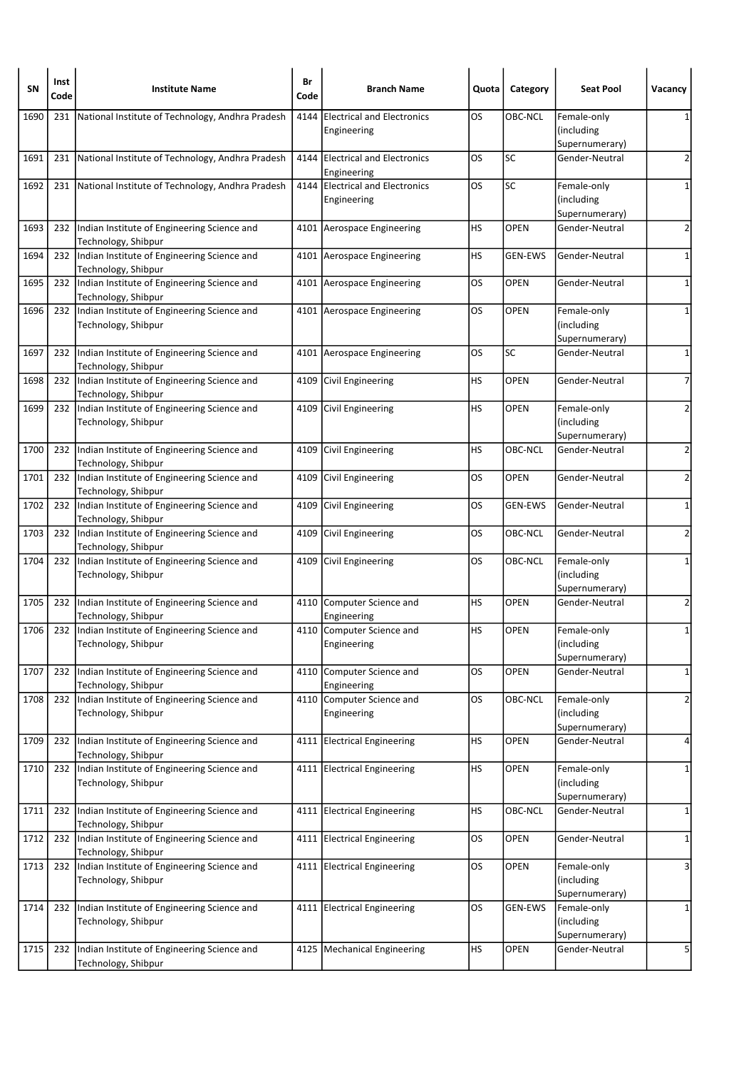| SN | Inst Code | Institute Name | Br Code | Branch Name | Quota | Category | Seat Pool | Vacancy |
|---|---|---|---|---|---|---|---|---|
| 1690 | 231 | National Institute of Technology, Andhra Pradesh | 4144 | Electrical and Electronics Engineering | OS | OBC-NCL | Female-only (including Supernumerary) | 1 |
| 1691 | 231 | National Institute of Technology, Andhra Pradesh | 4144 | Electrical and Electronics Engineering | OS | SC | Gender-Neutral | 2 |
| 1692 | 231 | National Institute of Technology, Andhra Pradesh | 4144 | Electrical and Electronics Engineering | OS | SC | Female-only (including Supernumerary) | 1 |
| 1693 | 232 | Indian Institute of Engineering Science and Technology, Shibpur | 4101 | Aerospace Engineering | HS | OPEN | Gender-Neutral | 2 |
| 1694 | 232 | Indian Institute of Engineering Science and Technology, Shibpur | 4101 | Aerospace Engineering | HS | GEN-EWS | Gender-Neutral | 1 |
| 1695 | 232 | Indian Institute of Engineering Science and Technology, Shibpur | 4101 | Aerospace Engineering | OS | OPEN | Gender-Neutral | 1 |
| 1696 | 232 | Indian Institute of Engineering Science and Technology, Shibpur | 4101 | Aerospace Engineering | OS | OPEN | Female-only (including Supernumerary) | 1 |
| 1697 | 232 | Indian Institute of Engineering Science and Technology, Shibpur | 4101 | Aerospace Engineering | OS | SC | Gender-Neutral | 1 |
| 1698 | 232 | Indian Institute of Engineering Science and Technology, Shibpur | 4109 | Civil Engineering | HS | OPEN | Gender-Neutral | 7 |
| 1699 | 232 | Indian Institute of Engineering Science and Technology, Shibpur | 4109 | Civil Engineering | HS | OPEN | Female-only (including Supernumerary) | 2 |
| 1700 | 232 | Indian Institute of Engineering Science and Technology, Shibpur | 4109 | Civil Engineering | HS | OBC-NCL | Gender-Neutral | 2 |
| 1701 | 232 | Indian Institute of Engineering Science and Technology, Shibpur | 4109 | Civil Engineering | OS | OPEN | Gender-Neutral | 2 |
| 1702 | 232 | Indian Institute of Engineering Science and Technology, Shibpur | 4109 | Civil Engineering | OS | GEN-EWS | Gender-Neutral | 1 |
| 1703 | 232 | Indian Institute of Engineering Science and Technology, Shibpur | 4109 | Civil Engineering | OS | OBC-NCL | Gender-Neutral | 2 |
| 1704 | 232 | Indian Institute of Engineering Science and Technology, Shibpur | 4109 | Civil Engineering | OS | OBC-NCL | Female-only (including Supernumerary) | 1 |
| 1705 | 232 | Indian Institute of Engineering Science and Technology, Shibpur | 4110 | Computer Science and Engineering | HS | OPEN | Gender-Neutral | 2 |
| 1706 | 232 | Indian Institute of Engineering Science and Technology, Shibpur | 4110 | Computer Science and Engineering | HS | OPEN | Female-only (including Supernumerary) | 1 |
| 1707 | 232 | Indian Institute of Engineering Science and Technology, Shibpur | 4110 | Computer Science and Engineering | OS | OPEN | Gender-Neutral | 1 |
| 1708 | 232 | Indian Institute of Engineering Science and Technology, Shibpur | 4110 | Computer Science and Engineering | OS | OBC-NCL | Female-only (including Supernumerary) | 2 |
| 1709 | 232 | Indian Institute of Engineering Science and Technology, Shibpur | 4111 | Electrical Engineering | HS | OPEN | Gender-Neutral | 4 |
| 1710 | 232 | Indian Institute of Engineering Science and Technology, Shibpur | 4111 | Electrical Engineering | HS | OPEN | Female-only (including Supernumerary) | 1 |
| 1711 | 232 | Indian Institute of Engineering Science and Technology, Shibpur | 4111 | Electrical Engineering | HS | OBC-NCL | Gender-Neutral | 1 |
| 1712 | 232 | Indian Institute of Engineering Science and Technology, Shibpur | 4111 | Electrical Engineering | OS | OPEN | Gender-Neutral | 1 |
| 1713 | 232 | Indian Institute of Engineering Science and Technology, Shibpur | 4111 | Electrical Engineering | OS | OPEN | Female-only (including Supernumerary) | 3 |
| 1714 | 232 | Indian Institute of Engineering Science and Technology, Shibpur | 4111 | Electrical Engineering | OS | GEN-EWS | Female-only (including Supernumerary) | 1 |
| 1715 | 232 | Indian Institute of Engineering Science and Technology, Shibpur | 4125 | Mechanical Engineering | HS | OPEN | Gender-Neutral | 5 |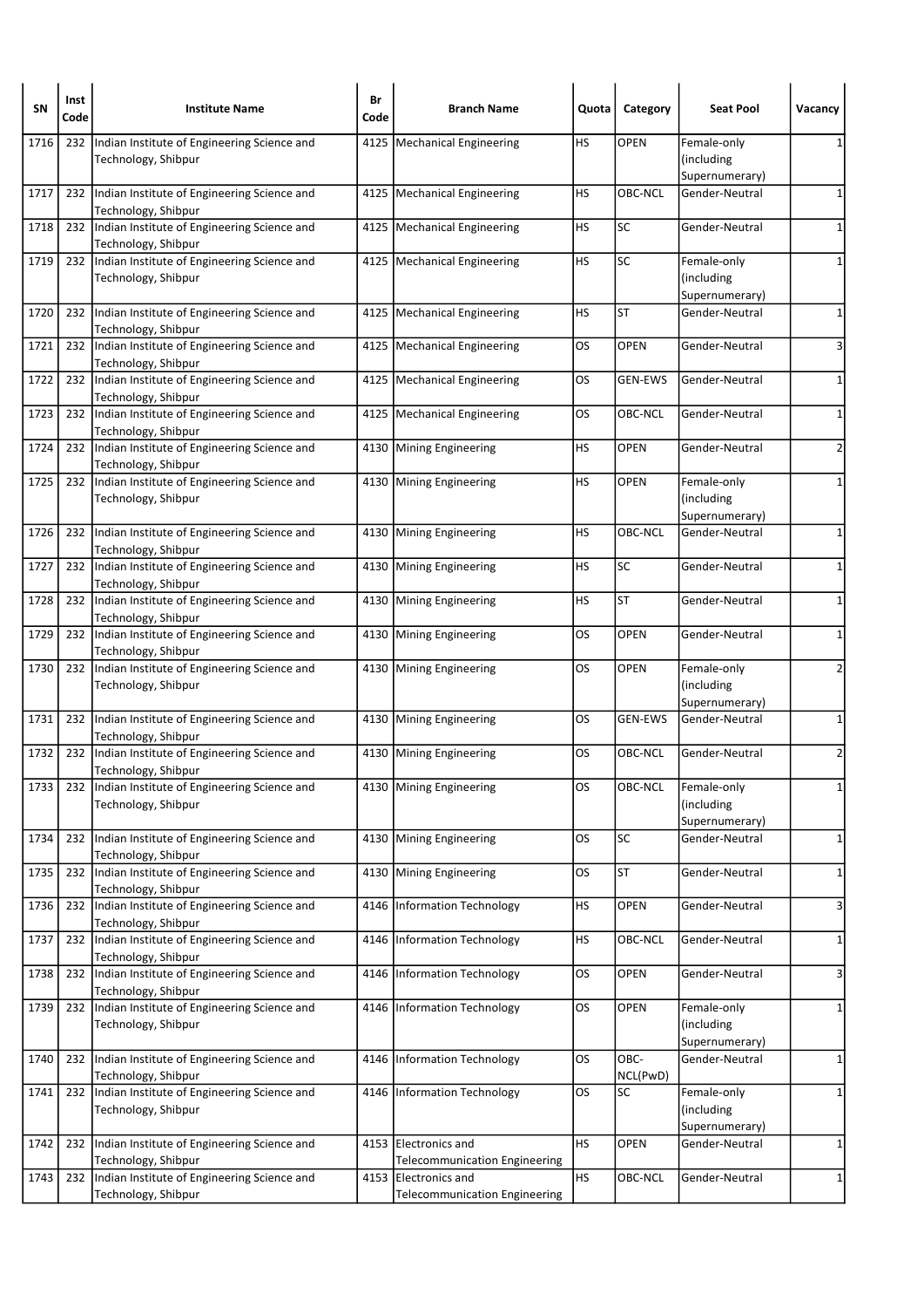| SN | Inst Code | Institute Name | Br Code | Branch Name | Quota | Category | Seat Pool | Vacancy |
|---|---|---|---|---|---|---|---|---|
| 1716 | 232 | Indian Institute of Engineering Science and Technology, Shibpur | 4125 | Mechanical Engineering | HS | OPEN | Female-only (including Supernumerary) | 1 |
| 1717 | 232 | Indian Institute of Engineering Science and Technology, Shibpur | 4125 | Mechanical Engineering | HS | OBC-NCL | Gender-Neutral | 1 |
| 1718 | 232 | Indian Institute of Engineering Science and Technology, Shibpur | 4125 | Mechanical Engineering | HS | SC | Gender-Neutral | 1 |
| 1719 | 232 | Indian Institute of Engineering Science and Technology, Shibpur | 4125 | Mechanical Engineering | HS | SC | Female-only (including Supernumerary) | 1 |
| 1720 | 232 | Indian Institute of Engineering Science and Technology, Shibpur | 4125 | Mechanical Engineering | HS | ST | Gender-Neutral | 1 |
| 1721 | 232 | Indian Institute of Engineering Science and Technology, Shibpur | 4125 | Mechanical Engineering | OS | OPEN | Gender-Neutral | 3 |
| 1722 | 232 | Indian Institute of Engineering Science and Technology, Shibpur | 4125 | Mechanical Engineering | OS | GEN-EWS | Gender-Neutral | 1 |
| 1723 | 232 | Indian Institute of Engineering Science and Technology, Shibpur | 4125 | Mechanical Engineering | OS | OBC-NCL | Gender-Neutral | 1 |
| 1724 | 232 | Indian Institute of Engineering Science and Technology, Shibpur | 4130 | Mining Engineering | HS | OPEN | Gender-Neutral | 2 |
| 1725 | 232 | Indian Institute of Engineering Science and Technology, Shibpur | 4130 | Mining Engineering | HS | OPEN | Female-only (including Supernumerary) | 1 |
| 1726 | 232 | Indian Institute of Engineering Science and Technology, Shibpur | 4130 | Mining Engineering | HS | OBC-NCL | Gender-Neutral | 1 |
| 1727 | 232 | Indian Institute of Engineering Science and Technology, Shibpur | 4130 | Mining Engineering | HS | SC | Gender-Neutral | 1 |
| 1728 | 232 | Indian Institute of Engineering Science and Technology, Shibpur | 4130 | Mining Engineering | HS | ST | Gender-Neutral | 1 |
| 1729 | 232 | Indian Institute of Engineering Science and Technology, Shibpur | 4130 | Mining Engineering | OS | OPEN | Gender-Neutral | 1 |
| 1730 | 232 | Indian Institute of Engineering Science and Technology, Shibpur | 4130 | Mining Engineering | OS | OPEN | Female-only (including Supernumerary) | 2 |
| 1731 | 232 | Indian Institute of Engineering Science and Technology, Shibpur | 4130 | Mining Engineering | OS | GEN-EWS | Gender-Neutral | 1 |
| 1732 | 232 | Indian Institute of Engineering Science and Technology, Shibpur | 4130 | Mining Engineering | OS | OBC-NCL | Gender-Neutral | 2 |
| 1733 | 232 | Indian Institute of Engineering Science and Technology, Shibpur | 4130 | Mining Engineering | OS | OBC-NCL | Female-only (including Supernumerary) | 1 |
| 1734 | 232 | Indian Institute of Engineering Science and Technology, Shibpur | 4130 | Mining Engineering | OS | SC | Gender-Neutral | 1 |
| 1735 | 232 | Indian Institute of Engineering Science and Technology, Shibpur | 4130 | Mining Engineering | OS | ST | Gender-Neutral | 1 |
| 1736 | 232 | Indian Institute of Engineering Science and Technology, Shibpur | 4146 | Information Technology | HS | OPEN | Gender-Neutral | 3 |
| 1737 | 232 | Indian Institute of Engineering Science and Technology, Shibpur | 4146 | Information Technology | HS | OBC-NCL | Gender-Neutral | 1 |
| 1738 | 232 | Indian Institute of Engineering Science and Technology, Shibpur | 4146 | Information Technology | OS | OPEN | Gender-Neutral | 3 |
| 1739 | 232 | Indian Institute of Engineering Science and Technology, Shibpur | 4146 | Information Technology | OS | OPEN | Female-only (including Supernumerary) | 1 |
| 1740 | 232 | Indian Institute of Engineering Science and Technology, Shibpur | 4146 | Information Technology | OS | OBC-NCL(PwD) | Gender-Neutral | 1 |
| 1741 | 232 | Indian Institute of Engineering Science and Technology, Shibpur | 4146 | Information Technology | OS | SC | Female-only (including Supernumerary) | 1 |
| 1742 | 232 | Indian Institute of Engineering Science and Technology, Shibpur | 4153 | Electronics and Telecommunication Engineering | HS | OPEN | Gender-Neutral | 1 |
| 1743 | 232 | Indian Institute of Engineering Science and Technology, Shibpur | 4153 | Electronics and Telecommunication Engineering | HS | OBC-NCL | Gender-Neutral | 1 |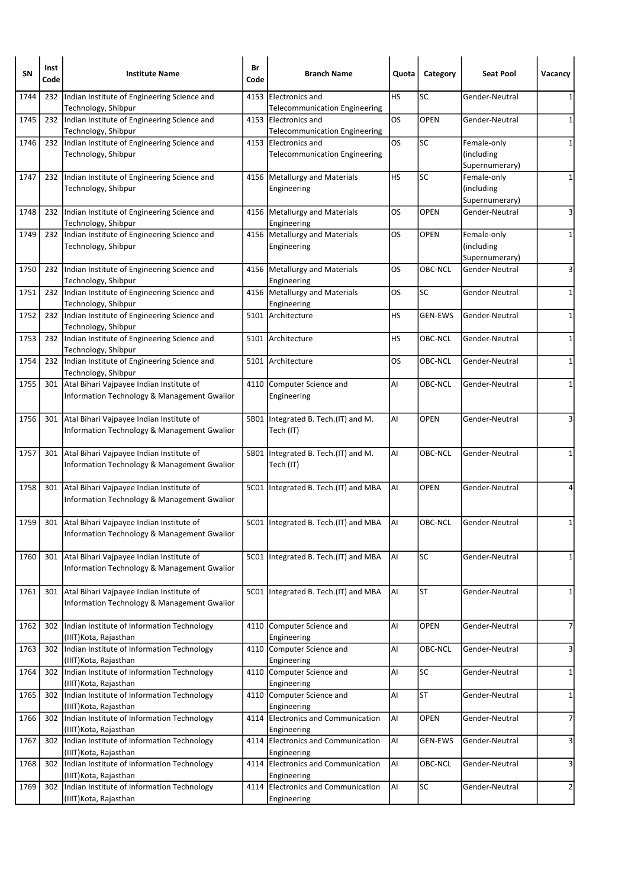| SN | Inst Code | Institute Name | Br Code | Branch Name | Quota | Category | Seat Pool | Vacancy |
|---|---|---|---|---|---|---|---|---|
| 1744 | 232 | Indian Institute of Engineering Science and Technology, Shibpur | 4153 | Electronics and Telecommunication Engineering | HS | SC | Gender-Neutral | 1 |
| 1745 | 232 | Indian Institute of Engineering Science and Technology, Shibpur | 4153 | Electronics and Telecommunication Engineering | OS | OPEN | Gender-Neutral | 1 |
| 1746 | 232 | Indian Institute of Engineering Science and Technology, Shibpur | 4153 | Electronics and Telecommunication Engineering | OS | SC | Female-only (including Supernumerary) | 1 |
| 1747 | 232 | Indian Institute of Engineering Science and Technology, Shibpur | 4156 | Metallurgy and Materials Engineering | HS | SC | Female-only (including Supernumerary) | 1 |
| 1748 | 232 | Indian Institute of Engineering Science and Technology, Shibpur | 4156 | Metallurgy and Materials Engineering | OS | OPEN | Gender-Neutral | 3 |
| 1749 | 232 | Indian Institute of Engineering Science and Technology, Shibpur | 4156 | Metallurgy and Materials Engineering | OS | OPEN | Female-only (including Supernumerary) | 1 |
| 1750 | 232 | Indian Institute of Engineering Science and Technology, Shibpur | 4156 | Metallurgy and Materials Engineering | OS | OBC-NCL | Gender-Neutral | 3 |
| 1751 | 232 | Indian Institute of Engineering Science and Technology, Shibpur | 4156 | Metallurgy and Materials Engineering | OS | SC | Gender-Neutral | 1 |
| 1752 | 232 | Indian Institute of Engineering Science and Technology, Shibpur | 5101 | Architecture | HS | GEN-EWS | Gender-Neutral | 1 |
| 1753 | 232 | Indian Institute of Engineering Science and Technology, Shibpur | 5101 | Architecture | HS | OBC-NCL | Gender-Neutral | 1 |
| 1754 | 232 | Indian Institute of Engineering Science and Technology, Shibpur | 5101 | Architecture | OS | OBC-NCL | Gender-Neutral | 1 |
| 1755 | 301 | Atal Bihari Vajpayee Indian Institute of Information Technology & Management Gwalior | 4110 | Computer Science and Engineering | AI | OBC-NCL | Gender-Neutral | 1 |
| 1756 | 301 | Atal Bihari Vajpayee Indian Institute of Information Technology & Management Gwalior | 5B01 | Integrated B. Tech.(IT) and M. Tech (IT) | AI | OPEN | Gender-Neutral | 3 |
| 1757 | 301 | Atal Bihari Vajpayee Indian Institute of Information Technology & Management Gwalior | 5B01 | Integrated B. Tech.(IT) and M. Tech (IT) | AI | OBC-NCL | Gender-Neutral | 1 |
| 1758 | 301 | Atal Bihari Vajpayee Indian Institute of Information Technology & Management Gwalior | 5C01 | Integrated B. Tech.(IT) and MBA | AI | OPEN | Gender-Neutral | 4 |
| 1759 | 301 | Atal Bihari Vajpayee Indian Institute of Information Technology & Management Gwalior | 5C01 | Integrated B. Tech.(IT) and MBA | AI | OBC-NCL | Gender-Neutral | 1 |
| 1760 | 301 | Atal Bihari Vajpayee Indian Institute of Information Technology & Management Gwalior | 5C01 | Integrated B. Tech.(IT) and MBA | AI | SC | Gender-Neutral | 1 |
| 1761 | 301 | Atal Bihari Vajpayee Indian Institute of Information Technology & Management Gwalior | 5C01 | Integrated B. Tech.(IT) and MBA | AI | ST | Gender-Neutral | 1 |
| 1762 | 302 | Indian Institute of Information Technology (IIIT)Kota, Rajasthan | 4110 | Computer Science and Engineering | AI | OPEN | Gender-Neutral | 7 |
| 1763 | 302 | Indian Institute of Information Technology (IIIT)Kota, Rajasthan | 4110 | Computer Science and Engineering | AI | OBC-NCL | Gender-Neutral | 3 |
| 1764 | 302 | Indian Institute of Information Technology (IIIT)Kota, Rajasthan | 4110 | Computer Science and Engineering | AI | SC | Gender-Neutral | 1 |
| 1765 | 302 | Indian Institute of Information Technology (IIIT)Kota, Rajasthan | 4110 | Computer Science and Engineering | AI | ST | Gender-Neutral | 1 |
| 1766 | 302 | Indian Institute of Information Technology (IIIT)Kota, Rajasthan | 4114 | Electronics and Communication Engineering | AI | OPEN | Gender-Neutral | 7 |
| 1767 | 302 | Indian Institute of Information Technology (IIIT)Kota, Rajasthan | 4114 | Electronics and Communication Engineering | AI | GEN-EWS | Gender-Neutral | 3 |
| 1768 | 302 | Indian Institute of Information Technology (IIIT)Kota, Rajasthan | 4114 | Electronics and Communication Engineering | AI | OBC-NCL | Gender-Neutral | 3 |
| 1769 | 302 | Indian Institute of Information Technology (IIIT)Kota, Rajasthan | 4114 | Electronics and Communication Engineering | AI | SC | Gender-Neutral | 2 |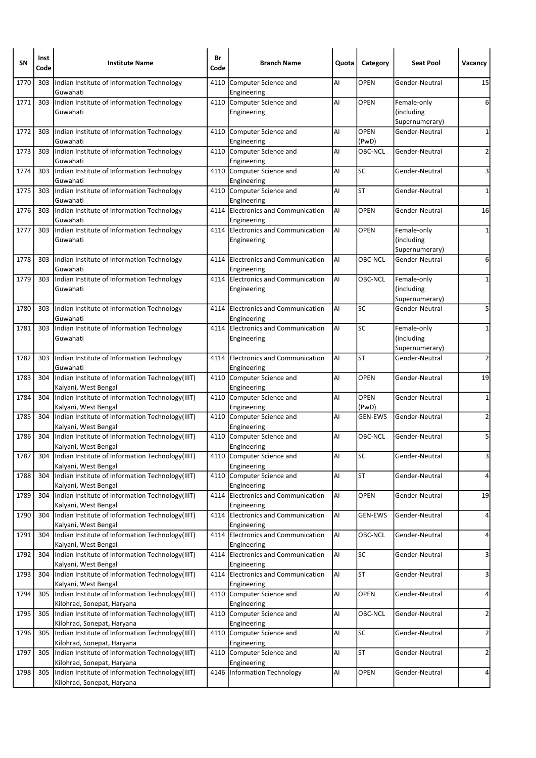| SN | Inst Code | Institute Name | Br Code | Branch Name | Quota | Category | Seat Pool | Vacancy |
|---|---|---|---|---|---|---|---|---|
| 1770 | 303 | Indian Institute of Information Technology Guwahati | 4110 | Computer Science and Engineering | AI | OPEN | Gender-Neutral | 15 |
| 1771 | 303 | Indian Institute of Information Technology Guwahati | 4110 | Computer Science and Engineering | AI | OPEN | Female-only (including Supernumerary) | 6 |
| 1772 | 303 | Indian Institute of Information Technology Guwahati | 4110 | Computer Science and Engineering | AI | OPEN (PwD) | Gender-Neutral | 1 |
| 1773 | 303 | Indian Institute of Information Technology Guwahati | 4110 | Computer Science and Engineering | AI | OBC-NCL | Gender-Neutral | 2 |
| 1774 | 303 | Indian Institute of Information Technology Guwahati | 4110 | Computer Science and Engineering | AI | SC | Gender-Neutral | 3 |
| 1775 | 303 | Indian Institute of Information Technology Guwahati | 4110 | Computer Science and Engineering | AI | ST | Gender-Neutral | 1 |
| 1776 | 303 | Indian Institute of Information Technology Guwahati | 4114 | Electronics and Communication Engineering | AI | OPEN | Gender-Neutral | 16 |
| 1777 | 303 | Indian Institute of Information Technology Guwahati | 4114 | Electronics and Communication Engineering | AI | OPEN | Female-only (including Supernumerary) | 1 |
| 1778 | 303 | Indian Institute of Information Technology Guwahati | 4114 | Electronics and Communication Engineering | AI | OBC-NCL | Gender-Neutral | 6 |
| 1779 | 303 | Indian Institute of Information Technology Guwahati | 4114 | Electronics and Communication Engineering | AI | OBC-NCL | Female-only (including Supernumerary) | 1 |
| 1780 | 303 | Indian Institute of Information Technology Guwahati | 4114 | Electronics and Communication Engineering | AI | SC | Gender-Neutral | 5 |
| 1781 | 303 | Indian Institute of Information Technology Guwahati | 4114 | Electronics and Communication Engineering | AI | SC | Female-only (including Supernumerary) | 1 |
| 1782 | 303 | Indian Institute of Information Technology Guwahati | 4114 | Electronics and Communication Engineering | AI | ST | Gender-Neutral | 2 |
| 1783 | 304 | Indian Institute of Information Technology(IIIT) Kalyani, West Bengal | 4110 | Computer Science and Engineering | AI | OPEN | Gender-Neutral | 19 |
| 1784 | 304 | Indian Institute of Information Technology(IIIT) Kalyani, West Bengal | 4110 | Computer Science and Engineering | AI | OPEN (PwD) | Gender-Neutral | 1 |
| 1785 | 304 | Indian Institute of Information Technology(IIIT) Kalyani, West Bengal | 4110 | Computer Science and Engineering | AI | GEN-EWS | Gender-Neutral | 2 |
| 1786 | 304 | Indian Institute of Information Technology(IIIT) Kalyani, West Bengal | 4110 | Computer Science and Engineering | AI | OBC-NCL | Gender-Neutral | 5 |
| 1787 | 304 | Indian Institute of Information Technology(IIIT) Kalyani, West Bengal | 4110 | Computer Science and Engineering | AI | SC | Gender-Neutral | 3 |
| 1788 | 304 | Indian Institute of Information Technology(IIIT) Kalyani, West Bengal | 4110 | Computer Science and Engineering | AI | ST | Gender-Neutral | 4 |
| 1789 | 304 | Indian Institute of Information Technology(IIIT) Kalyani, West Bengal | 4114 | Electronics and Communication Engineering | AI | OPEN | Gender-Neutral | 19 |
| 1790 | 304 | Indian Institute of Information Technology(IIIT) Kalyani, West Bengal | 4114 | Electronics and Communication Engineering | AI | GEN-EWS | Gender-Neutral | 4 |
| 1791 | 304 | Indian Institute of Information Technology(IIIT) Kalyani, West Bengal | 4114 | Electronics and Communication Engineering | AI | OBC-NCL | Gender-Neutral | 4 |
| 1792 | 304 | Indian Institute of Information Technology(IIIT) Kalyani, West Bengal | 4114 | Electronics and Communication Engineering | AI | SC | Gender-Neutral | 3 |
| 1793 | 304 | Indian Institute of Information Technology(IIIT) Kalyani, West Bengal | 4114 | Electronics and Communication Engineering | AI | ST | Gender-Neutral | 3 |
| 1794 | 305 | Indian Institute of Information Technology(IIIT) Kilohrad, Sonepat, Haryana | 4110 | Computer Science and Engineering | AI | OPEN | Gender-Neutral | 4 |
| 1795 | 305 | Indian Institute of Information Technology(IIIT) Kilohrad, Sonepat, Haryana | 4110 | Computer Science and Engineering | AI | OBC-NCL | Gender-Neutral | 2 |
| 1796 | 305 | Indian Institute of Information Technology(IIIT) Kilohrad, Sonepat, Haryana | 4110 | Computer Science and Engineering | AI | SC | Gender-Neutral | 2 |
| 1797 | 305 | Indian Institute of Information Technology(IIIT) Kilohrad, Sonepat, Haryana | 4110 | Computer Science and Engineering | AI | ST | Gender-Neutral | 2 |
| 1798 | 305 | Indian Institute of Information Technology(IIIT) Kilohrad, Sonepat, Haryana | 4146 | Information Technology | AI | OPEN | Gender-Neutral | 4 |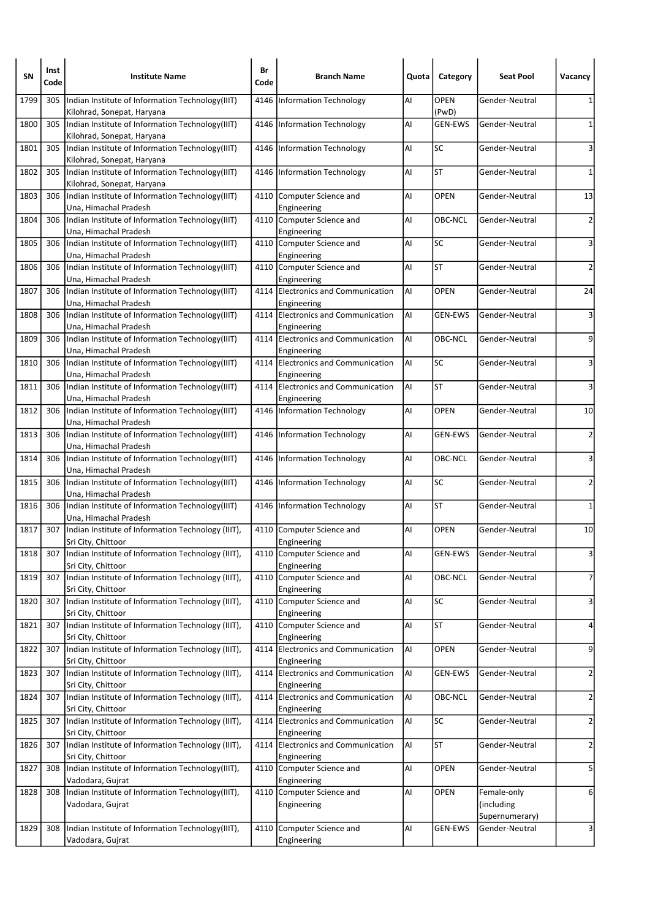| SN | Inst Code | Institute Name | Br Code | Branch Name | Quota | Category | Seat Pool | Vacancy |
|---|---|---|---|---|---|---|---|---|
| 1799 | 305 | Indian Institute of Information Technology(IIIT) Kilohrad, Sonepat, Haryana | 4146 | Information Technology | AI | OPEN (PwD) | Gender-Neutral | 1 |
| 1800 | 305 | Indian Institute of Information Technology(IIIT) Kilohrad, Sonepat, Haryana | 4146 | Information Technology | AI | GEN-EWS | Gender-Neutral | 1 |
| 1801 | 305 | Indian Institute of Information Technology(IIIT) Kilohrad, Sonepat, Haryana | 4146 | Information Technology | AI | SC | Gender-Neutral | 3 |
| 1802 | 305 | Indian Institute of Information Technology(IIIT) Kilohrad, Sonepat, Haryana | 4146 | Information Technology | AI | ST | Gender-Neutral | 1 |
| 1803 | 306 | Indian Institute of Information Technology(IIIT) Una, Himachal Pradesh | 4110 | Computer Science and Engineering | AI | OPEN | Gender-Neutral | 13 |
| 1804 | 306 | Indian Institute of Information Technology(IIIT) Una, Himachal Pradesh | 4110 | Computer Science and Engineering | AI | OBC-NCL | Gender-Neutral | 2 |
| 1805 | 306 | Indian Institute of Information Technology(IIIT) Una, Himachal Pradesh | 4110 | Computer Science and Engineering | AI | SC | Gender-Neutral | 3 |
| 1806 | 306 | Indian Institute of Information Technology(IIIT) Una, Himachal Pradesh | 4110 | Computer Science and Engineering | AI | ST | Gender-Neutral | 2 |
| 1807 | 306 | Indian Institute of Information Technology(IIIT) Una, Himachal Pradesh | 4114 | Electronics and Communication Engineering | AI | OPEN | Gender-Neutral | 24 |
| 1808 | 306 | Indian Institute of Information Technology(IIIT) Una, Himachal Pradesh | 4114 | Electronics and Communication Engineering | AI | GEN-EWS | Gender-Neutral | 3 |
| 1809 | 306 | Indian Institute of Information Technology(IIIT) Una, Himachal Pradesh | 4114 | Electronics and Communication Engineering | AI | OBC-NCL | Gender-Neutral | 9 |
| 1810 | 306 | Indian Institute of Information Technology(IIIT) Una, Himachal Pradesh | 4114 | Electronics and Communication Engineering | AI | SC | Gender-Neutral | 3 |
| 1811 | 306 | Indian Institute of Information Technology(IIIT) Una, Himachal Pradesh | 4114 | Electronics and Communication Engineering | AI | ST | Gender-Neutral | 3 |
| 1812 | 306 | Indian Institute of Information Technology(IIIT) Una, Himachal Pradesh | 4146 | Information Technology | AI | OPEN | Gender-Neutral | 10 |
| 1813 | 306 | Indian Institute of Information Technology(IIIT) Una, Himachal Pradesh | 4146 | Information Technology | AI | GEN-EWS | Gender-Neutral | 2 |
| 1814 | 306 | Indian Institute of Information Technology(IIIT) Una, Himachal Pradesh | 4146 | Information Technology | AI | OBC-NCL | Gender-Neutral | 3 |
| 1815 | 306 | Indian Institute of Information Technology(IIIT) Una, Himachal Pradesh | 4146 | Information Technology | AI | SC | Gender-Neutral | 2 |
| 1816 | 306 | Indian Institute of Information Technology(IIIT) Una, Himachal Pradesh | 4146 | Information Technology | AI | ST | Gender-Neutral | 1 |
| 1817 | 307 | Indian Institute of Information Technology (IIIT), Sri City, Chittoor | 4110 | Computer Science and Engineering | AI | OPEN | Gender-Neutral | 10 |
| 1818 | 307 | Indian Institute of Information Technology (IIIT), Sri City, Chittoor | 4110 | Computer Science and Engineering | AI | GEN-EWS | Gender-Neutral | 3 |
| 1819 | 307 | Indian Institute of Information Technology (IIIT), Sri City, Chittoor | 4110 | Computer Science and Engineering | AI | OBC-NCL | Gender-Neutral | 7 |
| 1820 | 307 | Indian Institute of Information Technology (IIIT), Sri City, Chittoor | 4110 | Computer Science and Engineering | AI | SC | Gender-Neutral | 3 |
| 1821 | 307 | Indian Institute of Information Technology (IIIT), Sri City, Chittoor | 4110 | Computer Science and Engineering | AI | ST | Gender-Neutral | 4 |
| 1822 | 307 | Indian Institute of Information Technology (IIIT), Sri City, Chittoor | 4114 | Electronics and Communication Engineering | AI | OPEN | Gender-Neutral | 9 |
| 1823 | 307 | Indian Institute of Information Technology (IIIT), Sri City, Chittoor | 4114 | Electronics and Communication Engineering | AI | GEN-EWS | Gender-Neutral | 2 |
| 1824 | 307 | Indian Institute of Information Technology (IIIT), Sri City, Chittoor | 4114 | Electronics and Communication Engineering | AI | OBC-NCL | Gender-Neutral | 2 |
| 1825 | 307 | Indian Institute of Information Technology (IIIT), Sri City, Chittoor | 4114 | Electronics and Communication Engineering | AI | SC | Gender-Neutral | 2 |
| 1826 | 307 | Indian Institute of Information Technology (IIIT), Sri City, Chittoor | 4114 | Electronics and Communication Engineering | AI | ST | Gender-Neutral | 2 |
| 1827 | 308 | Indian Institute of Information Technology(IIIT), Vadodara, Gujrat | 4110 | Computer Science and Engineering | AI | OPEN | Gender-Neutral | 5 |
| 1828 | 308 | Indian Institute of Information Technology(IIIT), Vadodara, Gujrat | 4110 | Computer Science and Engineering | AI | OPEN | Female-only (including Supernumerary) | 6 |
| 1829 | 308 | Indian Institute of Information Technology(IIIT), Vadodara, Gujrat | 4110 | Computer Science and Engineering | AI | GEN-EWS | Gender-Neutral | 3 |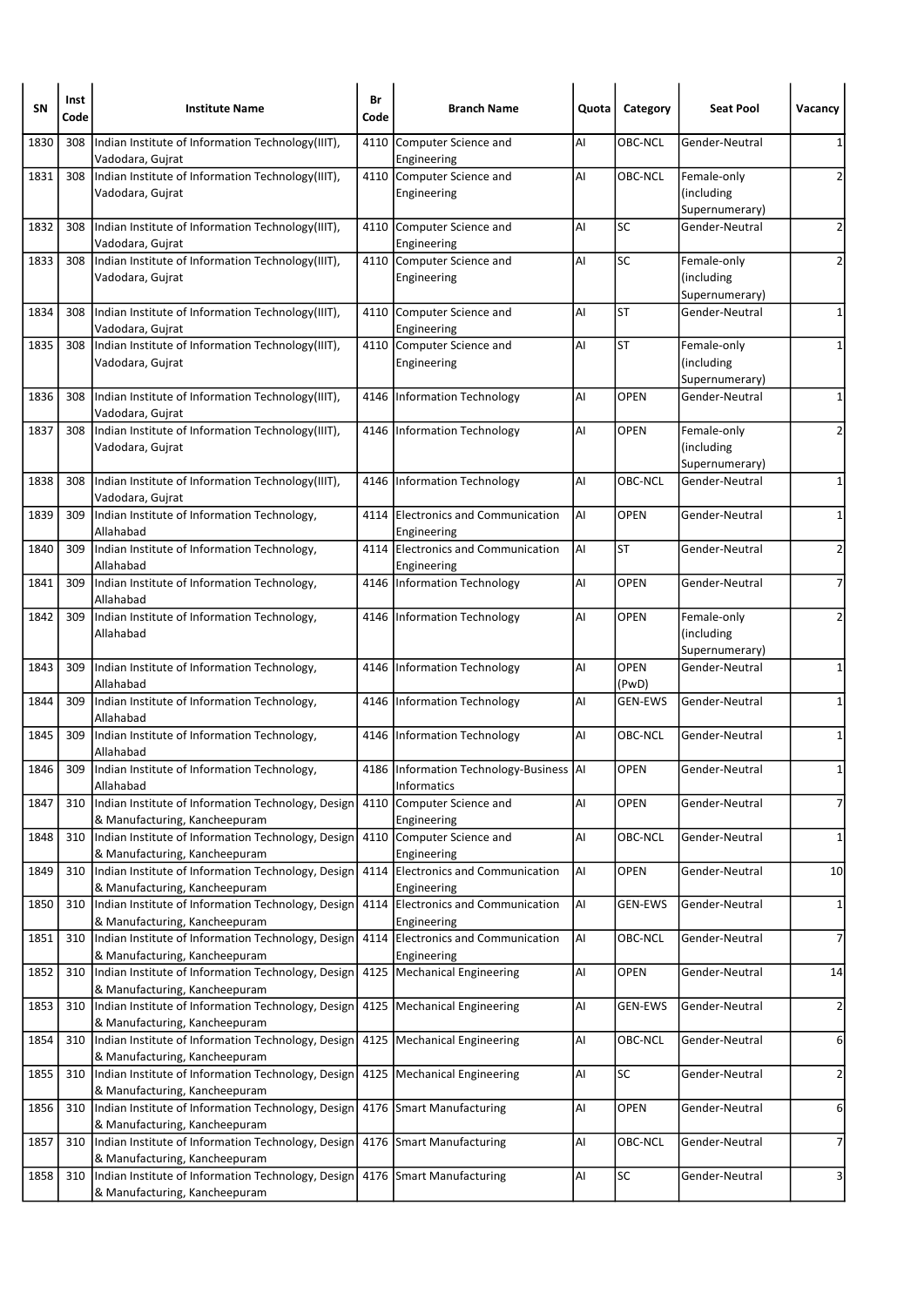| SN | Inst Code | Institute Name | Br Code | Branch Name | Quota | Category | Seat Pool | Vacancy |
|---|---|---|---|---|---|---|---|---|
| 1830 | 308 | Indian Institute of Information Technology(IIIT), Vadodara, Gujrat | 4110 | Computer Science and Engineering | AI | OBC-NCL | Gender-Neutral | 1 |
| 1831 | 308 | Indian Institute of Information Technology(IIIT), Vadodara, Gujrat | 4110 | Computer Science and Engineering | AI | OBC-NCL | Female-only (including Supernumerary) | 2 |
| 1832 | 308 | Indian Institute of Information Technology(IIIT), Vadodara, Gujrat | 4110 | Computer Science and Engineering | AI | SC | Gender-Neutral | 2 |
| 1833 | 308 | Indian Institute of Information Technology(IIIT), Vadodara, Gujrat | 4110 | Computer Science and Engineering | AI | SC | Female-only (including Supernumerary) | 2 |
| 1834 | 308 | Indian Institute of Information Technology(IIIT), Vadodara, Gujrat | 4110 | Computer Science and Engineering | AI | ST | Gender-Neutral | 1 |
| 1835 | 308 | Indian Institute of Information Technology(IIIT), Vadodara, Gujrat | 4110 | Computer Science and Engineering | AI | ST | Female-only (including Supernumerary) | 1 |
| 1836 | 308 | Indian Institute of Information Technology(IIIT), Vadodara, Gujrat | 4146 | Information Technology | AI | OPEN | Gender-Neutral | 1 |
| 1837 | 308 | Indian Institute of Information Technology(IIIT), Vadodara, Gujrat | 4146 | Information Technology | AI | OPEN | Female-only (including Supernumerary) | 2 |
| 1838 | 308 | Indian Institute of Information Technology(IIIT), Vadodara, Gujrat | 4146 | Information Technology | AI | OBC-NCL | Gender-Neutral | 1 |
| 1839 | 309 | Indian Institute of Information Technology, Allahabad | 4114 | Electronics and Communication Engineering | AI | OPEN | Gender-Neutral | 1 |
| 1840 | 309 | Indian Institute of Information Technology, Allahabad | 4114 | Electronics and Communication Engineering | AI | ST | Gender-Neutral | 2 |
| 1841 | 309 | Indian Institute of Information Technology, Allahabad | 4146 | Information Technology | AI | OPEN | Gender-Neutral | 7 |
| 1842 | 309 | Indian Institute of Information Technology, Allahabad | 4146 | Information Technology | AI | OPEN | Female-only (including Supernumerary) | 2 |
| 1843 | 309 | Indian Institute of Information Technology, Allahabad | 4146 | Information Technology | AI | OPEN (PwD) | Gender-Neutral | 1 |
| 1844 | 309 | Indian Institute of Information Technology, Allahabad | 4146 | Information Technology | AI | GEN-EWS | Gender-Neutral | 1 |
| 1845 | 309 | Indian Institute of Information Technology, Allahabad | 4146 | Information Technology | AI | OBC-NCL | Gender-Neutral | 1 |
| 1846 | 309 | Indian Institute of Information Technology, Allahabad | 4186 | Information Technology-Business Informatics | AI | OPEN | Gender-Neutral | 1 |
| 1847 | 310 | Indian Institute of Information Technology, Design & Manufacturing, Kancheepuram | 4110 | Computer Science and Engineering | AI | OPEN | Gender-Neutral | 7 |
| 1848 | 310 | Indian Institute of Information Technology, Design & Manufacturing, Kancheepuram | 4110 | Computer Science and Engineering | AI | OBC-NCL | Gender-Neutral | 1 |
| 1849 | 310 | Indian Institute of Information Technology, Design & Manufacturing, Kancheepuram | 4114 | Electronics and Communication Engineering | AI | OPEN | Gender-Neutral | 10 |
| 1850 | 310 | Indian Institute of Information Technology, Design & Manufacturing, Kancheepuram | 4114 | Electronics and Communication Engineering | AI | GEN-EWS | Gender-Neutral | 1 |
| 1851 | 310 | Indian Institute of Information Technology, Design & Manufacturing, Kancheepuram | 4114 | Electronics and Communication Engineering | AI | OBC-NCL | Gender-Neutral | 7 |
| 1852 | 310 | Indian Institute of Information Technology, Design & Manufacturing, Kancheepuram | 4125 | Mechanical Engineering | AI | OPEN | Gender-Neutral | 14 |
| 1853 | 310 | Indian Institute of Information Technology, Design & Manufacturing, Kancheepuram | 4125 | Mechanical Engineering | AI | GEN-EWS | Gender-Neutral | 2 |
| 1854 | 310 | Indian Institute of Information Technology, Design & Manufacturing, Kancheepuram | 4125 | Mechanical Engineering | AI | OBC-NCL | Gender-Neutral | 6 |
| 1855 | 310 | Indian Institute of Information Technology, Design & Manufacturing, Kancheepuram | 4125 | Mechanical Engineering | AI | SC | Gender-Neutral | 2 |
| 1856 | 310 | Indian Institute of Information Technology, Design & Manufacturing, Kancheepuram | 4176 | Smart Manufacturing | AI | OPEN | Gender-Neutral | 6 |
| 1857 | 310 | Indian Institute of Information Technology, Design & Manufacturing, Kancheepuram | 4176 | Smart Manufacturing | AI | OBC-NCL | Gender-Neutral | 7 |
| 1858 | 310 | Indian Institute of Information Technology, Design & Manufacturing, Kancheepuram | 4176 | Smart Manufacturing | AI | SC | Gender-Neutral | 3 |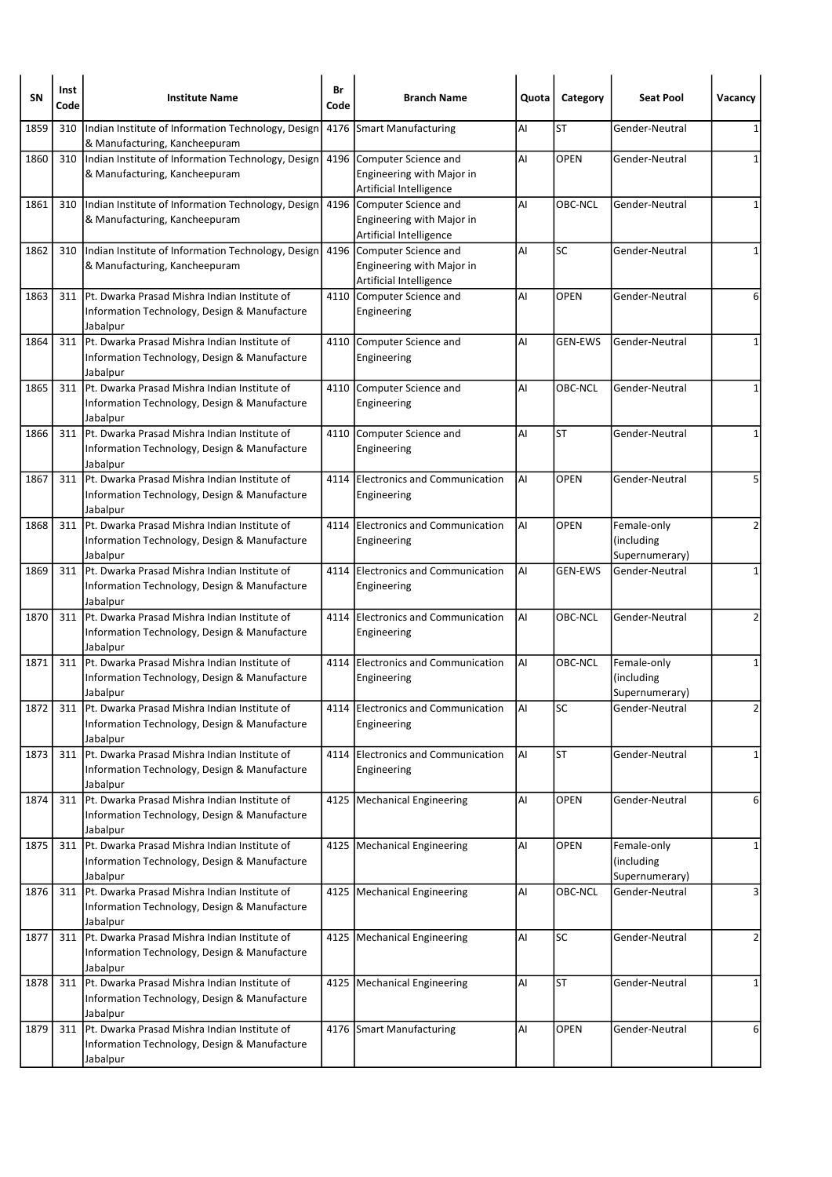| SN | Inst Code | Institute Name | Br Code | Branch Name | Quota | Category | Seat Pool | Vacancy |
|---|---|---|---|---|---|---|---|---|
| 1859 | 310 | Indian Institute of Information Technology, Design & Manufacturing, Kancheepuram | 4176 | Smart Manufacturing | AI | ST | Gender-Neutral | 1 |
| 1860 | 310 | Indian Institute of Information Technology, Design & Manufacturing, Kancheepuram | 4196 | Computer Science and Engineering with Major in Artificial Intelligence | AI | OPEN | Gender-Neutral | 1 |
| 1861 | 310 | Indian Institute of Information Technology, Design & Manufacturing, Kancheepuram | 4196 | Computer Science and Engineering with Major in Artificial Intelligence | AI | OBC-NCL | Gender-Neutral | 1 |
| 1862 | 310 | Indian Institute of Information Technology, Design & Manufacturing, Kancheepuram | 4196 | Computer Science and Engineering with Major in Artificial Intelligence | AI | SC | Gender-Neutral | 1 |
| 1863 | 311 | Pt. Dwarka Prasad Mishra Indian Institute of Information Technology, Design & Manufacture Jabalpur | 4110 | Computer Science and Engineering | AI | OPEN | Gender-Neutral | 6 |
| 1864 | 311 | Pt. Dwarka Prasad Mishra Indian Institute of Information Technology, Design & Manufacture Jabalpur | 4110 | Computer Science and Engineering | AI | GEN-EWS | Gender-Neutral | 1 |
| 1865 | 311 | Pt. Dwarka Prasad Mishra Indian Institute of Information Technology, Design & Manufacture Jabalpur | 4110 | Computer Science and Engineering | AI | OBC-NCL | Gender-Neutral | 1 |
| 1866 | 311 | Pt. Dwarka Prasad Mishra Indian Institute of Information Technology, Design & Manufacture Jabalpur | 4110 | Computer Science and Engineering | AI | ST | Gender-Neutral | 1 |
| 1867 | 311 | Pt. Dwarka Prasad Mishra Indian Institute of Information Technology, Design & Manufacture Jabalpur | 4114 | Electronics and Communication Engineering | AI | OPEN | Gender-Neutral | 5 |
| 1868 | 311 | Pt. Dwarka Prasad Mishra Indian Institute of Information Technology, Design & Manufacture Jabalpur | 4114 | Electronics and Communication Engineering | AI | OPEN | Female-only (including Supernumerary) | 2 |
| 1869 | 311 | Pt. Dwarka Prasad Mishra Indian Institute of Information Technology, Design & Manufacture Jabalpur | 4114 | Electronics and Communication Engineering | AI | GEN-EWS | Gender-Neutral | 1 |
| 1870 | 311 | Pt. Dwarka Prasad Mishra Indian Institute of Information Technology, Design & Manufacture Jabalpur | 4114 | Electronics and Communication Engineering | AI | OBC-NCL | Gender-Neutral | 2 |
| 1871 | 311 | Pt. Dwarka Prasad Mishra Indian Institute of Information Technology, Design & Manufacture Jabalpur | 4114 | Electronics and Communication Engineering | AI | OBC-NCL | Female-only (including Supernumerary) | 1 |
| 1872 | 311 | Pt. Dwarka Prasad Mishra Indian Institute of Information Technology, Design & Manufacture Jabalpur | 4114 | Electronics and Communication Engineering | AI | SC | Gender-Neutral | 2 |
| 1873 | 311 | Pt. Dwarka Prasad Mishra Indian Institute of Information Technology, Design & Manufacture Jabalpur | 4114 | Electronics and Communication Engineering | AI | ST | Gender-Neutral | 1 |
| 1874 | 311 | Pt. Dwarka Prasad Mishra Indian Institute of Information Technology, Design & Manufacture Jabalpur | 4125 | Mechanical Engineering | AI | OPEN | Gender-Neutral | 6 |
| 1875 | 311 | Pt. Dwarka Prasad Mishra Indian Institute of Information Technology, Design & Manufacture Jabalpur | 4125 | Mechanical Engineering | AI | OPEN | Female-only (including Supernumerary) | 1 |
| 1876 | 311 | Pt. Dwarka Prasad Mishra Indian Institute of Information Technology, Design & Manufacture Jabalpur | 4125 | Mechanical Engineering | AI | OBC-NCL | Gender-Neutral | 3 |
| 1877 | 311 | Pt. Dwarka Prasad Mishra Indian Institute of Information Technology, Design & Manufacture Jabalpur | 4125 | Mechanical Engineering | AI | SC | Gender-Neutral | 2 |
| 1878 | 311 | Pt. Dwarka Prasad Mishra Indian Institute of Information Technology, Design & Manufacture Jabalpur | 4125 | Mechanical Engineering | AI | ST | Gender-Neutral | 1 |
| 1879 | 311 | Pt. Dwarka Prasad Mishra Indian Institute of Information Technology, Design & Manufacture Jabalpur | 4176 | Smart Manufacturing | AI | OPEN | Gender-Neutral | 6 |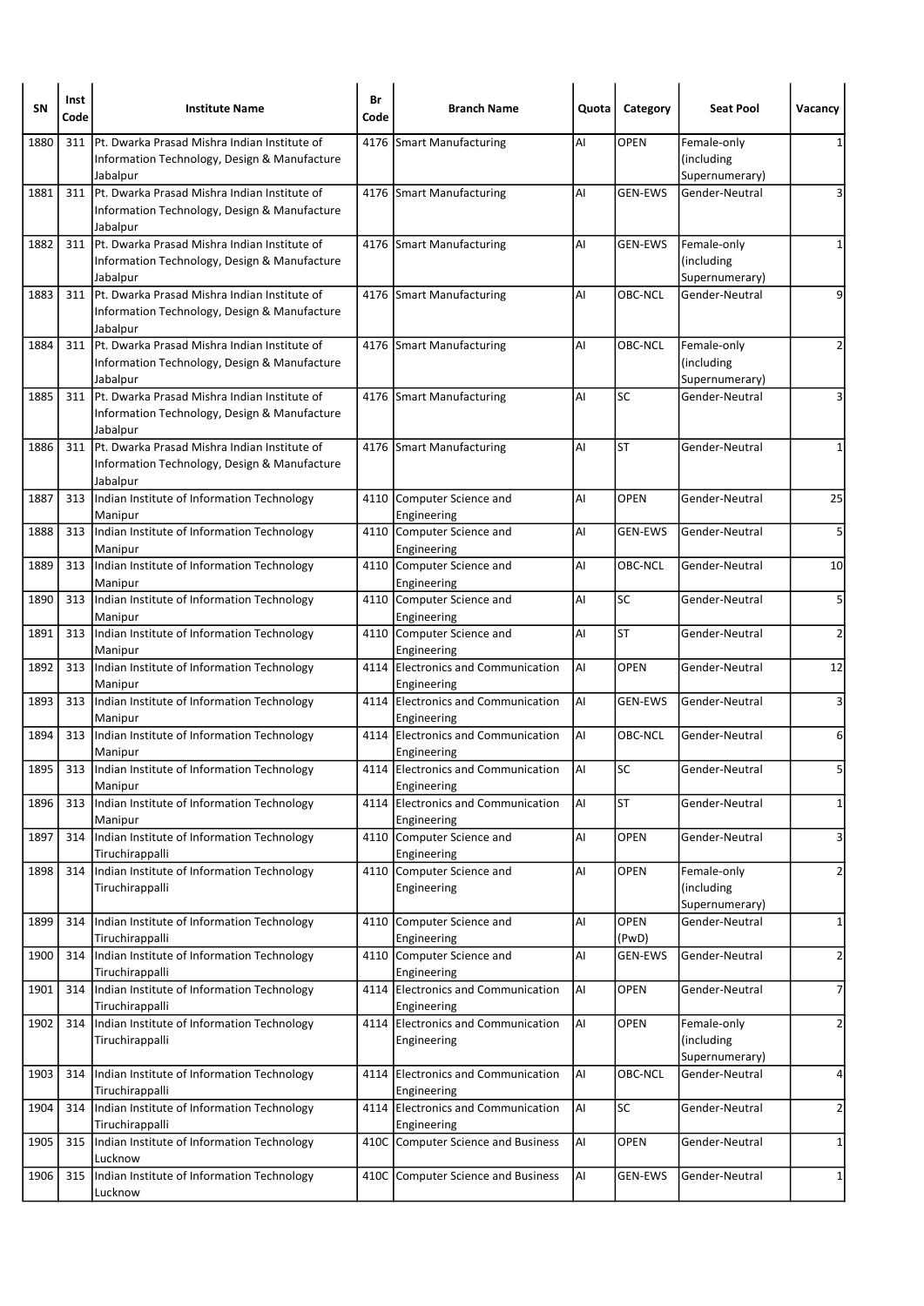| SN | Inst Code | Institute Name | Br Code | Branch Name | Quota | Category | Seat Pool | Vacancy |
|---|---|---|---|---|---|---|---|---|
| 1880 | 311 | Pt. Dwarka Prasad Mishra Indian Institute of Information Technology, Design & Manufacture Jabalpur | 4176 | Smart Manufacturing | AI | OPEN | Female-only (including Supernumerary) | 1 |
| 1881 | 311 | Pt. Dwarka Prasad Mishra Indian Institute of Information Technology, Design & Manufacture Jabalpur | 4176 | Smart Manufacturing | AI | GEN-EWS | Gender-Neutral | 3 |
| 1882 | 311 | Pt. Dwarka Prasad Mishra Indian Institute of Information Technology, Design & Manufacture Jabalpur | 4176 | Smart Manufacturing | AI | GEN-EWS | Female-only (including Supernumerary) | 1 |
| 1883 | 311 | Pt. Dwarka Prasad Mishra Indian Institute of Information Technology, Design & Manufacture Jabalpur | 4176 | Smart Manufacturing | AI | OBC-NCL | Gender-Neutral | 9 |
| 1884 | 311 | Pt. Dwarka Prasad Mishra Indian Institute of Information Technology, Design & Manufacture Jabalpur | 4176 | Smart Manufacturing | AI | OBC-NCL | Female-only (including Supernumerary) | 2 |
| 1885 | 311 | Pt. Dwarka Prasad Mishra Indian Institute of Information Technology, Design & Manufacture Jabalpur | 4176 | Smart Manufacturing | AI | SC | Gender-Neutral | 3 |
| 1886 | 311 | Pt. Dwarka Prasad Mishra Indian Institute of Information Technology, Design & Manufacture Jabalpur | 4176 | Smart Manufacturing | AI | ST | Gender-Neutral | 1 |
| 1887 | 313 | Indian Institute of Information Technology Manipur | 4110 | Computer Science and Engineering | AI | OPEN | Gender-Neutral | 25 |
| 1888 | 313 | Indian Institute of Information Technology Manipur | 4110 | Computer Science and Engineering | AI | GEN-EWS | Gender-Neutral | 5 |
| 1889 | 313 | Indian Institute of Information Technology Manipur | 4110 | Computer Science and Engineering | AI | OBC-NCL | Gender-Neutral | 10 |
| 1890 | 313 | Indian Institute of Information Technology Manipur | 4110 | Computer Science and Engineering | AI | SC | Gender-Neutral | 5 |
| 1891 | 313 | Indian Institute of Information Technology Manipur | 4110 | Computer Science and Engineering | AI | ST | Gender-Neutral | 2 |
| 1892 | 313 | Indian Institute of Information Technology Manipur | 4114 | Electronics and Communication Engineering | AI | OPEN | Gender-Neutral | 12 |
| 1893 | 313 | Indian Institute of Information Technology Manipur | 4114 | Electronics and Communication Engineering | AI | GEN-EWS | Gender-Neutral | 3 |
| 1894 | 313 | Indian Institute of Information Technology Manipur | 4114 | Electronics and Communication Engineering | AI | OBC-NCL | Gender-Neutral | 6 |
| 1895 | 313 | Indian Institute of Information Technology Manipur | 4114 | Electronics and Communication Engineering | AI | SC | Gender-Neutral | 5 |
| 1896 | 313 | Indian Institute of Information Technology Manipur | 4114 | Electronics and Communication Engineering | AI | ST | Gender-Neutral | 1 |
| 1897 | 314 | Indian Institute of Information Technology Tiruchirappalli | 4110 | Computer Science and Engineering | AI | OPEN | Gender-Neutral | 3 |
| 1898 | 314 | Indian Institute of Information Technology Tiruchirappalli | 4110 | Computer Science and Engineering | AI | OPEN | Female-only (including Supernumerary) | 2 |
| 1899 | 314 | Indian Institute of Information Technology Tiruchirappalli | 4110 | Computer Science and Engineering | AI | OPEN (PwD) | Gender-Neutral | 1 |
| 1900 | 314 | Indian Institute of Information Technology Tiruchirappalli | 4110 | Computer Science and Engineering | AI | GEN-EWS | Gender-Neutral | 2 |
| 1901 | 314 | Indian Institute of Information Technology Tiruchirappalli | 4114 | Electronics and Communication Engineering | AI | OPEN | Gender-Neutral | 7 |
| 1902 | 314 | Indian Institute of Information Technology Tiruchirappalli | 4114 | Electronics and Communication Engineering | AI | OPEN | Female-only (including Supernumerary) | 2 |
| 1903 | 314 | Indian Institute of Information Technology Tiruchirappalli | 4114 | Electronics and Communication Engineering | AI | OBC-NCL | Gender-Neutral | 4 |
| 1904 | 314 | Indian Institute of Information Technology Tiruchirappalli | 4114 | Electronics and Communication Engineering | AI | SC | Gender-Neutral | 2 |
| 1905 | 315 | Indian Institute of Information Technology Lucknow | 410C | Computer Science and Business | AI | OPEN | Gender-Neutral | 1 |
| 1906 | 315 | Indian Institute of Information Technology Lucknow | 410C | Computer Science and Business | AI | GEN-EWS | Gender-Neutral | 1 |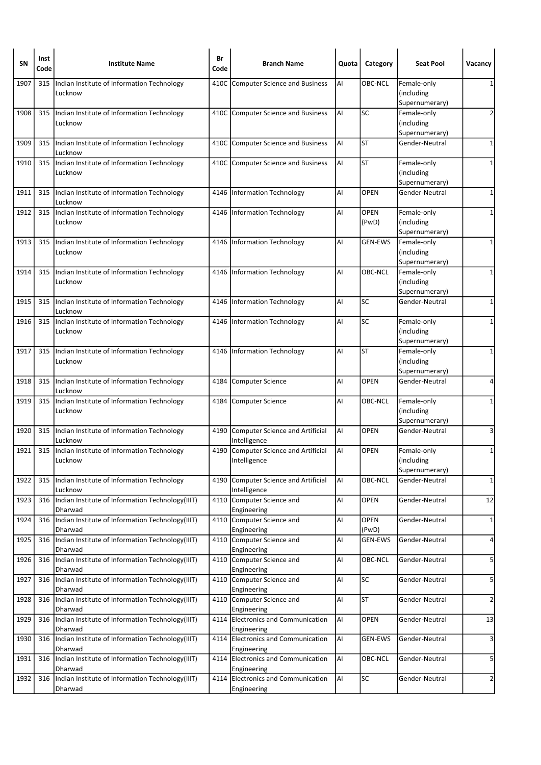| SN | Inst Code | Institute Name | Br Code | Branch Name | Quota | Category | Seat Pool | Vacancy |
|---|---|---|---|---|---|---|---|---|
| 1907 | 315 | Indian Institute of Information Technology Lucknow | 410C | Computer Science and Business | AI | OBC-NCL | Female-only (including Supernumerary) | 1 |
| 1908 | 315 | Indian Institute of Information Technology Lucknow | 410C | Computer Science and Business | AI | SC | Female-only (including Supernumerary) | 2 |
| 1909 | 315 | Indian Institute of Information Technology Lucknow | 410C | Computer Science and Business | AI | ST | Gender-Neutral | 1 |
| 1910 | 315 | Indian Institute of Information Technology Lucknow | 410C | Computer Science and Business | AI | ST | Female-only (including Supernumerary) | 1 |
| 1911 | 315 | Indian Institute of Information Technology Lucknow | 4146 | Information Technology | AI | OPEN | Gender-Neutral | 1 |
| 1912 | 315 | Indian Institute of Information Technology Lucknow | 4146 | Information Technology | AI | OPEN (PwD) | Female-only (including Supernumerary) | 1 |
| 1913 | 315 | Indian Institute of Information Technology Lucknow | 4146 | Information Technology | AI | GEN-EWS | Female-only (including Supernumerary) | 1 |
| 1914 | 315 | Indian Institute of Information Technology Lucknow | 4146 | Information Technology | AI | OBC-NCL | Female-only (including Supernumerary) | 1 |
| 1915 | 315 | Indian Institute of Information Technology Lucknow | 4146 | Information Technology | AI | SC | Gender-Neutral | 1 |
| 1916 | 315 | Indian Institute of Information Technology Lucknow | 4146 | Information Technology | AI | SC | Female-only (including Supernumerary) | 1 |
| 1917 | 315 | Indian Institute of Information Technology Lucknow | 4146 | Information Technology | AI | ST | Female-only (including Supernumerary) | 1 |
| 1918 | 315 | Indian Institute of Information Technology Lucknow | 4184 | Computer Science | AI | OPEN | Gender-Neutral | 4 |
| 1919 | 315 | Indian Institute of Information Technology Lucknow | 4184 | Computer Science | AI | OBC-NCL | Female-only (including Supernumerary) | 1 |
| 1920 | 315 | Indian Institute of Information Technology Lucknow | 4190 | Computer Science and Artificial Intelligence | AI | OPEN | Gender-Neutral | 3 |
| 1921 | 315 | Indian Institute of Information Technology Lucknow | 4190 | Computer Science and Artificial Intelligence | AI | OPEN | Female-only (including Supernumerary) | 1 |
| 1922 | 315 | Indian Institute of Information Technology Lucknow | 4190 | Computer Science and Artificial Intelligence | AI | OBC-NCL | Gender-Neutral | 1 |
| 1923 | 316 | Indian Institute of Information Technology(IIIT) Dharwad | 4110 | Computer Science and Engineering | AI | OPEN | Gender-Neutral | 12 |
| 1924 | 316 | Indian Institute of Information Technology(IIIT) Dharwad | 4110 | Computer Science and Engineering | AI | OPEN (PwD) | Gender-Neutral | 1 |
| 1925 | 316 | Indian Institute of Information Technology(IIIT) Dharwad | 4110 | Computer Science and Engineering | AI | GEN-EWS | Gender-Neutral | 4 |
| 1926 | 316 | Indian Institute of Information Technology(IIIT) Dharwad | 4110 | Computer Science and Engineering | AI | OBC-NCL | Gender-Neutral | 5 |
| 1927 | 316 | Indian Institute of Information Technology(IIIT) Dharwad | 4110 | Computer Science and Engineering | AI | SC | Gender-Neutral | 5 |
| 1928 | 316 | Indian Institute of Information Technology(IIIT) Dharwad | 4110 | Computer Science and Engineering | AI | ST | Gender-Neutral | 2 |
| 1929 | 316 | Indian Institute of Information Technology(IIIT) Dharwad | 4114 | Electronics and Communication Engineering | AI | OPEN | Gender-Neutral | 13 |
| 1930 | 316 | Indian Institute of Information Technology(IIIT) Dharwad | 4114 | Electronics and Communication Engineering | AI | GEN-EWS | Gender-Neutral | 3 |
| 1931 | 316 | Indian Institute of Information Technology(IIIT) Dharwad | 4114 | Electronics and Communication Engineering | AI | OBC-NCL | Gender-Neutral | 5 |
| 1932 | 316 | Indian Institute of Information Technology(IIIT) Dharwad | 4114 | Electronics and Communication Engineering | AI | SC | Gender-Neutral | 2 |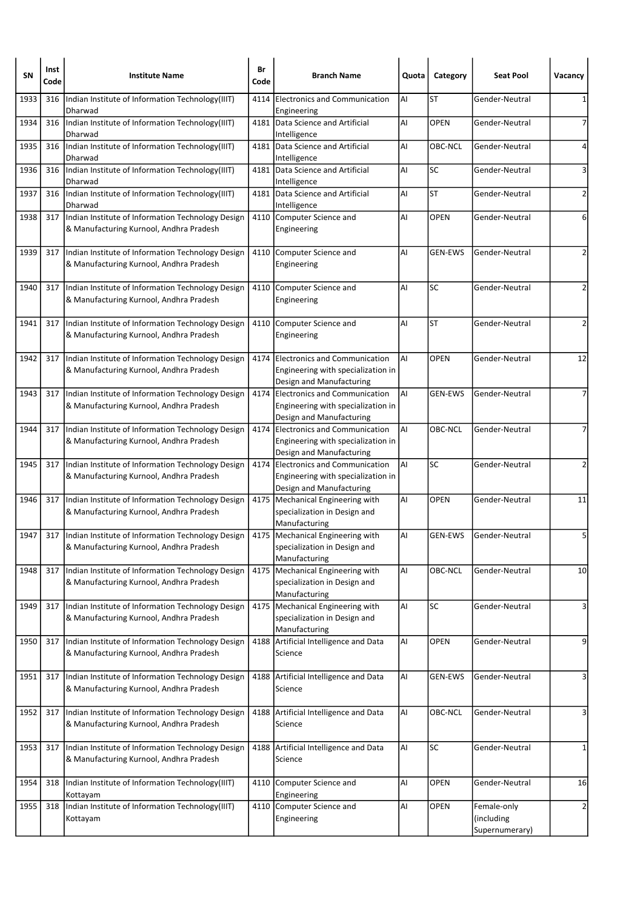| SN | Inst Code | Institute Name | Br Code | Branch Name | Quota | Category | Seat Pool | Vacancy |
|---|---|---|---|---|---|---|---|---|
| 1933 | 316 | Indian Institute of Information Technology(IIIT) Dharwad | 4114 | Electronics and Communication Engineering | AI | ST | Gender-Neutral | 1 |
| 1934 | 316 | Indian Institute of Information Technology(IIIT) Dharwad | 4181 | Data Science and Artificial Intelligence | AI | OPEN | Gender-Neutral | 7 |
| 1935 | 316 | Indian Institute of Information Technology(IIIT) Dharwad | 4181 | Data Science and Artificial Intelligence | AI | OBC-NCL | Gender-Neutral | 4 |
| 1936 | 316 | Indian Institute of Information Technology(IIIT) Dharwad | 4181 | Data Science and Artificial Intelligence | AI | SC | Gender-Neutral | 3 |
| 1937 | 316 | Indian Institute of Information Technology(IIIT) Dharwad | 4181 | Data Science and Artificial Intelligence | AI | ST | Gender-Neutral | 2 |
| 1938 | 317 | Indian Institute of Information Technology Design & Manufacturing Kurnool, Andhra Pradesh | 4110 | Computer Science and Engineering | AI | OPEN | Gender-Neutral | 6 |
| 1939 | 317 | Indian Institute of Information Technology Design & Manufacturing Kurnool, Andhra Pradesh | 4110 | Computer Science and Engineering | AI | GEN-EWS | Gender-Neutral | 2 |
| 1940 | 317 | Indian Institute of Information Technology Design & Manufacturing Kurnool, Andhra Pradesh | 4110 | Computer Science and Engineering | AI | SC | Gender-Neutral | 2 |
| 1941 | 317 | Indian Institute of Information Technology Design & Manufacturing Kurnool, Andhra Pradesh | 4110 | Computer Science and Engineering | AI | ST | Gender-Neutral | 2 |
| 1942 | 317 | Indian Institute of Information Technology Design & Manufacturing Kurnool, Andhra Pradesh | 4174 | Electronics and Communication Engineering with specialization in Design and Manufacturing | AI | OPEN | Gender-Neutral | 12 |
| 1943 | 317 | Indian Institute of Information Technology Design & Manufacturing Kurnool, Andhra Pradesh | 4174 | Electronics and Communication Engineering with specialization in Design and Manufacturing | AI | GEN-EWS | Gender-Neutral | 7 |
| 1944 | 317 | Indian Institute of Information Technology Design & Manufacturing Kurnool, Andhra Pradesh | 4174 | Electronics and Communication Engineering with specialization in Design and Manufacturing | AI | OBC-NCL | Gender-Neutral | 7 |
| 1945 | 317 | Indian Institute of Information Technology Design & Manufacturing Kurnool, Andhra Pradesh | 4174 | Electronics and Communication Engineering with specialization in Design and Manufacturing | AI | SC | Gender-Neutral | 2 |
| 1946 | 317 | Indian Institute of Information Technology Design & Manufacturing Kurnool, Andhra Pradesh | 4175 | Mechanical Engineering with specialization in Design and Manufacturing | AI | OPEN | Gender-Neutral | 11 |
| 1947 | 317 | Indian Institute of Information Technology Design & Manufacturing Kurnool, Andhra Pradesh | 4175 | Mechanical Engineering with specialization in Design and Manufacturing | AI | GEN-EWS | Gender-Neutral | 5 |
| 1948 | 317 | Indian Institute of Information Technology Design & Manufacturing Kurnool, Andhra Pradesh | 4175 | Mechanical Engineering with specialization in Design and Manufacturing | AI | OBC-NCL | Gender-Neutral | 10 |
| 1949 | 317 | Indian Institute of Information Technology Design & Manufacturing Kurnool, Andhra Pradesh | 4175 | Mechanical Engineering with specialization in Design and Manufacturing | AI | SC | Gender-Neutral | 3 |
| 1950 | 317 | Indian Institute of Information Technology Design & Manufacturing Kurnool, Andhra Pradesh | 4188 | Artificial Intelligence and Data Science | AI | OPEN | Gender-Neutral | 9 |
| 1951 | 317 | Indian Institute of Information Technology Design & Manufacturing Kurnool, Andhra Pradesh | 4188 | Artificial Intelligence and Data Science | AI | GEN-EWS | Gender-Neutral | 3 |
| 1952 | 317 | Indian Institute of Information Technology Design & Manufacturing Kurnool, Andhra Pradesh | 4188 | Artificial Intelligence and Data Science | AI | OBC-NCL | Gender-Neutral | 3 |
| 1953 | 317 | Indian Institute of Information Technology Design & Manufacturing Kurnool, Andhra Pradesh | 4188 | Artificial Intelligence and Data Science | AI | SC | Gender-Neutral | 1 |
| 1954 | 318 | Indian Institute of Information Technology(IIIT) Kottayam | 4110 | Computer Science and Engineering | AI | OPEN | Gender-Neutral | 16 |
| 1955 | 318 | Indian Institute of Information Technology(IIIT) Kottayam | 4110 | Computer Science and Engineering | AI | OPEN | Female-only (including Supernumerary) | 2 |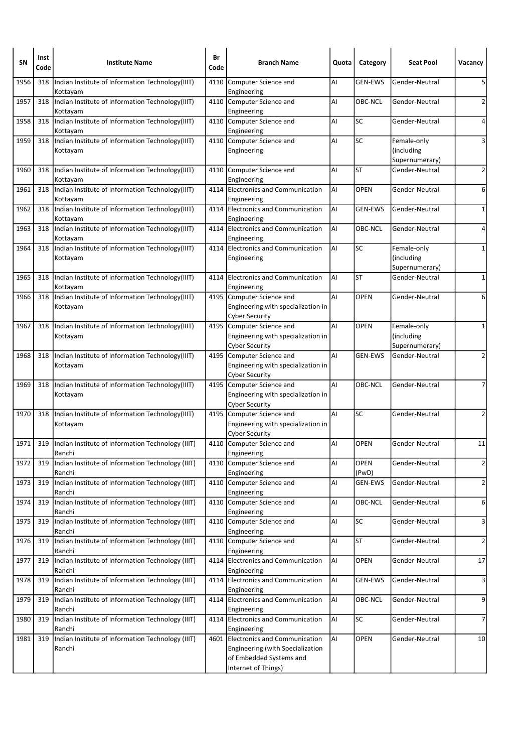| SN | Inst Code | Institute Name | Br Code | Branch Name | Quota | Category | Seat Pool | Vacancy |
|---|---|---|---|---|---|---|---|---|
| 1956 | 318 | Indian Institute of Information Technology(IIIT) Kottayam | 4110 | Computer Science and Engineering | AI | GEN-EWS | Gender-Neutral | 5 |
| 1957 | 318 | Indian Institute of Information Technology(IIIT) Kottayam | 4110 | Computer Science and Engineering | AI | OBC-NCL | Gender-Neutral | 2 |
| 1958 | 318 | Indian Institute of Information Technology(IIIT) Kottayam | 4110 | Computer Science and Engineering | AI | SC | Gender-Neutral | 4 |
| 1959 | 318 | Indian Institute of Information Technology(IIIT) Kottayam | 4110 | Computer Science and Engineering | AI | SC | Female-only (including Supernumerary) | 3 |
| 1960 | 318 | Indian Institute of Information Technology(IIIT) Kottayam | 4110 | Computer Science and Engineering | AI | ST | Gender-Neutral | 2 |
| 1961 | 318 | Indian Institute of Information Technology(IIIT) Kottayam | 4114 | Electronics and Communication Engineering | AI | OPEN | Gender-Neutral | 6 |
| 1962 | 318 | Indian Institute of Information Technology(IIIT) Kottayam | 4114 | Electronics and Communication Engineering | AI | GEN-EWS | Gender-Neutral | 1 |
| 1963 | 318 | Indian Institute of Information Technology(IIIT) Kottayam | 4114 | Electronics and Communication Engineering | AI | OBC-NCL | Gender-Neutral | 4 |
| 1964 | 318 | Indian Institute of Information Technology(IIIT) Kottayam | 4114 | Electronics and Communication Engineering | AI | SC | Female-only (including Supernumerary) | 1 |
| 1965 | 318 | Indian Institute of Information Technology(IIIT) Kottayam | 4114 | Electronics and Communication Engineering | AI | ST | Gender-Neutral | 1 |
| 1966 | 318 | Indian Institute of Information Technology(IIIT) Kottayam | 4195 | Computer Science and Engineering with specialization in Cyber Security | AI | OPEN | Gender-Neutral | 6 |
| 1967 | 318 | Indian Institute of Information Technology(IIIT) Kottayam | 4195 | Computer Science and Engineering with specialization in Cyber Security | AI | OPEN | Female-only (including Supernumerary) | 1 |
| 1968 | 318 | Indian Institute of Information Technology(IIIT) Kottayam | 4195 | Computer Science and Engineering with specialization in Cyber Security | AI | GEN-EWS | Gender-Neutral | 2 |
| 1969 | 318 | Indian Institute of Information Technology(IIIT) Kottayam | 4195 | Computer Science and Engineering with specialization in Cyber Security | AI | OBC-NCL | Gender-Neutral | 7 |
| 1970 | 318 | Indian Institute of Information Technology(IIIT) Kottayam | 4195 | Computer Science and Engineering with specialization in Cyber Security | AI | SC | Gender-Neutral | 2 |
| 1971 | 319 | Indian Institute of Information Technology (IIIT) Ranchi | 4110 | Computer Science and Engineering | AI | OPEN | Gender-Neutral | 11 |
| 1972 | 319 | Indian Institute of Information Technology (IIIT) Ranchi | 4110 | Computer Science and Engineering | AI | OPEN (PwD) | Gender-Neutral | 2 |
| 1973 | 319 | Indian Institute of Information Technology (IIIT) Ranchi | 4110 | Computer Science and Engineering | AI | GEN-EWS | Gender-Neutral | 2 |
| 1974 | 319 | Indian Institute of Information Technology (IIIT) Ranchi | 4110 | Computer Science and Engineering | AI | OBC-NCL | Gender-Neutral | 6 |
| 1975 | 319 | Indian Institute of Information Technology (IIIT) Ranchi | 4110 | Computer Science and Engineering | AI | SC | Gender-Neutral | 3 |
| 1976 | 319 | Indian Institute of Information Technology (IIIT) Ranchi | 4110 | Computer Science and Engineering | AI | ST | Gender-Neutral | 2 |
| 1977 | 319 | Indian Institute of Information Technology (IIIT) Ranchi | 4114 | Electronics and Communication Engineering | AI | OPEN | Gender-Neutral | 17 |
| 1978 | 319 | Indian Institute of Information Technology (IIIT) Ranchi | 4114 | Electronics and Communication Engineering | AI | GEN-EWS | Gender-Neutral | 3 |
| 1979 | 319 | Indian Institute of Information Technology (IIIT) Ranchi | 4114 | Electronics and Communication Engineering | AI | OBC-NCL | Gender-Neutral | 9 |
| 1980 | 319 | Indian Institute of Information Technology (IIIT) Ranchi | 4114 | Electronics and Communication Engineering | AI | SC | Gender-Neutral | 7 |
| 1981 | 319 | Indian Institute of Information Technology (IIIT) Ranchi | 4601 | Electronics and Communication Engineering (with Specialization of Embedded Systems and Internet of Things) | AI | OPEN | Gender-Neutral | 10 |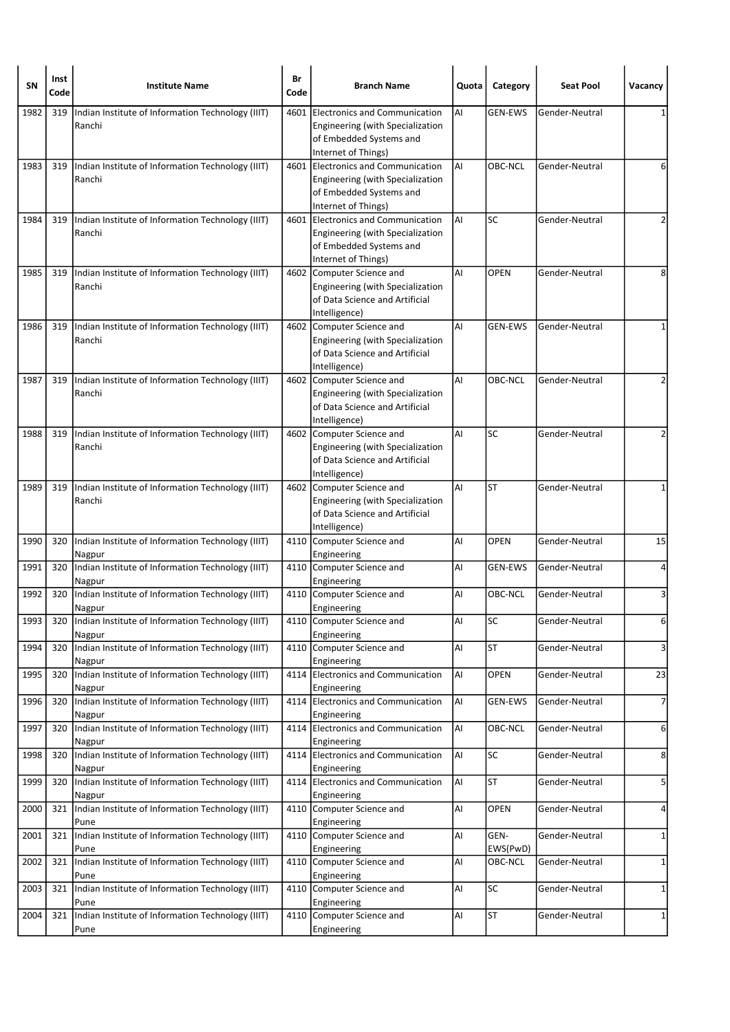| SN | Inst Code | Institute Name | Br Code | Branch Name | Quota | Category | Seat Pool | Vacancy |
|---|---|---|---|---|---|---|---|---|
| 1982 | 319 | Indian Institute of Information Technology (IIIT) Ranchi | 4601 | Electronics and Communication Engineering (with Specialization of Embedded Systems and Internet of Things) | AI | GEN-EWS | Gender-Neutral | 1 |
| 1983 | 319 | Indian Institute of Information Technology (IIIT) Ranchi | 4601 | Electronics and Communication Engineering (with Specialization of Embedded Systems and Internet of Things) | AI | OBC-NCL | Gender-Neutral | 6 |
| 1984 | 319 | Indian Institute of Information Technology (IIIT) Ranchi | 4601 | Electronics and Communication Engineering (with Specialization of Embedded Systems and Internet of Things) | AI | SC | Gender-Neutral | 2 |
| 1985 | 319 | Indian Institute of Information Technology (IIIT) Ranchi | 4602 | Computer Science and Engineering (with Specialization of Data Science and Artificial Intelligence) | AI | OPEN | Gender-Neutral | 8 |
| 1986 | 319 | Indian Institute of Information Technology (IIIT) Ranchi | 4602 | Computer Science and Engineering (with Specialization of Data Science and Artificial Intelligence) | AI | GEN-EWS | Gender-Neutral | 1 |
| 1987 | 319 | Indian Institute of Information Technology (IIIT) Ranchi | 4602 | Computer Science and Engineering (with Specialization of Data Science and Artificial Intelligence) | AI | OBC-NCL | Gender-Neutral | 2 |
| 1988 | 319 | Indian Institute of Information Technology (IIIT) Ranchi | 4602 | Computer Science and Engineering (with Specialization of Data Science and Artificial Intelligence) | AI | SC | Gender-Neutral | 2 |
| 1989 | 319 | Indian Institute of Information Technology (IIIT) Ranchi | 4602 | Computer Science and Engineering (with Specialization of Data Science and Artificial Intelligence) | AI | ST | Gender-Neutral | 1 |
| 1990 | 320 | Indian Institute of Information Technology (IIIT) Nagpur | 4110 | Computer Science and Engineering | AI | OPEN | Gender-Neutral | 15 |
| 1991 | 320 | Indian Institute of Information Technology (IIIT) Nagpur | 4110 | Computer Science and Engineering | AI | GEN-EWS | Gender-Neutral | 4 |
| 1992 | 320 | Indian Institute of Information Technology (IIIT) Nagpur | 4110 | Computer Science and Engineering | AI | OBC-NCL | Gender-Neutral | 3 |
| 1993 | 320 | Indian Institute of Information Technology (IIIT) Nagpur | 4110 | Computer Science and Engineering | AI | SC | Gender-Neutral | 6 |
| 1994 | 320 | Indian Institute of Information Technology (IIIT) Nagpur | 4110 | Computer Science and Engineering | AI | ST | Gender-Neutral | 3 |
| 1995 | 320 | Indian Institute of Information Technology (IIIT) Nagpur | 4114 | Electronics and Communication Engineering | AI | OPEN | Gender-Neutral | 23 |
| 1996 | 320 | Indian Institute of Information Technology (IIIT) Nagpur | 4114 | Electronics and Communication Engineering | AI | GEN-EWS | Gender-Neutral | 7 |
| 1997 | 320 | Indian Institute of Information Technology (IIIT) Nagpur | 4114 | Electronics and Communication Engineering | AI | OBC-NCL | Gender-Neutral | 6 |
| 1998 | 320 | Indian Institute of Information Technology (IIIT) Nagpur | 4114 | Electronics and Communication Engineering | AI | SC | Gender-Neutral | 8 |
| 1999 | 320 | Indian Institute of Information Technology (IIIT) Nagpur | 4114 | Electronics and Communication Engineering | AI | ST | Gender-Neutral | 5 |
| 2000 | 321 | Indian Institute of Information Technology (IIIT) Pune | 4110 | Computer Science and Engineering | AI | OPEN | Gender-Neutral | 4 |
| 2001 | 321 | Indian Institute of Information Technology (IIIT) Pune | 4110 | Computer Science and Engineering | AI | GEN-EWS(PwD) | Gender-Neutral | 1 |
| 2002 | 321 | Indian Institute of Information Technology (IIIT) Pune | 4110 | Computer Science and Engineering | AI | OBC-NCL | Gender-Neutral | 1 |
| 2003 | 321 | Indian Institute of Information Technology (IIIT) Pune | 4110 | Computer Science and Engineering | AI | SC | Gender-Neutral | 1 |
| 2004 | 321 | Indian Institute of Information Technology (IIIT) Pune | 4110 | Computer Science and Engineering | AI | ST | Gender-Neutral | 1 |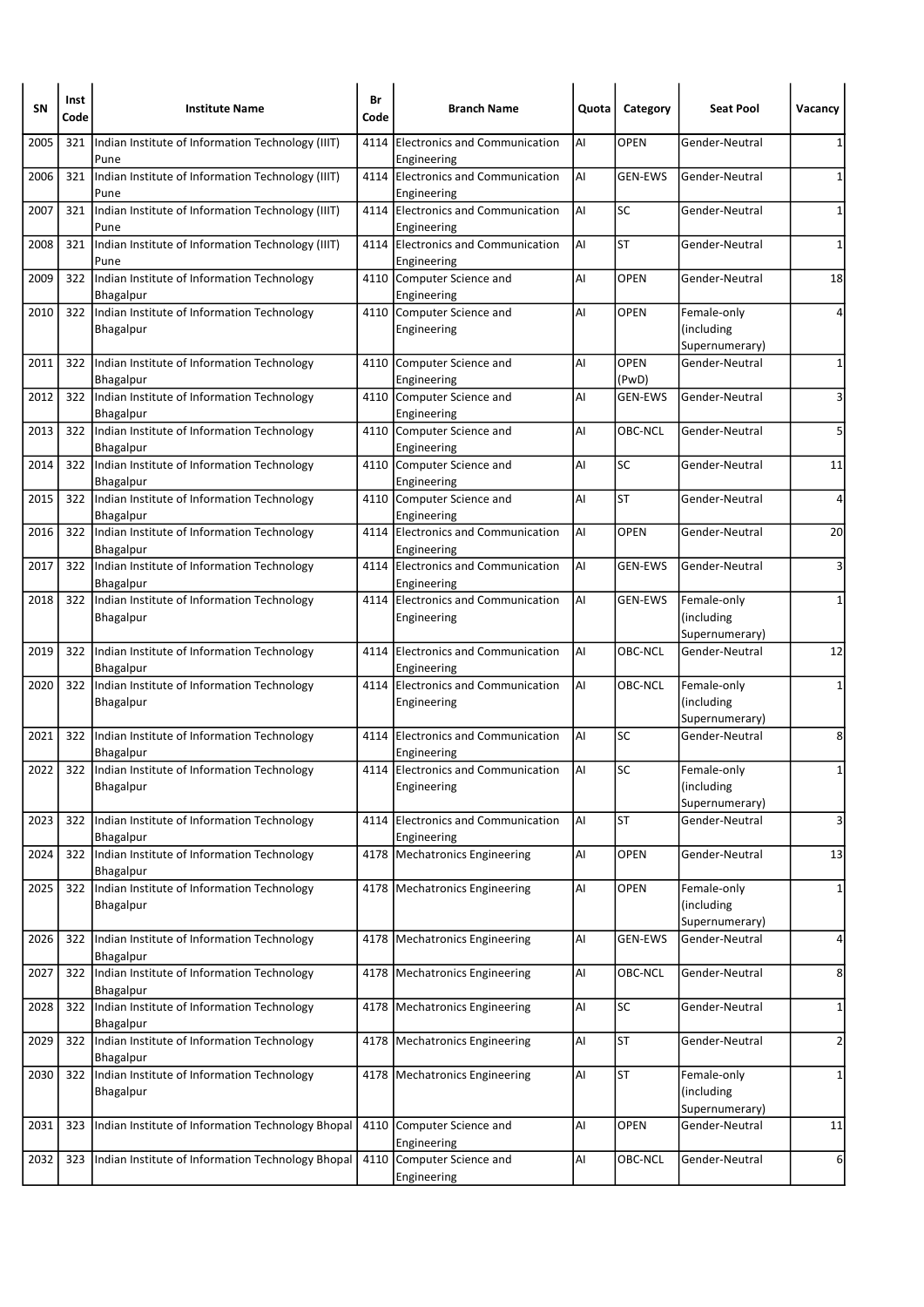| SN | Inst Code | Institute Name | Br Code | Branch Name | Quota | Category | Seat Pool | Vacancy |
|---|---|---|---|---|---|---|---|---|
| 2005 | 321 | Indian Institute of Information Technology (IIIT) Pune | 4114 | Electronics and Communication Engineering | AI | OPEN | Gender-Neutral | 1 |
| 2006 | 321 | Indian Institute of Information Technology (IIIT) Pune | 4114 | Electronics and Communication Engineering | AI | GEN-EWS | Gender-Neutral | 1 |
| 2007 | 321 | Indian Institute of Information Technology (IIIT) Pune | 4114 | Electronics and Communication Engineering | AI | SC | Gender-Neutral | 1 |
| 2008 | 321 | Indian Institute of Information Technology (IIIT) Pune | 4114 | Electronics and Communication Engineering | AI | ST | Gender-Neutral | 1 |
| 2009 | 322 | Indian Institute of Information Technology Bhagalpur | 4110 | Computer Science and Engineering | AI | OPEN | Gender-Neutral | 18 |
| 2010 | 322 | Indian Institute of Information Technology Bhagalpur | 4110 | Computer Science and Engineering | AI | OPEN | Female-only (including Supernumerary) | 4 |
| 2011 | 322 | Indian Institute of Information Technology Bhagalpur | 4110 | Computer Science and Engineering | AI | OPEN (PwD) | Gender-Neutral | 1 |
| 2012 | 322 | Indian Institute of Information Technology Bhagalpur | 4110 | Computer Science and Engineering | AI | GEN-EWS | Gender-Neutral | 3 |
| 2013 | 322 | Indian Institute of Information Technology Bhagalpur | 4110 | Computer Science and Engineering | AI | OBC-NCL | Gender-Neutral | 5 |
| 2014 | 322 | Indian Institute of Information Technology Bhagalpur | 4110 | Computer Science and Engineering | AI | SC | Gender-Neutral | 11 |
| 2015 | 322 | Indian Institute of Information Technology Bhagalpur | 4110 | Computer Science and Engineering | AI | ST | Gender-Neutral | 4 |
| 2016 | 322 | Indian Institute of Information Technology Bhagalpur | 4114 | Electronics and Communication Engineering | AI | OPEN | Gender-Neutral | 20 |
| 2017 | 322 | Indian Institute of Information Technology Bhagalpur | 4114 | Electronics and Communication Engineering | AI | GEN-EWS | Gender-Neutral | 3 |
| 2018 | 322 | Indian Institute of Information Technology Bhagalpur | 4114 | Electronics and Communication Engineering | AI | GEN-EWS | Female-only (including Supernumerary) | 1 |
| 2019 | 322 | Indian Institute of Information Technology Bhagalpur | 4114 | Electronics and Communication Engineering | AI | OBC-NCL | Gender-Neutral | 12 |
| 2020 | 322 | Indian Institute of Information Technology Bhagalpur | 4114 | Electronics and Communication Engineering | AI | OBC-NCL | Female-only (including Supernumerary) | 1 |
| 2021 | 322 | Indian Institute of Information Technology Bhagalpur | 4114 | Electronics and Communication Engineering | AI | SC | Gender-Neutral | 8 |
| 2022 | 322 | Indian Institute of Information Technology Bhagalpur | 4114 | Electronics and Communication Engineering | AI | SC | Female-only (including Supernumerary) | 1 |
| 2023 | 322 | Indian Institute of Information Technology Bhagalpur | 4114 | Electronics and Communication Engineering | AI | ST | Gender-Neutral | 3 |
| 2024 | 322 | Indian Institute of Information Technology Bhagalpur | 4178 | Mechatronics Engineering | AI | OPEN | Gender-Neutral | 13 |
| 2025 | 322 | Indian Institute of Information Technology Bhagalpur | 4178 | Mechatronics Engineering | AI | OPEN | Female-only (including Supernumerary) | 1 |
| 2026 | 322 | Indian Institute of Information Technology Bhagalpur | 4178 | Mechatronics Engineering | AI | GEN-EWS | Gender-Neutral | 4 |
| 2027 | 322 | Indian Institute of Information Technology Bhagalpur | 4178 | Mechatronics Engineering | AI | OBC-NCL | Gender-Neutral | 8 |
| 2028 | 322 | Indian Institute of Information Technology Bhagalpur | 4178 | Mechatronics Engineering | AI | SC | Gender-Neutral | 1 |
| 2029 | 322 | Indian Institute of Information Technology Bhagalpur | 4178 | Mechatronics Engineering | AI | ST | Gender-Neutral | 2 |
| 2030 | 322 | Indian Institute of Information Technology Bhagalpur | 4178 | Mechatronics Engineering | AI | ST | Female-only (including Supernumerary) | 1 |
| 2031 | 323 | Indian Institute of Information Technology Bhopal | 4110 | Computer Science and Engineering | AI | OPEN | Gender-Neutral | 11 |
| 2032 | 323 | Indian Institute of Information Technology Bhopal | 4110 | Computer Science and Engineering | AI | OBC-NCL | Gender-Neutral | 6 |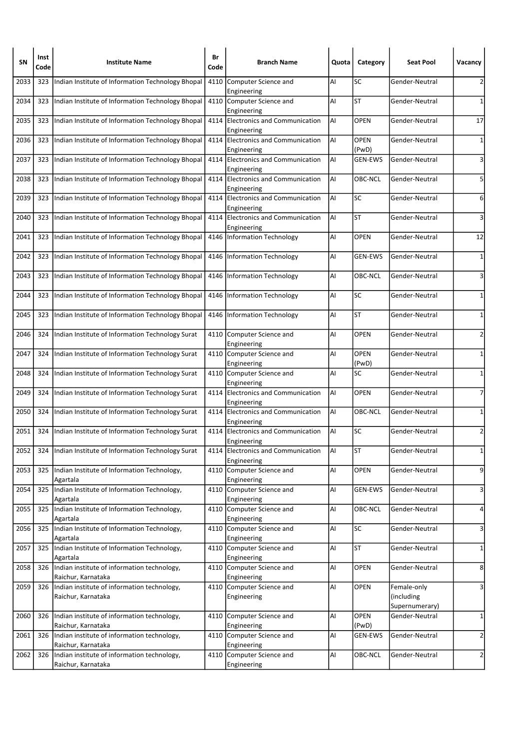| SN | Inst Code | Institute Name | Br Code | Branch Name | Quota | Category | Seat Pool | Vacancy |
|---|---|---|---|---|---|---|---|---|
| 2033 | 323 | Indian Institute of Information Technology Bhopal | 4110 | Computer Science and Engineering | AI | SC | Gender-Neutral | 2 |
| 2034 | 323 | Indian Institute of Information Technology Bhopal | 4110 | Computer Science and Engineering | AI | ST | Gender-Neutral | 1 |
| 2035 | 323 | Indian Institute of Information Technology Bhopal | 4114 | Electronics and Communication Engineering | AI | OPEN | Gender-Neutral | 17 |
| 2036 | 323 | Indian Institute of Information Technology Bhopal | 4114 | Electronics and Communication Engineering | AI | OPEN (PwD) | Gender-Neutral | 1 |
| 2037 | 323 | Indian Institute of Information Technology Bhopal | 4114 | Electronics and Communication Engineering | AI | GEN-EWS | Gender-Neutral | 3 |
| 2038 | 323 | Indian Institute of Information Technology Bhopal | 4114 | Electronics and Communication Engineering | AI | OBC-NCL | Gender-Neutral | 5 |
| 2039 | 323 | Indian Institute of Information Technology Bhopal | 4114 | Electronics and Communication Engineering | AI | SC | Gender-Neutral | 6 |
| 2040 | 323 | Indian Institute of Information Technology Bhopal | 4114 | Electronics and Communication Engineering | AI | ST | Gender-Neutral | 3 |
| 2041 | 323 | Indian Institute of Information Technology Bhopal | 4146 | Information Technology | AI | OPEN | Gender-Neutral | 12 |
| 2042 | 323 | Indian Institute of Information Technology Bhopal | 4146 | Information Technology | AI | GEN-EWS | Gender-Neutral | 1 |
| 2043 | 323 | Indian Institute of Information Technology Bhopal | 4146 | Information Technology | AI | OBC-NCL | Gender-Neutral | 3 |
| 2044 | 323 | Indian Institute of Information Technology Bhopal | 4146 | Information Technology | AI | SC | Gender-Neutral | 1 |
| 2045 | 323 | Indian Institute of Information Technology Bhopal | 4146 | Information Technology | AI | ST | Gender-Neutral | 1 |
| 2046 | 324 | Indian Institute of Information Technology Surat | 4110 | Computer Science and Engineering | AI | OPEN | Gender-Neutral | 2 |
| 2047 | 324 | Indian Institute of Information Technology Surat | 4110 | Computer Science and Engineering | AI | OPEN (PwD) | Gender-Neutral | 1 |
| 2048 | 324 | Indian Institute of Information Technology Surat | 4110 | Computer Science and Engineering | AI | SC | Gender-Neutral | 1 |
| 2049 | 324 | Indian Institute of Information Technology Surat | 4114 | Electronics and Communication Engineering | AI | OPEN | Gender-Neutral | 7 |
| 2050 | 324 | Indian Institute of Information Technology Surat | 4114 | Electronics and Communication Engineering | AI | OBC-NCL | Gender-Neutral | 1 |
| 2051 | 324 | Indian Institute of Information Technology Surat | 4114 | Electronics and Communication Engineering | AI | SC | Gender-Neutral | 2 |
| 2052 | 324 | Indian Institute of Information Technology Surat | 4114 | Electronics and Communication Engineering | AI | ST | Gender-Neutral | 1 |
| 2053 | 325 | Indian Institute of Information Technology, Agartala | 4110 | Computer Science and Engineering | AI | OPEN | Gender-Neutral | 9 |
| 2054 | 325 | Indian Institute of Information Technology, Agartala | 4110 | Computer Science and Engineering | AI | GEN-EWS | Gender-Neutral | 3 |
| 2055 | 325 | Indian Institute of Information Technology, Agartala | 4110 | Computer Science and Engineering | AI | OBC-NCL | Gender-Neutral | 4 |
| 2056 | 325 | Indian Institute of Information Technology, Agartala | 4110 | Computer Science and Engineering | AI | SC | Gender-Neutral | 3 |
| 2057 | 325 | Indian Institute of Information Technology, Agartala | 4110 | Computer Science and Engineering | AI | ST | Gender-Neutral | 1 |
| 2058 | 326 | Indian institute of information technology, Raichur, Karnataka | 4110 | Computer Science and Engineering | AI | OPEN | Gender-Neutral | 8 |
| 2059 | 326 | Indian institute of information technology, Raichur, Karnataka | 4110 | Computer Science and Engineering | AI | OPEN | Female-only (including Supernumerary) | 3 |
| 2060 | 326 | Indian institute of information technology, Raichur, Karnataka | 4110 | Computer Science and Engineering | AI | OPEN (PwD) | Gender-Neutral | 1 |
| 2061 | 326 | Indian institute of information technology, Raichur, Karnataka | 4110 | Computer Science and Engineering | AI | GEN-EWS | Gender-Neutral | 2 |
| 2062 | 326 | Indian institute of information technology, Raichur, Karnataka | 4110 | Computer Science and Engineering | AI | OBC-NCL | Gender-Neutral | 2 |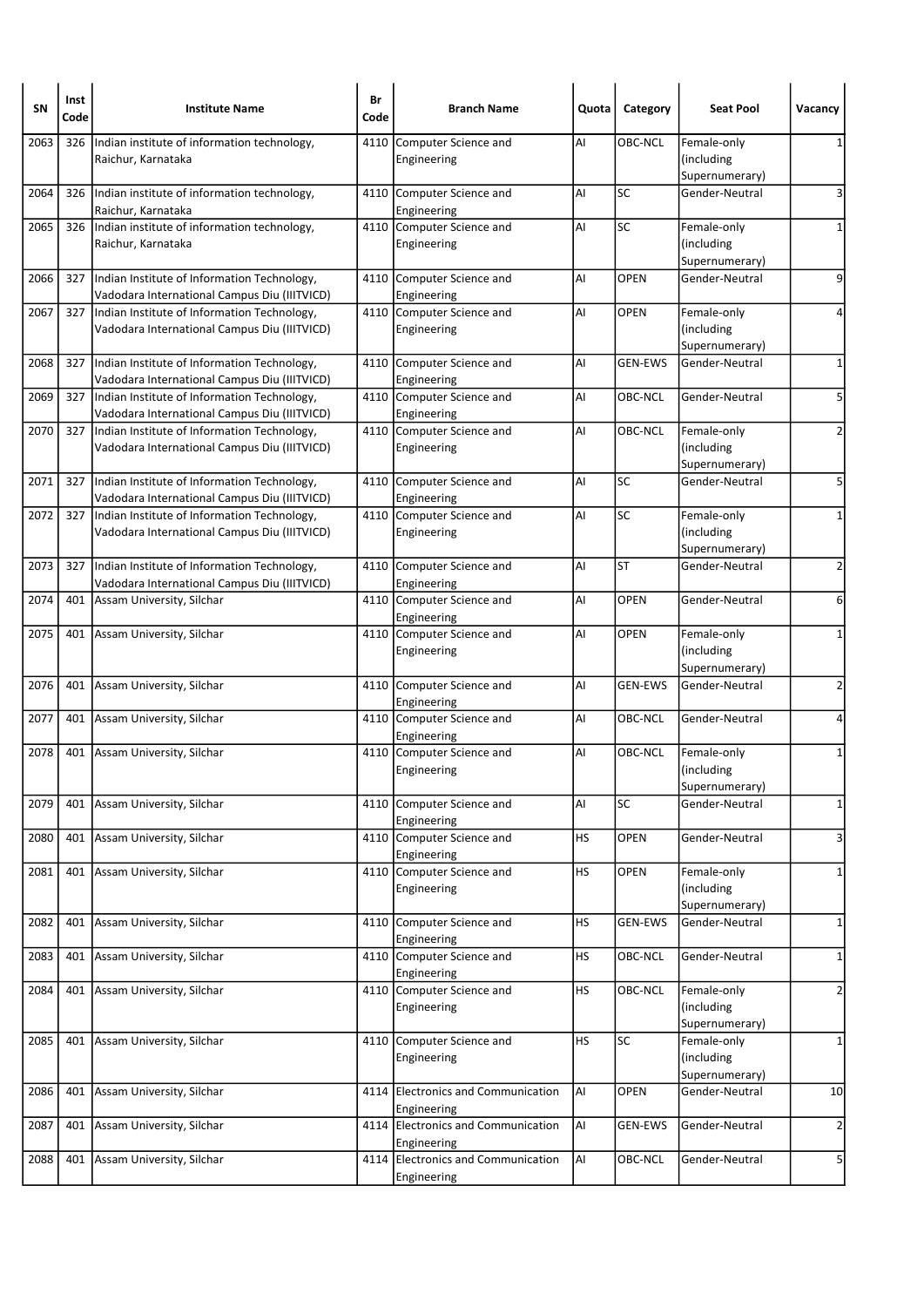| SN | Inst Code | Institute Name | Br Code | Branch Name | Quota | Category | Seat Pool | Vacancy |
|---|---|---|---|---|---|---|---|---|
| 2063 | 326 | Indian institute of information technology, Raichur, Karnataka | 4110 | Computer Science and Engineering | AI | OBC-NCL | Female-only (including Supernumerary) | 1 |
| 2064 | 326 | Indian institute of information technology, Raichur, Karnataka | 4110 | Computer Science and Engineering | AI | SC | Gender-Neutral | 3 |
| 2065 | 326 | Indian institute of information technology, Raichur, Karnataka | 4110 | Computer Science and Engineering | AI | SC | Female-only (including Supernumerary) | 1 |
| 2066 | 327 | Indian Institute of Information Technology, Vadodara International Campus Diu (IIITVICD) | 4110 | Computer Science and Engineering | AI | OPEN | Gender-Neutral | 9 |
| 2067 | 327 | Indian Institute of Information Technology, Vadodara International Campus Diu (IIITVICD) | 4110 | Computer Science and Engineering | AI | OPEN | Female-only (including Supernumerary) | 4 |
| 2068 | 327 | Indian Institute of Information Technology, Vadodara International Campus Diu (IIITVICD) | 4110 | Computer Science and Engineering | AI | GEN-EWS | Gender-Neutral | 1 |
| 2069 | 327 | Indian Institute of Information Technology, Vadodara International Campus Diu (IIITVICD) | 4110 | Computer Science and Engineering | AI | OBC-NCL | Gender-Neutral | 5 |
| 2070 | 327 | Indian Institute of Information Technology, Vadodara International Campus Diu (IIITVICD) | 4110 | Computer Science and Engineering | AI | OBC-NCL | Female-only (including Supernumerary) | 2 |
| 2071 | 327 | Indian Institute of Information Technology, Vadodara International Campus Diu (IIITVICD) | 4110 | Computer Science and Engineering | AI | SC | Gender-Neutral | 5 |
| 2072 | 327 | Indian Institute of Information Technology, Vadodara International Campus Diu (IIITVICD) | 4110 | Computer Science and Engineering | AI | SC | Female-only (including Supernumerary) | 1 |
| 2073 | 327 | Indian Institute of Information Technology, Vadodara International Campus Diu (IIITVICD) | 4110 | Computer Science and Engineering | AI | ST | Gender-Neutral | 2 |
| 2074 | 401 | Assam University, Silchar | 4110 | Computer Science and Engineering | AI | OPEN | Gender-Neutral | 6 |
| 2075 | 401 | Assam University, Silchar | 4110 | Computer Science and Engineering | AI | OPEN | Female-only (including Supernumerary) | 1 |
| 2076 | 401 | Assam University, Silchar | 4110 | Computer Science and Engineering | AI | GEN-EWS | Gender-Neutral | 2 |
| 2077 | 401 | Assam University, Silchar | 4110 | Computer Science and Engineering | AI | OBC-NCL | Gender-Neutral | 4 |
| 2078 | 401 | Assam University, Silchar | 4110 | Computer Science and Engineering | AI | OBC-NCL | Female-only (including Supernumerary) | 1 |
| 2079 | 401 | Assam University, Silchar | 4110 | Computer Science and Engineering | AI | SC | Gender-Neutral | 1 |
| 2080 | 401 | Assam University, Silchar | 4110 | Computer Science and Engineering | HS | OPEN | Gender-Neutral | 3 |
| 2081 | 401 | Assam University, Silchar | 4110 | Computer Science and Engineering | HS | OPEN | Female-only (including Supernumerary) | 1 |
| 2082 | 401 | Assam University, Silchar | 4110 | Computer Science and Engineering | HS | GEN-EWS | Gender-Neutral | 1 |
| 2083 | 401 | Assam University, Silchar | 4110 | Computer Science and Engineering | HS | OBC-NCL | Gender-Neutral | 1 |
| 2084 | 401 | Assam University, Silchar | 4110 | Computer Science and Engineering | HS | OBC-NCL | Female-only (including Supernumerary) | 2 |
| 2085 | 401 | Assam University, Silchar | 4110 | Computer Science and Engineering | HS | SC | Female-only (including Supernumerary) | 1 |
| 2086 | 401 | Assam University, Silchar | 4114 | Electronics and Communication Engineering | AI | OPEN | Gender-Neutral | 10 |
| 2087 | 401 | Assam University, Silchar | 4114 | Electronics and Communication Engineering | AI | GEN-EWS | Gender-Neutral | 2 |
| 2088 | 401 | Assam University, Silchar | 4114 | Electronics and Communication Engineering | AI | OBC-NCL | Gender-Neutral | 5 |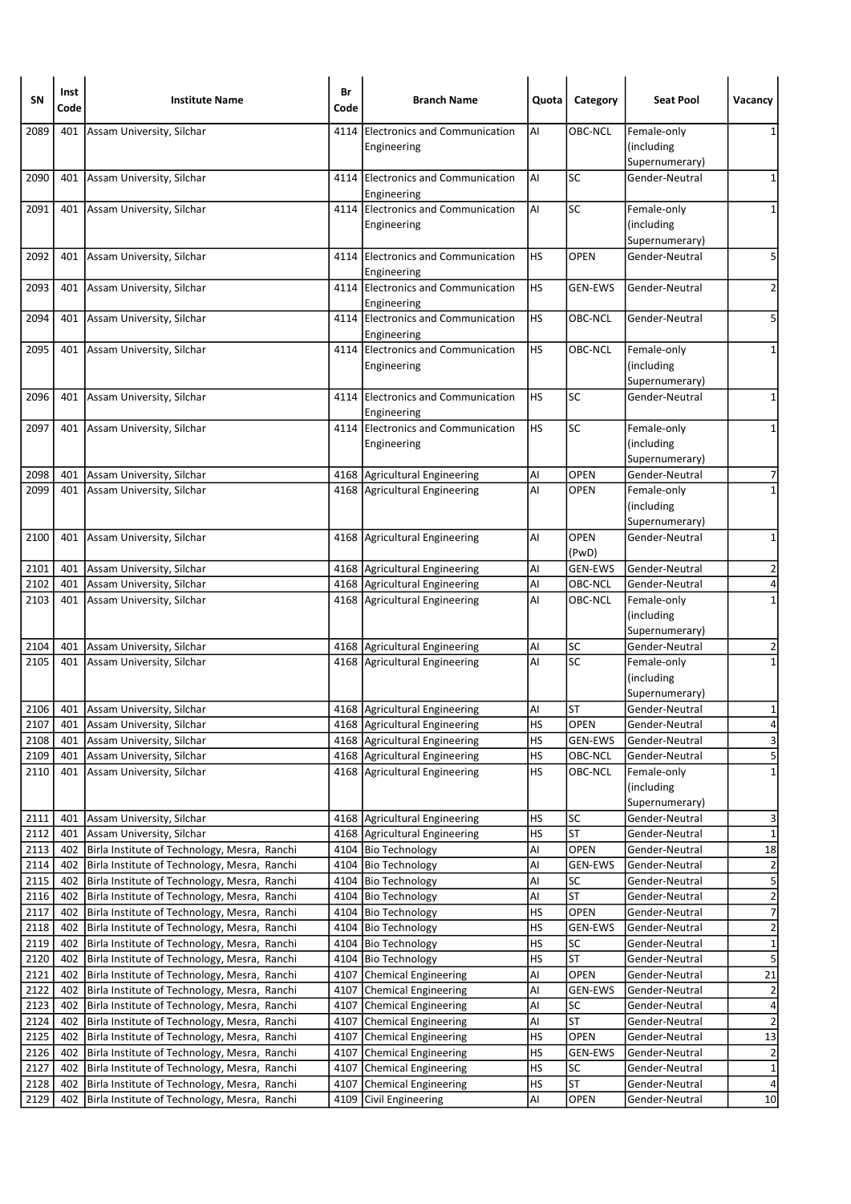| SN | Inst Code | Institute Name | Br Code | Branch Name | Quota | Category | Seat Pool | Vacancy |
|---|---|---|---|---|---|---|---|---|
| 2089 | 401 | Assam University, Silchar | 4114 | Electronics and Communication Engineering | AI | OBC-NCL | Female-only (including Supernumerary) | 1 |
| 2090 | 401 | Assam University, Silchar | 4114 | Electronics and Communication Engineering | AI | SC | Gender-Neutral | 1 |
| 2091 | 401 | Assam University, Silchar | 4114 | Electronics and Communication Engineering | AI | SC | Female-only (including Supernumerary) | 1 |
| 2092 | 401 | Assam University, Silchar | 4114 | Electronics and Communication Engineering | HS | OPEN | Gender-Neutral | 5 |
| 2093 | 401 | Assam University, Silchar | 4114 | Electronics and Communication Engineering | HS | GEN-EWS | Gender-Neutral | 2 |
| 2094 | 401 | Assam University, Silchar | 4114 | Electronics and Communication Engineering | HS | OBC-NCL | Gender-Neutral | 5 |
| 2095 | 401 | Assam University, Silchar | 4114 | Electronics and Communication Engineering | HS | OBC-NCL | Female-only (including Supernumerary) | 1 |
| 2096 | 401 | Assam University, Silchar | 4114 | Electronics and Communication Engineering | HS | SC | Gender-Neutral | 1 |
| 2097 | 401 | Assam University, Silchar | 4114 | Electronics and Communication Engineering | HS | SC | Female-only (including Supernumerary) | 1 |
| 2098 | 401 | Assam University, Silchar | 4168 | Agricultural Engineering | AI | OPEN | Gender-Neutral | 7 |
| 2099 | 401 | Assam University, Silchar | 4168 | Agricultural Engineering | AI | OPEN | Female-only (including Supernumerary) | 1 |
| 2100 | 401 | Assam University, Silchar | 4168 | Agricultural Engineering | AI | OPEN (PwD) | Gender-Neutral | 1 |
| 2101 | 401 | Assam University, Silchar | 4168 | Agricultural Engineering | AI | GEN-EWS | Gender-Neutral | 2 |
| 2102 | 401 | Assam University, Silchar | 4168 | Agricultural Engineering | AI | OBC-NCL | Gender-Neutral | 4 |
| 2103 | 401 | Assam University, Silchar | 4168 | Agricultural Engineering | AI | OBC-NCL | Female-only (including Supernumerary) | 1 |
| 2104 | 401 | Assam University, Silchar | 4168 | Agricultural Engineering | AI | SC | Gender-Neutral | 2 |
| 2105 | 401 | Assam University, Silchar | 4168 | Agricultural Engineering | AI | SC | Female-only (including Supernumerary) | 1 |
| 2106 | 401 | Assam University, Silchar | 4168 | Agricultural Engineering | AI | ST | Gender-Neutral | 1 |
| 2107 | 401 | Assam University, Silchar | 4168 | Agricultural Engineering | HS | OPEN | Gender-Neutral | 4 |
| 2108 | 401 | Assam University, Silchar | 4168 | Agricultural Engineering | HS | GEN-EWS | Gender-Neutral | 3 |
| 2109 | 401 | Assam University, Silchar | 4168 | Agricultural Engineering | HS | OBC-NCL | Gender-Neutral | 5 |
| 2110 | 401 | Assam University, Silchar | 4168 | Agricultural Engineering | HS | OBC-NCL | Female-only (including Supernumerary) | 1 |
| 2111 | 401 | Assam University, Silchar | 4168 | Agricultural Engineering | HS | SC | Gender-Neutral | 3 |
| 2112 | 401 | Assam University, Silchar | 4168 | Agricultural Engineering | HS | ST | Gender-Neutral | 1 |
| 2113 | 402 | Birla Institute of Technology, Mesra, Ranchi | 4104 | Bio Technology | AI | OPEN | Gender-Neutral | 18 |
| 2114 | 402 | Birla Institute of Technology, Mesra, Ranchi | 4104 | Bio Technology | AI | GEN-EWS | Gender-Neutral | 2 |
| 2115 | 402 | Birla Institute of Technology, Mesra, Ranchi | 4104 | Bio Technology | AI | SC | Gender-Neutral | 5 |
| 2116 | 402 | Birla Institute of Technology, Mesra, Ranchi | 4104 | Bio Technology | AI | ST | Gender-Neutral | 2 |
| 2117 | 402 | Birla Institute of Technology, Mesra, Ranchi | 4104 | Bio Technology | HS | OPEN | Gender-Neutral | 7 |
| 2118 | 402 | Birla Institute of Technology, Mesra, Ranchi | 4104 | Bio Technology | HS | GEN-EWS | Gender-Neutral | 2 |
| 2119 | 402 | Birla Institute of Technology, Mesra, Ranchi | 4104 | Bio Technology | HS | SC | Gender-Neutral | 1 |
| 2120 | 402 | Birla Institute of Technology, Mesra, Ranchi | 4104 | Bio Technology | HS | ST | Gender-Neutral | 5 |
| 2121 | 402 | Birla Institute of Technology, Mesra, Ranchi | 4107 | Chemical Engineering | AI | OPEN | Gender-Neutral | 21 |
| 2122 | 402 | Birla Institute of Technology, Mesra, Ranchi | 4107 | Chemical Engineering | AI | GEN-EWS | Gender-Neutral | 2 |
| 2123 | 402 | Birla Institute of Technology, Mesra, Ranchi | 4107 | Chemical Engineering | AI | SC | Gender-Neutral | 4 |
| 2124 | 402 | Birla Institute of Technology, Mesra, Ranchi | 4107 | Chemical Engineering | AI | ST | Gender-Neutral | 2 |
| 2125 | 402 | Birla Institute of Technology, Mesra, Ranchi | 4107 | Chemical Engineering | HS | OPEN | Gender-Neutral | 13 |
| 2126 | 402 | Birla Institute of Technology, Mesra, Ranchi | 4107 | Chemical Engineering | HS | GEN-EWS | Gender-Neutral | 2 |
| 2127 | 402 | Birla Institute of Technology, Mesra, Ranchi | 4107 | Chemical Engineering | HS | SC | Gender-Neutral | 1 |
| 2128 | 402 | Birla Institute of Technology, Mesra, Ranchi | 4107 | Chemical Engineering | HS | ST | Gender-Neutral | 4 |
| 2129 | 402 | Birla Institute of Technology, Mesra, Ranchi | 4109 | Civil Engineering | AI | OPEN | Gender-Neutral | 10 |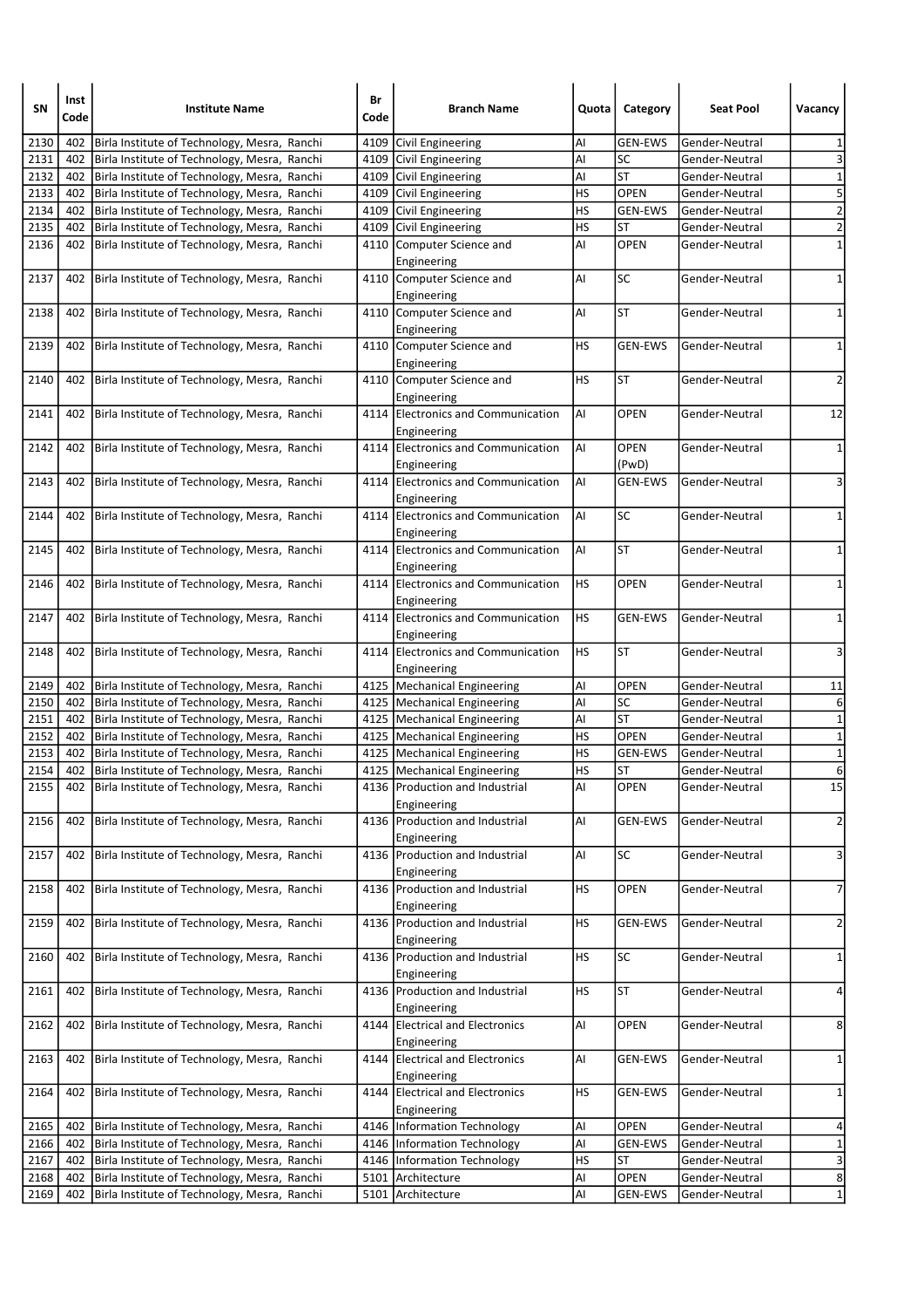| SN | Inst Code | Institute Name | Br Code | Branch Name | Quota | Category | Seat Pool | Vacancy |
|---|---|---|---|---|---|---|---|---|
| 2130 | 402 | Birla Institute of Technology, Mesra, Ranchi | 4109 | Civil Engineering | AI | GEN-EWS | Gender-Neutral | 1 |
| 2131 | 402 | Birla Institute of Technology, Mesra, Ranchi | 4109 | Civil Engineering | AI | SC | Gender-Neutral | 3 |
| 2132 | 402 | Birla Institute of Technology, Mesra, Ranchi | 4109 | Civil Engineering | AI | ST | Gender-Neutral | 1 |
| 2133 | 402 | Birla Institute of Technology, Mesra, Ranchi | 4109 | Civil Engineering | HS | OPEN | Gender-Neutral | 5 |
| 2134 | 402 | Birla Institute of Technology, Mesra, Ranchi | 4109 | Civil Engineering | HS | GEN-EWS | Gender-Neutral | 2 |
| 2135 | 402 | Birla Institute of Technology, Mesra, Ranchi | 4109 | Civil Engineering | HS | ST | Gender-Neutral | 2 |
| 2136 | 402 | Birla Institute of Technology, Mesra, Ranchi | 4110 | Computer Science and Engineering | AI | OPEN | Gender-Neutral | 1 |
| 2137 | 402 | Birla Institute of Technology, Mesra, Ranchi | 4110 | Computer Science and Engineering | AI | SC | Gender-Neutral | 1 |
| 2138 | 402 | Birla Institute of Technology, Mesra, Ranchi | 4110 | Computer Science and Engineering | AI | ST | Gender-Neutral | 1 |
| 2139 | 402 | Birla Institute of Technology, Mesra, Ranchi | 4110 | Computer Science and Engineering | HS | GEN-EWS | Gender-Neutral | 1 |
| 2140 | 402 | Birla Institute of Technology, Mesra, Ranchi | 4110 | Computer Science and Engineering | HS | ST | Gender-Neutral | 2 |
| 2141 | 402 | Birla Institute of Technology, Mesra, Ranchi | 4114 | Electronics and Communication Engineering | AI | OPEN | Gender-Neutral | 12 |
| 2142 | 402 | Birla Institute of Technology, Mesra, Ranchi | 4114 | Electronics and Communication Engineering | AI | OPEN (PwD) | Gender-Neutral | 1 |
| 2143 | 402 | Birla Institute of Technology, Mesra, Ranchi | 4114 | Electronics and Communication Engineering | AI | GEN-EWS | Gender-Neutral | 3 |
| 2144 | 402 | Birla Institute of Technology, Mesra, Ranchi | 4114 | Electronics and Communication Engineering | AI | SC | Gender-Neutral | 1 |
| 2145 | 402 | Birla Institute of Technology, Mesra, Ranchi | 4114 | Electronics and Communication Engineering | AI | ST | Gender-Neutral | 1 |
| 2146 | 402 | Birla Institute of Technology, Mesra, Ranchi | 4114 | Electronics and Communication Engineering | HS | OPEN | Gender-Neutral | 1 |
| 2147 | 402 | Birla Institute of Technology, Mesra, Ranchi | 4114 | Electronics and Communication Engineering | HS | GEN-EWS | Gender-Neutral | 1 |
| 2148 | 402 | Birla Institute of Technology, Mesra, Ranchi | 4114 | Electronics and Communication Engineering | HS | ST | Gender-Neutral | 3 |
| 2149 | 402 | Birla Institute of Technology, Mesra, Ranchi | 4125 | Mechanical Engineering | AI | OPEN | Gender-Neutral | 11 |
| 2150 | 402 | Birla Institute of Technology, Mesra, Ranchi | 4125 | Mechanical Engineering | AI | SC | Gender-Neutral | 6 |
| 2151 | 402 | Birla Institute of Technology, Mesra, Ranchi | 4125 | Mechanical Engineering | AI | ST | Gender-Neutral | 1 |
| 2152 | 402 | Birla Institute of Technology, Mesra, Ranchi | 4125 | Mechanical Engineering | HS | OPEN | Gender-Neutral | 1 |
| 2153 | 402 | Birla Institute of Technology, Mesra, Ranchi | 4125 | Mechanical Engineering | HS | GEN-EWS | Gender-Neutral | 1 |
| 2154 | 402 | Birla Institute of Technology, Mesra, Ranchi | 4125 | Mechanical Engineering | HS | ST | Gender-Neutral | 6 |
| 2155 | 402 | Birla Institute of Technology, Mesra, Ranchi | 4136 | Production and Industrial Engineering | AI | OPEN | Gender-Neutral | 15 |
| 2156 | 402 | Birla Institute of Technology, Mesra, Ranchi | 4136 | Production and Industrial Engineering | AI | GEN-EWS | Gender-Neutral | 2 |
| 2157 | 402 | Birla Institute of Technology, Mesra, Ranchi | 4136 | Production and Industrial Engineering | AI | SC | Gender-Neutral | 3 |
| 2158 | 402 | Birla Institute of Technology, Mesra, Ranchi | 4136 | Production and Industrial Engineering | HS | OPEN | Gender-Neutral | 7 |
| 2159 | 402 | Birla Institute of Technology, Mesra, Ranchi | 4136 | Production and Industrial Engineering | HS | GEN-EWS | Gender-Neutral | 2 |
| 2160 | 402 | Birla Institute of Technology, Mesra, Ranchi | 4136 | Production and Industrial Engineering | HS | SC | Gender-Neutral | 1 |
| 2161 | 402 | Birla Institute of Technology, Mesra, Ranchi | 4136 | Production and Industrial Engineering | HS | ST | Gender-Neutral | 4 |
| 2162 | 402 | Birla Institute of Technology, Mesra, Ranchi | 4144 | Electrical and Electronics Engineering | AI | OPEN | Gender-Neutral | 8 |
| 2163 | 402 | Birla Institute of Technology, Mesra, Ranchi | 4144 | Electrical and Electronics Engineering | AI | GEN-EWS | Gender-Neutral | 1 |
| 2164 | 402 | Birla Institute of Technology, Mesra, Ranchi | 4144 | Electrical and Electronics Engineering | HS | GEN-EWS | Gender-Neutral | 1 |
| 2165 | 402 | Birla Institute of Technology, Mesra, Ranchi | 4146 | Information Technology | AI | OPEN | Gender-Neutral | 4 |
| 2166 | 402 | Birla Institute of Technology, Mesra, Ranchi | 4146 | Information Technology | AI | GEN-EWS | Gender-Neutral | 1 |
| 2167 | 402 | Birla Institute of Technology, Mesra, Ranchi | 4146 | Information Technology | HS | ST | Gender-Neutral | 3 |
| 2168 | 402 | Birla Institute of Technology, Mesra, Ranchi | 5101 | Architecture | AI | OPEN | Gender-Neutral | 8 |
| 2169 | 402 | Birla Institute of Technology, Mesra, Ranchi | 5101 | Architecture | AI | GEN-EWS | Gender-Neutral | 1 |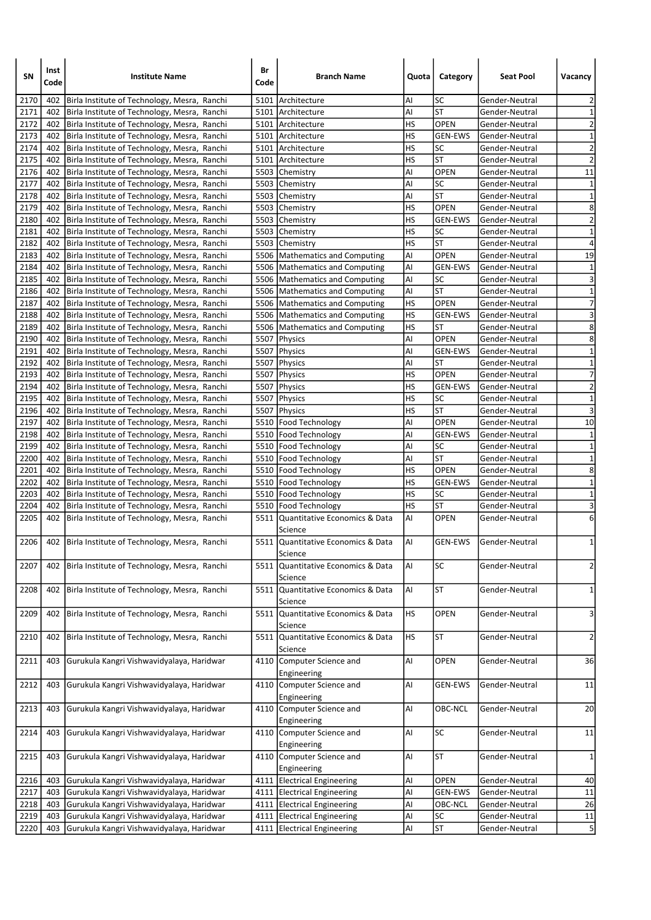| SN | Inst Code | Institute Name | Br Code | Branch Name | Quota | Category | Seat Pool | Vacancy |
|---|---|---|---|---|---|---|---|---|
| 2170 | 402 | Birla Institute of Technology, Mesra, Ranchi | 5101 | Architecture | AI | SC | Gender-Neutral | 2 |
| 2171 | 402 | Birla Institute of Technology, Mesra, Ranchi | 5101 | Architecture | AI | ST | Gender-Neutral | 1 |
| 2172 | 402 | Birla Institute of Technology, Mesra, Ranchi | 5101 | Architecture | HS | OPEN | Gender-Neutral | 2 |
| 2173 | 402 | Birla Institute of Technology, Mesra, Ranchi | 5101 | Architecture | HS | GEN-EWS | Gender-Neutral | 1 |
| 2174 | 402 | Birla Institute of Technology, Mesra, Ranchi | 5101 | Architecture | HS | SC | Gender-Neutral | 2 |
| 2175 | 402 | Birla Institute of Technology, Mesra, Ranchi | 5101 | Architecture | HS | ST | Gender-Neutral | 2 |
| 2176 | 402 | Birla Institute of Technology, Mesra, Ranchi | 5503 | Chemistry | AI | OPEN | Gender-Neutral | 11 |
| 2177 | 402 | Birla Institute of Technology, Mesra, Ranchi | 5503 | Chemistry | AI | SC | Gender-Neutral | 1 |
| 2178 | 402 | Birla Institute of Technology, Mesra, Ranchi | 5503 | Chemistry | AI | ST | Gender-Neutral | 1 |
| 2179 | 402 | Birla Institute of Technology, Mesra, Ranchi | 5503 | Chemistry | HS | OPEN | Gender-Neutral | 8 |
| 2180 | 402 | Birla Institute of Technology, Mesra, Ranchi | 5503 | Chemistry | HS | GEN-EWS | Gender-Neutral | 2 |
| 2181 | 402 | Birla Institute of Technology, Mesra, Ranchi | 5503 | Chemistry | HS | SC | Gender-Neutral | 1 |
| 2182 | 402 | Birla Institute of Technology, Mesra, Ranchi | 5503 | Chemistry | HS | ST | Gender-Neutral | 4 |
| 2183 | 402 | Birla Institute of Technology, Mesra, Ranchi | 5506 | Mathematics and Computing | AI | OPEN | Gender-Neutral | 19 |
| 2184 | 402 | Birla Institute of Technology, Mesra, Ranchi | 5506 | Mathematics and Computing | AI | GEN-EWS | Gender-Neutral | 1 |
| 2185 | 402 | Birla Institute of Technology, Mesra, Ranchi | 5506 | Mathematics and Computing | AI | SC | Gender-Neutral | 3 |
| 2186 | 402 | Birla Institute of Technology, Mesra, Ranchi | 5506 | Mathematics and Computing | AI | ST | Gender-Neutral | 1 |
| 2187 | 402 | Birla Institute of Technology, Mesra, Ranchi | 5506 | Mathematics and Computing | HS | OPEN | Gender-Neutral | 7 |
| 2188 | 402 | Birla Institute of Technology, Mesra, Ranchi | 5506 | Mathematics and Computing | HS | GEN-EWS | Gender-Neutral | 3 |
| 2189 | 402 | Birla Institute of Technology, Mesra, Ranchi | 5506 | Mathematics and Computing | HS | ST | Gender-Neutral | 8 |
| 2190 | 402 | Birla Institute of Technology, Mesra, Ranchi | 5507 | Physics | AI | OPEN | Gender-Neutral | 8 |
| 2191 | 402 | Birla Institute of Technology, Mesra, Ranchi | 5507 | Physics | AI | GEN-EWS | Gender-Neutral | 1 |
| 2192 | 402 | Birla Institute of Technology, Mesra, Ranchi | 5507 | Physics | AI | ST | Gender-Neutral | 1 |
| 2193 | 402 | Birla Institute of Technology, Mesra, Ranchi | 5507 | Physics | HS | OPEN | Gender-Neutral | 7 |
| 2194 | 402 | Birla Institute of Technology, Mesra, Ranchi | 5507 | Physics | HS | GEN-EWS | Gender-Neutral | 2 |
| 2195 | 402 | Birla Institute of Technology, Mesra, Ranchi | 5507 | Physics | HS | SC | Gender-Neutral | 1 |
| 2196 | 402 | Birla Institute of Technology, Mesra, Ranchi | 5507 | Physics | HS | ST | Gender-Neutral | 3 |
| 2197 | 402 | Birla Institute of Technology, Mesra, Ranchi | 5510 | Food Technology | AI | OPEN | Gender-Neutral | 10 |
| 2198 | 402 | Birla Institute of Technology, Mesra, Ranchi | 5510 | Food Technology | AI | GEN-EWS | Gender-Neutral | 1 |
| 2199 | 402 | Birla Institute of Technology, Mesra, Ranchi | 5510 | Food Technology | AI | SC | Gender-Neutral | 1 |
| 2200 | 402 | Birla Institute of Technology, Mesra, Ranchi | 5510 | Food Technology | AI | ST | Gender-Neutral | 1 |
| 2201 | 402 | Birla Institute of Technology, Mesra, Ranchi | 5510 | Food Technology | HS | OPEN | Gender-Neutral | 8 |
| 2202 | 402 | Birla Institute of Technology, Mesra, Ranchi | 5510 | Food Technology | HS | GEN-EWS | Gender-Neutral | 1 |
| 2203 | 402 | Birla Institute of Technology, Mesra, Ranchi | 5510 | Food Technology | HS | SC | Gender-Neutral | 1 |
| 2204 | 402 | Birla Institute of Technology, Mesra, Ranchi | 5510 | Food Technology | HS | ST | Gender-Neutral | 3 |
| 2205 | 402 | Birla Institute of Technology, Mesra, Ranchi | 5511 | Quantitative Economics & Data Science | AI | OPEN | Gender-Neutral | 6 |
| 2206 | 402 | Birla Institute of Technology, Mesra, Ranchi | 5511 | Quantitative Economics & Data Science | AI | GEN-EWS | Gender-Neutral | 1 |
| 2207 | 402 | Birla Institute of Technology, Mesra, Ranchi | 5511 | Quantitative Economics & Data Science | AI | SC | Gender-Neutral | 2 |
| 2208 | 402 | Birla Institute of Technology, Mesra, Ranchi | 5511 | Quantitative Economics & Data Science | AI | ST | Gender-Neutral | 1 |
| 2209 | 402 | Birla Institute of Technology, Mesra, Ranchi | 5511 | Quantitative Economics & Data Science | HS | OPEN | Gender-Neutral | 3 |
| 2210 | 402 | Birla Institute of Technology, Mesra, Ranchi | 5511 | Quantitative Economics & Data Science | HS | ST | Gender-Neutral | 2 |
| 2211 | 403 | Gurukula Kangri Vishwavidyalaya, Haridwar | 4110 | Computer Science and Engineering | AI | OPEN | Gender-Neutral | 36 |
| 2212 | 403 | Gurukula Kangri Vishwavidyalaya, Haridwar | 4110 | Computer Science and Engineering | AI | GEN-EWS | Gender-Neutral | 11 |
| 2213 | 403 | Gurukula Kangri Vishwavidyalaya, Haridwar | 4110 | Computer Science and Engineering | AI | OBC-NCL | Gender-Neutral | 20 |
| 2214 | 403 | Gurukula Kangri Vishwavidyalaya, Haridwar | 4110 | Computer Science and Engineering | AI | SC | Gender-Neutral | 11 |
| 2215 | 403 | Gurukula Kangri Vishwavidyalaya, Haridwar | 4110 | Computer Science and Engineering | AI | ST | Gender-Neutral | 1 |
| 2216 | 403 | Gurukula Kangri Vishwavidyalaya, Haridwar | 4111 | Electrical Engineering | AI | OPEN | Gender-Neutral | 40 |
| 2217 | 403 | Gurukula Kangri Vishwavidyalaya, Haridwar | 4111 | Electrical Engineering | AI | GEN-EWS | Gender-Neutral | 11 |
| 2218 | 403 | Gurukula Kangri Vishwavidyalaya, Haridwar | 4111 | Electrical Engineering | AI | OBC-NCL | Gender-Neutral | 26 |
| 2219 | 403 | Gurukula Kangri Vishwavidyalaya, Haridwar | 4111 | Electrical Engineering | AI | SC | Gender-Neutral | 11 |
| 2220 | 403 | Gurukula Kangri Vishwavidyalaya, Haridwar | 4111 | Electrical Engineering | AI | ST | Gender-Neutral | 5 |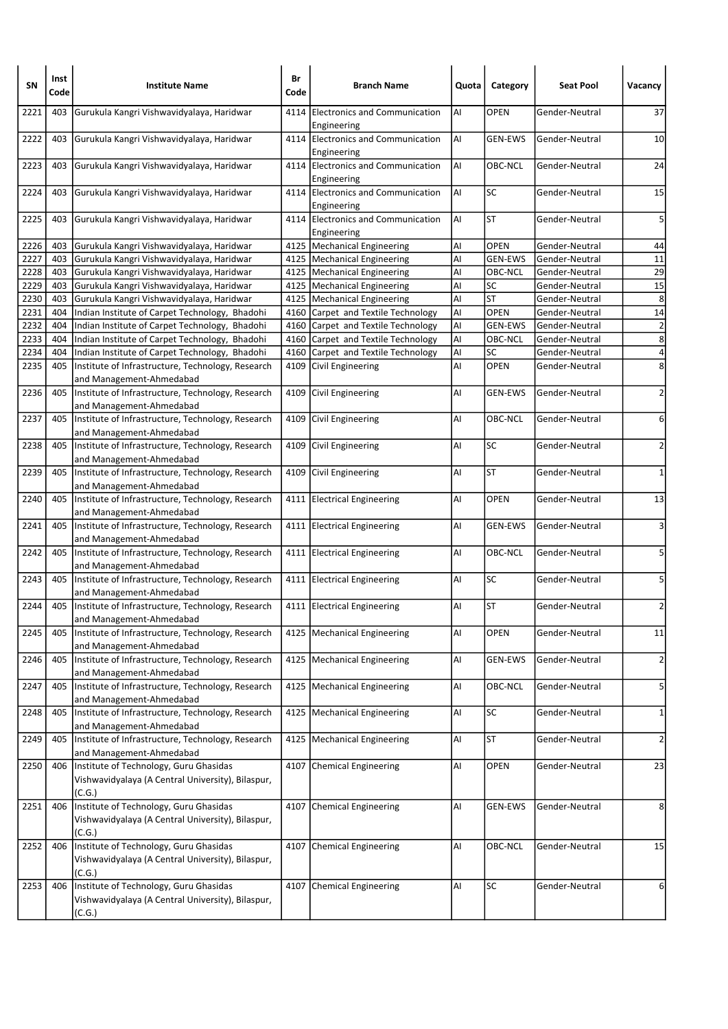| SN | Inst Code | Institute Name | Br Code | Branch Name | Quota | Category | Seat Pool | Vacancy |
|---|---|---|---|---|---|---|---|---|
| 2221 | 403 | Gurukula Kangri Vishwavidyalaya, Haridwar | 4114 | Electronics and Communication Engineering | AI | OPEN | Gender-Neutral | 37 |
| 2222 | 403 | Gurukula Kangri Vishwavidyalaya, Haridwar | 4114 | Electronics and Communication Engineering | AI | GEN-EWS | Gender-Neutral | 10 |
| 2223 | 403 | Gurukula Kangri Vishwavidyalaya, Haridwar | 4114 | Electronics and Communication Engineering | AI | OBC-NCL | Gender-Neutral | 24 |
| 2224 | 403 | Gurukula Kangri Vishwavidyalaya, Haridwar | 4114 | Electronics and Communication Engineering | AI | SC | Gender-Neutral | 15 |
| 2225 | 403 | Gurukula Kangri Vishwavidyalaya, Haridwar | 4114 | Electronics and Communication Engineering | AI | ST | Gender-Neutral | 5 |
| 2226 | 403 | Gurukula Kangri Vishwavidyalaya, Haridwar | 4125 | Mechanical Engineering | AI | OPEN | Gender-Neutral | 44 |
| 2227 | 403 | Gurukula Kangri Vishwavidyalaya, Haridwar | 4125 | Mechanical Engineering | AI | GEN-EWS | Gender-Neutral | 11 |
| 2228 | 403 | Gurukula Kangri Vishwavidyalaya, Haridwar | 4125 | Mechanical Engineering | AI | OBC-NCL | Gender-Neutral | 29 |
| 2229 | 403 | Gurukula Kangri Vishwavidyalaya, Haridwar | 4125 | Mechanical Engineering | AI | SC | Gender-Neutral | 15 |
| 2230 | 403 | Gurukula Kangri Vishwavidyalaya, Haridwar | 4125 | Mechanical Engineering | AI | ST | Gender-Neutral | 8 |
| 2231 | 404 | Indian Institute of Carpet Technology, Bhadohi | 4160 | Carpet and Textile Technology | AI | OPEN | Gender-Neutral | 14 |
| 2232 | 404 | Indian Institute of Carpet Technology, Bhadohi | 4160 | Carpet and Textile Technology | AI | GEN-EWS | Gender-Neutral | 2 |
| 2233 | 404 | Indian Institute of Carpet Technology, Bhadohi | 4160 | Carpet and Textile Technology | AI | OBC-NCL | Gender-Neutral | 8 |
| 2234 | 404 | Indian Institute of Carpet Technology, Bhadohi | 4160 | Carpet and Textile Technology | AI | SC | Gender-Neutral | 4 |
| 2235 | 405 | Institute of Infrastructure, Technology, Research and Management-Ahmedabad | 4109 | Civil Engineering | AI | OPEN | Gender-Neutral | 8 |
| 2236 | 405 | Institute of Infrastructure, Technology, Research and Management-Ahmedabad | 4109 | Civil Engineering | AI | GEN-EWS | Gender-Neutral | 2 |
| 2237 | 405 | Institute of Infrastructure, Technology, Research and Management-Ahmedabad | 4109 | Civil Engineering | AI | OBC-NCL | Gender-Neutral | 6 |
| 2238 | 405 | Institute of Infrastructure, Technology, Research and Management-Ahmedabad | 4109 | Civil Engineering | AI | SC | Gender-Neutral | 2 |
| 2239 | 405 | Institute of Infrastructure, Technology, Research and Management-Ahmedabad | 4109 | Civil Engineering | AI | ST | Gender-Neutral | 1 |
| 2240 | 405 | Institute of Infrastructure, Technology, Research and Management-Ahmedabad | 4111 | Electrical Engineering | AI | OPEN | Gender-Neutral | 13 |
| 2241 | 405 | Institute of Infrastructure, Technology, Research and Management-Ahmedabad | 4111 | Electrical Engineering | AI | GEN-EWS | Gender-Neutral | 3 |
| 2242 | 405 | Institute of Infrastructure, Technology, Research and Management-Ahmedabad | 4111 | Electrical Engineering | AI | OBC-NCL | Gender-Neutral | 5 |
| 2243 | 405 | Institute of Infrastructure, Technology, Research and Management-Ahmedabad | 4111 | Electrical Engineering | AI | SC | Gender-Neutral | 5 |
| 2244 | 405 | Institute of Infrastructure, Technology, Research and Management-Ahmedabad | 4111 | Electrical Engineering | AI | ST | Gender-Neutral | 2 |
| 2245 | 405 | Institute of Infrastructure, Technology, Research and Management-Ahmedabad | 4125 | Mechanical Engineering | AI | OPEN | Gender-Neutral | 11 |
| 2246 | 405 | Institute of Infrastructure, Technology, Research and Management-Ahmedabad | 4125 | Mechanical Engineering | AI | GEN-EWS | Gender-Neutral | 2 |
| 2247 | 405 | Institute of Infrastructure, Technology, Research and Management-Ahmedabad | 4125 | Mechanical Engineering | AI | OBC-NCL | Gender-Neutral | 5 |
| 2248 | 405 | Institute of Infrastructure, Technology, Research and Management-Ahmedabad | 4125 | Mechanical Engineering | AI | SC | Gender-Neutral | 1 |
| 2249 | 405 | Institute of Infrastructure, Technology, Research and Management-Ahmedabad | 4125 | Mechanical Engineering | AI | ST | Gender-Neutral | 2 |
| 2250 | 406 | Institute of Technology, Guru Ghasidas Vishwavidyalaya (A Central University), Bilaspur, (C.G.) | 4107 | Chemical Engineering | AI | OPEN | Gender-Neutral | 23 |
| 2251 | 406 | Institute of Technology, Guru Ghasidas Vishwavidyalaya (A Central University), Bilaspur, (C.G.) | 4107 | Chemical Engineering | AI | GEN-EWS | Gender-Neutral | 8 |
| 2252 | 406 | Institute of Technology, Guru Ghasidas Vishwavidyalaya (A Central University), Bilaspur, (C.G.) | 4107 | Chemical Engineering | AI | OBC-NCL | Gender-Neutral | 15 |
| 2253 | 406 | Institute of Technology, Guru Ghasidas Vishwavidyalaya (A Central University), Bilaspur, (C.G.) | 4107 | Chemical Engineering | AI | SC | Gender-Neutral | 6 |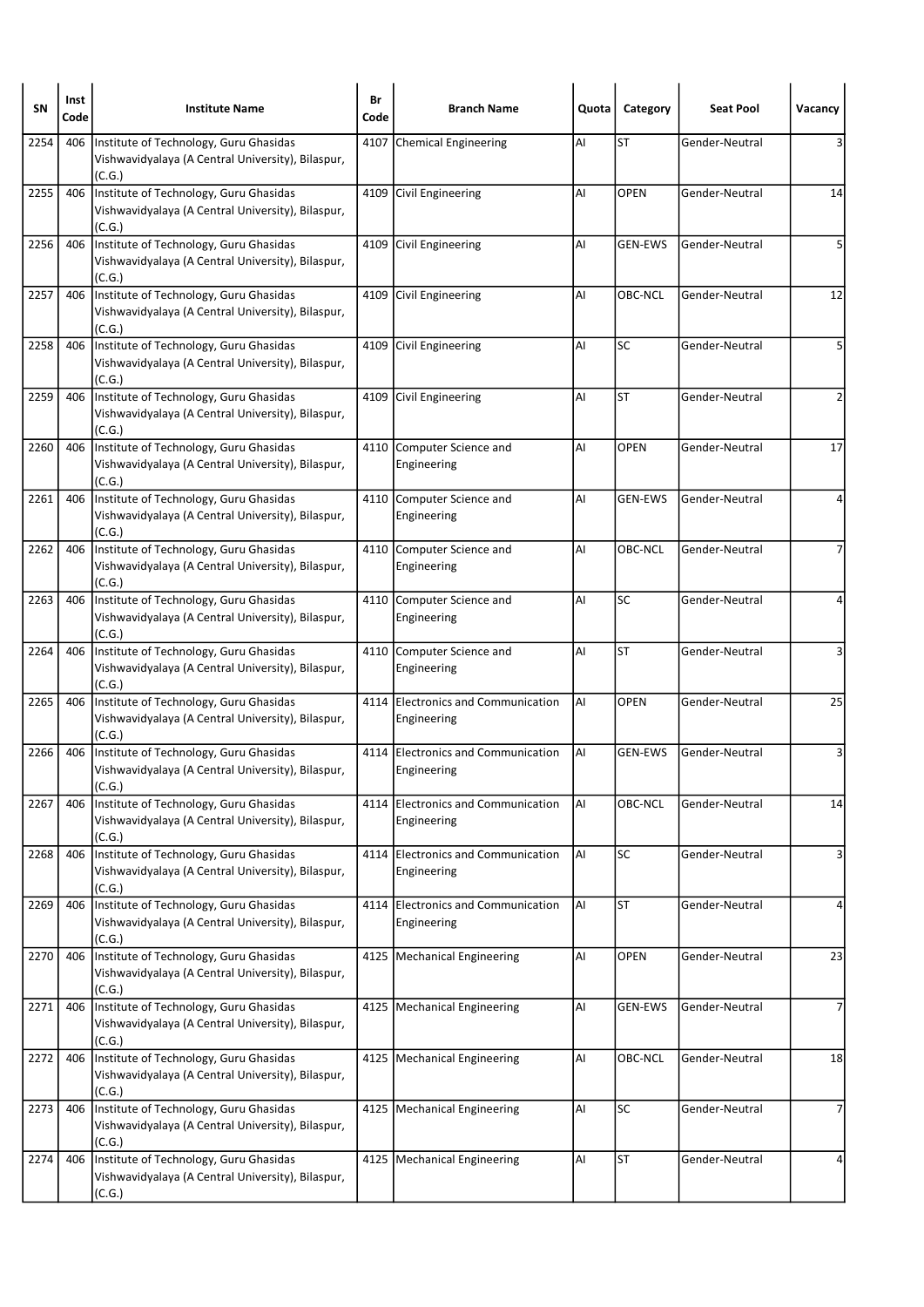| SN | Inst Code | Institute Name | Br Code | Branch Name | Quota | Category | Seat Pool | Vacancy |
|---|---|---|---|---|---|---|---|---|
| 2254 | 406 | Institute of Technology, Guru Ghasidas Vishwavidyalaya (A Central University), Bilaspur, (C.G.) | 4107 | Chemical Engineering | AI | ST | Gender-Neutral | 3 |
| 2255 | 406 | Institute of Technology, Guru Ghasidas Vishwavidyalaya (A Central University), Bilaspur, (C.G.) | 4109 | Civil Engineering | AI | OPEN | Gender-Neutral | 14 |
| 2256 | 406 | Institute of Technology, Guru Ghasidas Vishwavidyalaya (A Central University), Bilaspur, (C.G.) | 4109 | Civil Engineering | AI | GEN-EWS | Gender-Neutral | 5 |
| 2257 | 406 | Institute of Technology, Guru Ghasidas Vishwavidyalaya (A Central University), Bilaspur, (C.G.) | 4109 | Civil Engineering | AI | OBC-NCL | Gender-Neutral | 12 |
| 2258 | 406 | Institute of Technology, Guru Ghasidas Vishwavidyalaya (A Central University), Bilaspur, (C.G.) | 4109 | Civil Engineering | AI | SC | Gender-Neutral | 5 |
| 2259 | 406 | Institute of Technology, Guru Ghasidas Vishwavidyalaya (A Central University), Bilaspur, (C.G.) | 4109 | Civil Engineering | AI | ST | Gender-Neutral | 2 |
| 2260 | 406 | Institute of Technology, Guru Ghasidas Vishwavidyalaya (A Central University), Bilaspur, (C.G.) | 4110 | Computer Science and Engineering | AI | OPEN | Gender-Neutral | 17 |
| 2261 | 406 | Institute of Technology, Guru Ghasidas Vishwavidyalaya (A Central University), Bilaspur, (C.G.) | 4110 | Computer Science and Engineering | AI | GEN-EWS | Gender-Neutral | 4 |
| 2262 | 406 | Institute of Technology, Guru Ghasidas Vishwavidyalaya (A Central University), Bilaspur, (C.G.) | 4110 | Computer Science and Engineering | AI | OBC-NCL | Gender-Neutral | 7 |
| 2263 | 406 | Institute of Technology, Guru Ghasidas Vishwavidyalaya (A Central University), Bilaspur, (C.G.) | 4110 | Computer Science and Engineering | AI | SC | Gender-Neutral | 4 |
| 2264 | 406 | Institute of Technology, Guru Ghasidas Vishwavidyalaya (A Central University), Bilaspur, (C.G.) | 4110 | Computer Science and Engineering | AI | ST | Gender-Neutral | 3 |
| 2265 | 406 | Institute of Technology, Guru Ghasidas Vishwavidyalaya (A Central University), Bilaspur, (C.G.) | 4114 | Electronics and Communication Engineering | AI | OPEN | Gender-Neutral | 25 |
| 2266 | 406 | Institute of Technology, Guru Ghasidas Vishwavidyalaya (A Central University), Bilaspur, (C.G.) | 4114 | Electronics and Communication Engineering | AI | GEN-EWS | Gender-Neutral | 3 |
| 2267 | 406 | Institute of Technology, Guru Ghasidas Vishwavidyalaya (A Central University), Bilaspur, (C.G.) | 4114 | Electronics and Communication Engineering | AI | OBC-NCL | Gender-Neutral | 14 |
| 2268 | 406 | Institute of Technology, Guru Ghasidas Vishwavidyalaya (A Central University), Bilaspur, (C.G.) | 4114 | Electronics and Communication Engineering | AI | SC | Gender-Neutral | 3 |
| 2269 | 406 | Institute of Technology, Guru Ghasidas Vishwavidyalaya (A Central University), Bilaspur, (C.G.) | 4114 | Electronics and Communication Engineering | AI | ST | Gender-Neutral | 4 |
| 2270 | 406 | Institute of Technology, Guru Ghasidas Vishwavidyalaya (A Central University), Bilaspur, (C.G.) | 4125 | Mechanical Engineering | AI | OPEN | Gender-Neutral | 23 |
| 2271 | 406 | Institute of Technology, Guru Ghasidas Vishwavidyalaya (A Central University), Bilaspur, (C.G.) | 4125 | Mechanical Engineering | AI | GEN-EWS | Gender-Neutral | 7 |
| 2272 | 406 | Institute of Technology, Guru Ghasidas Vishwavidyalaya (A Central University), Bilaspur, (C.G.) | 4125 | Mechanical Engineering | AI | OBC-NCL | Gender-Neutral | 18 |
| 2273 | 406 | Institute of Technology, Guru Ghasidas Vishwavidyalaya (A Central University), Bilaspur, (C.G.) | 4125 | Mechanical Engineering | AI | SC | Gender-Neutral | 7 |
| 2274 | 406 | Institute of Technology, Guru Ghasidas Vishwavidyalaya (A Central University), Bilaspur, (C.G.) | 4125 | Mechanical Engineering | AI | ST | Gender-Neutral | 4 |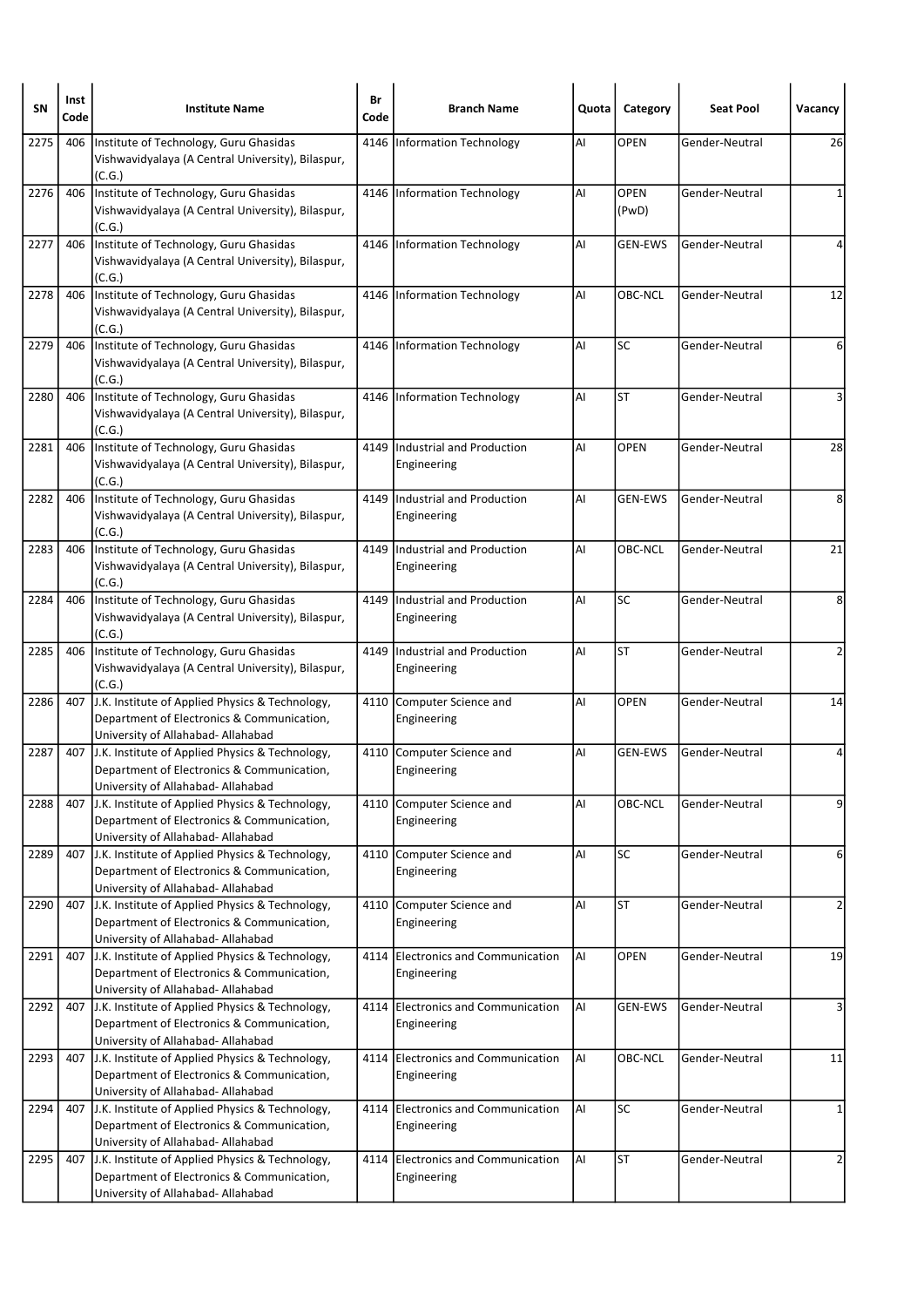| SN | Inst Code | Institute Name | Br Code | Branch Name | Quota | Category | Seat Pool | Vacancy |
|---|---|---|---|---|---|---|---|---|
| 2275 | 406 | Institute of Technology, Guru Ghasidas Vishwavidyalaya (A Central University), Bilaspur, (C.G.) | 4146 | Information Technology | AI | OPEN | Gender-Neutral | 26 |
| 2276 | 406 | Institute of Technology, Guru Ghasidas Vishwavidyalaya (A Central University), Bilaspur, (C.G.) | 4146 | Information Technology | AI | OPEN (PwD) | Gender-Neutral | 1 |
| 2277 | 406 | Institute of Technology, Guru Ghasidas Vishwavidyalaya (A Central University), Bilaspur, (C.G.) | 4146 | Information Technology | AI | GEN-EWS | Gender-Neutral | 4 |
| 2278 | 406 | Institute of Technology, Guru Ghasidas Vishwavidyalaya (A Central University), Bilaspur, (C.G.) | 4146 | Information Technology | AI | OBC-NCL | Gender-Neutral | 12 |
| 2279 | 406 | Institute of Technology, Guru Ghasidas Vishwavidyalaya (A Central University), Bilaspur, (C.G.) | 4146 | Information Technology | AI | SC | Gender-Neutral | 6 |
| 2280 | 406 | Institute of Technology, Guru Ghasidas Vishwavidyalaya (A Central University), Bilaspur, (C.G.) | 4146 | Information Technology | AI | ST | Gender-Neutral | 3 |
| 2281 | 406 | Institute of Technology, Guru Ghasidas Vishwavidyalaya (A Central University), Bilaspur, (C.G.) | 4149 | Industrial and Production Engineering | AI | OPEN | Gender-Neutral | 28 |
| 2282 | 406 | Institute of Technology, Guru Ghasidas Vishwavidyalaya (A Central University), Bilaspur, (C.G.) | 4149 | Industrial and Production Engineering | AI | GEN-EWS | Gender-Neutral | 8 |
| 2283 | 406 | Institute of Technology, Guru Ghasidas Vishwavidyalaya (A Central University), Bilaspur, (C.G.) | 4149 | Industrial and Production Engineering | AI | OBC-NCL | Gender-Neutral | 21 |
| 2284 | 406 | Institute of Technology, Guru Ghasidas Vishwavidyalaya (A Central University), Bilaspur, (C.G.) | 4149 | Industrial and Production Engineering | AI | SC | Gender-Neutral | 8 |
| 2285 | 406 | Institute of Technology, Guru Ghasidas Vishwavidyalaya (A Central University), Bilaspur, (C.G.) | 4149 | Industrial and Production Engineering | AI | ST | Gender-Neutral | 2 |
| 2286 | 407 | J.K. Institute of Applied Physics & Technology, Department of Electronics & Communication, University of Allahabad- Allahabad | 4110 | Computer Science and Engineering | AI | OPEN | Gender-Neutral | 14 |
| 2287 | 407 | J.K. Institute of Applied Physics & Technology, Department of Electronics & Communication, University of Allahabad- Allahabad | 4110 | Computer Science and Engineering | AI | GEN-EWS | Gender-Neutral | 4 |
| 2288 | 407 | J.K. Institute of Applied Physics & Technology, Department of Electronics & Communication, University of Allahabad- Allahabad | 4110 | Computer Science and Engineering | AI | OBC-NCL | Gender-Neutral | 9 |
| 2289 | 407 | J.K. Institute of Applied Physics & Technology, Department of Electronics & Communication, University of Allahabad- Allahabad | 4110 | Computer Science and Engineering | AI | SC | Gender-Neutral | 6 |
| 2290 | 407 | J.K. Institute of Applied Physics & Technology, Department of Electronics & Communication, University of Allahabad- Allahabad | 4110 | Computer Science and Engineering | AI | ST | Gender-Neutral | 2 |
| 2291 | 407 | J.K. Institute of Applied Physics & Technology, Department of Electronics & Communication, University of Allahabad- Allahabad | 4114 | Electronics and Communication Engineering | AI | OPEN | Gender-Neutral | 19 |
| 2292 | 407 | J.K. Institute of Applied Physics & Technology, Department of Electronics & Communication, University of Allahabad- Allahabad | 4114 | Electronics and Communication Engineering | AI | GEN-EWS | Gender-Neutral | 3 |
| 2293 | 407 | J.K. Institute of Applied Physics & Technology, Department of Electronics & Communication, University of Allahabad- Allahabad | 4114 | Electronics and Communication Engineering | AI | OBC-NCL | Gender-Neutral | 11 |
| 2294 | 407 | J.K. Institute of Applied Physics & Technology, Department of Electronics & Communication, University of Allahabad- Allahabad | 4114 | Electronics and Communication Engineering | AI | SC | Gender-Neutral | 1 |
| 2295 | 407 | J.K. Institute of Applied Physics & Technology, Department of Electronics & Communication, University of Allahabad- Allahabad | 4114 | Electronics and Communication Engineering | AI | ST | Gender-Neutral | 2 |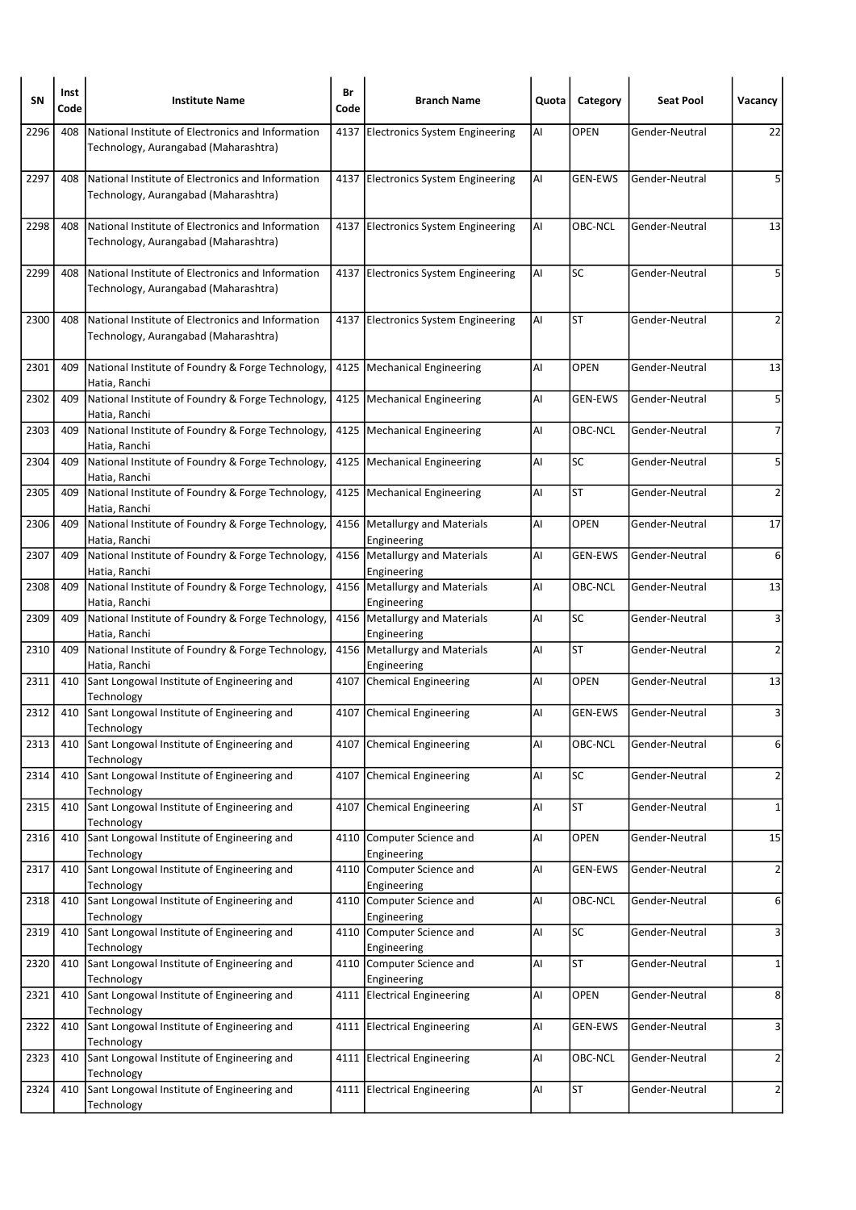| SN | Inst Code | Institute Name | Br Code | Branch Name | Quota | Category | Seat Pool | Vacancy |
|---|---|---|---|---|---|---|---|---|
| 2296 | 408 | National Institute of Electronics and Information Technology, Aurangabad (Maharashtra) | 4137 | Electronics System Engineering | AI | OPEN | Gender-Neutral | 22 |
| 2297 | 408 | National Institute of Electronics and Information Technology, Aurangabad (Maharashtra) | 4137 | Electronics System Engineering | AI | GEN-EWS | Gender-Neutral | 5 |
| 2298 | 408 | National Institute of Electronics and Information Technology, Aurangabad (Maharashtra) | 4137 | Electronics System Engineering | AI | OBC-NCL | Gender-Neutral | 13 |
| 2299 | 408 | National Institute of Electronics and Information Technology, Aurangabad (Maharashtra) | 4137 | Electronics System Engineering | AI | SC | Gender-Neutral | 5 |
| 2300 | 408 | National Institute of Electronics and Information Technology, Aurangabad (Maharashtra) | 4137 | Electronics System Engineering | AI | ST | Gender-Neutral | 2 |
| 2301 | 409 | National Institute of Foundry & Forge Technology, Hatia, Ranchi | 4125 | Mechanical Engineering | AI | OPEN | Gender-Neutral | 13 |
| 2302 | 409 | National Institute of Foundry & Forge Technology, Hatia, Ranchi | 4125 | Mechanical Engineering | AI | GEN-EWS | Gender-Neutral | 5 |
| 2303 | 409 | National Institute of Foundry & Forge Technology, Hatia, Ranchi | 4125 | Mechanical Engineering | AI | OBC-NCL | Gender-Neutral | 7 |
| 2304 | 409 | National Institute of Foundry & Forge Technology, Hatia, Ranchi | 4125 | Mechanical Engineering | AI | SC | Gender-Neutral | 5 |
| 2305 | 409 | National Institute of Foundry & Forge Technology, Hatia, Ranchi | 4125 | Mechanical Engineering | AI | ST | Gender-Neutral | 2 |
| 2306 | 409 | National Institute of Foundry & Forge Technology, Hatia, Ranchi | 4156 | Metallurgy and Materials Engineering | AI | OPEN | Gender-Neutral | 17 |
| 2307 | 409 | National Institute of Foundry & Forge Technology, Hatia, Ranchi | 4156 | Metallurgy and Materials Engineering | AI | GEN-EWS | Gender-Neutral | 6 |
| 2308 | 409 | National Institute of Foundry & Forge Technology, Hatia, Ranchi | 4156 | Metallurgy and Materials Engineering | AI | OBC-NCL | Gender-Neutral | 13 |
| 2309 | 409 | National Institute of Foundry & Forge Technology, Hatia, Ranchi | 4156 | Metallurgy and Materials Engineering | AI | SC | Gender-Neutral | 3 |
| 2310 | 409 | National Institute of Foundry & Forge Technology, Hatia, Ranchi | 4156 | Metallurgy and Materials Engineering | AI | ST | Gender-Neutral | 2 |
| 2311 | 410 | Sant Longowal Institute of Engineering and Technology | 4107 | Chemical Engineering | AI | OPEN | Gender-Neutral | 13 |
| 2312 | 410 | Sant Longowal Institute of Engineering and Technology | 4107 | Chemical Engineering | AI | GEN-EWS | Gender-Neutral | 3 |
| 2313 | 410 | Sant Longowal Institute of Engineering and Technology | 4107 | Chemical Engineering | AI | OBC-NCL | Gender-Neutral | 6 |
| 2314 | 410 | Sant Longowal Institute of Engineering and Technology | 4107 | Chemical Engineering | AI | SC | Gender-Neutral | 2 |
| 2315 | 410 | Sant Longowal Institute of Engineering and Technology | 4107 | Chemical Engineering | AI | ST | Gender-Neutral | 1 |
| 2316 | 410 | Sant Longowal Institute of Engineering and Technology | 4110 | Computer Science and Engineering | AI | OPEN | Gender-Neutral | 15 |
| 2317 | 410 | Sant Longowal Institute of Engineering and Technology | 4110 | Computer Science and Engineering | AI | GEN-EWS | Gender-Neutral | 2 |
| 2318 | 410 | Sant Longowal Institute of Engineering and Technology | 4110 | Computer Science and Engineering | AI | OBC-NCL | Gender-Neutral | 6 |
| 2319 | 410 | Sant Longowal Institute of Engineering and Technology | 4110 | Computer Science and Engineering | AI | SC | Gender-Neutral | 3 |
| 2320 | 410 | Sant Longowal Institute of Engineering and Technology | 4110 | Computer Science and Engineering | AI | ST | Gender-Neutral | 1 |
| 2321 | 410 | Sant Longowal Institute of Engineering and Technology | 4111 | Electrical Engineering | AI | OPEN | Gender-Neutral | 8 |
| 2322 | 410 | Sant Longowal Institute of Engineering and Technology | 4111 | Electrical Engineering | AI | GEN-EWS | Gender-Neutral | 3 |
| 2323 | 410 | Sant Longowal Institute of Engineering and Technology | 4111 | Electrical Engineering | AI | OBC-NCL | Gender-Neutral | 2 |
| 2324 | 410 | Sant Longowal Institute of Engineering and Technology | 4111 | Electrical Engineering | AI | ST | Gender-Neutral | 2 |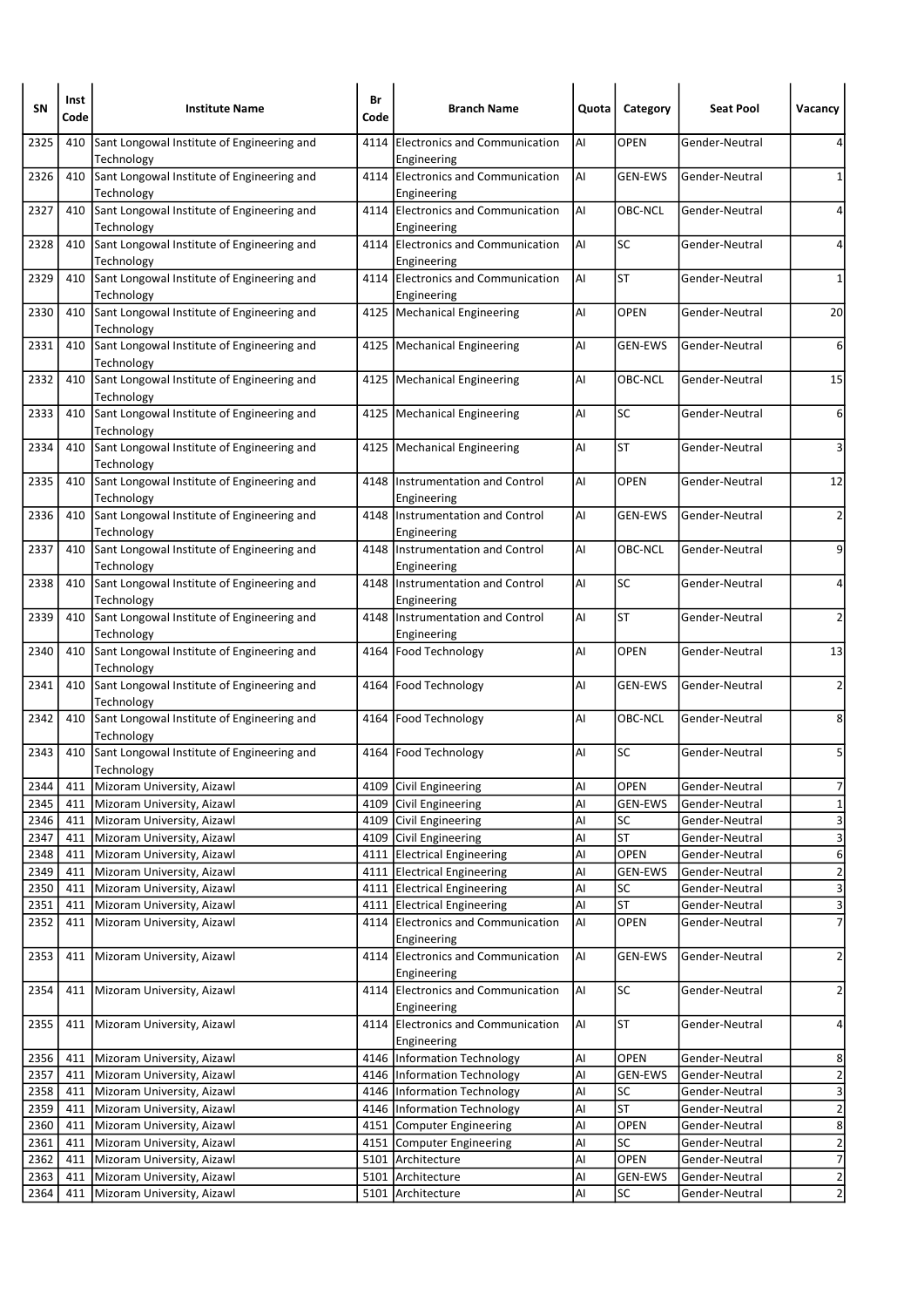| SN | Inst Code | Institute Name | Br Code | Branch Name | Quota | Category | Seat Pool | Vacancy |
|---|---|---|---|---|---|---|---|---|
| 2325 | 410 | Sant Longowal Institute of Engineering and Technology | 4114 | Electronics and Communication Engineering | AI | OPEN | Gender-Neutral | 4 |
| 2326 | 410 | Sant Longowal Institute of Engineering and Technology | 4114 | Electronics and Communication Engineering | AI | GEN-EWS | Gender-Neutral | 1 |
| 2327 | 410 | Sant Longowal Institute of Engineering and Technology | 4114 | Electronics and Communication Engineering | AI | OBC-NCL | Gender-Neutral | 4 |
| 2328 | 410 | Sant Longowal Institute of Engineering and Technology | 4114 | Electronics and Communication Engineering | AI | SC | Gender-Neutral | 4 |
| 2329 | 410 | Sant Longowal Institute of Engineering and Technology | 4114 | Electronics and Communication Engineering | AI | ST | Gender-Neutral | 1 |
| 2330 | 410 | Sant Longowal Institute of Engineering and Technology | 4125 | Mechanical Engineering | AI | OPEN | Gender-Neutral | 20 |
| 2331 | 410 | Sant Longowal Institute of Engineering and Technology | 4125 | Mechanical Engineering | AI | GEN-EWS | Gender-Neutral | 6 |
| 2332 | 410 | Sant Longowal Institute of Engineering and Technology | 4125 | Mechanical Engineering | AI | OBC-NCL | Gender-Neutral | 15 |
| 2333 | 410 | Sant Longowal Institute of Engineering and Technology | 4125 | Mechanical Engineering | AI | SC | Gender-Neutral | 6 |
| 2334 | 410 | Sant Longowal Institute of Engineering and Technology | 4125 | Mechanical Engineering | AI | ST | Gender-Neutral | 3 |
| 2335 | 410 | Sant Longowal Institute of Engineering and Technology | 4148 | Instrumentation and Control Engineering | AI | OPEN | Gender-Neutral | 12 |
| 2336 | 410 | Sant Longowal Institute of Engineering and Technology | 4148 | Instrumentation and Control Engineering | AI | GEN-EWS | Gender-Neutral | 2 |
| 2337 | 410 | Sant Longowal Institute of Engineering and Technology | 4148 | Instrumentation and Control Engineering | AI | OBC-NCL | Gender-Neutral | 9 |
| 2338 | 410 | Sant Longowal Institute of Engineering and Technology | 4148 | Instrumentation and Control Engineering | AI | SC | Gender-Neutral | 4 |
| 2339 | 410 | Sant Longowal Institute of Engineering and Technology | 4148 | Instrumentation and Control Engineering | AI | ST | Gender-Neutral | 2 |
| 2340 | 410 | Sant Longowal Institute of Engineering and Technology | 4164 | Food Technology | AI | OPEN | Gender-Neutral | 13 |
| 2341 | 410 | Sant Longowal Institute of Engineering and Technology | 4164 | Food Technology | AI | GEN-EWS | Gender-Neutral | 2 |
| 2342 | 410 | Sant Longowal Institute of Engineering and Technology | 4164 | Food Technology | AI | OBC-NCL | Gender-Neutral | 8 |
| 2343 | 410 | Sant Longowal Institute of Engineering and Technology | 4164 | Food Technology | AI | SC | Gender-Neutral | 5 |
| 2344 | 411 | Mizoram University, Aizawl | 4109 | Civil Engineering | AI | OPEN | Gender-Neutral | 7 |
| 2345 | 411 | Mizoram University, Aizawl | 4109 | Civil Engineering | AI | GEN-EWS | Gender-Neutral | 1 |
| 2346 | 411 | Mizoram University, Aizawl | 4109 | Civil Engineering | AI | SC | Gender-Neutral | 3 |
| 2347 | 411 | Mizoram University, Aizawl | 4109 | Civil Engineering | AI | ST | Gender-Neutral | 3 |
| 2348 | 411 | Mizoram University, Aizawl | 4111 | Electrical Engineering | AI | OPEN | Gender-Neutral | 6 |
| 2349 | 411 | Mizoram University, Aizawl | 4111 | Electrical Engineering | AI | GEN-EWS | Gender-Neutral | 2 |
| 2350 | 411 | Mizoram University, Aizawl | 4111 | Electrical Engineering | AI | SC | Gender-Neutral | 3 |
| 2351 | 411 | Mizoram University, Aizawl | 4111 | Electrical Engineering | AI | ST | Gender-Neutral | 3 |
| 2352 | 411 | Mizoram University, Aizawl | 4114 | Electronics and Communication Engineering | AI | OPEN | Gender-Neutral | 7 |
| 2353 | 411 | Mizoram University, Aizawl | 4114 | Electronics and Communication Engineering | AI | GEN-EWS | Gender-Neutral | 2 |
| 2354 | 411 | Mizoram University, Aizawl | 4114 | Electronics and Communication Engineering | AI | SC | Gender-Neutral | 2 |
| 2355 | 411 | Mizoram University, Aizawl | 4114 | Electronics and Communication Engineering | AI | ST | Gender-Neutral | 4 |
| 2356 | 411 | Mizoram University, Aizawl | 4146 | Information Technology | AI | OPEN | Gender-Neutral | 8 |
| 2357 | 411 | Mizoram University, Aizawl | 4146 | Information Technology | AI | GEN-EWS | Gender-Neutral | 2 |
| 2358 | 411 | Mizoram University, Aizawl | 4146 | Information Technology | AI | SC | Gender-Neutral | 3 |
| 2359 | 411 | Mizoram University, Aizawl | 4146 | Information Technology | AI | ST | Gender-Neutral | 2 |
| 2360 | 411 | Mizoram University, Aizawl | 4151 | Computer Engineering | AI | OPEN | Gender-Neutral | 8 |
| 2361 | 411 | Mizoram University, Aizawl | 4151 | Computer Engineering | AI | SC | Gender-Neutral | 2 |
| 2362 | 411 | Mizoram University, Aizawl | 5101 | Architecture | AI | OPEN | Gender-Neutral | 7 |
| 2363 | 411 | Mizoram University, Aizawl | 5101 | Architecture | AI | GEN-EWS | Gender-Neutral | 2 |
| 2364 | 411 | Mizoram University, Aizawl | 5101 | Architecture | AI | SC | Gender-Neutral | 2 |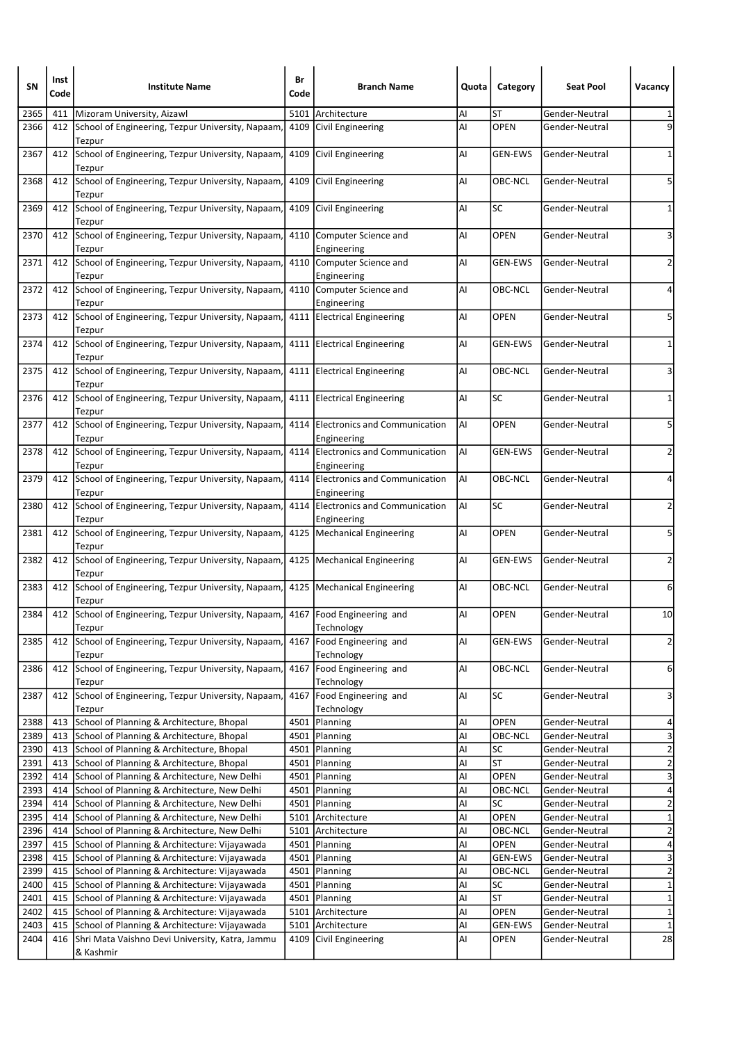| SN | Inst Code | Institute Name | Br Code | Branch Name | Quota | Category | Seat Pool | Vacancy |
|---|---|---|---|---|---|---|---|---|
| 2365 | 411 | Mizoram University, Aizawl | 5101 | Architecture | AI | ST | Gender-Neutral | 1 |
| 2366 | 412 | School of Engineering, Tezpur University, Napaam, Tezpur | 4109 | Civil Engineering | AI | OPEN | Gender-Neutral | 9 |
| 2367 | 412 | School of Engineering, Tezpur University, Napaam, Tezpur | 4109 | Civil Engineering | AI | GEN-EWS | Gender-Neutral | 1 |
| 2368 | 412 | School of Engineering, Tezpur University, Napaam, Tezpur | 4109 | Civil Engineering | AI | OBC-NCL | Gender-Neutral | 5 |
| 2369 | 412 | School of Engineering, Tezpur University, Napaam, Tezpur | 4109 | Civil Engineering | AI | SC | Gender-Neutral | 1 |
| 2370 | 412 | School of Engineering, Tezpur University, Napaam, Tezpur | 4110 | Computer Science and Engineering | AI | OPEN | Gender-Neutral | 3 |
| 2371 | 412 | School of Engineering, Tezpur University, Napaam, Tezpur | 4110 | Computer Science and Engineering | AI | GEN-EWS | Gender-Neutral | 2 |
| 2372 | 412 | School of Engineering, Tezpur University, Napaam, Tezpur | 4110 | Computer Science and Engineering | AI | OBC-NCL | Gender-Neutral | 4 |
| 2373 | 412 | School of Engineering, Tezpur University, Napaam, Tezpur | 4111 | Electrical Engineering | AI | OPEN | Gender-Neutral | 5 |
| 2374 | 412 | School of Engineering, Tezpur University, Napaam, Tezpur | 4111 | Electrical Engineering | AI | GEN-EWS | Gender-Neutral | 1 |
| 2375 | 412 | School of Engineering, Tezpur University, Napaam, Tezpur | 4111 | Electrical Engineering | AI | OBC-NCL | Gender-Neutral | 3 |
| 2376 | 412 | School of Engineering, Tezpur University, Napaam, Tezpur | 4111 | Electrical Engineering | AI | SC | Gender-Neutral | 1 |
| 2377 | 412 | School of Engineering, Tezpur University, Napaam, Tezpur | 4114 | Electronics and Communication Engineering | AI | OPEN | Gender-Neutral | 5 |
| 2378 | 412 | School of Engineering, Tezpur University, Napaam, Tezpur | 4114 | Electronics and Communication Engineering | AI | GEN-EWS | Gender-Neutral | 2 |
| 2379 | 412 | School of Engineering, Tezpur University, Napaam, Tezpur | 4114 | Electronics and Communication Engineering | AI | OBC-NCL | Gender-Neutral | 4 |
| 2380 | 412 | School of Engineering, Tezpur University, Napaam, Tezpur | 4114 | Electronics and Communication Engineering | AI | SC | Gender-Neutral | 2 |
| 2381 | 412 | School of Engineering, Tezpur University, Napaam, Tezpur | 4125 | Mechanical Engineering | AI | OPEN | Gender-Neutral | 5 |
| 2382 | 412 | School of Engineering, Tezpur University, Napaam, Tezpur | 4125 | Mechanical Engineering | AI | GEN-EWS | Gender-Neutral | 2 |
| 2383 | 412 | School of Engineering, Tezpur University, Napaam, Tezpur | 4125 | Mechanical Engineering | AI | OBC-NCL | Gender-Neutral | 6 |
| 2384 | 412 | School of Engineering, Tezpur University, Napaam, Tezpur | 4167 | Food Engineering and Technology | AI | OPEN | Gender-Neutral | 10 |
| 2385 | 412 | School of Engineering, Tezpur University, Napaam, Tezpur | 4167 | Food Engineering and Technology | AI | GEN-EWS | Gender-Neutral | 2 |
| 2386 | 412 | School of Engineering, Tezpur University, Napaam, Tezpur | 4167 | Food Engineering and Technology | AI | OBC-NCL | Gender-Neutral | 6 |
| 2387 | 412 | School of Engineering, Tezpur University, Napaam, Tezpur | 4167 | Food Engineering and Technology | AI | SC | Gender-Neutral | 3 |
| 2388 | 413 | School of Planning & Architecture, Bhopal | 4501 | Planning | AI | OPEN | Gender-Neutral | 4 |
| 2389 | 413 | School of Planning & Architecture, Bhopal | 4501 | Planning | AI | OBC-NCL | Gender-Neutral | 3 |
| 2390 | 413 | School of Planning & Architecture, Bhopal | 4501 | Planning | AI | SC | Gender-Neutral | 2 |
| 2391 | 413 | School of Planning & Architecture, Bhopal | 4501 | Planning | AI | ST | Gender-Neutral | 2 |
| 2392 | 414 | School of Planning & Architecture, New Delhi | 4501 | Planning | AI | OPEN | Gender-Neutral | 3 |
| 2393 | 414 | School of Planning & Architecture, New Delhi | 4501 | Planning | AI | OBC-NCL | Gender-Neutral | 4 |
| 2394 | 414 | School of Planning & Architecture, New Delhi | 4501 | Planning | AI | SC | Gender-Neutral | 2 |
| 2395 | 414 | School of Planning & Architecture, New Delhi | 5101 | Architecture | AI | OPEN | Gender-Neutral | 1 |
| 2396 | 414 | School of Planning & Architecture, New Delhi | 5101 | Architecture | AI | OBC-NCL | Gender-Neutral | 2 |
| 2397 | 415 | School of Planning & Architecture: Vijayawada | 4501 | Planning | AI | OPEN | Gender-Neutral | 4 |
| 2398 | 415 | School of Planning & Architecture: Vijayawada | 4501 | Planning | AI | GEN-EWS | Gender-Neutral | 3 |
| 2399 | 415 | School of Planning & Architecture: Vijayawada | 4501 | Planning | AI | OBC-NCL | Gender-Neutral | 2 |
| 2400 | 415 | School of Planning & Architecture: Vijayawada | 4501 | Planning | AI | SC | Gender-Neutral | 1 |
| 2401 | 415 | School of Planning & Architecture: Vijayawada | 4501 | Planning | AI | ST | Gender-Neutral | 1 |
| 2402 | 415 | School of Planning & Architecture: Vijayawada | 5101 | Architecture | AI | OPEN | Gender-Neutral | 1 |
| 2403 | 415 | School of Planning & Architecture: Vijayawada | 5101 | Architecture | AI | GEN-EWS | Gender-Neutral | 1 |
| 2404 | 416 | Shri Mata Vaishno Devi University, Katra, Jammu & Kashmir | 4109 | Civil Engineering | AI | OPEN | Gender-Neutral | 28 |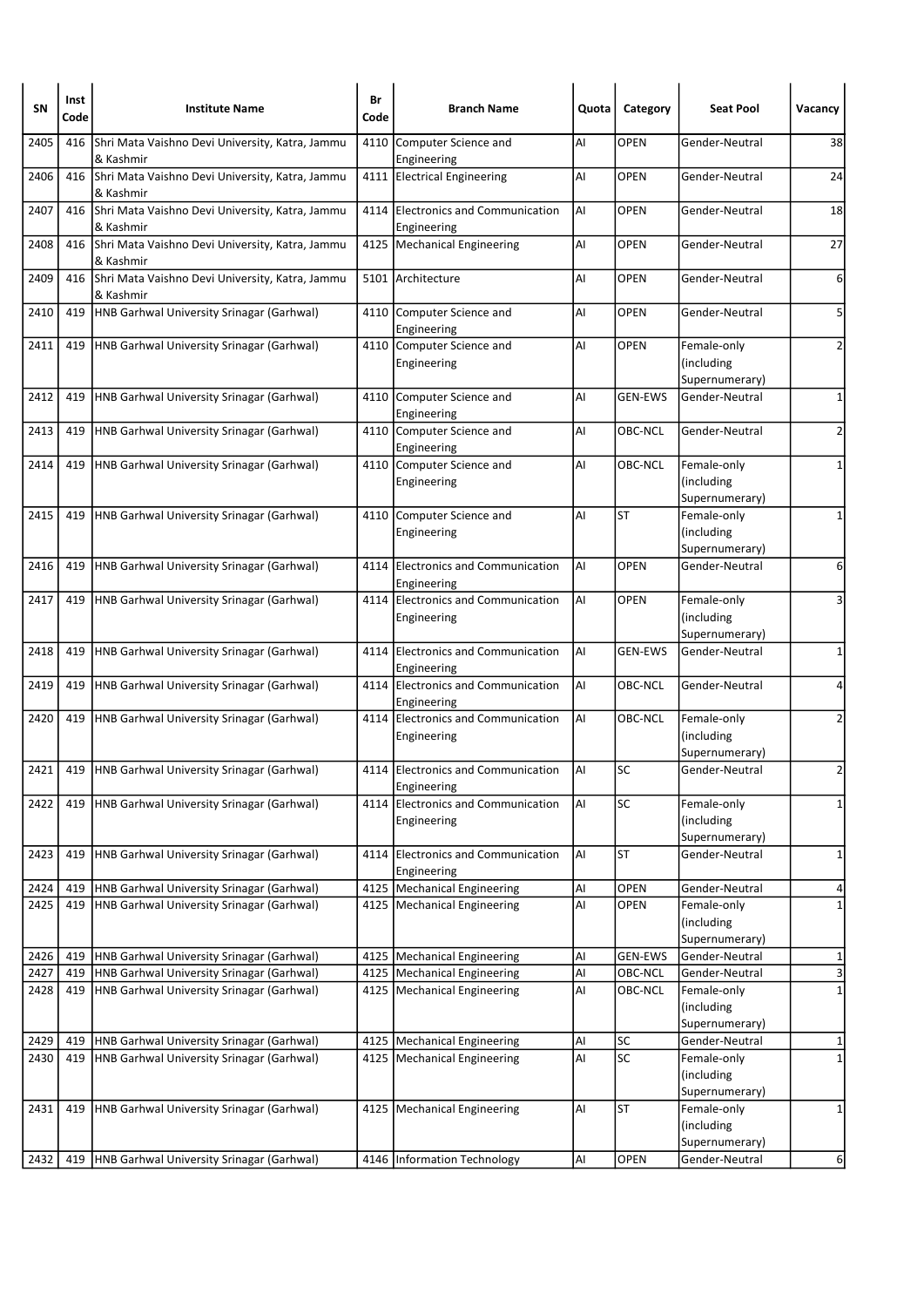| SN | Inst Code | Institute Name | Br Code | Branch Name | Quota | Category | Seat Pool | Vacancy |
|---|---|---|---|---|---|---|---|---|
| 2405 | 416 | Shri Mata Vaishno Devi University, Katra, Jammu & Kashmir | 4110 | Computer Science and Engineering | AI | OPEN | Gender-Neutral | 38 |
| 2406 | 416 | Shri Mata Vaishno Devi University, Katra, Jammu & Kashmir | 4111 | Electrical Engineering | AI | OPEN | Gender-Neutral | 24 |
| 2407 | 416 | Shri Mata Vaishno Devi University, Katra, Jammu & Kashmir | 4114 | Electronics and Communication Engineering | AI | OPEN | Gender-Neutral | 18 |
| 2408 | 416 | Shri Mata Vaishno Devi University, Katra, Jammu & Kashmir | 4125 | Mechanical Engineering | AI | OPEN | Gender-Neutral | 27 |
| 2409 | 416 | Shri Mata Vaishno Devi University, Katra, Jammu & Kashmir | 5101 | Architecture | AI | OPEN | Gender-Neutral | 6 |
| 2410 | 419 | HNB Garhwal University Srinagar (Garhwal) | 4110 | Computer Science and Engineering | AI | OPEN | Gender-Neutral | 5 |
| 2411 | 419 | HNB Garhwal University Srinagar (Garhwal) | 4110 | Computer Science and Engineering | AI | OPEN | Female-only (including Supernumerary) | 2 |
| 2412 | 419 | HNB Garhwal University Srinagar (Garhwal) | 4110 | Computer Science and Engineering | AI | GEN-EWS | Gender-Neutral | 1 |
| 2413 | 419 | HNB Garhwal University Srinagar (Garhwal) | 4110 | Computer Science and Engineering | AI | OBC-NCL | Gender-Neutral | 2 |
| 2414 | 419 | HNB Garhwal University Srinagar (Garhwal) | 4110 | Computer Science and Engineering | AI | OBC-NCL | Female-only (including Supernumerary) | 1 |
| 2415 | 419 | HNB Garhwal University Srinagar (Garhwal) | 4110 | Computer Science and Engineering | AI | ST | Female-only (including Supernumerary) | 1 |
| 2416 | 419 | HNB Garhwal University Srinagar (Garhwal) | 4114 | Electronics and Communication Engineering | AI | OPEN | Gender-Neutral | 6 |
| 2417 | 419 | HNB Garhwal University Srinagar (Garhwal) | 4114 | Electronics and Communication Engineering | AI | OPEN | Female-only (including Supernumerary) | 3 |
| 2418 | 419 | HNB Garhwal University Srinagar (Garhwal) | 4114 | Electronics and Communication Engineering | AI | GEN-EWS | Gender-Neutral | 1 |
| 2419 | 419 | HNB Garhwal University Srinagar (Garhwal) | 4114 | Electronics and Communication Engineering | AI | OBC-NCL | Gender-Neutral | 4 |
| 2420 | 419 | HNB Garhwal University Srinagar (Garhwal) | 4114 | Electronics and Communication Engineering | AI | OBC-NCL | Female-only (including Supernumerary) | 2 |
| 2421 | 419 | HNB Garhwal University Srinagar (Garhwal) | 4114 | Electronics and Communication Engineering | AI | SC | Gender-Neutral | 2 |
| 2422 | 419 | HNB Garhwal University Srinagar (Garhwal) | 4114 | Electronics and Communication Engineering | AI | SC | Female-only (including Supernumerary) | 1 |
| 2423 | 419 | HNB Garhwal University Srinagar (Garhwal) | 4114 | Electronics and Communication Engineering | AI | ST | Gender-Neutral | 1 |
| 2424 | 419 | HNB Garhwal University Srinagar (Garhwal) | 4125 | Mechanical Engineering | AI | OPEN | Gender-Neutral | 4 |
| 2425 | 419 | HNB Garhwal University Srinagar (Garhwal) | 4125 | Mechanical Engineering | AI | OPEN | Female-only (including Supernumerary) | 1 |
| 2426 | 419 | HNB Garhwal University Srinagar (Garhwal) | 4125 | Mechanical Engineering | AI | GEN-EWS | Gender-Neutral | 1 |
| 2427 | 419 | HNB Garhwal University Srinagar (Garhwal) | 4125 | Mechanical Engineering | AI | OBC-NCL | Gender-Neutral | 3 |
| 2428 | 419 | HNB Garhwal University Srinagar (Garhwal) | 4125 | Mechanical Engineering | AI | OBC-NCL | Female-only (including Supernumerary) | 1 |
| 2429 | 419 | HNB Garhwal University Srinagar (Garhwal) | 4125 | Mechanical Engineering | AI | SC | Gender-Neutral | 1 |
| 2430 | 419 | HNB Garhwal University Srinagar (Garhwal) | 4125 | Mechanical Engineering | AI | SC | Female-only (including Supernumerary) | 1 |
| 2431 | 419 | HNB Garhwal University Srinagar (Garhwal) | 4125 | Mechanical Engineering | AI | ST | Female-only (including Supernumerary) | 1 |
| 2432 | 419 | HNB Garhwal University Srinagar (Garhwal) | 4146 | Information Technology | AI | OPEN | Gender-Neutral | 6 |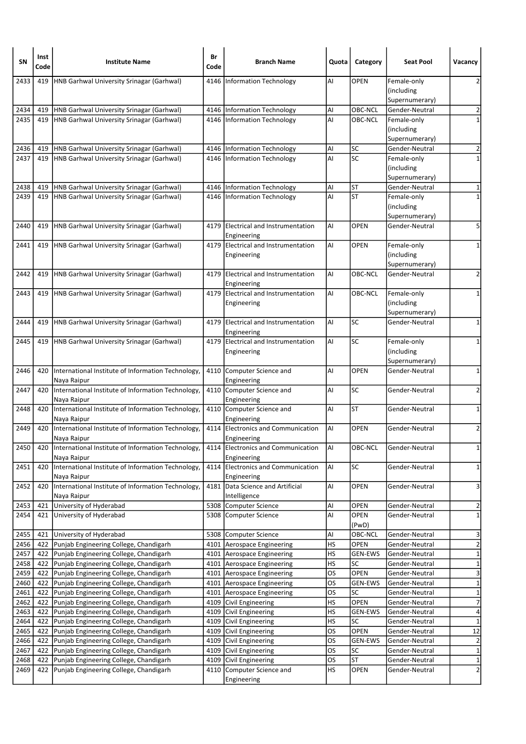| SN | Inst Code | Institute Name | Br Code | Branch Name | Quota | Category | Seat Pool | Vacancy |
|---|---|---|---|---|---|---|---|---|
| 2433 | 419 | HNB Garhwal University Srinagar (Garhwal) | 4146 | Information Technology | AI | OPEN | Female-only (including Supernumerary) | 2 |
| 2434 | 419 | HNB Garhwal University Srinagar (Garhwal) | 4146 | Information Technology | AI | OBC-NCL | Gender-Neutral | 2 |
| 2435 | 419 | HNB Garhwal University Srinagar (Garhwal) | 4146 | Information Technology | AI | OBC-NCL | Female-only (including Supernumerary) | 1 |
| 2436 | 419 | HNB Garhwal University Srinagar (Garhwal) | 4146 | Information Technology | AI | SC | Gender-Neutral | 2 |
| 2437 | 419 | HNB Garhwal University Srinagar (Garhwal) | 4146 | Information Technology | AI | SC | Female-only (including Supernumerary) | 1 |
| 2438 | 419 | HNB Garhwal University Srinagar (Garhwal) | 4146 | Information Technology | AI | ST | Gender-Neutral | 1 |
| 2439 | 419 | HNB Garhwal University Srinagar (Garhwal) | 4146 | Information Technology | AI | ST | Female-only (including Supernumerary) | 1 |
| 2440 | 419 | HNB Garhwal University Srinagar (Garhwal) | 4179 | Electrical and Instrumentation Engineering | AI | OPEN | Gender-Neutral | 5 |
| 2441 | 419 | HNB Garhwal University Srinagar (Garhwal) | 4179 | Electrical and Instrumentation Engineering | AI | OPEN | Female-only (including Supernumerary) | 1 |
| 2442 | 419 | HNB Garhwal University Srinagar (Garhwal) | 4179 | Electrical and Instrumentation Engineering | AI | OBC-NCL | Gender-Neutral | 2 |
| 2443 | 419 | HNB Garhwal University Srinagar (Garhwal) | 4179 | Electrical and Instrumentation Engineering | AI | OBC-NCL | Female-only (including Supernumerary) | 1 |
| 2444 | 419 | HNB Garhwal University Srinagar (Garhwal) | 4179 | Electrical and Instrumentation Engineering | AI | SC | Gender-Neutral | 1 |
| 2445 | 419 | HNB Garhwal University Srinagar (Garhwal) | 4179 | Electrical and Instrumentation Engineering | AI | SC | Female-only (including Supernumerary) | 1 |
| 2446 | 420 | International Institute of Information Technology, Naya Raipur | 4110 | Computer Science and Engineering | AI | OPEN | Gender-Neutral | 1 |
| 2447 | 420 | International Institute of Information Technology, Naya Raipur | 4110 | Computer Science and Engineering | AI | SC | Gender-Neutral | 2 |
| 2448 | 420 | International Institute of Information Technology, Naya Raipur | 4110 | Computer Science and Engineering | AI | ST | Gender-Neutral | 1 |
| 2449 | 420 | International Institute of Information Technology, Naya Raipur | 4114 | Electronics and Communication Engineering | AI | OPEN | Gender-Neutral | 2 |
| 2450 | 420 | International Institute of Information Technology, Naya Raipur | 4114 | Electronics and Communication Engineering | AI | OBC-NCL | Gender-Neutral | 1 |
| 2451 | 420 | International Institute of Information Technology, Naya Raipur | 4114 | Electronics and Communication Engineering | AI | SC | Gender-Neutral | 1 |
| 2452 | 420 | International Institute of Information Technology, Naya Raipur | 4181 | Data Science and Artificial Intelligence | AI | OPEN | Gender-Neutral | 3 |
| 2453 | 421 | University of Hyderabad | 5308 | Computer Science | AI | OPEN | Gender-Neutral | 2 |
| 2454 | 421 | University of Hyderabad | 5308 | Computer Science | AI | OPEN (PwD) | Gender-Neutral | 1 |
| 2455 | 421 | University of Hyderabad | 5308 | Computer Science | AI | OBC-NCL | Gender-Neutral | 3 |
| 2456 | 422 | Punjab Engineering College, Chandigarh | 4101 | Aerospace Engineering | HS | OPEN | Gender-Neutral | 2 |
| 2457 | 422 | Punjab Engineering College, Chandigarh | 4101 | Aerospace Engineering | HS | GEN-EWS | Gender-Neutral | 1 |
| 2458 | 422 | Punjab Engineering College, Chandigarh | 4101 | Aerospace Engineering | HS | SC | Gender-Neutral | 1 |
| 2459 | 422 | Punjab Engineering College, Chandigarh | 4101 | Aerospace Engineering | OS | OPEN | Gender-Neutral | 3 |
| 2460 | 422 | Punjab Engineering College, Chandigarh | 4101 | Aerospace Engineering | OS | GEN-EWS | Gender-Neutral | 1 |
| 2461 | 422 | Punjab Engineering College, Chandigarh | 4101 | Aerospace Engineering | OS | SC | Gender-Neutral | 1 |
| 2462 | 422 | Punjab Engineering College, Chandigarh | 4109 | Civil Engineering | HS | OPEN | Gender-Neutral | 7 |
| 2463 | 422 | Punjab Engineering College, Chandigarh | 4109 | Civil Engineering | HS | GEN-EWS | Gender-Neutral | 4 |
| 2464 | 422 | Punjab Engineering College, Chandigarh | 4109 | Civil Engineering | HS | SC | Gender-Neutral | 1 |
| 2465 | 422 | Punjab Engineering College, Chandigarh | 4109 | Civil Engineering | OS | OPEN | Gender-Neutral | 12 |
| 2466 | 422 | Punjab Engineering College, Chandigarh | 4109 | Civil Engineering | OS | GEN-EWS | Gender-Neutral | 2 |
| 2467 | 422 | Punjab Engineering College, Chandigarh | 4109 | Civil Engineering | OS | SC | Gender-Neutral | 1 |
| 2468 | 422 | Punjab Engineering College, Chandigarh | 4109 | Civil Engineering | OS | ST | Gender-Neutral | 1 |
| 2469 | 422 | Punjab Engineering College, Chandigarh | 4110 | Computer Science and Engineering | HS | OPEN | Gender-Neutral | 2 |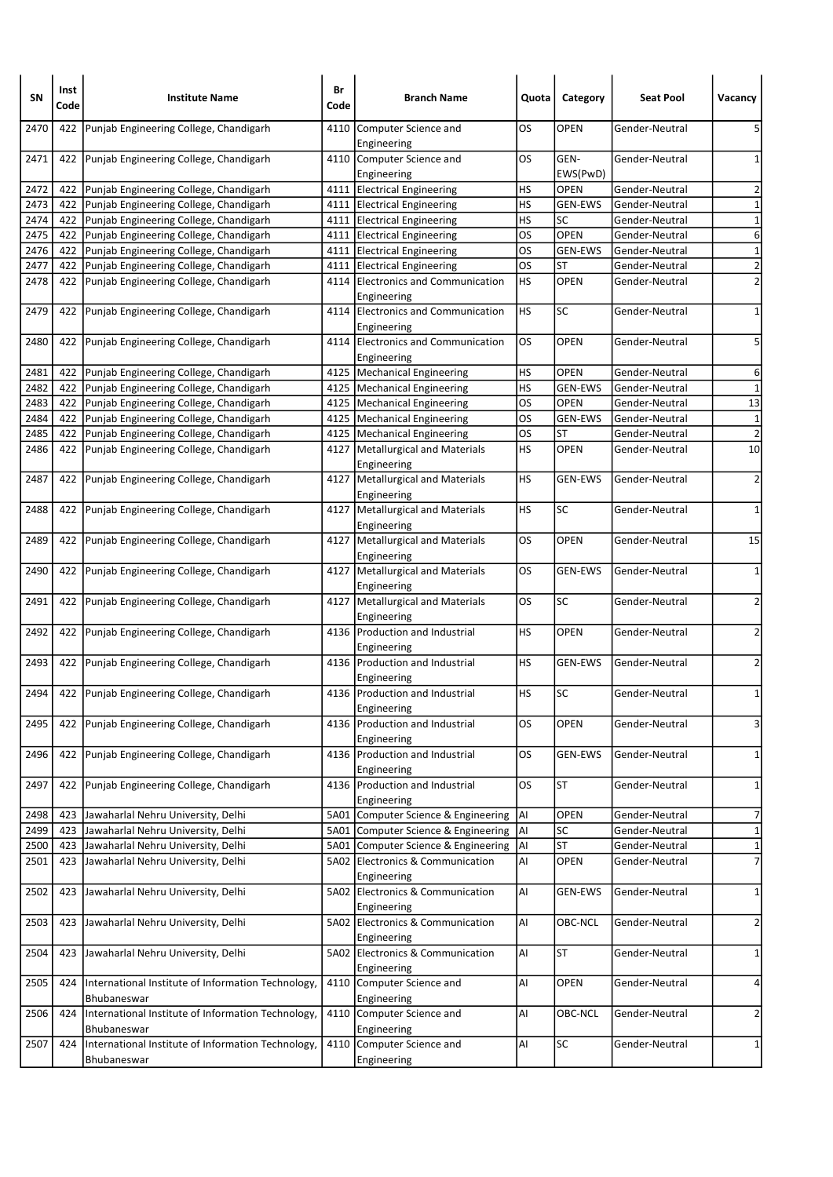| SN | Inst Code | Institute Name | Br Code | Branch Name | Quota | Category | Seat Pool | Vacancy |
|---|---|---|---|---|---|---|---|---|
| 2470 | 422 | Punjab Engineering College, Chandigarh | 4110 | Computer Science and Engineering | OS | OPEN | Gender-Neutral | 5 |
| 2471 | 422 | Punjab Engineering College, Chandigarh | 4110 | Computer Science and Engineering | OS | GEN-EWS(PwD) | Gender-Neutral | 1 |
| 2472 | 422 | Punjab Engineering College, Chandigarh | 4111 | Electrical Engineering | HS | OPEN | Gender-Neutral | 2 |
| 2473 | 422 | Punjab Engineering College, Chandigarh | 4111 | Electrical Engineering | HS | GEN-EWS | Gender-Neutral | 1 |
| 2474 | 422 | Punjab Engineering College, Chandigarh | 4111 | Electrical Engineering | HS | SC | Gender-Neutral | 1 |
| 2475 | 422 | Punjab Engineering College, Chandigarh | 4111 | Electrical Engineering | OS | OPEN | Gender-Neutral | 6 |
| 2476 | 422 | Punjab Engineering College, Chandigarh | 4111 | Electrical Engineering | OS | GEN-EWS | Gender-Neutral | 1 |
| 2477 | 422 | Punjab Engineering College, Chandigarh | 4111 | Electrical Engineering | OS | ST | Gender-Neutral | 2 |
| 2478 | 422 | Punjab Engineering College, Chandigarh | 4114 | Electronics and Communication Engineering | HS | OPEN | Gender-Neutral | 2 |
| 2479 | 422 | Punjab Engineering College, Chandigarh | 4114 | Electronics and Communication Engineering | HS | SC | Gender-Neutral | 1 |
| 2480 | 422 | Punjab Engineering College, Chandigarh | 4114 | Electronics and Communication Engineering | OS | OPEN | Gender-Neutral | 5 |
| 2481 | 422 | Punjab Engineering College, Chandigarh | 4125 | Mechanical Engineering | HS | OPEN | Gender-Neutral | 6 |
| 2482 | 422 | Punjab Engineering College, Chandigarh | 4125 | Mechanical Engineering | HS | GEN-EWS | Gender-Neutral | 1 |
| 2483 | 422 | Punjab Engineering College, Chandigarh | 4125 | Mechanical Engineering | OS | OPEN | Gender-Neutral | 13 |
| 2484 | 422 | Punjab Engineering College, Chandigarh | 4125 | Mechanical Engineering | OS | GEN-EWS | Gender-Neutral | 1 |
| 2485 | 422 | Punjab Engineering College, Chandigarh | 4125 | Mechanical Engineering | OS | ST | Gender-Neutral | 2 |
| 2486 | 422 | Punjab Engineering College, Chandigarh | 4127 | Metallurgical and Materials Engineering | HS | OPEN | Gender-Neutral | 10 |
| 2487 | 422 | Punjab Engineering College, Chandigarh | 4127 | Metallurgical and Materials Engineering | HS | GEN-EWS | Gender-Neutral | 2 |
| 2488 | 422 | Punjab Engineering College, Chandigarh | 4127 | Metallurgical and Materials Engineering | HS | SC | Gender-Neutral | 1 |
| 2489 | 422 | Punjab Engineering College, Chandigarh | 4127 | Metallurgical and Materials Engineering | OS | OPEN | Gender-Neutral | 15 |
| 2490 | 422 | Punjab Engineering College, Chandigarh | 4127 | Metallurgical and Materials Engineering | OS | GEN-EWS | Gender-Neutral | 1 |
| 2491 | 422 | Punjab Engineering College, Chandigarh | 4127 | Metallurgical and Materials Engineering | OS | SC | Gender-Neutral | 2 |
| 2492 | 422 | Punjab Engineering College, Chandigarh | 4136 | Production and Industrial Engineering | HS | OPEN | Gender-Neutral | 2 |
| 2493 | 422 | Punjab Engineering College, Chandigarh | 4136 | Production and Industrial Engineering | HS | GEN-EWS | Gender-Neutral | 2 |
| 2494 | 422 | Punjab Engineering College, Chandigarh | 4136 | Production and Industrial Engineering | HS | SC | Gender-Neutral | 1 |
| 2495 | 422 | Punjab Engineering College, Chandigarh | 4136 | Production and Industrial Engineering | OS | OPEN | Gender-Neutral | 3 |
| 2496 | 422 | Punjab Engineering College, Chandigarh | 4136 | Production and Industrial Engineering | OS | GEN-EWS | Gender-Neutral | 1 |
| 2497 | 422 | Punjab Engineering College, Chandigarh | 4136 | Production and Industrial Engineering | OS | ST | Gender-Neutral | 1 |
| 2498 | 423 | Jawaharlal Nehru University, Delhi | 5A01 | Computer Science & Engineering | AI | OPEN | Gender-Neutral | 7 |
| 2499 | 423 | Jawaharlal Nehru University, Delhi | 5A01 | Computer Science & Engineering | AI | SC | Gender-Neutral | 1 |
| 2500 | 423 | Jawaharlal Nehru University, Delhi | 5A01 | Computer Science & Engineering | AI | ST | Gender-Neutral | 1 |
| 2501 | 423 | Jawaharlal Nehru University, Delhi | 5A02 | Electronics & Communication Engineering | AI | OPEN | Gender-Neutral | 7 |
| 2502 | 423 | Jawaharlal Nehru University, Delhi | 5A02 | Electronics & Communication Engineering | AI | GEN-EWS | Gender-Neutral | 1 |
| 2503 | 423 | Jawaharlal Nehru University, Delhi | 5A02 | Electronics & Communication Engineering | AI | OBC-NCL | Gender-Neutral | 2 |
| 2504 | 423 | Jawaharlal Nehru University, Delhi | 5A02 | Electronics & Communication Engineering | AI | ST | Gender-Neutral | 1 |
| 2505 | 424 | International Institute of Information Technology, Bhubaneswar | 4110 | Computer Science and Engineering | AI | OPEN | Gender-Neutral | 4 |
| 2506 | 424 | International Institute of Information Technology, Bhubaneswar | 4110 | Computer Science and Engineering | AI | OBC-NCL | Gender-Neutral | 2 |
| 2507 | 424 | International Institute of Information Technology, Bhubaneswar | 4110 | Computer Science and Engineering | AI | SC | Gender-Neutral | 1 |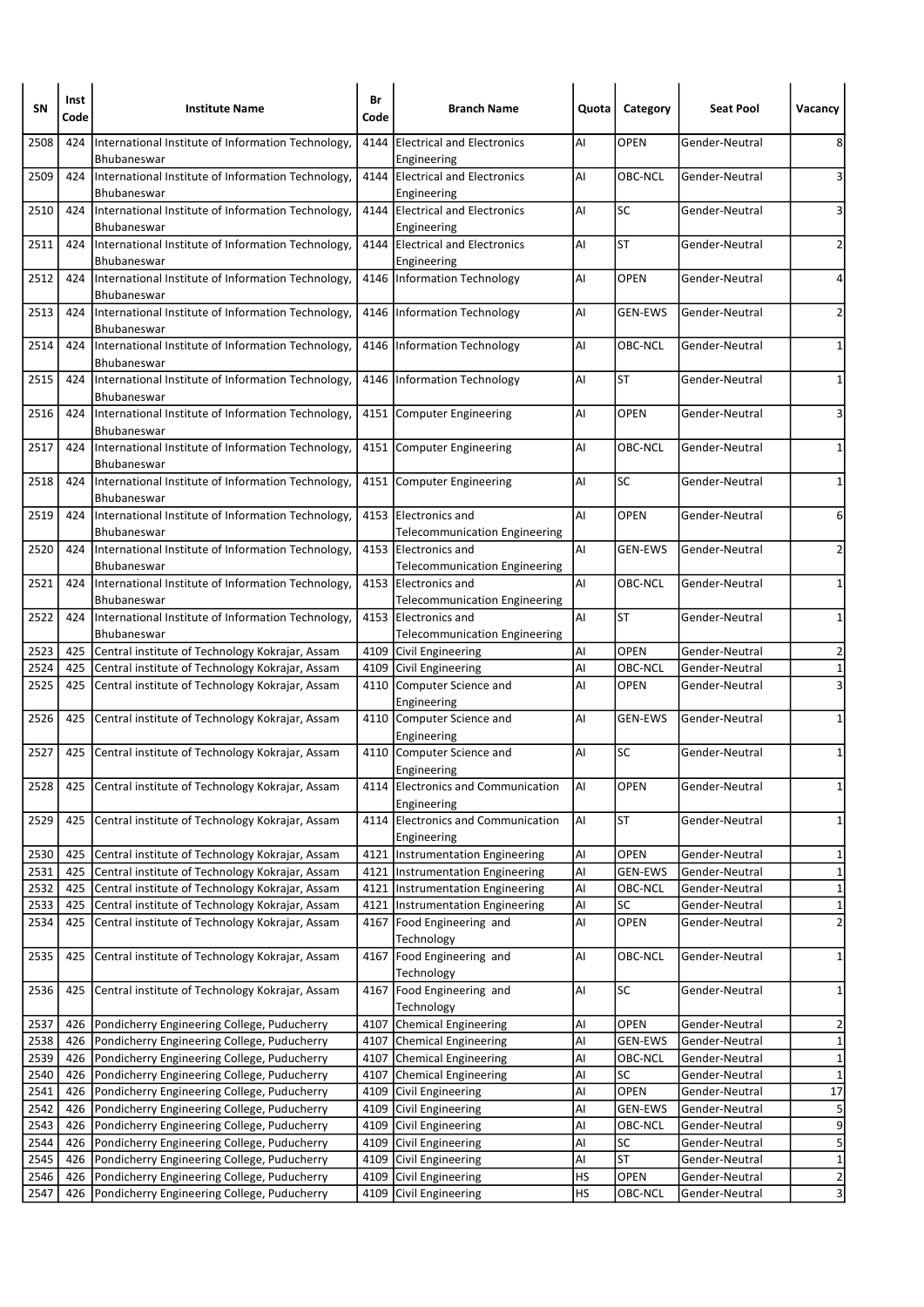| SN | Inst Code | Institute Name | Br Code | Branch Name | Quota | Category | Seat Pool | Vacancy |
|---|---|---|---|---|---|---|---|---|
| 2508 | 424 | International Institute of Information Technology, Bhubaneswar | 4144 | Electrical and Electronics Engineering | AI | OPEN | Gender-Neutral | 8 |
| 2509 | 424 | International Institute of Information Technology, Bhubaneswar | 4144 | Electrical and Electronics Engineering | AI | OBC-NCL | Gender-Neutral | 3 |
| 2510 | 424 | International Institute of Information Technology, Bhubaneswar | 4144 | Electrical and Electronics Engineering | AI | SC | Gender-Neutral | 3 |
| 2511 | 424 | International Institute of Information Technology, Bhubaneswar | 4144 | Electrical and Electronics Engineering | AI | ST | Gender-Neutral | 2 |
| 2512 | 424 | International Institute of Information Technology, Bhubaneswar | 4146 | Information Technology | AI | OPEN | Gender-Neutral | 4 |
| 2513 | 424 | International Institute of Information Technology, Bhubaneswar | 4146 | Information Technology | AI | GEN-EWS | Gender-Neutral | 2 |
| 2514 | 424 | International Institute of Information Technology, Bhubaneswar | 4146 | Information Technology | AI | OBC-NCL | Gender-Neutral | 1 |
| 2515 | 424 | International Institute of Information Technology, Bhubaneswar | 4146 | Information Technology | AI | ST | Gender-Neutral | 1 |
| 2516 | 424 | International Institute of Information Technology, Bhubaneswar | 4151 | Computer Engineering | AI | OPEN | Gender-Neutral | 3 |
| 2517 | 424 | International Institute of Information Technology, Bhubaneswar | 4151 | Computer Engineering | AI | OBC-NCL | Gender-Neutral | 1 |
| 2518 | 424 | International Institute of Information Technology, Bhubaneswar | 4151 | Computer Engineering | AI | SC | Gender-Neutral | 1 |
| 2519 | 424 | International Institute of Information Technology, Bhubaneswar | 4153 | Electronics and Telecommunication Engineering | AI | OPEN | Gender-Neutral | 6 |
| 2520 | 424 | International Institute of Information Technology, Bhubaneswar | 4153 | Electronics and Telecommunication Engineering | AI | GEN-EWS | Gender-Neutral | 2 |
| 2521 | 424 | International Institute of Information Technology, Bhubaneswar | 4153 | Electronics and Telecommunication Engineering | AI | OBC-NCL | Gender-Neutral | 1 |
| 2522 | 424 | International Institute of Information Technology, Bhubaneswar | 4153 | Electronics and Telecommunication Engineering | AI | ST | Gender-Neutral | 1 |
| 2523 | 425 | Central institute of Technology Kokrajar, Assam | 4109 | Civil Engineering | AI | OPEN | Gender-Neutral | 2 |
| 2524 | 425 | Central institute of Technology Kokrajar, Assam | 4109 | Civil Engineering | AI | OBC-NCL | Gender-Neutral | 1 |
| 2525 | 425 | Central institute of Technology Kokrajar, Assam | 4110 | Computer Science and Engineering | AI | OPEN | Gender-Neutral | 3 |
| 2526 | 425 | Central institute of Technology Kokrajar, Assam | 4110 | Computer Science and Engineering | AI | GEN-EWS | Gender-Neutral | 1 |
| 2527 | 425 | Central institute of Technology Kokrajar, Assam | 4110 | Computer Science and Engineering | AI | SC | Gender-Neutral | 1 |
| 2528 | 425 | Central institute of Technology Kokrajar, Assam | 4114 | Electronics and Communication Engineering | AI | OPEN | Gender-Neutral | 1 |
| 2529 | 425 | Central institute of Technology Kokrajar, Assam | 4114 | Electronics and Communication Engineering | AI | ST | Gender-Neutral | 1 |
| 2530 | 425 | Central institute of Technology Kokrajar, Assam | 4121 | Instrumentation Engineering | AI | OPEN | Gender-Neutral | 1 |
| 2531 | 425 | Central institute of Technology Kokrajar, Assam | 4121 | Instrumentation Engineering | AI | GEN-EWS | Gender-Neutral | 1 |
| 2532 | 425 | Central institute of Technology Kokrajar, Assam | 4121 | Instrumentation Engineering | AI | OBC-NCL | Gender-Neutral | 1 |
| 2533 | 425 | Central institute of Technology Kokrajar, Assam | 4121 | Instrumentation Engineering | AI | SC | Gender-Neutral | 1 |
| 2534 | 425 | Central institute of Technology Kokrajar, Assam | 4167 | Food Engineering and Technology | AI | OPEN | Gender-Neutral | 2 |
| 2535 | 425 | Central institute of Technology Kokrajar, Assam | 4167 | Food Engineering and Technology | AI | OBC-NCL | Gender-Neutral | 1 |
| 2536 | 425 | Central institute of Technology Kokrajar, Assam | 4167 | Food Engineering and Technology | AI | SC | Gender-Neutral | 1 |
| 2537 | 426 | Pondicherry Engineering College, Puducherry | 4107 | Chemical Engineering | AI | OPEN | Gender-Neutral | 2 |
| 2538 | 426 | Pondicherry Engineering College, Puducherry | 4107 | Chemical Engineering | AI | GEN-EWS | Gender-Neutral | 1 |
| 2539 | 426 | Pondicherry Engineering College, Puducherry | 4107 | Chemical Engineering | AI | OBC-NCL | Gender-Neutral | 1 |
| 2540 | 426 | Pondicherry Engineering College, Puducherry | 4107 | Chemical Engineering | AI | SC | Gender-Neutral | 1 |
| 2541 | 426 | Pondicherry Engineering College, Puducherry | 4109 | Civil Engineering | AI | OPEN | Gender-Neutral | 17 |
| 2542 | 426 | Pondicherry Engineering College, Puducherry | 4109 | Civil Engineering | AI | GEN-EWS | Gender-Neutral | 5 |
| 2543 | 426 | Pondicherry Engineering College, Puducherry | 4109 | Civil Engineering | AI | OBC-NCL | Gender-Neutral | 9 |
| 2544 | 426 | Pondicherry Engineering College, Puducherry | 4109 | Civil Engineering | AI | SC | Gender-Neutral | 5 |
| 2545 | 426 | Pondicherry Engineering College, Puducherry | 4109 | Civil Engineering | AI | ST | Gender-Neutral | 1 |
| 2546 | 426 | Pondicherry Engineering College, Puducherry | 4109 | Civil Engineering | HS | OPEN | Gender-Neutral | 2 |
| 2547 | 426 | Pondicherry Engineering College, Puducherry | 4109 | Civil Engineering | HS | OBC-NCL | Gender-Neutral | 3 |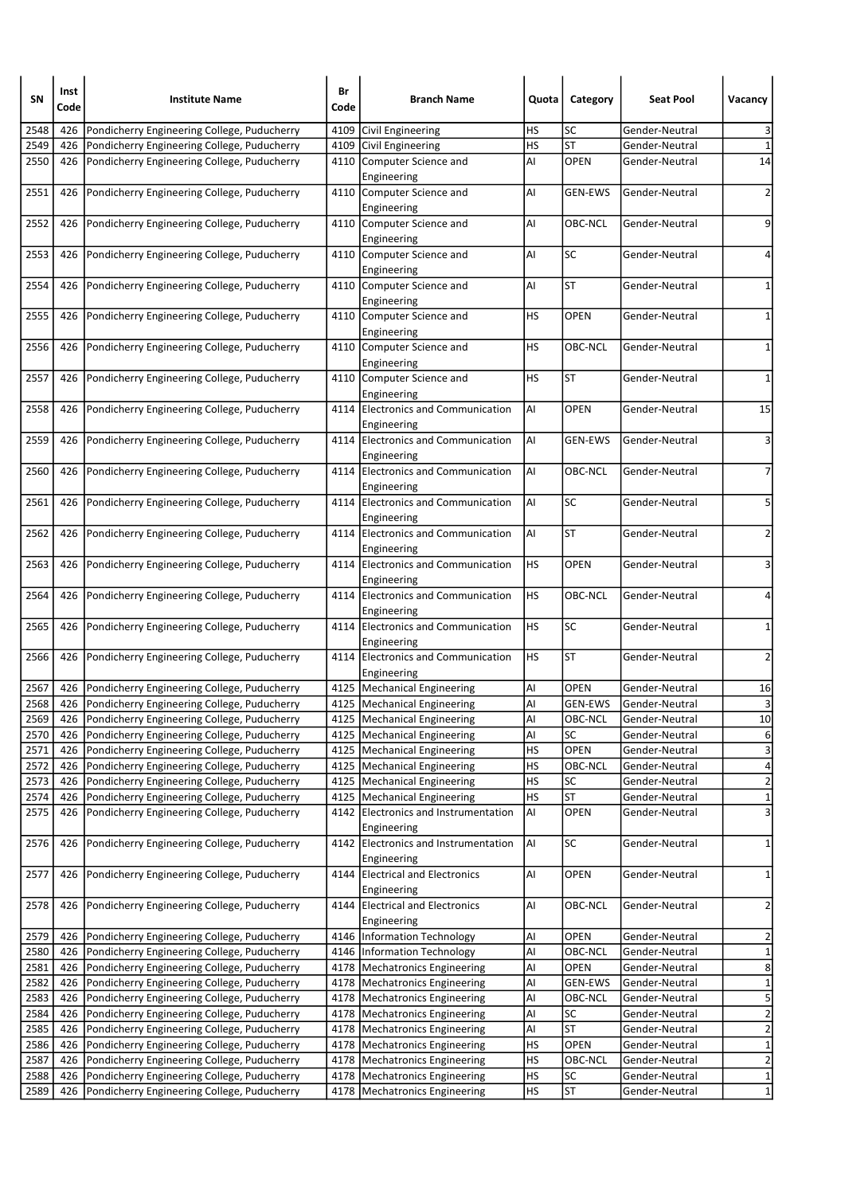| SN | Inst Code | Institute Name | Br Code | Branch Name | Quota | Category | Seat Pool | Vacancy |
|---|---|---|---|---|---|---|---|---|
| 2548 | 426 | Pondicherry Engineering College, Puducherry | 4109 | Civil Engineering | HS | SC | Gender-Neutral | 3 |
| 2549 | 426 | Pondicherry Engineering College, Puducherry | 4109 | Civil Engineering | HS | ST | Gender-Neutral | 1 |
| 2550 | 426 | Pondicherry Engineering College, Puducherry | 4110 | Computer Science and Engineering | AI | OPEN | Gender-Neutral | 14 |
| 2551 | 426 | Pondicherry Engineering College, Puducherry | 4110 | Computer Science and Engineering | AI | GEN-EWS | Gender-Neutral | 2 |
| 2552 | 426 | Pondicherry Engineering College, Puducherry | 4110 | Computer Science and Engineering | AI | OBC-NCL | Gender-Neutral | 9 |
| 2553 | 426 | Pondicherry Engineering College, Puducherry | 4110 | Computer Science and Engineering | AI | SC | Gender-Neutral | 4 |
| 2554 | 426 | Pondicherry Engineering College, Puducherry | 4110 | Computer Science and Engineering | AI | ST | Gender-Neutral | 1 |
| 2555 | 426 | Pondicherry Engineering College, Puducherry | 4110 | Computer Science and Engineering | HS | OPEN | Gender-Neutral | 1 |
| 2556 | 426 | Pondicherry Engineering College, Puducherry | 4110 | Computer Science and Engineering | HS | OBC-NCL | Gender-Neutral | 1 |
| 2557 | 426 | Pondicherry Engineering College, Puducherry | 4110 | Computer Science and Engineering | HS | ST | Gender-Neutral | 1 |
| 2558 | 426 | Pondicherry Engineering College, Puducherry | 4114 | Electronics and Communication Engineering | AI | OPEN | Gender-Neutral | 15 |
| 2559 | 426 | Pondicherry Engineering College, Puducherry | 4114 | Electronics and Communication Engineering | AI | GEN-EWS | Gender-Neutral | 3 |
| 2560 | 426 | Pondicherry Engineering College, Puducherry | 4114 | Electronics and Communication Engineering | AI | OBC-NCL | Gender-Neutral | 7 |
| 2561 | 426 | Pondicherry Engineering College, Puducherry | 4114 | Electronics and Communication Engineering | AI | SC | Gender-Neutral | 5 |
| 2562 | 426 | Pondicherry Engineering College, Puducherry | 4114 | Electronics and Communication Engineering | AI | ST | Gender-Neutral | 2 |
| 2563 | 426 | Pondicherry Engineering College, Puducherry | 4114 | Electronics and Communication Engineering | HS | OPEN | Gender-Neutral | 3 |
| 2564 | 426 | Pondicherry Engineering College, Puducherry | 4114 | Electronics and Communication Engineering | HS | OBC-NCL | Gender-Neutral | 4 |
| 2565 | 426 | Pondicherry Engineering College, Puducherry | 4114 | Electronics and Communication Engineering | HS | SC | Gender-Neutral | 1 |
| 2566 | 426 | Pondicherry Engineering College, Puducherry | 4114 | Electronics and Communication Engineering | HS | ST | Gender-Neutral | 2 |
| 2567 | 426 | Pondicherry Engineering College, Puducherry | 4125 | Mechanical Engineering | AI | OPEN | Gender-Neutral | 16 |
| 2568 | 426 | Pondicherry Engineering College, Puducherry | 4125 | Mechanical Engineering | AI | GEN-EWS | Gender-Neutral | 3 |
| 2569 | 426 | Pondicherry Engineering College, Puducherry | 4125 | Mechanical Engineering | AI | OBC-NCL | Gender-Neutral | 10 |
| 2570 | 426 | Pondicherry Engineering College, Puducherry | 4125 | Mechanical Engineering | AI | SC | Gender-Neutral | 6 |
| 2571 | 426 | Pondicherry Engineering College, Puducherry | 4125 | Mechanical Engineering | HS | OPEN | Gender-Neutral | 3 |
| 2572 | 426 | Pondicherry Engineering College, Puducherry | 4125 | Mechanical Engineering | HS | OBC-NCL | Gender-Neutral | 4 |
| 2573 | 426 | Pondicherry Engineering College, Puducherry | 4125 | Mechanical Engineering | HS | SC | Gender-Neutral | 2 |
| 2574 | 426 | Pondicherry Engineering College, Puducherry | 4125 | Mechanical Engineering | HS | ST | Gender-Neutral | 1 |
| 2575 | 426 | Pondicherry Engineering College, Puducherry | 4142 | Electronics and Instrumentation Engineering | AI | OPEN | Gender-Neutral | 3 |
| 2576 | 426 | Pondicherry Engineering College, Puducherry | 4142 | Electronics and Instrumentation Engineering | AI | SC | Gender-Neutral | 1 |
| 2577 | 426 | Pondicherry Engineering College, Puducherry | 4144 | Electrical and Electronics Engineering | AI | OPEN | Gender-Neutral | 1 |
| 2578 | 426 | Pondicherry Engineering College, Puducherry | 4144 | Electrical and Electronics Engineering | AI | OBC-NCL | Gender-Neutral | 2 |
| 2579 | 426 | Pondicherry Engineering College, Puducherry | 4146 | Information Technology | AI | OPEN | Gender-Neutral | 2 |
| 2580 | 426 | Pondicherry Engineering College, Puducherry | 4146 | Information Technology | AI | OBC-NCL | Gender-Neutral | 1 |
| 2581 | 426 | Pondicherry Engineering College, Puducherry | 4178 | Mechatronics Engineering | AI | OPEN | Gender-Neutral | 8 |
| 2582 | 426 | Pondicherry Engineering College, Puducherry | 4178 | Mechatronics Engineering | AI | GEN-EWS | Gender-Neutral | 1 |
| 2583 | 426 | Pondicherry Engineering College, Puducherry | 4178 | Mechatronics Engineering | AI | OBC-NCL | Gender-Neutral | 5 |
| 2584 | 426 | Pondicherry Engineering College, Puducherry | 4178 | Mechatronics Engineering | AI | SC | Gender-Neutral | 2 |
| 2585 | 426 | Pondicherry Engineering College, Puducherry | 4178 | Mechatronics Engineering | AI | ST | Gender-Neutral | 2 |
| 2586 | 426 | Pondicherry Engineering College, Puducherry | 4178 | Mechatronics Engineering | HS | OPEN | Gender-Neutral | 1 |
| 2587 | 426 | Pondicherry Engineering College, Puducherry | 4178 | Mechatronics Engineering | HS | OBC-NCL | Gender-Neutral | 2 |
| 2588 | 426 | Pondicherry Engineering College, Puducherry | 4178 | Mechatronics Engineering | HS | SC | Gender-Neutral | 1 |
| 2589 | 426 | Pondicherry Engineering College, Puducherry | 4178 | Mechatronics Engineering | HS | ST | Gender-Neutral | 1 |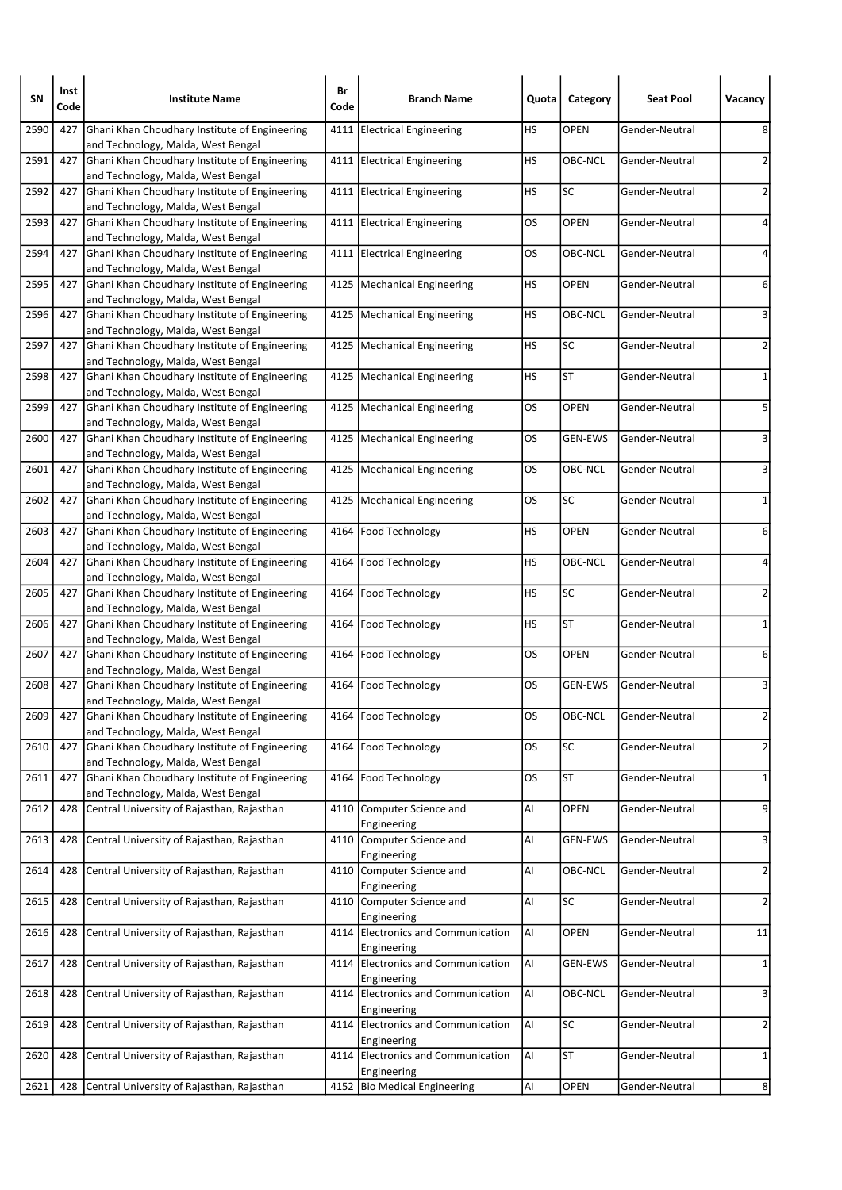| SN | Inst Code | Institute Name | Br Code | Branch Name | Quota | Category | Seat Pool | Vacancy |
|---|---|---|---|---|---|---|---|---|
| 2590 | 427 | Ghani Khan Choudhary Institute of Engineering and Technology, Malda, West Bengal | 4111 | Electrical Engineering | HS | OPEN | Gender-Neutral | 8 |
| 2591 | 427 | Ghani Khan Choudhary Institute of Engineering and Technology, Malda, West Bengal | 4111 | Electrical Engineering | HS | OBC-NCL | Gender-Neutral | 2 |
| 2592 | 427 | Ghani Khan Choudhary Institute of Engineering and Technology, Malda, West Bengal | 4111 | Electrical Engineering | HS | SC | Gender-Neutral | 2 |
| 2593 | 427 | Ghani Khan Choudhary Institute of Engineering and Technology, Malda, West Bengal | 4111 | Electrical Engineering | OS | OPEN | Gender-Neutral | 4 |
| 2594 | 427 | Ghani Khan Choudhary Institute of Engineering and Technology, Malda, West Bengal | 4111 | Electrical Engineering | OS | OBC-NCL | Gender-Neutral | 4 |
| 2595 | 427 | Ghani Khan Choudhary Institute of Engineering and Technology, Malda, West Bengal | 4125 | Mechanical Engineering | HS | OPEN | Gender-Neutral | 6 |
| 2596 | 427 | Ghani Khan Choudhary Institute of Engineering and Technology, Malda, West Bengal | 4125 | Mechanical Engineering | HS | OBC-NCL | Gender-Neutral | 3 |
| 2597 | 427 | Ghani Khan Choudhary Institute of Engineering and Technology, Malda, West Bengal | 4125 | Mechanical Engineering | HS | SC | Gender-Neutral | 2 |
| 2598 | 427 | Ghani Khan Choudhary Institute of Engineering and Technology, Malda, West Bengal | 4125 | Mechanical Engineering | HS | ST | Gender-Neutral | 1 |
| 2599 | 427 | Ghani Khan Choudhary Institute of Engineering and Technology, Malda, West Bengal | 4125 | Mechanical Engineering | OS | OPEN | Gender-Neutral | 5 |
| 2600 | 427 | Ghani Khan Choudhary Institute of Engineering and Technology, Malda, West Bengal | 4125 | Mechanical Engineering | OS | GEN-EWS | Gender-Neutral | 3 |
| 2601 | 427 | Ghani Khan Choudhary Institute of Engineering and Technology, Malda, West Bengal | 4125 | Mechanical Engineering | OS | OBC-NCL | Gender-Neutral | 3 |
| 2602 | 427 | Ghani Khan Choudhary Institute of Engineering and Technology, Malda, West Bengal | 4125 | Mechanical Engineering | OS | SC | Gender-Neutral | 1 |
| 2603 | 427 | Ghani Khan Choudhary Institute of Engineering and Technology, Malda, West Bengal | 4164 | Food Technology | HS | OPEN | Gender-Neutral | 6 |
| 2604 | 427 | Ghani Khan Choudhary Institute of Engineering and Technology, Malda, West Bengal | 4164 | Food Technology | HS | OBC-NCL | Gender-Neutral | 4 |
| 2605 | 427 | Ghani Khan Choudhary Institute of Engineering and Technology, Malda, West Bengal | 4164 | Food Technology | HS | SC | Gender-Neutral | 2 |
| 2606 | 427 | Ghani Khan Choudhary Institute of Engineering and Technology, Malda, West Bengal | 4164 | Food Technology | HS | ST | Gender-Neutral | 1 |
| 2607 | 427 | Ghani Khan Choudhary Institute of Engineering and Technology, Malda, West Bengal | 4164 | Food Technology | OS | OPEN | Gender-Neutral | 6 |
| 2608 | 427 | Ghani Khan Choudhary Institute of Engineering and Technology, Malda, West Bengal | 4164 | Food Technology | OS | GEN-EWS | Gender-Neutral | 3 |
| 2609 | 427 | Ghani Khan Choudhary Institute of Engineering and Technology, Malda, West Bengal | 4164 | Food Technology | OS | OBC-NCL | Gender-Neutral | 2 |
| 2610 | 427 | Ghani Khan Choudhary Institute of Engineering and Technology, Malda, West Bengal | 4164 | Food Technology | OS | SC | Gender-Neutral | 2 |
| 2611 | 427 | Ghani Khan Choudhary Institute of Engineering and Technology, Malda, West Bengal | 4164 | Food Technology | OS | ST | Gender-Neutral | 1 |
| 2612 | 428 | Central University of Rajasthan, Rajasthan | 4110 | Computer Science and Engineering | AI | OPEN | Gender-Neutral | 9 |
| 2613 | 428 | Central University of Rajasthan, Rajasthan | 4110 | Computer Science and Engineering | AI | GEN-EWS | Gender-Neutral | 3 |
| 2614 | 428 | Central University of Rajasthan, Rajasthan | 4110 | Computer Science and Engineering | AI | OBC-NCL | Gender-Neutral | 2 |
| 2615 | 428 | Central University of Rajasthan, Rajasthan | 4110 | Computer Science and Engineering | AI | SC | Gender-Neutral | 2 |
| 2616 | 428 | Central University of Rajasthan, Rajasthan | 4114 | Electronics and Communication Engineering | AI | OPEN | Gender-Neutral | 11 |
| 2617 | 428 | Central University of Rajasthan, Rajasthan | 4114 | Electronics and Communication Engineering | AI | GEN-EWS | Gender-Neutral | 1 |
| 2618 | 428 | Central University of Rajasthan, Rajasthan | 4114 | Electronics and Communication Engineering | AI | OBC-NCL | Gender-Neutral | 3 |
| 2619 | 428 | Central University of Rajasthan, Rajasthan | 4114 | Electronics and Communication Engineering | AI | SC | Gender-Neutral | 2 |
| 2620 | 428 | Central University of Rajasthan, Rajasthan | 4114 | Electronics and Communication Engineering | AI | ST | Gender-Neutral | 1 |
| 2621 | 428 | Central University of Rajasthan, Rajasthan | 4152 | Bio Medical Engineering | AI | OPEN | Gender-Neutral | 8 |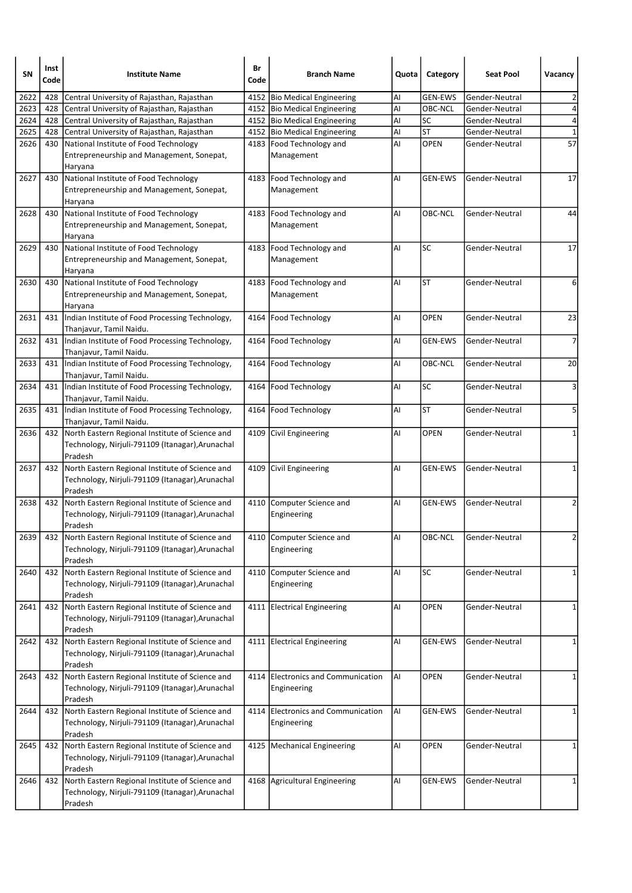| SN | Inst Code | Institute Name | Br Code | Branch Name | Quota | Category | Seat Pool | Vacancy |
|---|---|---|---|---|---|---|---|---|
| 2622 | 428 | Central University of Rajasthan, Rajasthan | 4152 | Bio Medical Engineering | AI | GEN-EWS | Gender-Neutral | 2 |
| 2623 | 428 | Central University of Rajasthan, Rajasthan | 4152 | Bio Medical Engineering | AI | OBC-NCL | Gender-Neutral | 4 |
| 2624 | 428 | Central University of Rajasthan, Rajasthan | 4152 | Bio Medical Engineering | AI | SC | Gender-Neutral | 4 |
| 2625 | 428 | Central University of Rajasthan, Rajasthan | 4152 | Bio Medical Engineering | AI | ST | Gender-Neutral | 1 |
| 2626 | 430 | National Institute of Food Technology Entrepreneurship and Management, Sonepat, Haryana | 4183 | Food Technology and Management | AI | OPEN | Gender-Neutral | 57 |
| 2627 | 430 | National Institute of Food Technology Entrepreneurship and Management, Sonepat, Haryana | 4183 | Food Technology and Management | AI | GEN-EWS | Gender-Neutral | 17 |
| 2628 | 430 | National Institute of Food Technology Entrepreneurship and Management, Sonepat, Haryana | 4183 | Food Technology and Management | AI | OBC-NCL | Gender-Neutral | 44 |
| 2629 | 430 | National Institute of Food Technology Entrepreneurship and Management, Sonepat, Haryana | 4183 | Food Technology and Management | AI | SC | Gender-Neutral | 17 |
| 2630 | 430 | National Institute of Food Technology Entrepreneurship and Management, Sonepat, Haryana | 4183 | Food Technology and Management | AI | ST | Gender-Neutral | 6 |
| 2631 | 431 | Indian Institute of Food Processing Technology, Thanjavur, Tamil Naidu. | 4164 | Food Technology | AI | OPEN | Gender-Neutral | 23 |
| 2632 | 431 | Indian Institute of Food Processing Technology, Thanjavur, Tamil Naidu. | 4164 | Food Technology | AI | GEN-EWS | Gender-Neutral | 7 |
| 2633 | 431 | Indian Institute of Food Processing Technology, Thanjavur, Tamil Naidu. | 4164 | Food Technology | AI | OBC-NCL | Gender-Neutral | 20 |
| 2634 | 431 | Indian Institute of Food Processing Technology, Thanjavur, Tamil Naidu. | 4164 | Food Technology | AI | SC | Gender-Neutral | 3 |
| 2635 | 431 | Indian Institute of Food Processing Technology, Thanjavur, Tamil Naidu. | 4164 | Food Technology | AI | ST | Gender-Neutral | 5 |
| 2636 | 432 | North Eastern Regional Institute of Science and Technology, Nirjuli-791109 (Itanagar),Arunachal Pradesh | 4109 | Civil Engineering | AI | OPEN | Gender-Neutral | 1 |
| 2637 | 432 | North Eastern Regional Institute of Science and Technology, Nirjuli-791109 (Itanagar),Arunachal Pradesh | 4109 | Civil Engineering | AI | GEN-EWS | Gender-Neutral | 1 |
| 2638 | 432 | North Eastern Regional Institute of Science and Technology, Nirjuli-791109 (Itanagar),Arunachal Pradesh | 4110 | Computer Science and Engineering | AI | GEN-EWS | Gender-Neutral | 2 |
| 2639 | 432 | North Eastern Regional Institute of Science and Technology, Nirjuli-791109 (Itanagar),Arunachal Pradesh | 4110 | Computer Science and Engineering | AI | OBC-NCL | Gender-Neutral | 2 |
| 2640 | 432 | North Eastern Regional Institute of Science and Technology, Nirjuli-791109 (Itanagar),Arunachal Pradesh | 4110 | Computer Science and Engineering | AI | SC | Gender-Neutral | 1 |
| 2641 | 432 | North Eastern Regional Institute of Science and Technology, Nirjuli-791109 (Itanagar),Arunachal Pradesh | 4111 | Electrical Engineering | AI | OPEN | Gender-Neutral | 1 |
| 2642 | 432 | North Eastern Regional Institute of Science and Technology, Nirjuli-791109 (Itanagar),Arunachal Pradesh | 4111 | Electrical Engineering | AI | GEN-EWS | Gender-Neutral | 1 |
| 2643 | 432 | North Eastern Regional Institute of Science and Technology, Nirjuli-791109 (Itanagar),Arunachal Pradesh | 4114 | Electronics and Communication Engineering | AI | OPEN | Gender-Neutral | 1 |
| 2644 | 432 | North Eastern Regional Institute of Science and Technology, Nirjuli-791109 (Itanagar),Arunachal Pradesh | 4114 | Electronics and Communication Engineering | AI | GEN-EWS | Gender-Neutral | 1 |
| 2645 | 432 | North Eastern Regional Institute of Science and Technology, Nirjuli-791109 (Itanagar),Arunachal Pradesh | 4125 | Mechanical Engineering | AI | OPEN | Gender-Neutral | 1 |
| 2646 | 432 | North Eastern Regional Institute of Science and Technology, Nirjuli-791109 (Itanagar),Arunachal Pradesh | 4168 | Agricultural Engineering | AI | GEN-EWS | Gender-Neutral | 1 |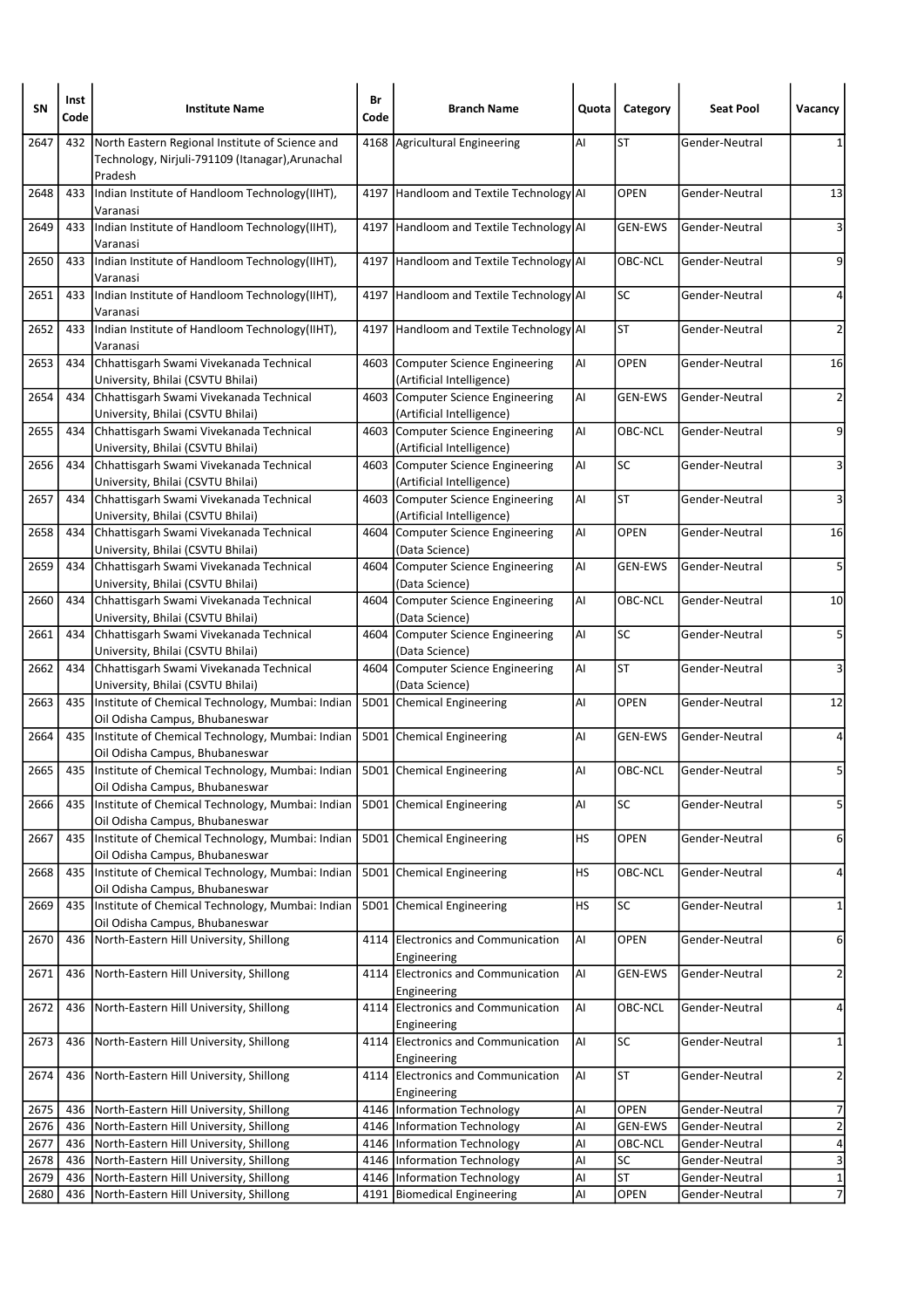| SN | Inst Code | Institute Name | Br Code | Branch Name | Quota | Category | Seat Pool | Vacancy |
|---|---|---|---|---|---|---|---|---|
| 2647 | 432 | North Eastern Regional Institute of Science and Technology, Nirjuli-791109 (Itanagar),Arunachal Pradesh | 4168 | Agricultural Engineering | AI | ST | Gender-Neutral | 1 |
| 2648 | 433 | Indian Institute of Handloom Technology(IIHT), Varanasi | 4197 | Handloom and Textile Technology | AI | OPEN | Gender-Neutral | 13 |
| 2649 | 433 | Indian Institute of Handloom Technology(IIHT), Varanasi | 4197 | Handloom and Textile Technology | AI | GEN-EWS | Gender-Neutral | 3 |
| 2650 | 433 | Indian Institute of Handloom Technology(IIHT), Varanasi | 4197 | Handloom and Textile Technology | AI | OBC-NCL | Gender-Neutral | 9 |
| 2651 | 433 | Indian Institute of Handloom Technology(IIHT), Varanasi | 4197 | Handloom and Textile Technology | AI | SC | Gender-Neutral | 4 |
| 2652 | 433 | Indian Institute of Handloom Technology(IIHT), Varanasi | 4197 | Handloom and Textile Technology | AI | ST | Gender-Neutral | 2 |
| 2653 | 434 | Chhattisgarh Swami Vivekanada Technical University, Bhilai (CSVTU Bhilai) | 4603 | Computer Science Engineering (Artificial Intelligence) | AI | OPEN | Gender-Neutral | 16 |
| 2654 | 434 | Chhattisgarh Swami Vivekanada Technical University, Bhilai (CSVTU Bhilai) | 4603 | Computer Science Engineering (Artificial Intelligence) | AI | GEN-EWS | Gender-Neutral | 2 |
| 2655 | 434 | Chhattisgarh Swami Vivekanada Technical University, Bhilai (CSVTU Bhilai) | 4603 | Computer Science Engineering (Artificial Intelligence) | AI | OBC-NCL | Gender-Neutral | 9 |
| 2656 | 434 | Chhattisgarh Swami Vivekanada Technical University, Bhilai (CSVTU Bhilai) | 4603 | Computer Science Engineering (Artificial Intelligence) | AI | SC | Gender-Neutral | 3 |
| 2657 | 434 | Chhattisgarh Swami Vivekanada Technical University, Bhilai (CSVTU Bhilai) | 4603 | Computer Science Engineering (Artificial Intelligence) | AI | ST | Gender-Neutral | 3 |
| 2658 | 434 | Chhattisgarh Swami Vivekanada Technical University, Bhilai (CSVTU Bhilai) | 4604 | Computer Science Engineering (Data Science) | AI | OPEN | Gender-Neutral | 16 |
| 2659 | 434 | Chhattisgarh Swami Vivekanada Technical University, Bhilai (CSVTU Bhilai) | 4604 | Computer Science Engineering (Data Science) | AI | GEN-EWS | Gender-Neutral | 5 |
| 2660 | 434 | Chhattisgarh Swami Vivekanada Technical University, Bhilai (CSVTU Bhilai) | 4604 | Computer Science Engineering (Data Science) | AI | OBC-NCL | Gender-Neutral | 10 |
| 2661 | 434 | Chhattisgarh Swami Vivekanada Technical University, Bhilai (CSVTU Bhilai) | 4604 | Computer Science Engineering (Data Science) | AI | SC | Gender-Neutral | 5 |
| 2662 | 434 | Chhattisgarh Swami Vivekanada Technical University, Bhilai (CSVTU Bhilai) | 4604 | Computer Science Engineering (Data Science) | AI | ST | Gender-Neutral | 3 |
| 2663 | 435 | Institute of Chemical Technology, Mumbai: Indian Oil Odisha Campus, Bhubaneswar | 5D01 | Chemical Engineering | AI | OPEN | Gender-Neutral | 12 |
| 2664 | 435 | Institute of Chemical Technology, Mumbai: Indian Oil Odisha Campus, Bhubaneswar | 5D01 | Chemical Engineering | AI | GEN-EWS | Gender-Neutral | 4 |
| 2665 | 435 | Institute of Chemical Technology, Mumbai: Indian Oil Odisha Campus, Bhubaneswar | 5D01 | Chemical Engineering | AI | OBC-NCL | Gender-Neutral | 5 |
| 2666 | 435 | Institute of Chemical Technology, Mumbai: Indian Oil Odisha Campus, Bhubaneswar | 5D01 | Chemical Engineering | AI | SC | Gender-Neutral | 5 |
| 2667 | 435 | Institute of Chemical Technology, Mumbai: Indian Oil Odisha Campus, Bhubaneswar | 5D01 | Chemical Engineering | HS | OPEN | Gender-Neutral | 6 |
| 2668 | 435 | Institute of Chemical Technology, Mumbai: Indian Oil Odisha Campus, Bhubaneswar | 5D01 | Chemical Engineering | HS | OBC-NCL | Gender-Neutral | 4 |
| 2669 | 435 | Institute of Chemical Technology, Mumbai: Indian Oil Odisha Campus, Bhubaneswar | 5D01 | Chemical Engineering | HS | SC | Gender-Neutral | 1 |
| 2670 | 436 | North-Eastern Hill University, Shillong | 4114 | Electronics and Communication Engineering | AI | OPEN | Gender-Neutral | 6 |
| 2671 | 436 | North-Eastern Hill University, Shillong | 4114 | Electronics and Communication Engineering | AI | GEN-EWS | Gender-Neutral | 2 |
| 2672 | 436 | North-Eastern Hill University, Shillong | 4114 | Electronics and Communication Engineering | AI | OBC-NCL | Gender-Neutral | 4 |
| 2673 | 436 | North-Eastern Hill University, Shillong | 4114 | Electronics and Communication Engineering | AI | SC | Gender-Neutral | 1 |
| 2674 | 436 | North-Eastern Hill University, Shillong | 4114 | Electronics and Communication Engineering | AI | ST | Gender-Neutral | 2 |
| 2675 | 436 | North-Eastern Hill University, Shillong | 4146 | Information Technology | AI | OPEN | Gender-Neutral | 7 |
| 2676 | 436 | North-Eastern Hill University, Shillong | 4146 | Information Technology | AI | GEN-EWS | Gender-Neutral | 2 |
| 2677 | 436 | North-Eastern Hill University, Shillong | 4146 | Information Technology | AI | OBC-NCL | Gender-Neutral | 4 |
| 2678 | 436 | North-Eastern Hill University, Shillong | 4146 | Information Technology | AI | SC | Gender-Neutral | 3 |
| 2679 | 436 | North-Eastern Hill University, Shillong | 4146 | Information Technology | AI | ST | Gender-Neutral | 1 |
| 2680 | 436 | North-Eastern Hill University, Shillong | 4191 | Biomedical Engineering | AI | OPEN | Gender-Neutral | 7 |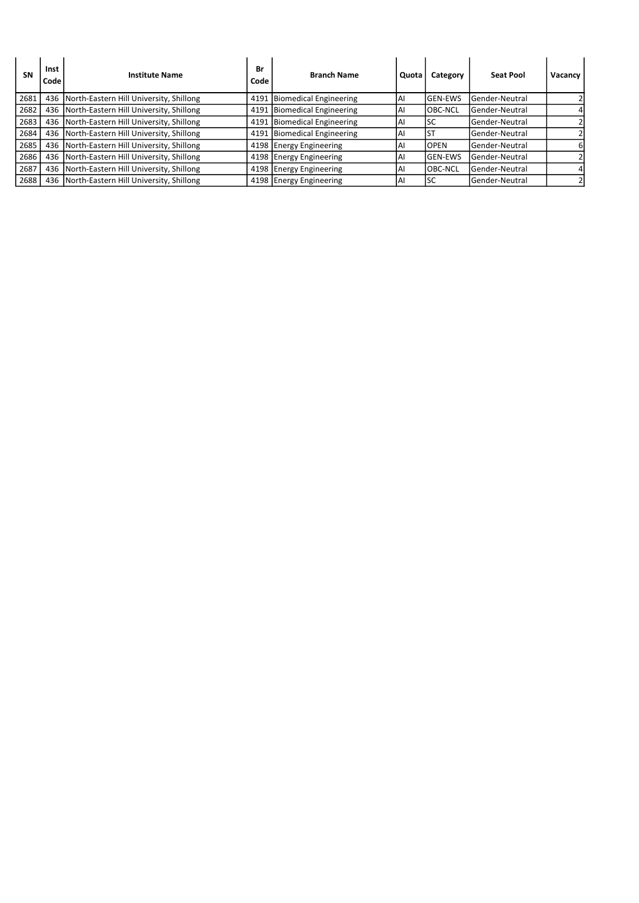| SN | Inst Code | Institute Name | Br Code | Branch Name | Quota | Category | Seat Pool | Vacancy |
|---|---|---|---|---|---|---|---|---|
| 2681 | 436 | North-Eastern Hill University, Shillong | 4191 | Biomedical Engineering | AI | GEN-EWS | Gender-Neutral | 2 |
| 2682 | 436 | North-Eastern Hill University, Shillong | 4191 | Biomedical Engineering | AI | OBC-NCL | Gender-Neutral | 4 |
| 2683 | 436 | North-Eastern Hill University, Shillong | 4191 | Biomedical Engineering | AI | SC | Gender-Neutral | 2 |
| 2684 | 436 | North-Eastern Hill University, Shillong | 4191 | Biomedical Engineering | AI | ST | Gender-Neutral | 2 |
| 2685 | 436 | North-Eastern Hill University, Shillong | 4198 | Energy Engineering | AI | OPEN | Gender-Neutral | 6 |
| 2686 | 436 | North-Eastern Hill University, Shillong | 4198 | Energy Engineering | AI | GEN-EWS | Gender-Neutral | 2 |
| 2687 | 436 | North-Eastern Hill University, Shillong | 4198 | Energy Engineering | AI | OBC-NCL | Gender-Neutral | 4 |
| 2688 | 436 | North-Eastern Hill University, Shillong | 4198 | Energy Engineering | AI | SC | Gender-Neutral | 2 |